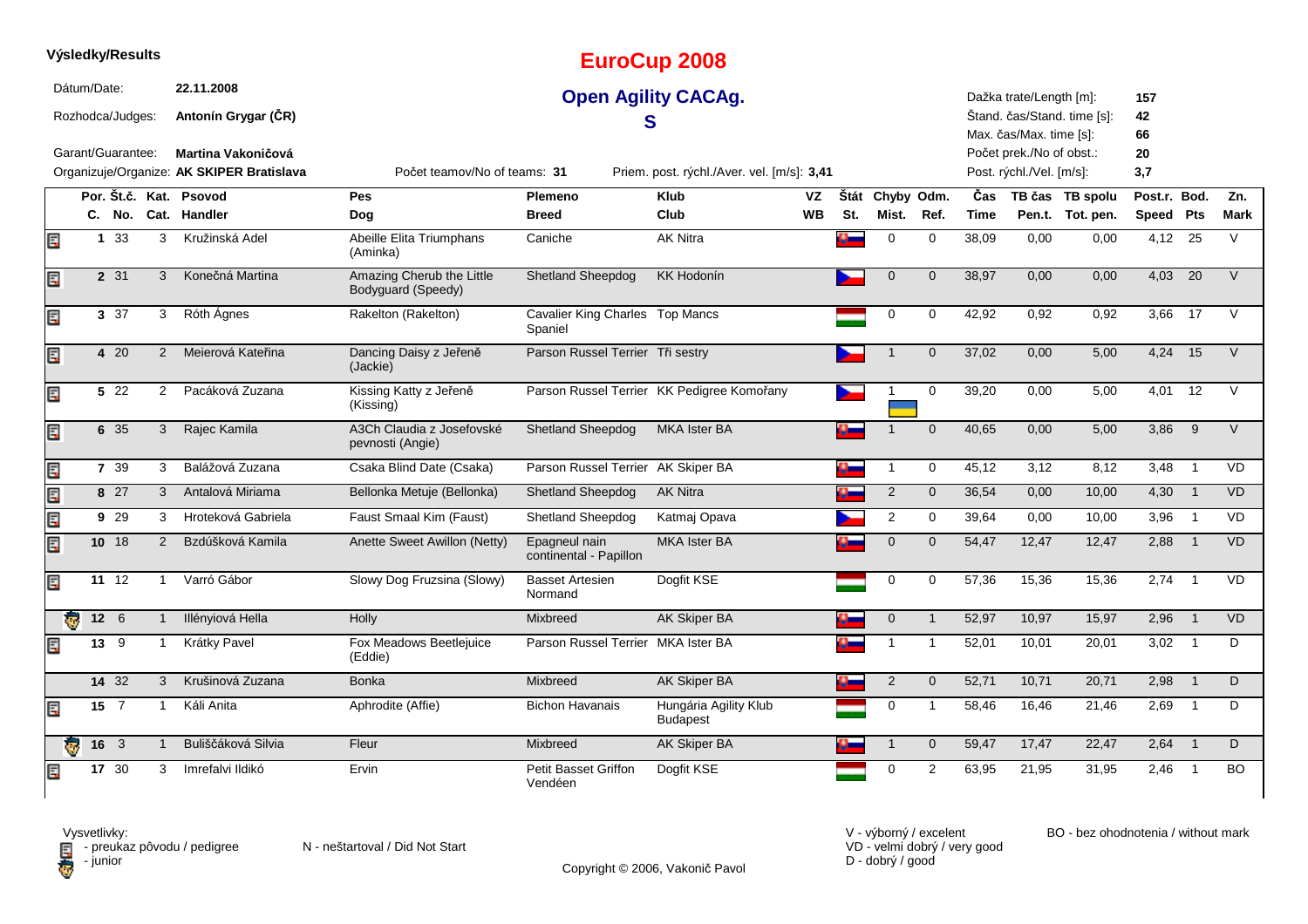**Výsledky/Results**

# EuroCup 2008

## Open Agility CACAg.

## S

Dátum/Date: **22.11.2008**

Rozhodca/Judges: **Antonín Grygar (ČR)**

Garant/Guarantee: **Martina Vakoničová**

Organizuje/Organize: **AK SKIPER Bratislava**

Počet teamov/No of teams: **31**

Priem. post. rýchl./Aver. vel. [m/s]: **3,41**

Dažka trate/Length [m]: **157**

Štand. čas/Stand. time [s]: **42**

Max. čas/Max. time [s]: **66**

Počet prek./No of obst.: **20**

Post. rýchl./Vel. [m/s]: **3,7**

| | Por. C. | Št.č. No. | Kat. Cat. | Psovod Handler | Pes Dog | Plemeno Breed | Klub Club | VZ WB | Štát St. | Chyby Mist. | Odm. Ref. | Čas Time | TB čas Pen.t. | TB spolu Tot. pen. | Post.r. Speed | Bod. Pts | Zn. Mark |
|---|---|---|---|---|---|---|---|---|---|---|---|---|---|---|---|---|---|
| pedigree | 1 | 33 | 3 | Kružinská Adel | Abeille Elita Triumphans (Aminka) | Caniche | AK Nitra | | SK | 0 | 0 | 38,09 | 0,00 | 0,00 | 4,12 | 25 | V |
| pedigree | 2 | 31 | 3 | Konečná Martina | Amazing Cherub the Little Bodyguard (Speedy) | Shetland Sheepdog | KK Hodonín | | CZ | 0 | 0 | 38,97 | 0,00 | 0,00 | 4,03 | 20 | V |
| pedigree | 3 | 37 | 3 | Róth Ágnes | Rakelton (Rakelton) | Cavalier King Charles Spaniel | Top Mancs | | HU | 0 | 0 | 42,92 | 0,92 | 0,92 | 3,66 | 17 | V |
| pedigree | 4 | 20 | 2 | Meierová Kateřina | Dancing Daisy z Jeřeně (Jackie) | Parson Russel Terrier | Tři sestry | | CZ | 1 | 0 | 37,02 | 0,00 | 5,00 | 4,24 | 15 | V |
| pedigree | 5 | 22 | 2 | Pacáková Zuzana | Kissing Katty z Jeřeně (Kissing) | Parson Russel Terrier | KK Pedigree Komořany | | CZ / UA | 1 | 0 | 39,20 | 0,00 | 5,00 | 4,01 | 12 | V |
| pedigree | 6 | 35 | 3 | Rajec Kamila | A3Ch Claudia z Josefovské pevnosti (Angie) | Shetland Sheepdog | MKA Ister BA | | SK | 1 | 0 | 40,65 | 0,00 | 5,00 | 3,86 | 9 | V |
| pedigree | 7 | 39 | 3 | Balážová Zuzana | Csaka Blind Date (Csaka) | Parson Russel Terrier | AK Skiper BA | | SK | 1 | 0 | 45,12 | 3,12 | 8,12 | 3,48 | 1 | VD |
| pedigree | 8 | 27 | 3 | Antalová Miriama | Bellonka Metuje (Bellonka) | Shetland Sheepdog | AK Nitra | | SK | 2 | 0 | 36,54 | 0,00 | 10,00 | 4,30 | 1 | VD |
| pedigree | 9 | 29 | 3 | Hroteková Gabriela | Faust Smaal Kim (Faust) | Shetland Sheepdog | Katmaj Opava | | CZ | 2 | 0 | 39,64 | 0,00 | 10,00 | 3,96 | 1 | VD |
| pedigree | 10 | 18 | 2 | Bzdúšková Kamila | Anette Sweet Awillon (Netty) | Epagneul nain continental - Papillon | MKA Ister BA | | SK | 0 | 0 | 54,47 | 12,47 | 12,47 | 2,88 | 1 | VD |
| pedigree | 11 | 12 | 1 | Varró Gábor | Slowy Dog Fruzsina (Slowy) | Basset Artesien Normand | Dogfit KSE | | HU | 0 | 0 | 57,36 | 15,36 | 15,36 | 2,74 | 1 | VD |
| junior | 12 | 6 | 1 | Illényiová Hella | Holly | Mixbreed | AK Skiper BA | | SK | 0 | 1 | 52,97 | 10,97 | 15,97 | 2,96 | 1 | VD |
| pedigree | 13 | 9 | 1 | Krátky Pavel | Fox Meadows Beetlejuice (Eddie) | Parson Russel Terrier | MKA Ister BA | | SK | 1 | 1 | 52,01 | 10,01 | 20,01 | 3,02 | 1 | D |
| | 14 | 32 | 3 | Krušinová Zuzana | Bonka | Mixbreed | AK Skiper BA | | SK | 2 | 0 | 52,71 | 10,71 | 20,71 | 2,98 | 1 | D |
| pedigree | 15 | 7 | 1 | Káli Anita | Aphrodite (Affie) | Bichon Havanais | Hungária Agility Klub Budapest | | HU | 0 | 1 | 58,46 | 16,46 | 21,46 | 2,69 | 1 | D |
| junior | 16 | 3 | 1 | Buliščáková Silvia | Fleur | Mixbreed | AK Skiper BA | | SK | 1 | 0 | 59,47 | 17,47 | 22,47 | 2,64 | 1 | D |
| pedigree | 17 | 30 | 3 | Imrefalvi Ildikó | Ervin | Petit Basset Griffon Vendéen | Dogfit KSE | | HU | 0 | 2 | 63,95 | 21,95 | 31,95 | 2,46 | 1 | BO |

Vysvetlivky:
- preukaz pôvodu / pedigree
- junior

N - neštartoval / Did Not Start

V - výborný / excelent
VD - velmi dobrý / very good
D - dobrý / good

BO - bez ohodnotenia / without mark

Copyright © 2006, Vakonič Pavol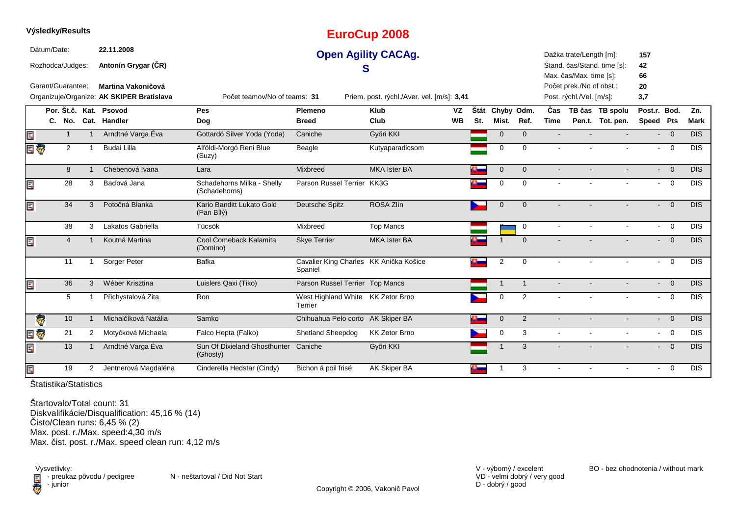**Výsledky/Results**

# EuroCup 2008

## Open Agility CACAg.

## S

Dátum/Date: **22.11.2008**

Rozhodca/Judges: **Antonín Grygar (ČR)**

Garant/Guarantee: **Martina Vakoničová**

Organizuje/Organize: **AK SKIPER Bratislava**

Počet teamov/No of teams: **31**

Priem. post. rýchl./Aver. vel. [m/s]: **3,41**

Dažka trate/Length [m]: **157**

Štand. čas/Stand. time [s]: **42**

Max. čas/Max. time [s]: **66**

Počet prek./No of obst.: **20**

Post. rýchl./Vel. [m/s]: **3,7**

| Por. C. | Št.č. No. | Kat. Cat. | Psovod Handler | Pes Dog | Plemeno Breed | Klub Club | VZ WB | Štát St. | Chyby Mist. | Odm. Ref. | Čas Time | TB čas Pen.t. | TB spolu Tot. pen. | Post.r. Speed | Bod. Pts | Zn. Mark |
|---|---|---|---|---|---|---|---|---|---|---|---|---|---|---|---|---|
| | 1 | 1 | Arndtné Varga Éva | Gottardó Silver Yoda (Yoda) | Caniche | Győri KKI | | | 0 | 0 | - | - | - | - | 0 | DIS |
| | 2 | 1 | Budai Lilla | Alföldi-Morgó Reni Blue (Suzy) | Beagle | Kutyaparadicsom | | | 0 | 0 | - | - | - | - | 0 | DIS |
| | 8 | 1 | Chebenová Ivana | Lara | Mixbreed | MKA Ister BA | | | 0 | 0 | - | - | - | - | 0 | DIS |
| | 28 | 3 | Baďová Jana | Schadehorns Milka - Shelly (Schadehorns) | Parson Russel Terrier | KK3G | | | 0 | 0 | - | - | - | - | 0 | DIS |
| | 34 | 3 | Potočná Blanka | Kario Banditt Lukato Gold (Pan Bílý) | Deutsche Spitz | ROSA Zlín | | | 0 | 0 | - | - | - | - | 0 | DIS |
| | 38 | 3 | Lakatos Gabriella | Tücsök | Mixbreed | Top Mancs | | | 0 | 0 | - | - | - | - | 0 | DIS |
| | 4 | 1 | Koutná Martina | Cool Comeback Kalamita (Domino) | Skye Terrier | MKA Ister BA | | | 1 | 0 | - | - | - | - | 0 | DIS |
| | 11 | 1 | Sorger Peter | Bafka | Cavalier King Charles Spaniel | KK Anička Košice | | | 2 | 0 | - | - | - | - | 0 | DIS |
| | 36 | 3 | Wéber Krisztina | Luislers Qaxi (Tiko) | Parson Russel Terrier | Top Mancs | | | 1 | 1 | - | - | - | - | 0 | DIS |
| | 5 | 1 | Přichystalová Zita | Ron | West Highland White Terrier | KK Zetor Brno | | | 0 | 2 | - | - | - | - | 0 | DIS |
| | 10 | 1 | Michalčíková Natália | Samko | Chihuahua Pelo corto | AK Skiper BA | | | 0 | 2 | - | - | - | - | 0 | DIS |
| | 21 | 2 | Motyčková Michaela | Falco Hepta (Falko) | Shetland Sheepdog | KK Zetor Brno | | | 0 | 3 | - | - | - | - | 0 | DIS |
| | 13 | 1 | Arndtné Varga Éva | Sun Of Dixieland Ghosthunter (Ghosty) | Caniche | Győri KKI | | | 1 | 3 | - | - | - | - | 0 | DIS |
| | 19 | 2 | Jentnerová Magdaléna | Cinderella Hedstar (Cindy) | Bichon á poil frisé | AK Skiper BA | | | 1 | 3 | - | - | - | - | 0 | DIS |

Štatistika/Statistics

Štartovalo/Total count: 31
Diskvalifikácie/Disqualification: 45,16 % (14)
Čisto/Clean runs: 6,45 % (2)
Max. post. r./Max. speed:4,30 m/s
Max. čist. post. r./Max. speed clean run: 4,12 m/s

Vysvetlivky:
- preukaz pôvodu / pedigree
- junior

N - neštartoval / Did Not Start

V - výborný / excelent
VD - velmi dobrý / very good
D - dobrý / good

BO - bez ohodnotenia / without mark

Copyright © 2006, Vakonič Pavol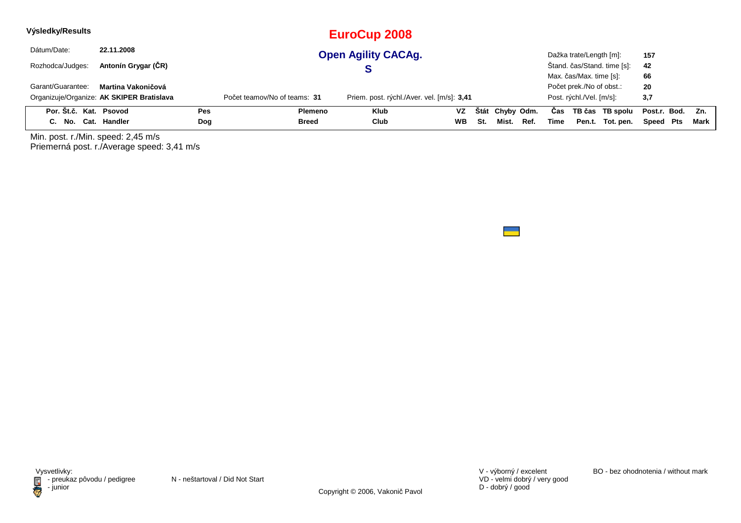**Výsledky/Results**

# EuroCup 2008

## Open Agility CACAg.

## S

| | | | |
|---|---|---|---|
| Dátum/Date: | **22.11.2008** | Dažka trate/Length [m]: | **157** |
| Rozhodca/Judges: | **Antonín Grygar (ČR)** | Štand. čas/Stand. time [s]: | **42** |
| | | Max. čas/Max. time [s]: | **66** |
| Garant/Guarantee: | **Martina Vakoničová** | Počet prek./No of obst.: | **20** |
| Organizuje/Organize: | **AK SKIPER Bratislava** | Post. rýchl./Vel. [m/s]: | **3,7** |

Počet teamov/No of teams: **31**

Priem. post. rýchl./Aver. vel. [m/s]: **3,41**

| Por. C. | Št.č. No. | Kat. Cat. | Psovod Handler | Pes Dog | Plemeno Breed | Klub Club | VZ WB | Štát St. | Chyby Mist. | Odm. Ref. | Čas Time | TB čas Pen.t. | TB spolu Tot. pen. | Post.r. Speed | Bod. Pts | Zn. Mark |
|---|---|---|---|---|---|---|---|---|---|---|---|---|---|---|---|---|

Min. post. r./Min. speed: 2,45 m/s

Priemerná post. r./Average speed: 3,41 m/s

Vysvetlivky:
- preukaz pôvodu / pedigree
- junior

N - neštartoval / Did Not Start

V - výborný / excelent
VD - velmi dobrý / very good
D - dobrý / good

BO - bez ohodnotenia / without mark

Copyright © 2006, Vakonič Pavol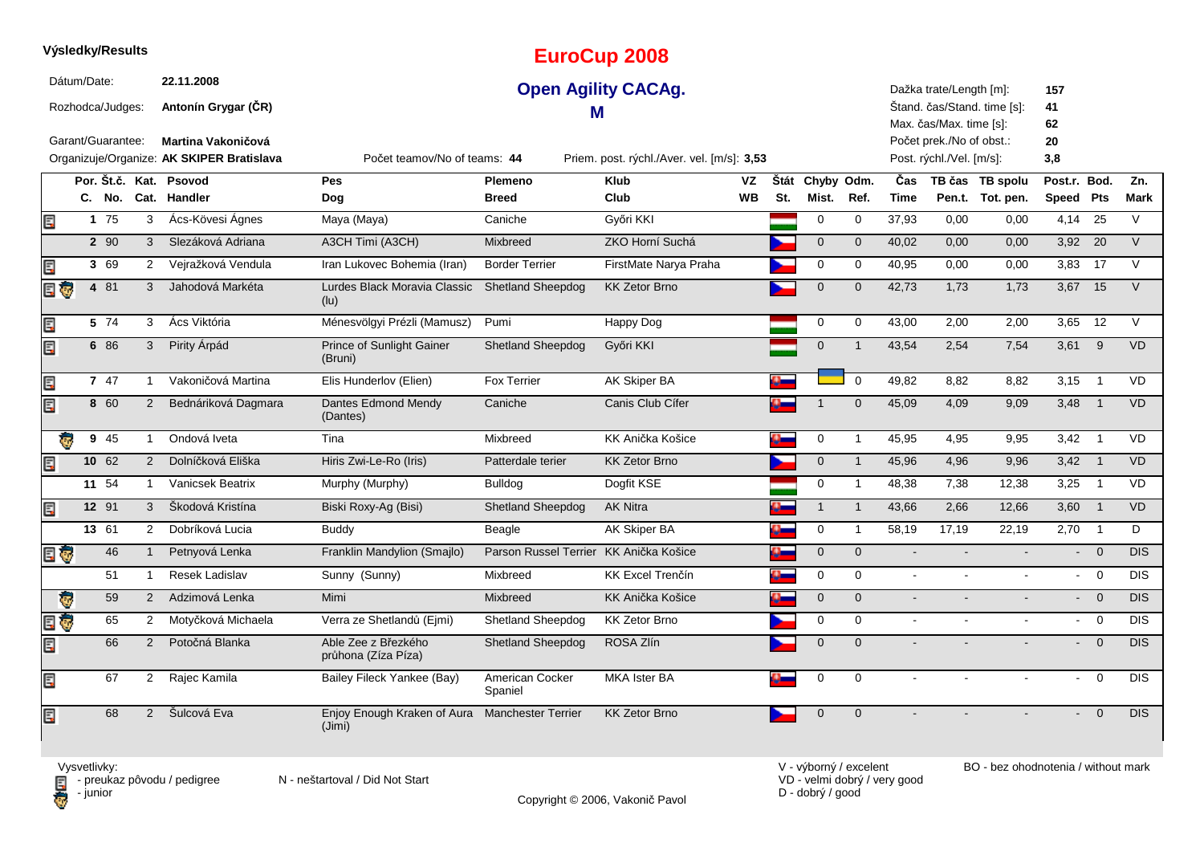**Výsledky/Results**

# EuroCup 2008

## Open Agility CACAg.

### M

Dátum/Date: **22.11.2008**

Rozhodca/Judges: **Antonín Grygar (ČR)**

Garant/Guarantee: **Martina Vakoničová**

Organizuje/Organize: **AK SKIPER Bratislava**

Počet teamov/No of teams: **44**

Priem. post. rýchl./Aver. vel. [m/s]: **3,53**

Dažka trate/Length [m]: **157**

Štand. čas/Stand. time [s]: **41**

Max. čas/Max. time [s]: **62**

Počet prek./No of obst.: **20**

Post. rýchl./Vel. [m/s]: **3,8**

| | Por. C. | Št.č. No. | Kat. Cat. | Psovod Handler | Pes Dog | Plemeno Breed | Klub Club | VZ WB | Štát St. | Chyby Mist. | Odm. Ref. | Čas Time | TB čas Pen.t. | TB spolu Tot. pen. | Post.r. Speed | Bod. Pts | Zn. Mark |
|---|---|---|---|---|---|---|---|---|---|---|---|---|---|---|---|---|---|
| P | 1 | 75 | 3 | Ács-Kövesi Ágnes | Maya (Maya) | Caniche | Győri KKI | | HU | 0 | 0 | 37,93 | 0,00 | 0,00 | 4,14 | 25 | V |
| | 2 | 90 | 3 | Slezáková Adriana | A3CH Timi (A3CH) | Mixbreed | ZKO Horní Suchá | | CZ | 0 | 0 | 40,02 | 0,00 | 0,00 | 3,92 | 20 | V |
| P | 3 | 69 | 2 | Vejražková Vendula | Iran Lukovec Bohemia (Iran) | Border Terrier | FirstMate Narya Praha | | CZ | 0 | 0 | 40,95 | 0,00 | 0,00 | 3,83 | 17 | V |
| P J | 4 | 81 | 3 | Jahodová Markéta | Lurdes Black Moravia Classic (lu) | Shetland Sheepdog | KK Zetor Brno | | CZ | 0 | 0 | 42,73 | 1,73 | 1,73 | 3,67 | 15 | V |
| P | 5 | 74 | 3 | Ács Viktória | Ménesvölgyi Prézli (Mamusz) | Pumi | Happy Dog | | HU | 0 | 0 | 43,00 | 2,00 | 2,00 | 3,65 | 12 | V |
| P | 6 | 86 | 3 | Pirity Árpád | Prince of Sunlight Gainer (Bruni) | Shetland Sheepdog | Győri KKI | | HU | 0 | 1 | 43,54 | 2,54 | 7,54 | 3,61 | 9 | VD |
| P | 7 | 47 | 1 | Vakoničová Martina | Elis Hunderlov (Elien) | Fox Terrier | AK Skiper BA | | SK | UA | 0 | 49,82 | 8,82 | 8,82 | 3,15 | 1 | VD |
| P | 8 | 60 | 2 | Bednáriková Dagmara | Dantes Edmond Mendy (Dantes) | Caniche | Canis Club Cífer | | SK | 1 | 0 | 45,09 | 4,09 | 9,09 | 3,48 | 1 | VD |
| J | 9 | 45 | 1 | Ondová Iveta | Tina | Mixbreed | KK Anička Košice | | SK | 0 | 1 | 45,95 | 4,95 | 9,95 | 3,42 | 1 | VD |
| P | 10 | 62 | 2 | Dolníčková Eliška | Hiris Zwi-Le-Ro (Iris) | Patterdale terier | KK Zetor Brno | | CZ | 0 | 1 | 45,96 | 4,96 | 9,96 | 3,42 | 1 | VD |
| | 11 | 54 | 1 | Vanicsek Beatrix | Murphy (Murphy) | Bulldog | Dogfit KSE | | HU | 0 | 1 | 48,38 | 7,38 | 12,38 | 3,25 | 1 | VD |
| P | 12 | 91 | 3 | Škodová Kristína | Biski Roxy-Ag (Bisi) | Shetland Sheepdog | AK Nitra | | SK | 1 | 1 | 43,66 | 2,66 | 12,66 | 3,60 | 1 | VD |
| | 13 | 61 | 2 | Dobríková Lucia | Buddy | Beagle | AK Skiper BA | | SK | 0 | 1 | 58,19 | 17,19 | 22,19 | 2,70 | 1 | D |
| P J | | 46 | 1 | Petnyová Lenka | Franklin Mandylion (Smajlo) | Parson Russel Terrier | KK Anička Košice | | SK | 0 | 0 | - | - | - | - | 0 | DIS |
| | | 51 | 1 | Resek Ladislav | Sunny (Sunny) | Mixbreed | KK Excel Trenčín | | SK | 0 | 0 | - | - | - | - | 0 | DIS |
| J | | 59 | 2 | Adzimová Lenka | Mimi | Mixbreed | KK Anička Košice | | SK | 0 | 0 | - | - | - | - | 0 | DIS |
| P J | | 65 | 2 | Motyčková Michaela | Verra ze Shetlandů (Ejmi) | Shetland Sheepdog | KK Zetor Brno | | CZ | 0 | 0 | - | - | - | - | 0 | DIS |
| P | | 66 | 2 | Potočná Blanka | Able Zee z Březkého průhona (Zíza Píza) | Shetland Sheepdog | ROSA Zlín | | CZ | 0 | 0 | - | - | - | - | 0 | DIS |
| P | | 67 | 2 | Rajec Kamila | Bailey Fileck Yankee (Bay) | American Cocker Spaniel | MKA Ister BA | | SK | 0 | 0 | - | - | - | - | 0 | DIS |
| P | | 68 | 2 | Šulcová Eva | Enjoy Enough Kraken of Aura (Jimi) | Manchester Terrier | KK Zetor Brno | | CZ | 0 | 0 | - | - | - | - | 0 | DIS |

Vysvetlivky:
- P - preukaz pôvodu / pedigree
- J - junior

N - neštartoval / Did Not Start

V - výborný / excelent
VD - velmi dobrý / very good
D - dobrý / good

BO - bez ohodnotenia / without mark

Copyright © 2006, Vakonič Pavol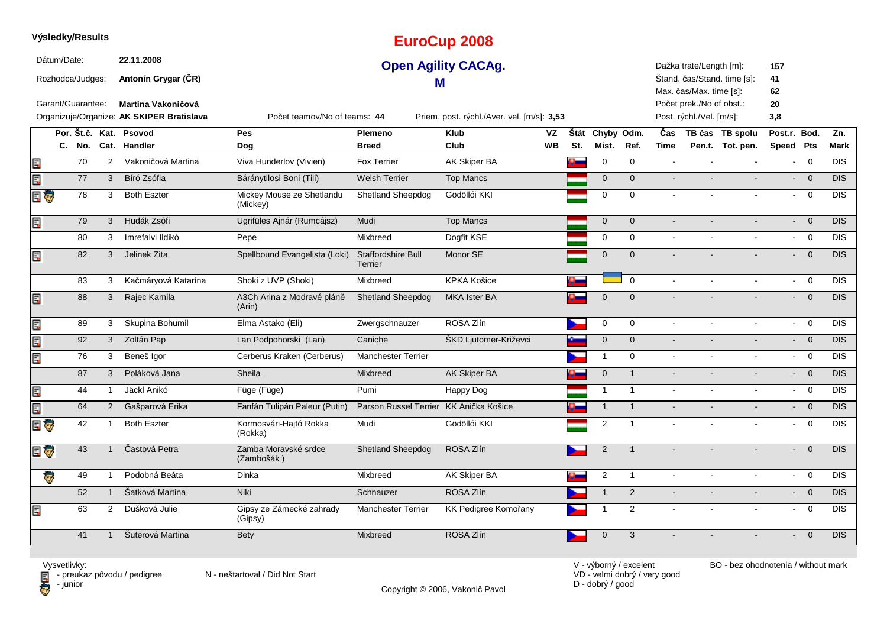**Výsledky/Results**

# EuroCup 2008

## Open Agility CACAg.

### M

Dátum/Date: **22.11.2008**

Rozhodca/Judges: **Antonín Grygar (ČR)**

Garant/Guarantee: **Martina Vakoničová**

Organizuje/Organize: **AK SKIPER Bratislava**

Počet teamov/No of teams: **44**

Priem. post. rýchl./Aver. vel. [m/s]: **3,53**

Dažka trate/Length [m]: **157**

Štand. čas/Stand. time [s]: **41**

Max. čas/Max. time [s]: **62**

Počet prek./No of obst.: **20**

Post. rýchl./Vel. [m/s]: **3,8**

| | Por. C. | Št.č. No. | Kat. Cat. | Psovod Handler | Pes Dog | Plemeno Breed | Klub Club | VZ WB | Štát St. | Chyby Mist. | Odm. Ref. | Čas Time | TB čas Pen.t. | TB spolu Tot. pen. | Post.r. Speed | Bod. Pts | Zn. Mark |
|---|---|---|---|---|---|---|---|---|---|---|---|---|---|---|---|---|---|
| pedigree | | 70 | 2 | Vakoničová Martina | Viva Hunderlov (Vivien) | Fox Terrier | AK Skiper BA | | SK | 0 | 0 | - | - | - | - | 0 | DIS |
| pedigree | | 77 | 3 | Bíró Zsófia | Báránytilosi Boni (Tili) | Welsh Terrier | Top Mancs | | HU | 0 | 0 | - | - | - | - | 0 | DIS |
| pedigree, junior | | 78 | 3 | Both Eszter | Mickey Mouse ze Shetlandu (Mickey) | Shetland Sheepdog | Gödöllói KKI | | HU | 0 | 0 | - | - | - | - | 0 | DIS |
| pedigree | | 79 | 3 | Hudák Zsófi | Ugrifüles Ajnár (Rumcájsz) | Mudi | Top Mancs | | HU | 0 | 0 | - | - | - | - | 0 | DIS |
| | | 80 | 3 | Imrefalvi Ildikó | Pepe | Mixbreed | Dogfit KSE | | HU | 0 | 0 | - | - | - | - | 0 | DIS |
| pedigree | | 82 | 3 | Jelinek Zita | Spellbound Evangelista (Loki) | Staffordshire Bull Terrier | Monor SE | | HU | 0 | 0 | - | - | - | - | 0 | DIS |
| | | 83 | 3 | Kačmáryová Katarína | Shoki z UVP (Shoki) | Mixbreed | KPKA Košice | | SK | UA | 0 | - | - | - | - | 0 | DIS |
| pedigree | | 88 | 3 | Rajec Kamila | A3Ch Arina z Modravé pláně (Arin) | Shetland Sheepdog | MKA Ister BA | | SK | 0 | 0 | - | - | - | - | 0 | DIS |
| pedigree | | 89 | 3 | Skupina Bohumil | Elma Astako (Eli) | Zwergschnauzer | ROSA Zlín | | CZ | 0 | 0 | - | - | - | - | 0 | DIS |
| pedigree | | 92 | 3 | Zoltán Pap | Lan Podpohorski (Lan) | Caniche | ŠKD Ljutomer-Križevci | | SI | 0 | 0 | - | - | - | - | 0 | DIS |
| pedigree | | 76 | 3 | Beneš Igor | Cerberus Kraken (Cerberus) | Manchester Terrier | | | CZ | 1 | 0 | - | - | - | - | 0 | DIS |
| | | 87 | 3 | Poláková Jana | Sheila | Mixbreed | AK Skiper BA | | SK | 0 | 1 | - | - | - | - | 0 | DIS |
| pedigree | | 44 | 1 | Jäckl Anikó | Füge (Füge) | Pumi | Happy Dog | | HU | 1 | 1 | - | - | - | - | 0 | DIS |
| pedigree | | 64 | 2 | Gašparová Erika | Fanfán Tulipán Paleur (Putin) | Parson Russel Terrier | KK Anička Košice | | SK | 1 | 1 | - | - | - | - | 0 | DIS |
| pedigree, junior | | 42 | 1 | Both Eszter | Kormosvári-Hajtó Rokka (Rokka) | Mudi | Gödöllói KKI | | HU | 2 | 1 | - | - | - | - | 0 | DIS |
| pedigree, junior | | 43 | 1 | Častová Petra | Zamba Moravské srdce (Zambošák ) | Shetland Sheepdog | ROSA Zlín | | CZ | 2 | 1 | - | - | - | - | 0 | DIS |
| junior | | 49 | 1 | Podobná Beáta | Dinka | Mixbreed | AK Skiper BA | | SK | 2 | 1 | - | - | - | - | 0 | DIS |
| | | 52 | 1 | Šatková Martina | Niki | Schnauzer | ROSA Zlín | | CZ | 1 | 2 | - | - | - | - | 0 | DIS |
| pedigree | | 63 | 2 | Dušková Julie | Gipsy ze Zámecké zahrady (Gipsy) | Manchester Terrier | KK Pedigree Komořany | | CZ | 1 | 2 | - | - | - | - | 0 | DIS |
| | | 41 | 1 | Šuterová Martina | Bety | Mixbreed | ROSA Zlín | | CZ | 0 | 3 | - | - | - | - | 0 | DIS |

Vysvetlivky:
- preukaz pôvodu / pedigree
- junior

N - neštartoval / Did Not Start

V - výborný / excelent
VD - velmi dobrý / very good
D - dobrý / good

BO - bez ohodnotenia / without mark

Copyright © 2006, Vakonič Pavol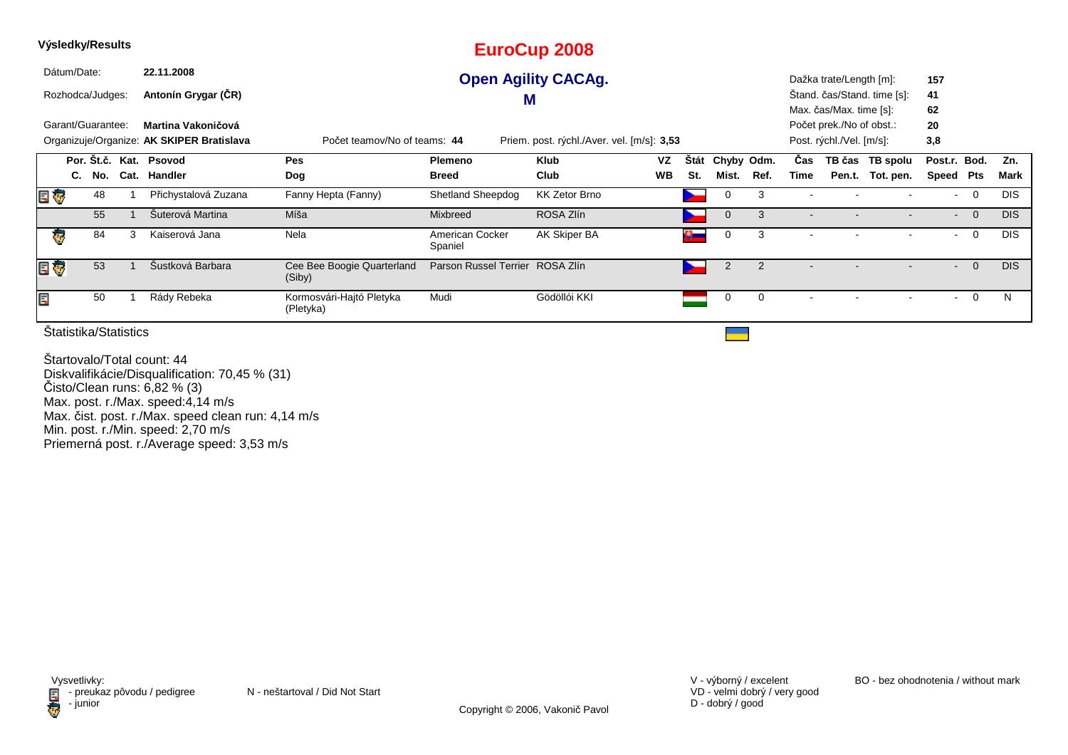**Výsledky/Results**

# EuroCup 2008

## Open Agility CACAg.

## M

Dátum/Date: **22.11.2008**

Rozhodca/Judges: **Antonín Grygar (ČR)**

Garant/Guarantee: **Martina Vakoničová**

Organizuje/Organize: **AK SKIPER Bratislava**

Počet teamov/No of teams: **44**

Priem. post. rýchl./Aver. vel. [m/s]: **3,53**

Dažka trate/Length [m]: **157**
Štand. čas/Stand. time [s]: **41**
Max. čas/Max. time [s]: **62**
Počet prek./No of obst.: **20**
Post. rýchl./Vel. [m/s]: **3,8**

| | Por. C. | Št.č. No. | Kat. Cat. | Psovod Handler | Pes Dog | Plemeno Breed | Klub Club | VZ WB | Štát St. | Chyby Mist. | Odm. Ref. | Čas Time | TB čas Pen.t. | TB spolu Tot. pen. | Post.r. Speed | Bod. Pts | Zn. Mark |
|---|---|---|---|---|---|---|---|---|---|---|---|---|---|---|---|---|---|
| pedigree, junior | | 48 | 1 | Přichystalová Zuzana | Fanny Hepta (Fanny) | Shetland Sheepdog | KK Zetor Brno | | CZ | 0 | 3 | - | - | - | - | 0 | DIS |
| | | 55 | 1 | Šuterová Martina | Míša | Mixbreed | ROSA Zlín | | CZ | 0 | 3 | - | - | - | - | 0 | DIS |
| junior | | 84 | 3 | Kaiserová Jana | Nela | American Cocker Spaniel | AK Skiper BA | | SK | 0 | 3 | - | - | - | - | 0 | DIS |
| pedigree, junior | | 53 | 1 | Šustková Barbara | Cee Bee Boogie Quarterland (Siby) | Parson Russel Terrier | ROSA Zlín | | CZ | 2 | 2 | - | - | - | - | 0 | DIS |
| pedigree | | 50 | 1 | Rády Rebeka | Kormosvári-Hajtó Pletyka (Pletyka) | Mudi | Gödöllói KKI | | HU | 0 | 0 | - | - | - | - | 0 | N |

Štatistika/Statistics

Štartovalo/Total count: 44
Diskvalifikácie/Disqualification: 70,45 % (31)
Čisto/Clean runs: 6,82 % (3)
Max. post. r./Max. speed:4,14 m/s
Max. čist. post. r./Max. speed clean run: 4,14 m/s
Min. post. r./Min. speed: 2,70 m/s
Priemerná post. r./Average speed: 3,53 m/s

Vysvetlivky:
- preukaz pôvodu / pedigree
- junior

N - neštartoval / Did Not Start

V - výborný / excelent
VD - velmi dobrý / very good
D - dobrý / good

BO - bez ohodnotenia / without mark

Copyright © 2006, Vakonič Pavol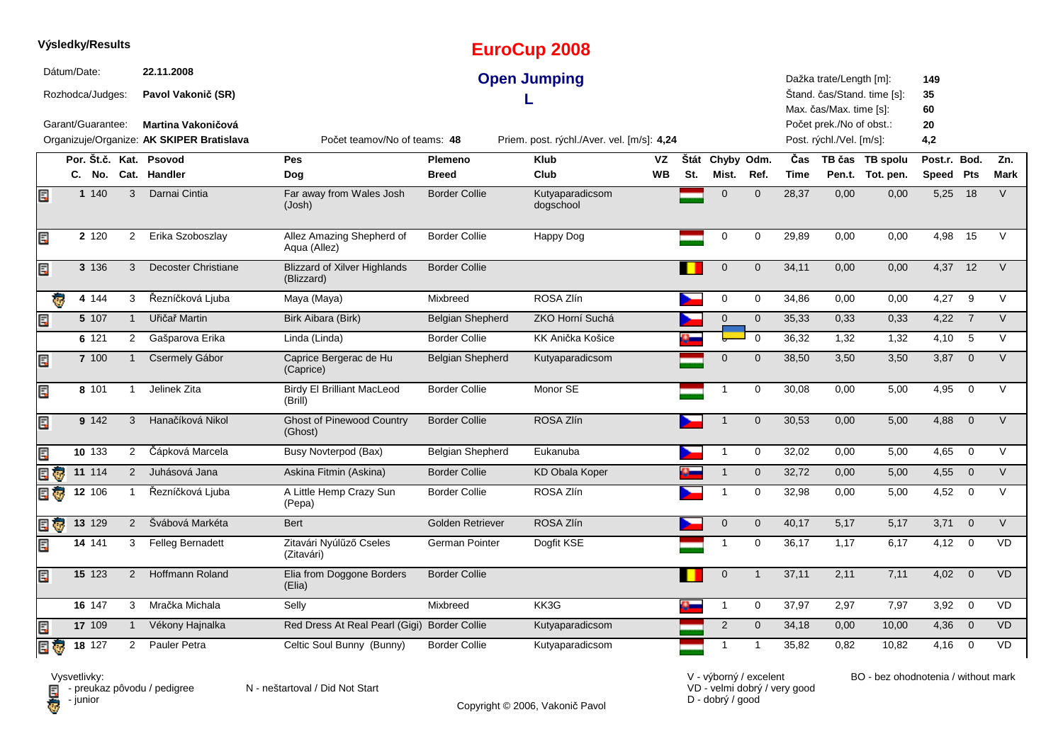**Výsledky/Results**

# EuroCup 2008

## Open Jumping

### L

| | | | |
|---|---|---|---|
| Dátum/Date: | **22.11.2008** | Dažka trate/Length [m]: | **149** |
| Rozhodca/Judges: | **Pavol Vakonič (SR)** | Štand. čas/Stand. time [s]: | **35** |
| | | Max. čas/Max. time [s]: | **60** |
| Garant/Guarantee: | **Martina Vakoničová** | Počet prek./No of obst.: | **20** |
| Organizuje/Organize: | **AK SKIPER Bratislava** | Post. rýchl./Vel. [m/s]: | **4,2** |

Počet teamov/No of teams: **48**   Priem. post. rýchl./Aver. vel. [m/s]: **4,24**

| | Por. C. | Št.č. No. | Kat. Cat. | Psovod Handler | Pes Dog | Plemeno Breed | Klub Club | VZ WB | Štát St. | Chyby Mist. | Odm. Ref. | Čas Time | TB čas Pen.t. | TB spolu Tot. pen. | Post.r. Speed | Bod. Pts | Zn. Mark |
|---|---|---|---|---|---|---|---|---|---|---|---|---|---|---|---|---|---|
| pedigree | **1** | 140 | 3 | Darnai Cintia | Far away from Wales Josh (Josh) | Border Collie | Kutyaparadicsom dogschool | | HUN | 0 | 0 | 28,37 | 0,00 | 0,00 | 5,25 | 18 | V |
| pedigree | **2** | 120 | 2 | Erika Szoboszlay | Allez Amazing Shepherd of Aqua (Allez) | Border Collie | Happy Dog | | HUN | 0 | 0 | 29,89 | 0,00 | 0,00 | 4,98 | 15 | V |
| pedigree | **3** | 136 | 3 | Decoster Christiane | Blizzard of Xilver Highlands (Blizzard) | Border Collie | | | BEL | 0 | 0 | 34,11 | 0,00 | 0,00 | 4,37 | 12 | V |
| junior | **4** | 144 | 3 | Řezníčková Ljuba | Maya (Maya) | Mixbreed | ROSA Zlín | | CZE | 0 | 0 | 34,86 | 0,00 | 0,00 | 4,27 | 9 | V |
| pedigree | **5** | 107 | 1 | Uřičař Martin | Birk Aibara (Birk) | Belgian Shepherd | ZKO Horní Suchá | | CZE | 0 | 0 | 35,33 | 0,33 | 0,33 | 4,22 | 7 | V |
| | **6** | 121 | 2 | Gašparova Erika | Linda (Linda) | Border Collie | KK Anička Košice | | SVK | 0 | 0 | 36,32 | 1,32 | 1,32 | 4,10 | 5 | V |
| pedigree | **7** | 100 | 1 | Csermely Gábor | Caprice Bergerac de Hu (Caprice) | Belgian Shepherd | Kutyaparadicsom | | HUN | 0 | 0 | 38,50 | 3,50 | 3,50 | 3,87 | 0 | V |
| pedigree | **8** | 101 | 1 | Jelinek Zita | Birdy El Brilliant MacLeod (Brill) | Border Collie | Monor SE | | HUN | 1 | 0 | 30,08 | 0,00 | 5,00 | 4,95 | 0 | V |
| pedigree | **9** | 142 | 3 | Hanačíková Nikol | Ghost of Pinewood Country (Ghost) | Border Collie | ROSA Zlín | | CZE | 1 | 0 | 30,53 | 0,00 | 5,00 | 4,88 | 0 | V |
| pedigree | **10** | 133 | 2 | Čápková Marcela | Busy Novterpod (Bax) | Belgian Shepherd | Eukanuba | | CZE | 1 | 0 | 32,02 | 0,00 | 5,00 | 4,65 | 0 | V |
| pedigree, junior | **11** | 114 | 2 | Juhásová Jana | Askina Fitmin (Askina) | Border Collie | KD Obala Koper | | SVK | 1 | 0 | 32,72 | 0,00 | 5,00 | 4,55 | 0 | V |
| pedigree, junior | **12** | 106 | 1 | Řezníčková Ljuba | A Little Hemp Crazy Sun (Pepa) | Border Collie | ROSA Zlín | | CZE | 1 | 0 | 32,98 | 0,00 | 5,00 | 4,52 | 0 | V |
| pedigree, junior | **13** | 129 | 2 | Švábová Markéta | Bert | Golden Retriever | ROSA Zlín | | CZE | 0 | 0 | 40,17 | 5,17 | 5,17 | 3,71 | 0 | V |
| pedigree | **14** | 141 | 3 | Felleg Bernadett | Zitavári Nyúlűző Cseles (Zitavári) | German Pointer | Dogfit KSE | | HUN | 1 | 0 | 36,17 | 1,17 | 6,17 | 4,12 | 0 | VD |
| pedigree | **15** | 123 | 2 | Hoffmann Roland | Elia from Doggone Borders (Elia) | Border Collie | | | BEL | 0 | 1 | 37,11 | 2,11 | 7,11 | 4,02 | 0 | VD |
| | **16** | 147 | 3 | Mračka Michala | Selly | Mixbreed | KK3G | | SVK | 1 | 0 | 37,97 | 2,97 | 7,97 | 3,92 | 0 | VD |
| pedigree | **17** | 109 | 1 | Vékony Hajnalka | Red Dress At Real Pearl (Gigi) | Border Collie | Kutyaparadicsom | | HUN | 2 | 0 | 34,18 | 0,00 | 10,00 | 4,36 | 0 | VD |
| pedigree, junior | **18** | 127 | 2 | Pauler Petra | Celtic Soul Bunny (Bunny) | Border Collie | Kutyaparadicsom | | HUN | 1 | 1 | 35,82 | 0,82 | 10,82 | 4,16 | 0 | VD |

Vysvetlivky:
- preukaz pôvodu / pedigree
- junior

N - neštartoval / Did Not Start

V - výborný / excelent
VD - velmi dobrý / very good
D - dobrý / good

BO - bez ohodnotenia / without mark

Copyright © 2006, Vakonič Pavol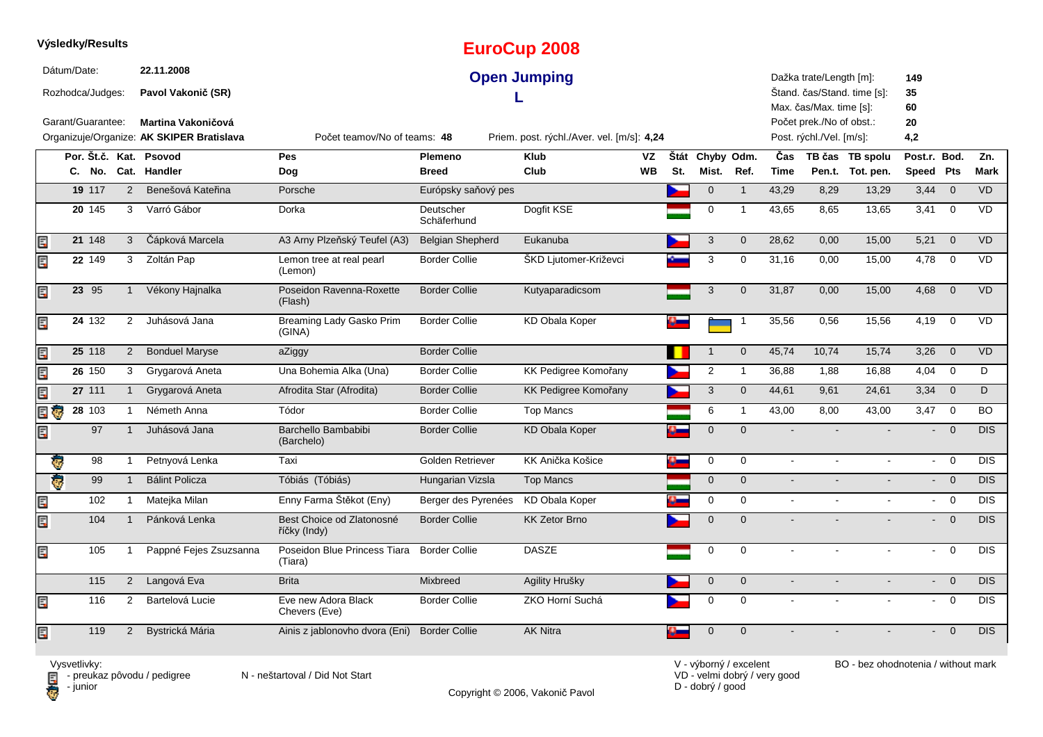**Výsledky/Results**

# EuroCup 2008

## Open Jumping

### L

Dátum/Date: **22.11.2008**

Rozhodca/Judges: **Pavol Vakonič (SR)**

Garant/Guarantee: **Martina Vakoničová**

Organizuje/Organize: **AK SKIPER Bratislava**

Počet teamov/No of teams: **48**

Priem. post. rýchl./Aver. vel. [m/s]: **4,24**

Dažka trate/Length [m]: **149**
Štand. čas/Stand. time [s]: **35**
Max. čas/Max. time [s]: **60**
Počet prek./No of obst.: **20**
Post. rýchl./Vel. [m/s]: **4,2**

| | Por. C. | Št.č. No. | Kat. Cat. | Psovod Handler | Pes Dog | Plemeno Breed | Klub Club | VZ WB | Štát St. | Chyby Mist. | Odm. Ref. | Čas Time | TB čas Pen.t. | TB spolu Tot. pen. | Post.r. Speed | Bod. Pts | Zn. Mark |
|---|---|---|---|---|---|---|---|---|---|---|---|---|---|---|---|---|---|
| | 19 | 117 | 2 | Benešová Kateřina | Porsche | Európsky saňový pes | | | | 0 | 1 | 43,29 | 8,29 | 13,29 | 3,44 | 0 | VD |
| | 20 | 145 | 3 | Varró Gábor | Dorka | Deutscher Schäferhund | Dogfit KSE | | | 0 | 1 | 43,65 | 8,65 | 13,65 | 3,41 | 0 | VD |
| | 21 | 148 | 3 | Čápková Marcela | A3 Arny Plzeňský Teufel (A3) | Belgian Shepherd | Eukanuba | | | 3 | 0 | 28,62 | 0,00 | 15,00 | 5,21 | 0 | VD |
| | 22 | 149 | 3 | Zoltán Pap | Lemon tree at real pearl (Lemon) | Border Collie | ŠKD Ljutomer-Križevci | | | 3 | 0 | 31,16 | 0,00 | 15,00 | 4,78 | 0 | VD |
| | 23 | 95 | 1 | Vékony Hajnalka | Poseidon Ravenna-Roxette (Flash) | Border Collie | Kutyaparadicsom | | | 3 | 0 | 31,87 | 0,00 | 15,00 | 4,68 | 0 | VD |
| | 24 | 132 | 2 | Juhásová Jana | Breaming Lady Gasko Prim (GINA) | Border Collie | KD Obala Koper | | | | 1 | 35,56 | 0,56 | 15,56 | 4,19 | 0 | VD |
| | 25 | 118 | 2 | Bonduel Maryse | aZiggy | Border Collie | | | | 1 | 0 | 45,74 | 10,74 | 15,74 | 3,26 | 0 | VD |
| | 26 | 150 | 3 | Grygarová Aneta | Una Bohemia Alka (Una) | Border Collie | KK Pedigree Komořany | | | 2 | 1 | 36,88 | 1,88 | 16,88 | 4,04 | 0 | D |
| | 27 | 111 | 1 | Grygarová Aneta | Afrodita Star (Afrodita) | Border Collie | KK Pedigree Komořany | | | 3 | 0 | 44,61 | 9,61 | 24,61 | 3,34 | 0 | D |
| | 28 | 103 | 1 | Németh Anna | Tódor | Border Collie | Top Mancs | | | 6 | 1 | 43,00 | 8,00 | 43,00 | 3,47 | 0 | BO |
| | | 97 | 1 | Juhásová Jana | Barchello Bambabibi (Barchelo) | Border Collie | KD Obala Koper | | | 0 | 0 | - | - | - | - | 0 | DIS |
| | | 98 | 1 | Petnyová Lenka | Taxi | Golden Retriever | KK Anička Košice | | | 0 | 0 | - | - | - | - | 0 | DIS |
| | | 99 | 1 | Bálint Policza | Tóbiás (Tóbiás) | Hungarian Vizsla | Top Mancs | | | 0 | 0 | - | - | - | - | 0 | DIS |
| | | 102 | 1 | Matejka Milan | Enny Farma Štěkot (Eny) | Berger des Pyrénées | KD Obala Koper | | | 0 | 0 | - | - | - | - | 0 | DIS |
| | | 104 | 1 | Pánková Lenka | Best Choice od Zlatonosné říčky (Indy) | Border Collie | KK Zetor Brno | | | 0 | 0 | - | - | - | - | 0 | DIS |
| | | 105 | 1 | Pappné Fejes Zsuzsanna | Poseidon Blue Princess Tiara (Tiara) | Border Collie | DASZE | | | 0 | 0 | - | - | - | - | 0 | DIS |
| | | 115 | 2 | Langová Eva | Brita | Mixbreed | Agility Hrušky | | | 0 | 0 | - | - | - | - | 0 | DIS |
| | | 116 | 2 | Bartelová Lucie | Eve new Adora Black Chevers (Eve) | Border Collie | ZKO Horní Suchá | | | 0 | 0 | - | - | - | - | 0 | DIS |
| | | 119 | 2 | Bystrická Mária | Ainis z jablonovho dvora (Eni) | Border Collie | AK Nitra | | | 0 | 0 | - | - | - | - | 0 | DIS |

Vysvetlivky:
- preukaz pôvodu / pedigree
- junior

N - neštartoval / Did Not Start

V - výborný / excelent
VD - velmi dobrý / very good
D - dobrý / good

BO - bez ohodnotenia / without mark

Copyright © 2006, Vakonič Pavol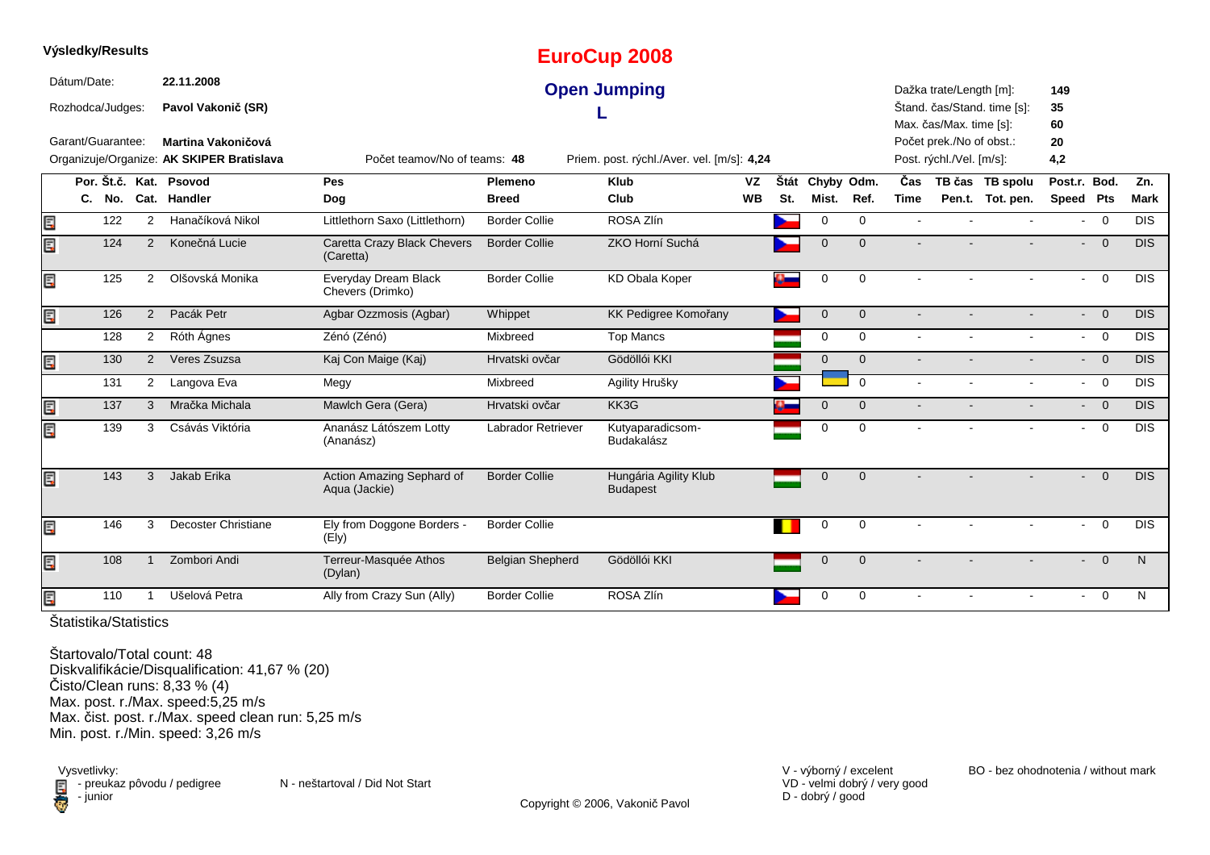**Výsledky/Results**

# EuroCup 2008

## Open Jumping

## L

Dátum/Date: **22.11.2008**

Rozhodca/Judges: **Pavol Vakonič (SR)**

Garant/Guarantee: **Martina Vakoničová**

Organizuje/Organize: **AK SKIPER Bratislava**

Počet teamov/No of teams: **48**

Priem. post. rýchl./Aver. vel. [m/s]: **4,24**

Dažka trate/Length [m]: **149**
Štand. čas/Stand. time [s]: **35**
Max. čas/Max. time [s]: **60**
Počet prek./No of obst.: **20**
Post. rýchl./Vel. [m/s]: **4,2**

| | Por. C. | Št.č. No. | Kat. Cat. | Psovod Handler | Pes Dog | Plemeno Breed | Klub Club | VZ WB | Štát St. | Chyby Mist. | Odm. Ref. | Čas Time | TB čas Pen.t. | TB spolu Tot. pen. | Post.r. Speed | Bod. Pts | Zn. Mark |
|---|---|---|---|---|---|---|---|---|---|---|---|---|---|---|---|---|---|
| 🗎 | | 122 | 2 | Hanačíková Nikol | Littlethorn Saxo (Littlethorn) | Border Collie | ROSA Zlín | | CZ | 0 | 0 | - | - | - | - | 0 | DIS |
| 🗎 | | 124 | 2 | Konečná Lucie | Caretta Crazy Black Chevers (Caretta) | Border Collie | ZKO Horní Suchá | | CZ | 0 | 0 | - | - | - | - | 0 | DIS |
| 🗎 | | 125 | 2 | Olšovská Monika | Everyday Dream Black Chevers (Drimko) | Border Collie | KD Obala Koper | | SI | 0 | 0 | - | - | - | - | 0 | DIS |
| 🗎 | | 126 | 2 | Pacák Petr | Agbar Ozzmosis (Agbar) | Whippet | KK Pedigree Komořany | | CZ | 0 | 0 | - | - | - | - | 0 | DIS |
| | | 128 | 2 | Róth Ágnes | Zénó (Zénó) | Mixbreed | Top Mancs | | HU | 0 | 0 | - | - | - | - | 0 | DIS |
| 🗎 | | 130 | 2 | Veres Zsuzsa | Kaj Con Maige (Kaj) | Hrvatski ovčar | Gödöllói KKI | | HU | 0 | 0 | - | - | - | - | 0 | DIS |
| | | 131 | 2 | Langova Eva | Megy | Mixbreed | Agility Hrušky | | CZ | | 0 | - | - | - | - | 0 | DIS |
| 🗎 | | 137 | 3 | Mračka Michala | Mawlch Gera (Gera) | Hrvatski ovčar | KK3G | | SI | 0 | 0 | - | - | - | - | 0 | DIS |
| 🗎 | | 139 | 3 | Csávás Viktória | Ananász Látószem Lotty (Ananász) | Labrador Retriever | Kutyaparadicsom-Budakalász | | HU | 0 | 0 | - | - | - | - | 0 | DIS |
| 🗎 | | 143 | 3 | Jakab Erika | Action Amazing Sephard of Aqua (Jackie) | Border Collie | Hungária Agility Klub Budapest | | HU | 0 | 0 | - | - | - | - | 0 | DIS |
| 🗎 | | 146 | 3 | Decoster Christiane | Ely from Doggone Borders - (Ely) | Border Collie | | | BE | 0 | 0 | - | - | - | - | 0 | DIS |
| 🗎 | | 108 | 1 | Zombori Andi | Terreur-Masquée Athos (Dylan) | Belgian Shepherd | Gödöllói KKI | | HU | 0 | 0 | - | - | - | - | 0 | N |
| 🗎 | | 110 | 1 | Ušelová Petra | Ally from Crazy Sun (Ally) | Border Collie | ROSA Zlín | | CZ | 0 | 0 | - | - | - | - | 0 | N |

Štatistika/Statistics

Štartovalo/Total count: 48
Diskvalifikácie/Disqualification: 41,67 % (20)
Čisto/Clean runs: 8,33 % (4)
Max. post. r./Max. speed:5,25 m/s
Max. čist. post. r./Max. speed clean run: 5,25 m/s
Min. post. r./Min. speed: 3,26 m/s

Vysvetlivky:
- preukaz pôvodu / pedigree
- junior

N - neštartoval / Did Not Start

V - výborný / excelent
VD - velmi dobrý / very good
D - dobrý / good

BO - bez ohodnotenia / without mark

Copyright © 2006, Vakonič Pavol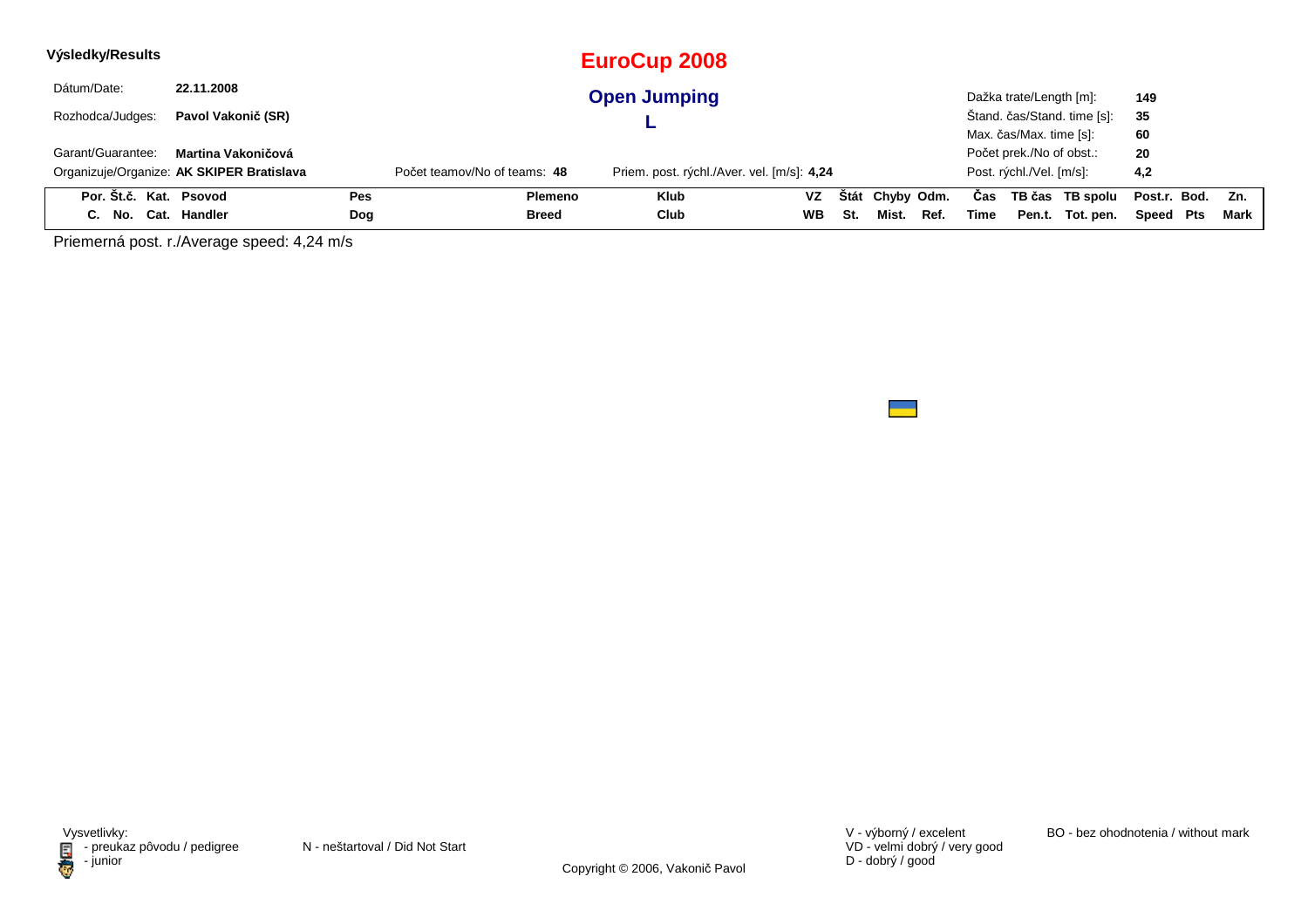**Výsledky/Results**

# EuroCup 2008

## Open Jumping

## L

| | | | |
|---|---|---|---|
| Dátum/Date: | **22.11.2008** | Dažka trate/Length [m]: | **149** |
| Rozhodca/Judges: | **Pavol Vakonič (SR)** | Štand. čas/Stand. time [s]: | **35** |
| | | Max. čas/Max. time [s]: | **60** |
| Garant/Guarantee: | **Martina Vakoničová** | Počet prek./No of obst.: | **20** |
| Organizuje/Organize: | **AK SKIPER Bratislava** | Post. rýchl./Vel. [m/s]: | **4,2** |

Počet teamov/No of teams: **48**

Priem. post. rýchl./Aver. vel. [m/s]: **4,24**

| Por. C. | Št.č. No. | Kat. Cat. | Psovod Handler | Pes Dog | Plemeno Breed | Klub Club | VZ WB | Štát St. | Chyby Mist. | Odm. Ref. | Čas Time | TB čas Pen.t. | TB spolu Tot. pen. | Post.r. Speed | Bod. Pts | Zn. Mark |
|---|---|---|---|---|---|---|---|---|---|---|---|---|---|---|---|---|

Priemerná post. r./Average speed: 4,24 m/s

Vysvetlivky:
- preukaz pôvodu / pedigree
- junior

N - neštartoval / Did Not Start

V - výborný / excelent
VD - velmi dobrý / very good
D - dobrý / good

BO - bez ohodnotenia / without mark

Copyright © 2006, Vakonič Pavol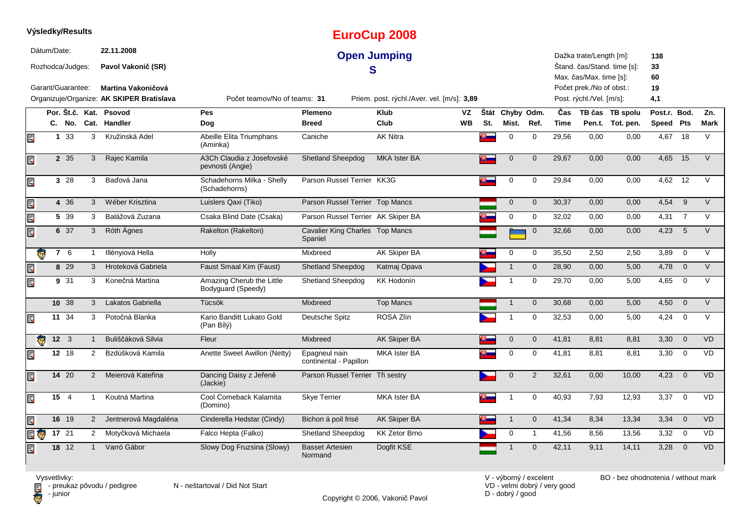**Výsledky/Results**

# EuroCup 2008

## Open Jumping

## S

Dátum/Date: **22.11.2008**

Rozhodca/Judges: **Pavol Vakonič (SR)**

Garant/Guarantee: **Martina Vakoničová**

Organizuje/Organize: **AK SKIPER Bratislava**

Počet teamov/No of teams: **31**

Priem. post. rýchl./Aver. vel. [m/s]: **3,89**

Dažka trate/Length [m]: **138**

Štand. čas/Stand. time [s]: **33**

Max. čas/Max. time [s]: **60**

Počet prek./No of obst.: **19**

Post. rýchl./Vel. [m/s]: **4,1**

| Por. C. | Št.č. No. | Kat. Cat. | Psovod Handler | Pes Dog | Plemeno Breed | Klub Club | VZ WB | Štát St. | Chyby Mist. | Odm. Ref. | Čas Time | TB čas Pen.t. | TB spolu Tot. pen. | Post.r. Speed | Bod. Pts | Zn. Mark |
|---|---|---|---|---|---|---|---|---|---|---|---|---|---|---|---|---|
| 1 | 33 | 3 | Kružinská Adel | Abeille Elita Triumphans (Aminka) | Caniche | AK Nitra | | | 0 | 0 | 29,56 | 0,00 | 0,00 | 4,67 | 18 | V |
| 2 | 35 | 3 | Rajec Kamila | A3Ch Claudia z Josefovské pevnosti (Angie) | Shetland Sheepdog | MKA Ister BA | | | 0 | 0 | 29,67 | 0,00 | 0,00 | 4,65 | 15 | V |
| 3 | 28 | 3 | Baďová Jana | Schadehorns Milka - Shelly (Schadehorns) | Parson Russel Terrier | KK3G | | | 0 | 0 | 29,84 | 0,00 | 0,00 | 4,62 | 12 | V |
| 4 | 36 | 3 | Wéber Krisztina | Luislers Qaxi (Tiko) | Parson Russel Terrier | Top Mancs | | | 0 | 0 | 30,37 | 0,00 | 0,00 | 4,54 | 9 | V |
| 5 | 39 | 3 | Balážová Zuzana | Csaka Blind Date (Csaka) | Parson Russel Terrier | AK Skiper BA | | | 0 | 0 | 32,02 | 0,00 | 0,00 | 4,31 | 7 | V |
| 6 | 37 | 3 | Róth Ágnes | Rakelton (Rakelton) | Cavalier King Charles Spaniel | Top Mancs | | | | 0 | 32,66 | 0,00 | 0,00 | 4,23 | 5 | V |
| 7 | 6 | 1 | Illényiová Hella | Holly | Mixbreed | AK Skiper BA | | | 0 | 0 | 35,50 | 2,50 | 2,50 | 3,89 | 0 | V |
| 8 | 29 | 3 | Hroteková Gabriela | Faust Smaal Kim (Faust) | Shetland Sheepdog | Katmaj Opava | | | 1 | 0 | 28,90 | 0,00 | 5,00 | 4,78 | 0 | V |
| 9 | 31 | 3 | Konečná Martina | Amazing Cherub the Little Bodyguard (Speedy) | Shetland Sheepdog | KK Hodonín | | | 1 | 0 | 29,70 | 0,00 | 5,00 | 4,65 | 0 | V |
| 10 | 38 | 3 | Lakatos Gabriella | Tücsök | Mixbreed | Top Mancs | | | 1 | 0 | 30,68 | 0,00 | 5,00 | 4,50 | 0 | V |
| 11 | 34 | 3 | Potočná Blanka | Kario Banditt Lukato Gold (Pan Bílý) | Deutsche Spitz | ROSA Zlín | | | 1 | 0 | 32,53 | 0,00 | 5,00 | 4,24 | 0 | V |
| 12 | 3 | 1 | Buliščáková Silvia | Fleur | Mixbreed | AK Skiper BA | | | 0 | 0 | 41,81 | 8,81 | 8,81 | 3,30 | 0 | VD |
| 12 | 18 | 2 | Bzdúšková Kamila | Anette Sweet Awillon (Netty) | Epagneul nain continental - Papillon | MKA Ister BA | | | 0 | 0 | 41,81 | 8,81 | 8,81 | 3,30 | 0 | VD |
| 14 | 20 | 2 | Meierová Kateřina | Dancing Daisy z Jeřeně (Jackie) | Parson Russel Terrier | Tři sestry | | | 0 | 2 | 32,61 | 0,00 | 10,00 | 4,23 | 0 | VD |
| 15 | 4 | 1 | Koutná Martina | Cool Comeback Kalamita (Domino) | Skye Terrier | MKA Ister BA | | | 1 | 0 | 40,93 | 7,93 | 12,93 | 3,37 | 0 | VD |
| 16 | 19 | 2 | Jentnerová Magdaléna | Cinderella Hedstar (Cindy) | Bichon á poil frisé | AK Skiper BA | | | 1 | 0 | 41,34 | 8,34 | 13,34 | 3,34 | 0 | VD |
| 17 | 21 | 2 | Motyčková Michaela | Falco Hepta (Falko) | Shetland Sheepdog | KK Zetor Brno | | | 0 | 1 | 41,56 | 8,56 | 13,56 | 3,32 | 0 | VD |
| 18 | 12 | 1 | Varró Gábor | Slowy Dog Fruzsina (Slowy) | Basset Artesien Normand | Dogfit KSE | | | 1 | 0 | 42,11 | 9,11 | 14,11 | 3,28 | 0 | VD |

Vysvetlivky:
- preukaz pôvodu / pedigree
- junior

N - neštartoval / Did Not Start

V - výborný / excelent
VD - velmi dobrý / very good
D - dobrý / good

BO - bez ohodnotenia / without mark

Copyright © 2006, Vakonič Pavol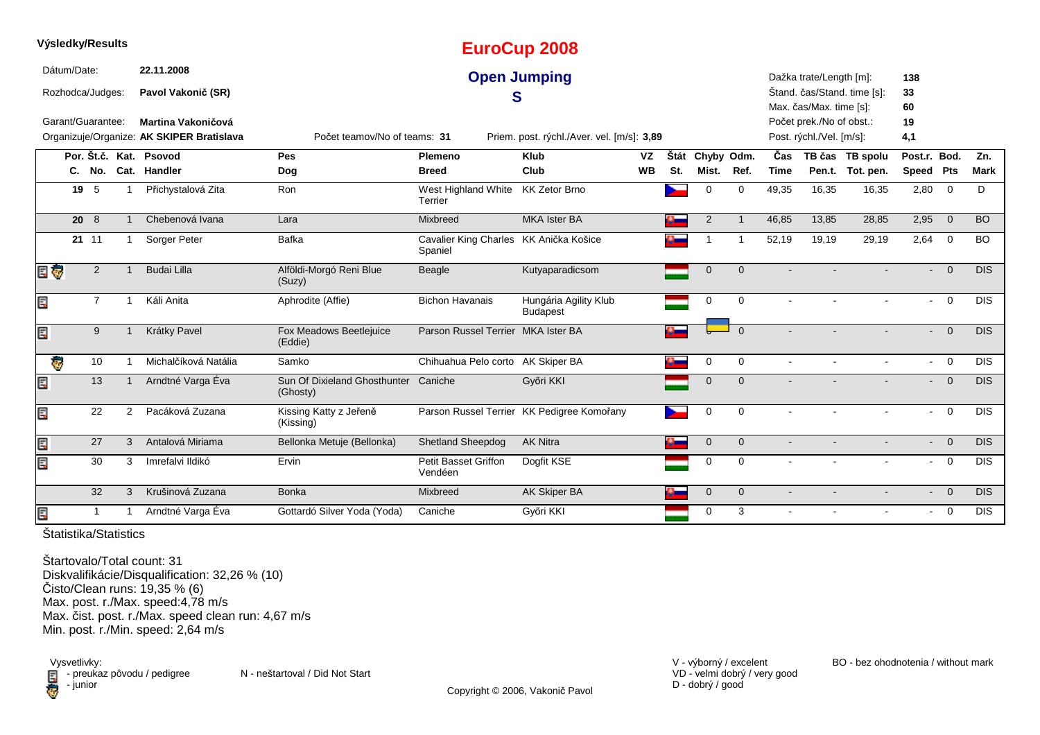**Výsledky/Results**

# EuroCup 2008

## Open Jumping

## S

Dátum/Date: **22.11.2008**

Rozhodca/Judges: **Pavol Vakonič (SR)**

Garant/Guarantee: **Martina Vakoničová**

Organizuje/Organize: **AK SKIPER Bratislava**

Počet teamov/No of teams: **31**

Priem. post. rýchl./Aver. vel. [m/s]: **3,89**

Dažka trate/Length [m]: **138**
Štand. čas/Stand. time [s]: **33**
Max. čas/Max. time [s]: **60**
Počet prek./No of obst.: **19**
Post. rýchl./Vel. [m/s]: **4,1**

| | Por. C. | Št.č. No. | Kat. Cat. | Psovod Handler | Pes Dog | Plemeno Breed | Klub Club | VZ WB | Štát St. | Chyby Mist. | Odm. Ref. | Čas Time | TB čas Pen.t. | TB spolu Tot. pen. | Post.r. Speed | Bod. Pts | Zn. Mark |
|---|---|---|---|---|---|---|---|---|---|---|---|---|---|---|---|---|---|
| | 19 | 5 | 1 | Přichystalová Zita | Ron | West Highland White Terrier | KK Zetor Brno | | | 0 | 0 | 49,35 | 16,35 | 16,35 | 2,80 | 0 | D |
| | 20 | 8 | 1 | Chebenová Ivana | Lara | Mixbreed | MKA Ister BA | | | 2 | 1 | 46,85 | 13,85 | 28,85 | 2,95 | 0 | BO |
| | 21 | 11 | 1 | Sorger Peter | Bafka | Cavalier King Charles Spaniel | KK Anička Košice | | | 1 | 1 | 52,19 | 19,19 | 29,19 | 2,64 | 0 | BO |
| | | 2 | 1 | Budai Lilla | Alföldi-Morgó Reni Blue (Suzy) | Beagle | Kutyaparadicsom | | | 0 | 0 | - | - | - | - | 0 | DIS |
| | | 7 | 1 | Káli Anita | Aphrodite (Affie) | Bichon Havanais | Hungária Agility Klub Budapest | | | 0 | 0 | - | - | - | - | 0 | DIS |
| | | 9 | 1 | Krátky Pavel | Fox Meadows Beetlejuice (Eddie) | Parson Russel Terrier | MKA Ister BA | | | 0 | 0 | - | - | - | - | 0 | DIS |
| | | 10 | 1 | Michalčíková Natália | Samko | Chihuahua Pelo corto | AK Skiper BA | | | 0 | 0 | - | - | - | - | 0 | DIS |
| | | 13 | 1 | Arndtné Varga Éva | Sun Of Dixieland Ghosthunter (Ghosty) | Caniche | Győri KKI | | | 0 | 0 | - | - | - | - | 0 | DIS |
| | | 22 | 2 | Pacáková Zuzana | Kissing Katty z Jeřeně (Kissing) | Parson Russel Terrier | KK Pedigree Komořany | | | 0 | 0 | - | - | - | - | 0 | DIS |
| | | 27 | 3 | Antalová Miriama | Bellonka Metuje (Bellonka) | Shetland Sheepdog | AK Nitra | | | 0 | 0 | - | - | - | - | 0 | DIS |
| | | 30 | 3 | Imrefalvi Ildikó | Ervin | Petit Basset Griffon Vendéen | Dogfit KSE | | | 0 | 0 | - | - | - | - | 0 | DIS |
| | | 32 | 3 | Krušinová Zuzana | Bonka | Mixbreed | AK Skiper BA | | | 0 | 0 | - | - | - | - | 0 | DIS |
| | | 1 | 1 | Arndtné Varga Éva | Gottardó Silver Yoda (Yoda) | Caniche | Győri KKI | | | 0 | 3 | - | - | - | - | 0 | DIS |

Štatistika/Statistics

Štartovalo/Total count: 31
Diskvalifikácie/Disqualification: 32,26 % (10)
Čisto/Clean runs: 19,35 % (6)
Max. post. r./Max. speed:4,78 m/s
Max. čist. post. r./Max. speed clean run: 4,67 m/s
Min. post. r./Min. speed: 2,64 m/s

Vysvetlivky:
- preukaz pôvodu / pedigree
- junior

N - neštartoval / Did Not Start

V - výborný / excelent
VD - velmi dobrý / very good
D - dobrý / good

BO - bez ohodnotenia / without mark

Copyright © 2006, Vakonič Pavol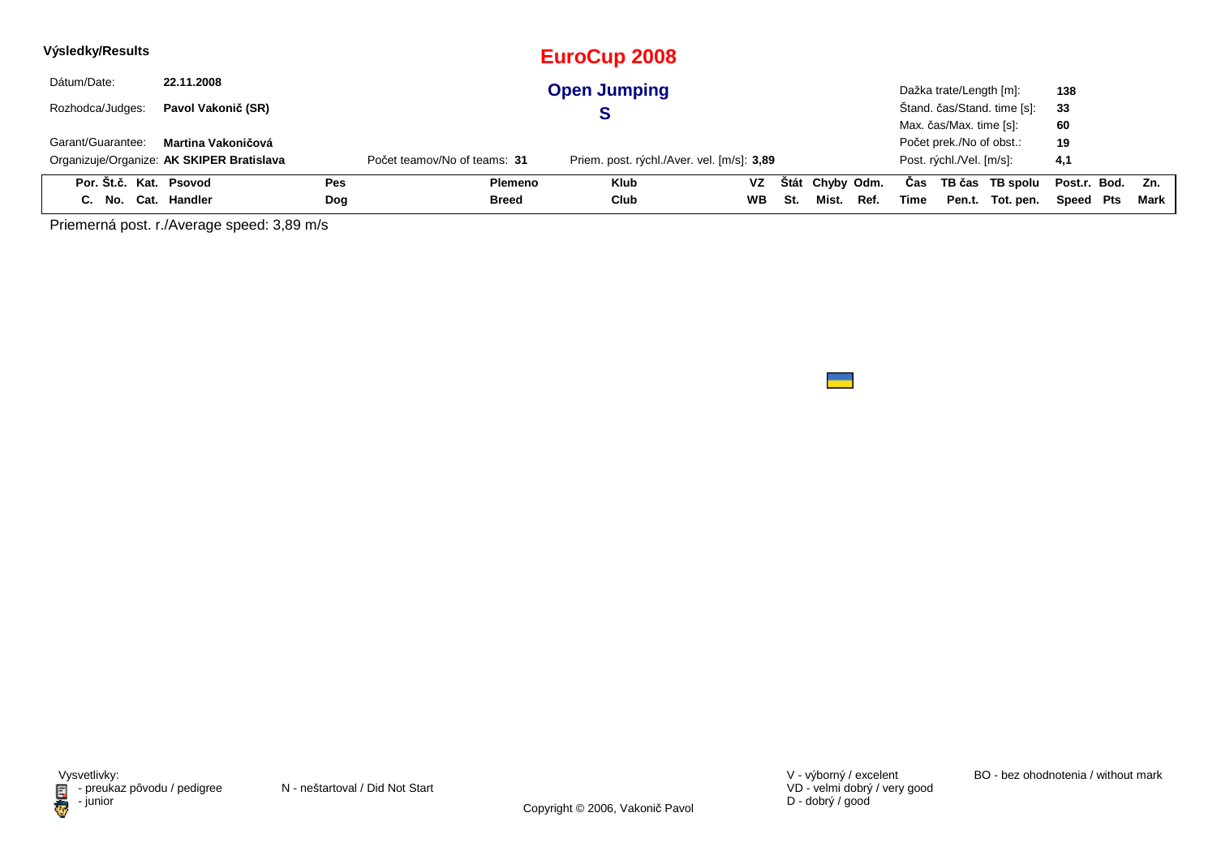**Výsledky/Results**

# EuroCup 2008

## Open Jumping

## S

Dátum/Date: **22.11.2008**

Rozhodca/Judges: **Pavol Vakonič (SR)**

Garant/Guarantee: **Martina Vakoničová**

Organizuje/Organize: **AK SKIPER Bratislava**

Počet teamov/No of teams: **31**

Priem. post. rýchl./Aver. vel. [m/s]: **3,89**

Dažka trate/Length [m]: **138**

Štand. čas/Stand. time [s]: **33**

Max. čas/Max. time [s]: **60**

Počet prek./No of obst.: **19**

Post. rýchl./Vel. [m/s]: **4,1**

| Por. C. | Št.č. No. | Kat. Cat. | Psovod Handler | Pes Dog | Plemeno Breed | Klub Club | VZ WB | Štát St. | Chyby Mist. | Odm. Ref. | Čas Time | TB čas Pen.t. | TB spolu Tot. pen. | Post.r. Speed | Bod. Pts | Zn. Mark |
|---|---|---|---|---|---|---|---|---|---|---|---|---|---|---|---|---|

Priemerná post. r./Average speed: 3,89 m/s

Vysvetlivky:
- preukaz pôvodu / pedigree
- junior

N - neštartoval / Did Not Start

V - výborný / excelent
VD - velmi dobrý / very good
D - dobrý / good

BO - bez ohodnotenia / without mark

Copyright © 2006, Vakonič Pavol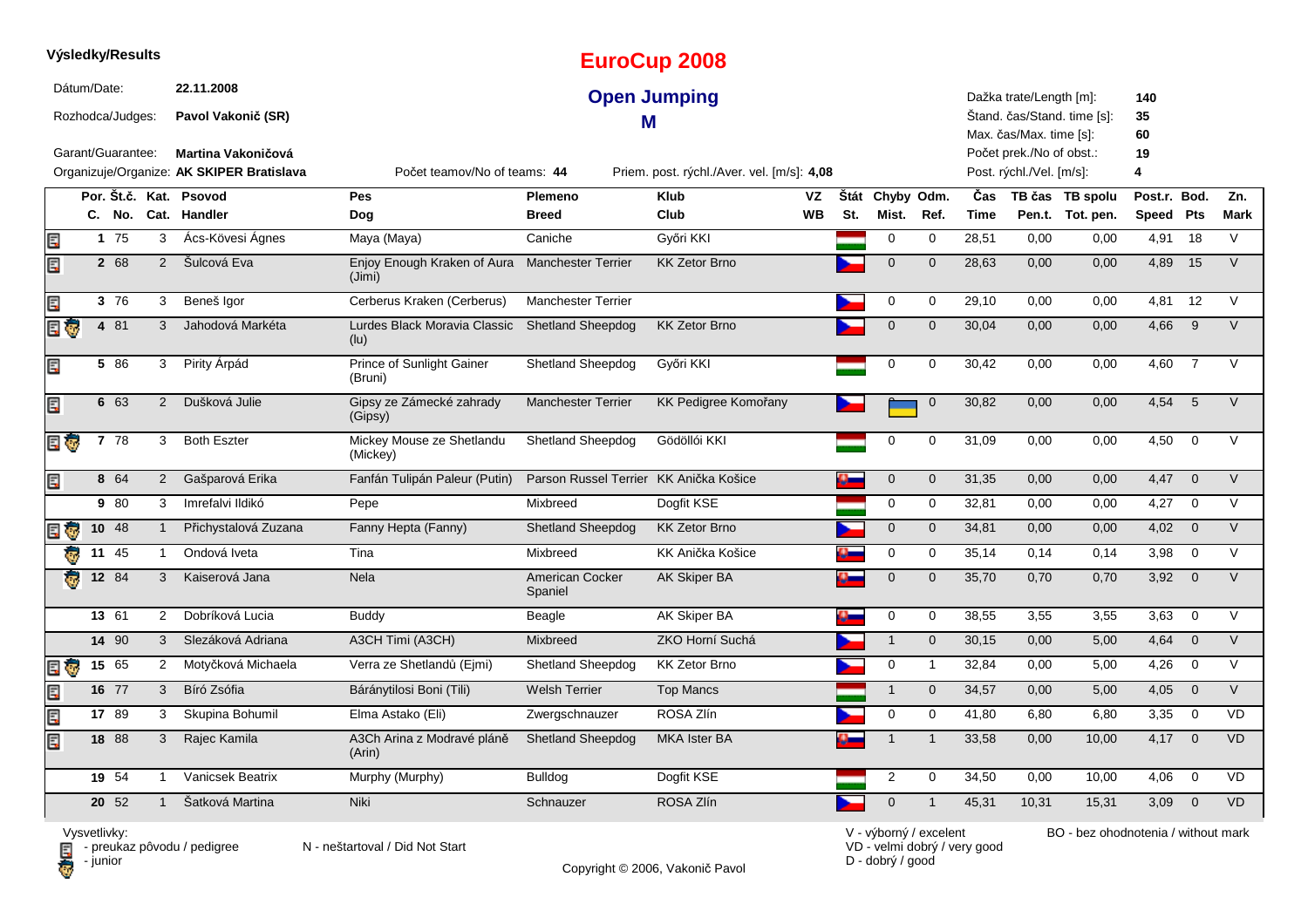**Výsledky/Results**

# EuroCup 2008

## Open Jumping

## M

Dátum/Date: **22.11.2008**

Rozhodca/Judges: **Pavol Vakonič (SR)**

Garant/Guarantee: **Martina Vakoničová**

Organizuje/Organize: **AK SKIPER Bratislava**

Počet teamov/No of teams: **44**

Priem. post. rýchl./Aver. vel. [m/s]: **4,08**

Dažka trate/Length [m]: **140**

Štand. čas/Stand. time [s]: **35**

Max. čas/Max. time [s]: **60**

Počet prek./No of obst.: **19**

Post. rýchl./Vel. [m/s]: **4**

| | Por. C. | Št.č. No. | Kat. Cat. | Psovod Handler | Pes Dog | Plemeno Breed | Klub Club | VZ WB | Štát St. | Chyby Mist. | Odm. Ref. | Čas Time | TB čas Pen.t. | TB spolu Tot. pen. | Post.r. Speed | Bod. Pts | Zn. Mark |
|---|---|---|---|---|---|---|---|---|---|---|---|---|---|---|---|---|---|
| pedigree | 1 | 75 | 3 | Ács-Kövesi Ágnes | Maya (Maya) | Caniche | Győri KKI | | HU | 0 | 0 | 28,51 | 0,00 | 0,00 | 4,91 | 18 | V |
| pedigree | 2 | 68 | 2 | Šulcová Eva | Enjoy Enough Kraken of Aura (Jimi) | Manchester Terrier | KK Zetor Brno | | CZ | 0 | 0 | 28,63 | 0,00 | 0,00 | 4,89 | 15 | V |
| pedigree | 3 | 76 | 3 | Beneš Igor | Cerberus Kraken (Cerberus) | Manchester Terrier | | | CZ | 0 | 0 | 29,10 | 0,00 | 0,00 | 4,81 | 12 | V |
| pedigree, junior | 4 | 81 | 3 | Jahodová Markéta | Lurdes Black Moravia Classic (lu) | Shetland Sheepdog | KK Zetor Brno | | CZ | 0 | 0 | 30,04 | 0,00 | 0,00 | 4,66 | 9 | V |
| pedigree | 5 | 86 | 3 | Pirity Árpád | Prince of Sunlight Gainer (Bruni) | Shetland Sheepdog | Győri KKI | | HU | 0 | 0 | 30,42 | 0,00 | 0,00 | 4,60 | 7 | V |
| pedigree | 6 | 63 | 2 | Dušková Julie | Gipsy ze Zámecké zahrady (Gipsy) | Manchester Terrier | KK Pedigree Komořany | | CZ | UA | 0 | 30,82 | 0,00 | 0,00 | 4,54 | 5 | V |
| pedigree, junior | 7 | 78 | 3 | Both Eszter | Mickey Mouse ze Shetlandu (Mickey) | Shetland Sheepdog | Gödöllői KKI | | HU | 0 | 0 | 31,09 | 0,00 | 0,00 | 4,50 | 0 | V |
| pedigree | 8 | 64 | 2 | Gašparová Erika | Fanfán Tulipán Paleur (Putin) | Parson Russel Terrier | KK Anička Košice | | SK | 0 | 0 | 31,35 | 0,00 | 0,00 | 4,47 | 0 | V |
| | 9 | 80 | 3 | Imrefalvi Ildikó | Pepe | Mixbreed | Dogfit KSE | | HU | 0 | 0 | 32,81 | 0,00 | 0,00 | 4,27 | 0 | V |
| pedigree, junior | 10 | 48 | 1 | Přichystalová Zuzana | Fanny Hepta (Fanny) | Shetland Sheepdog | KK Zetor Brno | | CZ | 0 | 0 | 34,81 | 0,00 | 0,00 | 4,02 | 0 | V |
| junior | 11 | 45 | 1 | Ondová Iveta | Tina | Mixbreed | KK Anička Košice | | SK | 0 | 0 | 35,14 | 0,14 | 0,14 | 3,98 | 0 | V |
| junior | 12 | 84 | 3 | Kaiserová Jana | Nela | American Cocker Spaniel | AK Skiper BA | | SK | 0 | 0 | 35,70 | 0,70 | 0,70 | 3,92 | 0 | V |
| | 13 | 61 | 2 | Dobríková Lucia | Buddy | Beagle | AK Skiper BA | | SK | 0 | 0 | 38,55 | 3,55 | 3,55 | 3,63 | 0 | V |
| | 14 | 90 | 3 | Slezáková Adriana | A3CH Timi (A3CH) | Mixbreed | ZKO Horní Suchá | | CZ | 1 | 0 | 30,15 | 0,00 | 5,00 | 4,64 | 0 | V |
| pedigree, junior | 15 | 65 | 2 | Motyčková Michaela | Verra ze Shetlandů (Ejmi) | Shetland Sheepdog | KK Zetor Brno | | CZ | 0 | 1 | 32,84 | 0,00 | 5,00 | 4,26 | 0 | V |
| pedigree | 16 | 77 | 3 | Bíró Zsófia | Báránytilosi Boni (Tili) | Welsh Terrier | Top Mancs | | HU | 1 | 0 | 34,57 | 0,00 | 5,00 | 4,05 | 0 | V |
| pedigree | 17 | 89 | 3 | Skupina Bohumil | Elma Astako (Eli) | Zwergschnauzer | ROSA Zlín | | CZ | 0 | 0 | 41,80 | 6,80 | 6,80 | 3,35 | 0 | VD |
| pedigree | 18 | 88 | 3 | Rajec Kamila | A3Ch Arina z Modravé pláně (Arin) | Shetland Sheepdog | MKA Ister BA | | SK | 1 | 1 | 33,58 | 0,00 | 10,00 | 4,17 | 0 | VD |
| | 19 | 54 | 1 | Vanicsek Beatrix | Murphy (Murphy) | Bulldog | Dogfit KSE | | HU | 2 | 0 | 34,50 | 0,00 | 10,00 | 4,06 | 0 | VD |
| | 20 | 52 | 1 | Šatková Martina | Niki | Schnauzer | ROSA Zlín | | CZ | 0 | 1 | 45,31 | 10,31 | 15,31 | 3,09 | 0 | VD |

Vysvetlivky:
- preukaz pôvodu / pedigree
- junior

N - neštartoval / Did Not Start

V - výborný / excelent
VD - velmi dobrý / very good
D - dobrý / good

BO - bez ohodnotenia / without mark

Copyright © 2006, Vakonič Pavol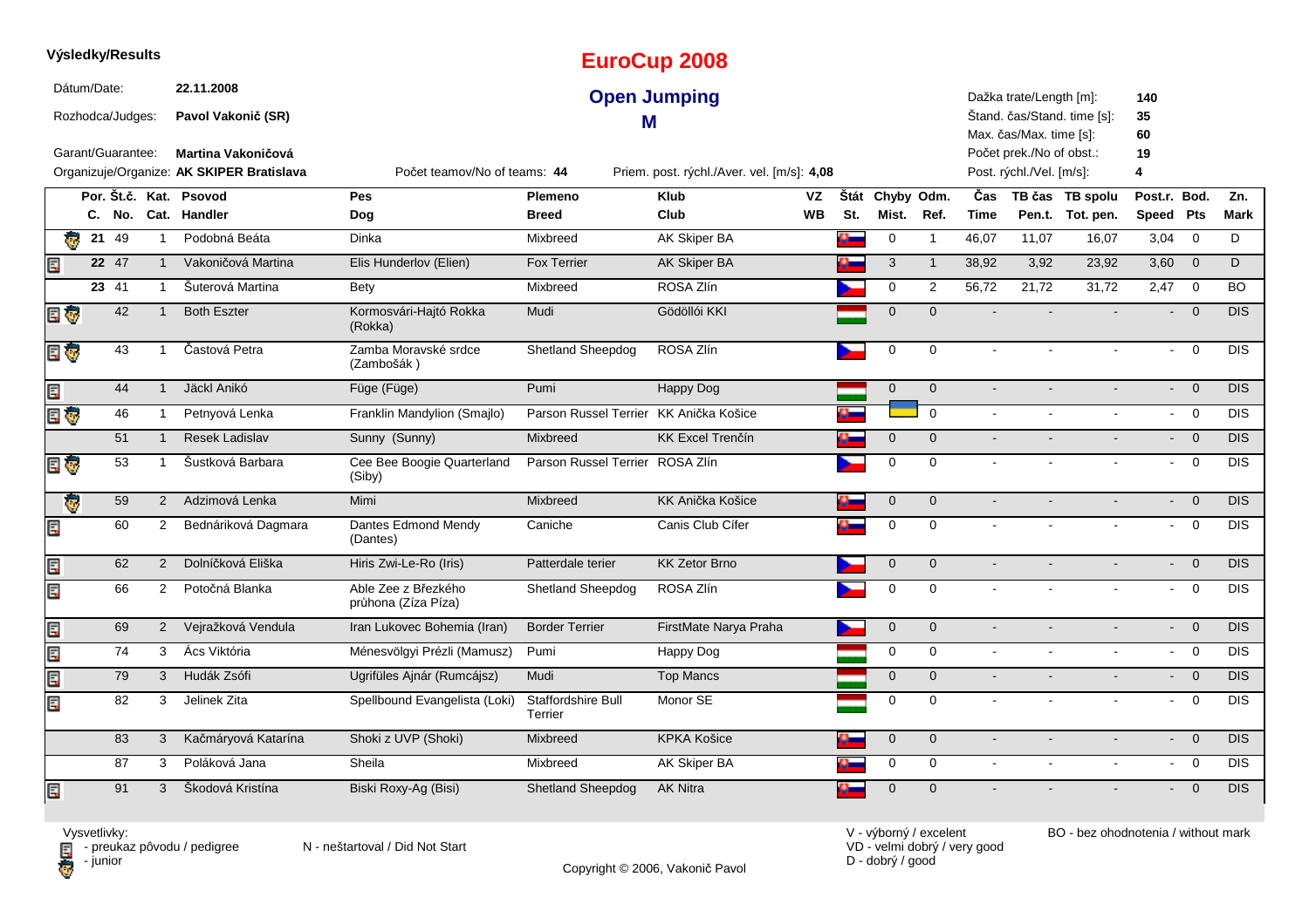**Výsledky/Results**

# EuroCup 2008

## Open Jumping

### M

Dátum/Date: **22.11.2008**

Rozhodca/Judges: **Pavol Vakonič (SR)**

Garant/Guarantee: **Martina Vakoničová**

Organizuje/Organize: **AK SKIPER Bratislava**

Počet teamov/No of teams: **44**

Priem. post. rýchl./Aver. vel. [m/s]: **4,08**

Dažka trate/Length [m]: **140**
Štand. čas/Stand. time [s]: **35**
Max. čas/Max. time [s]: **60**
Počet prek./No of obst.: **19**
Post. rýchl./Vel. [m/s]: **4**

| | Por. C. | Št.č. No. | Kat. Cat. | Psovod Handler | Pes Dog | Plemeno Breed | Klub Club | VZ WB | Štát St. | Chyby Mist. | Odm. Ref. | Čas Time | TB čas Pen.t. | TB spolu Tot. pen. | Post.r. Speed | Bod. Pts | Zn. Mark |
|---|---|---|---|---|---|---|---|---|---|---|---|---|---|---|---|---|---|
| junior | 21 | 49 | 1 | Podobná Beáta | Dinka | Mixbreed | AK Skiper BA | | SK | 0 | 1 | 46,07 | 11,07 | 16,07 | 3,04 | 0 | D |
| pedigree | 22 | 47 | 1 | Vakoničová Martina | Elis Hunderlov (Elien) | Fox Terrier | AK Skiper BA | | SK | 3 | 1 | 38,92 | 3,92 | 23,92 | 3,60 | 0 | D |
| | 23 | 41 | 1 | Šuterová Martina | Bety | Mixbreed | ROSA Zlín | | CZ | 0 | 2 | 56,72 | 21,72 | 31,72 | 2,47 | 0 | BO |
| pedigree, junior | | 42 | 1 | Both Eszter | Kormosvári-Hajtó Rokka (Rokka) | Mudi | Gödöllői KKI | | HU | 0 | 0 | - | - | - | - | 0 | DIS |
| pedigree, junior | | 43 | 1 | Častová Petra | Zamba Moravské srdce (Zambošák ) | Shetland Sheepdog | ROSA Zlín | | CZ | 0 | 0 | - | - | - | - | 0 | DIS |
| pedigree | | 44 | 1 | Jäckl Anikó | Füge (Füge) | Pumi | Happy Dog | | HU | 0 | 0 | - | - | - | - | 0 | DIS |
| pedigree, junior | | 46 | 1 | Petnyová Lenka | Franklin Mandylion (Smajlo) | Parson Russel Terrier | KK Anička Košice | | SK | UA | 0 | - | - | - | - | 0 | DIS |
| | | 51 | 1 | Resek Ladislav | Sunny (Sunny) | Mixbreed | KK Excel Trenčín | | SK | 0 | 0 | - | - | - | - | 0 | DIS |
| pedigree, junior | | 53 | 1 | Šustková Barbara | Cee Bee Boogie Quarterland (Siby) | Parson Russel Terrier | ROSA Zlín | | CZ | 0 | 0 | - | - | - | - | 0 | DIS |
| junior | | 59 | 2 | Adzimová Lenka | Mimi | Mixbreed | KK Anička Košice | | SK | 0 | 0 | - | - | - | - | 0 | DIS |
| pedigree | | 60 | 2 | Bednáriková Dagmara | Dantes Edmond Mendy (Dantes) | Caniche | Canis Club Cífer | | SK | 0 | 0 | - | - | - | - | 0 | DIS |
| pedigree | | 62 | 2 | Dolníčková Eliška | Hiris Zwi-Le-Ro (Iris) | Patterdale terier | KK Zetor Brno | | CZ | 0 | 0 | - | - | - | - | 0 | DIS |
| pedigree | | 66 | 2 | Potočná Blanka | Able Zee z Březkého průhona (Zíza Píza) | Shetland Sheepdog | ROSA Zlín | | CZ | 0 | 0 | - | - | - | - | 0 | DIS |
| pedigree | | 69 | 2 | Vejražková Vendula | Iran Lukovec Bohemia (Iran) | Border Terrier | FirstMate Narya Praha | | CZ | 0 | 0 | - | - | - | - | 0 | DIS |
| pedigree | | 74 | 3 | Ács Viktória | Ménesvölgyi Prézli (Mamusz) | Pumi | Happy Dog | | HU | 0 | 0 | - | - | - | - | 0 | DIS |
| pedigree | | 79 | 3 | Hudák Zsófi | Ugrifüles Ajnár (Rumcájsz) | Mudi | Top Mancs | | HU | 0 | 0 | - | - | - | - | 0 | DIS |
| pedigree | | 82 | 3 | Jelinek Zita | Spellbound Evangelista (Loki) | Staffordshire Bull Terrier | Monor SE | | HU | 0 | 0 | - | - | - | - | 0 | DIS |
| | | 83 | 3 | Kačmáryová Katarína | Shoki z UVP (Shoki) | Mixbreed | KPKA Košice | | SK | 0 | 0 | - | - | - | - | 0 | DIS |
| | | 87 | 3 | Poláková Jana | Sheila | Mixbreed | AK Skiper BA | | SK | 0 | 0 | - | - | - | - | 0 | DIS |
| pedigree | | 91 | 3 | Škodová Kristína | Biski Roxy-Ag (Bisi) | Shetland Sheepdog | AK Nitra | | SK | 0 | 0 | - | - | - | - | 0 | DIS |

Vysvetlivky:
- preukaz pôvodu / pedigree
- junior

N - neštartoval / Did Not Start

V - výborný / excelent
VD - velmi dobrý / very good
D - dobrý / good

BO - bez ohodnotenia / without mark

Copyright © 2006, Vakonič Pavol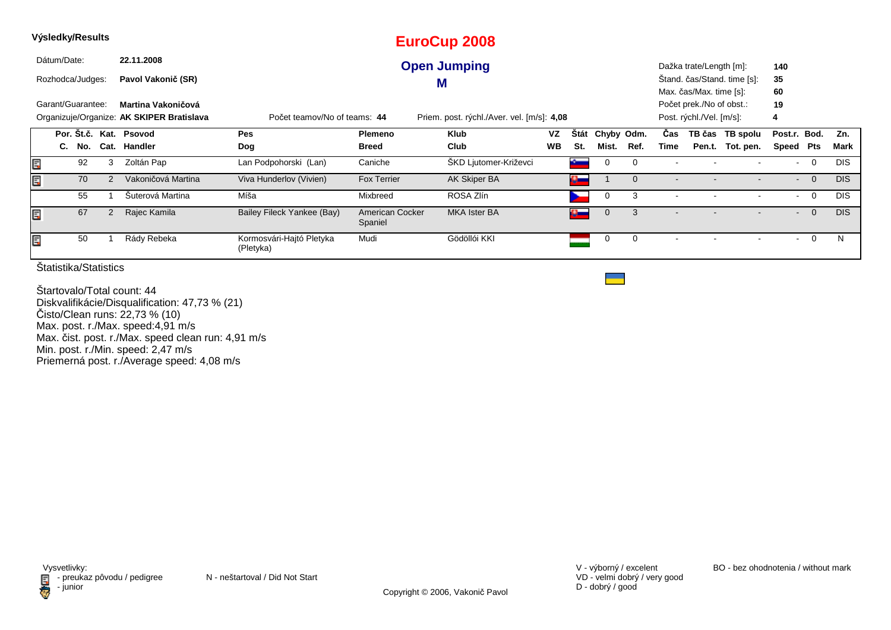**Výsledky/Results**

# EuroCup 2008

## Open Jumping

## M

Dátum/Date: **22.11.2008**

Rozhodca/Judges: **Pavol Vakonič (SR)**

Garant/Guarantee: **Martina Vakoničová**

Organizuje/Organize: **AK SKIPER Bratislava**

Počet teamov/No of teams: **44**

Priem. post. rýchl./Aver. vel. [m/s]: **4,08**

Dažka trate/Length [m]: **140**
Štand. čas/Stand. time [s]: **35**
Max. čas/Max. time [s]: **60**
Počet prek./No of obst.: **19**
Post. rýchl./Vel. [m/s]: **4**

| | Por. C. | Št.č. No. | Kat. Cat. | Psovod Handler | Pes Dog | Plemeno Breed | Klub Club | VZ WB | Štát St. | Chyby Mist. | Odm. Ref. | Čas Time | TB čas Pen.t. | TB spolu Tot. pen. | Post.r. Speed | Bod. Pts | Zn. Mark |
|---|---|---|---|---|---|---|---|---|---|---|---|---|---|---|---|---|---|
| 🗎 | | 92 | 3 | Zoltán Pap | Lan Podpohorski (Lan) | Caniche | ŠKD Ljutomer-Križevci | | | 0 | 0 | - | - | - | - | 0 | DIS |
| 🗎 | | 70 | 2 | Vakoničová Martina | Viva Hunderlov (Vivien) | Fox Terrier | AK Skiper BA | | | 1 | 0 | - | - | - | - | 0 | DIS |
| | | 55 | 1 | Šuterová Martina | Míša | Mixbreed | ROSA Zlín | | | 0 | 3 | - | - | - | - | 0 | DIS |
| 🗎 | | 67 | 2 | Rajec Kamila | Bailey Fileck Yankee (Bay) | American Cocker Spaniel | MKA Ister BA | | | 0 | 3 | - | - | - | - | 0 | DIS |
| 🗎 | | 50 | 1 | Rády Rebeka | Kormosvári-Hajtó Pletyka (Pletyka) | Mudi | Gödöllói KKI | | | 0 | 0 | - | - | - | - | 0 | N |

Štatistika/Statistics

Štartovalo/Total count: 44
Diskvalifikácie/Disqualification: 47,73 % (21)
Čisto/Clean runs: 22,73 % (10)
Max. post. r./Max. speed:4,91 m/s
Max. čist. post. r./Max. speed clean run: 4,91 m/s
Min. post. r./Min. speed: 2,47 m/s
Priemerná post. r./Average speed: 4,08 m/s

Vysvetlivky:
🗎 - preukaz pôvodu / pedigree
- junior

N - neštartoval / Did Not Start

V - výborný / excelent
VD - velmi dobrý / very good
D - dobrý / good

BO - bez ohodnotenia / without mark

Copyright © 2006, Vakonič Pavol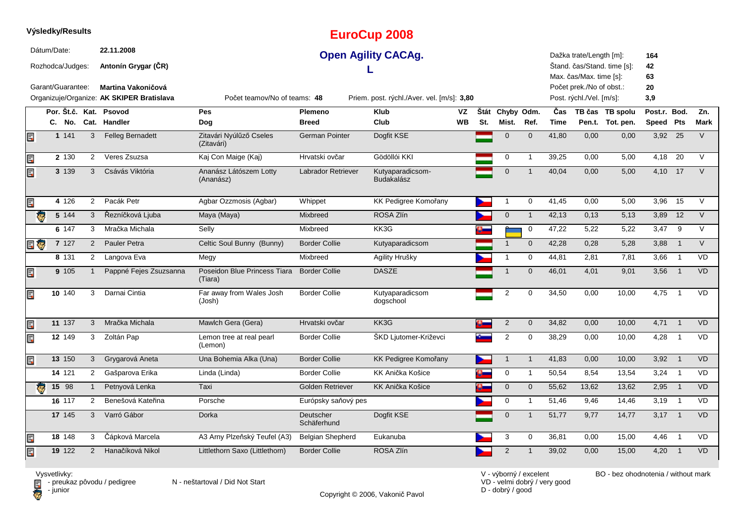**Výsledky/Results**

# EuroCup 2008

## Open Agility CACAg.

## L

Dátum/Date: **22.11.2008**
Rozhodca/Judges: **Antonín Grygar (ČR)**
Garant/Guarantee: **Martina Vakoničová**
Organizuje/Organize: **AK SKIPER Bratislava**

Počet teamov/No of teams: **48**
Priem. post. rýchl./Aver. vel. [m/s]: **3,80**

Dažka trate/Length [m]: **164**
Štand. čas/Stand. time [s]: **42**
Max. čas/Max. time [s]: **63**
Počet prek./No of obst.: **20**
Post. rýchl./Vel. [m/s]: **3,9**

| | Por. C. | Št.č. No. | Kat. Cat. | Psovod Handler | Pes Dog | Plemeno Breed | Klub Club | VZ WB | Štát St. | Chyby Mist. | Odm. Ref. | Čas Time | TB čas Pen.t. | TB spolu Tot. pen. | Post.r. Speed | Bod. Pts | Zn. Mark |
|---|---|---|---|---|---|---|---|---|---|---|---|---|---|---|---|---|---|
| pedigree | 1 | 141 | 3 | Felleg Bernadett | Zitavári Nyúlűző Cseles (Zitavári) | German Pointer | Dogfit KSE | | HUN | 0 | 0 | 41,80 | 0,00 | 0,00 | 3,92 | 25 | V |
| pedigree | 2 | 130 | 2 | Veres Zsuzsa | Kaj Con Maige (Kaj) | Hrvatski ovčar | Gödöllői KKI | | HUN | 0 | 1 | 39,25 | 0,00 | 5,00 | 4,18 | 20 | V |
| pedigree | 3 | 139 | 3 | Csávás Viktória | Ananász Látószem Lotty (Ananász) | Labrador Retriever | Kutyaparadicsom-Budakalász | | HUN | 0 | 1 | 40,04 | 0,00 | 5,00 | 4,10 | 17 | V |
| pedigree | 4 | 126 | 2 | Pacák Petr | Agbar Ozzmosis (Agbar) | Whippet | KK Pedigree Komořany | | CZE | 1 | 0 | 41,45 | 0,00 | 5,00 | 3,96 | 15 | V |
| junior | 5 | 144 | 3 | Řezníčková Ljuba | Maya (Maya) | Mixbreed | ROSA Zlín | | CZE | 0 | 1 | 42,13 | 0,13 | 5,13 | 3,89 | 12 | V |
| | 6 | 147 | 3 | Mračka Michala | Selly | Mixbreed | KK3G | | SVK | | 0 | 47,22 | 5,22 | 5,22 | 3,47 | 9 | V |
| pedigree, junior | 7 | 127 | 2 | Pauler Petra | Celtic Soul Bunny (Bunny) | Border Collie | Kutyaparadicsom | | HUN | 1 | 0 | 42,28 | 0,28 | 5,28 | 3,88 | 1 | V |
| | 8 | 131 | 2 | Langova Eva | Megy | Mixbreed | Agility Hrušky | | CZE | 1 | 0 | 44,81 | 2,81 | 7,81 | 3,66 | 1 | VD |
| pedigree | 9 | 105 | 1 | Pappné Fejes Zsuzsanna | Poseidon Blue Princess Tiara (Tiara) | Border Collie | DASZE | | HUN | 1 | 0 | 46,01 | 4,01 | 9,01 | 3,56 | 1 | VD |
| pedigree | 10 | 140 | 3 | Darnai Cintia | Far away from Wales Josh (Josh) | Border Collie | Kutyaparadicsom dogschool | | HUN | 2 | 0 | 34,50 | 0,00 | 10,00 | 4,75 | 1 | VD |
| pedigree | 11 | 137 | 3 | Mračka Michala | Mawlch Gera (Gera) | Hrvatski ovčar | KK3G | | SVK | 2 | 0 | 34,82 | 0,00 | 10,00 | 4,71 | 1 | VD |
| pedigree | 12 | 149 | 3 | Zoltán Pap | Lemon tree at real pearl (Lemon) | Border Collie | ŠKD Ljutomer-Križevci | | SLO | 2 | 0 | 38,29 | 0,00 | 10,00 | 4,28 | 1 | VD |
| pedigree | 13 | 150 | 3 | Grygarová Aneta | Una Bohemia Alka (Una) | Border Collie | KK Pedigree Komořany | | CZE | 1 | 1 | 41,83 | 0,00 | 10,00 | 3,92 | 1 | VD |
| | 14 | 121 | 2 | Gašparova Erika | Linda (Linda) | Border Collie | KK Anička Košice | | SVK | 0 | 1 | 50,54 | 8,54 | 13,54 | 3,24 | 1 | VD |
| junior | 15 | 98 | 1 | Petnyová Lenka | Taxi | Golden Retriever | KK Anička Košice | | SVK | 0 | 0 | 55,62 | 13,62 | 13,62 | 2,95 | 1 | VD |
| | 16 | 117 | 2 | Benešová Kateřina | Porsche | Európsky saňový pes | | | CZE | 0 | 1 | 51,46 | 9,46 | 14,46 | 3,19 | 1 | VD |
| | 17 | 145 | 3 | Varró Gábor | Dorka | Deutscher Schäferhund | Dogfit KSE | | HUN | 0 | 1 | 51,77 | 9,77 | 14,77 | 3,17 | 1 | VD |
| pedigree | 18 | 148 | 3 | Čápková Marcela | A3 Arny Plzeňský Teufel (A3) | Belgian Shepherd | Eukanuba | | CZE | 3 | 0 | 36,81 | 0,00 | 15,00 | 4,46 | 1 | VD |
| pedigree | 19 | 122 | 2 | Hanačíková Nikol | Littlethorn Saxo (Littlethorn) | Border Collie | ROSA Zlín | | CZE | 2 | 1 | 39,02 | 0,00 | 15,00 | 4,20 | 1 | VD |

Vysvetlivky:
- preukaz pôvodu / pedigree
- junior

N - neštartoval / Did Not Start

V - výborný / excelent
VD - velmi dobrý / very good
D - dobrý / good

BO - bez ohodnotenia / without mark

Copyright © 2006, Vakonič Pavol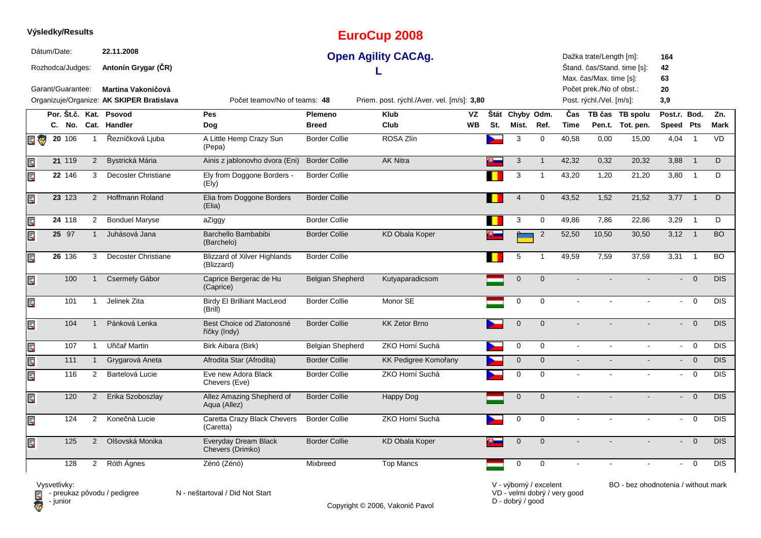**Výsledky/Results**

# EuroCup 2008

## Open Agility CACAg.

## L

| | | | |
|---|---|---|---|
| Dátum/Date: | 22.11.2008 | Dažka trate/Length [m]: | 164 |
| Rozhodca/Judges: | Antonín Grygar (ČR) | Štand. čas/Stand. time [s]: | 42 |
| Garant/Guarantee: | Martina Vakoničová | Max. čas/Max. time [s]: | 63 |
| Organizuje/Organize: | AK SKIPER Bratislava | Počet prek./No of obst.: | 20 |
| Počet teamov/No of teams: | 48 | Post. rýchl./Vel. [m/s]: | 3,9 |
| Priem. post. rýchl./Aver. vel. [m/s]: | 3,80 | | |

| Por. C. | Št.č. No. | Kat. Cat. | Psovod Handler | Pes Dog | Plemeno Breed | Klub Club | VZ WB | Štát St. | Chyby Mist. | Odm. Ref. | Čas Time | TB čas Pen.t. | TB spolu Tot. pen. | Post.r. Speed | Bod. Pts | Zn. Mark |
|---|---|---|---|---|---|---|---|---|---|---|---|---|---|---|---|---|
| 20 | 106 | 1 | Řezníčková Ljuba | A Little Hemp Crazy Sun (Pepa) | Border Collie | ROSA Zlín | | | 3 | 0 | 40,58 | 0,00 | 15,00 | 4,04 | 1 | VD |
| 21 | 119 | 2 | Bystrická Mária | Ainis z jablonovho dvora (Eni) | Border Collie | AK Nitra | | | 3 | 1 | 42,32 | 0,32 | 20,32 | 3,88 | 1 | D |
| 22 | 146 | 3 | Decoster Christiane | Ely from Doggone Borders - (Ely) | Border Collie | | | | 3 | 1 | 43,20 | 1,20 | 21,20 | 3,80 | 1 | D |
| 23 | 123 | 2 | Hoffmann Roland | Elia from Doggone Borders (Elia) | Border Collie | | | | 4 | 0 | 43,52 | 1,52 | 21,52 | 3,77 | 1 | D |
| 24 | 118 | 2 | Bonduel Maryse | aZiggy | Border Collie | | | | 3 | 0 | 49,86 | 7,86 | 22,86 | 3,29 | 1 | D |
| 25 | 97 | 1 | Juhásová Jana | Barchello Bambabibi (Barchelo) | Border Collie | KD Obala Koper | | | | 2 | 52,50 | 10,50 | 30,50 | 3,12 | 1 | BO |
| 26 | 136 | 3 | Decoster Christiane | Blizzard of Xilver Highlands (Blizzard) | Border Collie | | | | 5 | 1 | 49,59 | 7,59 | 37,59 | 3,31 | 1 | BO |
| | 100 | 1 | Csermely Gábor | Caprice Bergerac de Hu (Caprice) | Belgian Shepherd | Kutyaparadicsom | | | 0 | 0 | - | - | - | - | 0 | DIS |
| | 101 | 1 | Jelinek Zita | Birdy El Brilliant MacLeod (Brill) | Border Collie | Monor SE | | | 0 | 0 | - | - | - | - | 0 | DIS |
| | 104 | 1 | Pánková Lenka | Best Choice od Zlatonosné říčky (Indy) | Border Collie | KK Zetor Brno | | | 0 | 0 | - | - | - | - | 0 | DIS |
| | 107 | 1 | Uřičař Martin | Birk Aibara (Birk) | Belgian Shepherd | ZKO Horní Suchá | | | 0 | 0 | - | - | - | - | 0 | DIS |
| | 111 | 1 | Grygarová Aneta | Afrodita Star (Afrodita) | Border Collie | KK Pedigree Komořany | | | 0 | 0 | - | - | - | - | 0 | DIS |
| | 116 | 2 | Bartelová Lucie | Eve new Adora Black Chevers (Eve) | Border Collie | ZKO Horní Suchá | | | 0 | 0 | - | - | - | - | 0 | DIS |
| | 120 | 2 | Erika Szoboszlay | Allez Amazing Shepherd of Aqua (Allez) | Border Collie | Happy Dog | | | 0 | 0 | - | - | - | - | 0 | DIS |
| | 124 | 2 | Konečná Lucie | Caretta Crazy Black Chevers (Caretta) | Border Collie | ZKO Horní Suchá | | | 0 | 0 | - | - | - | - | 0 | DIS |
| | 125 | 2 | Olšovská Monika | Everyday Dream Black Chevers (Drimko) | Border Collie | KD Obala Koper | | | 0 | 0 | - | - | - | - | 0 | DIS |
| | 128 | 2 | Róth Ágnes | Zénó (Zénó) | Mixbreed | Top Mancs | | | 0 | 0 | - | - | - | - | 0 | DIS |

Vysvetlivky:
- preukaz pôvodu / pedigree
- junior

N - neštartoval / Did Not Start

V - výborný / excelent
VD - velmi dobrý / very good
D - dobrý / good

BO - bez ohodnotenia / without mark

Copyright © 2006, Vakonič Pavol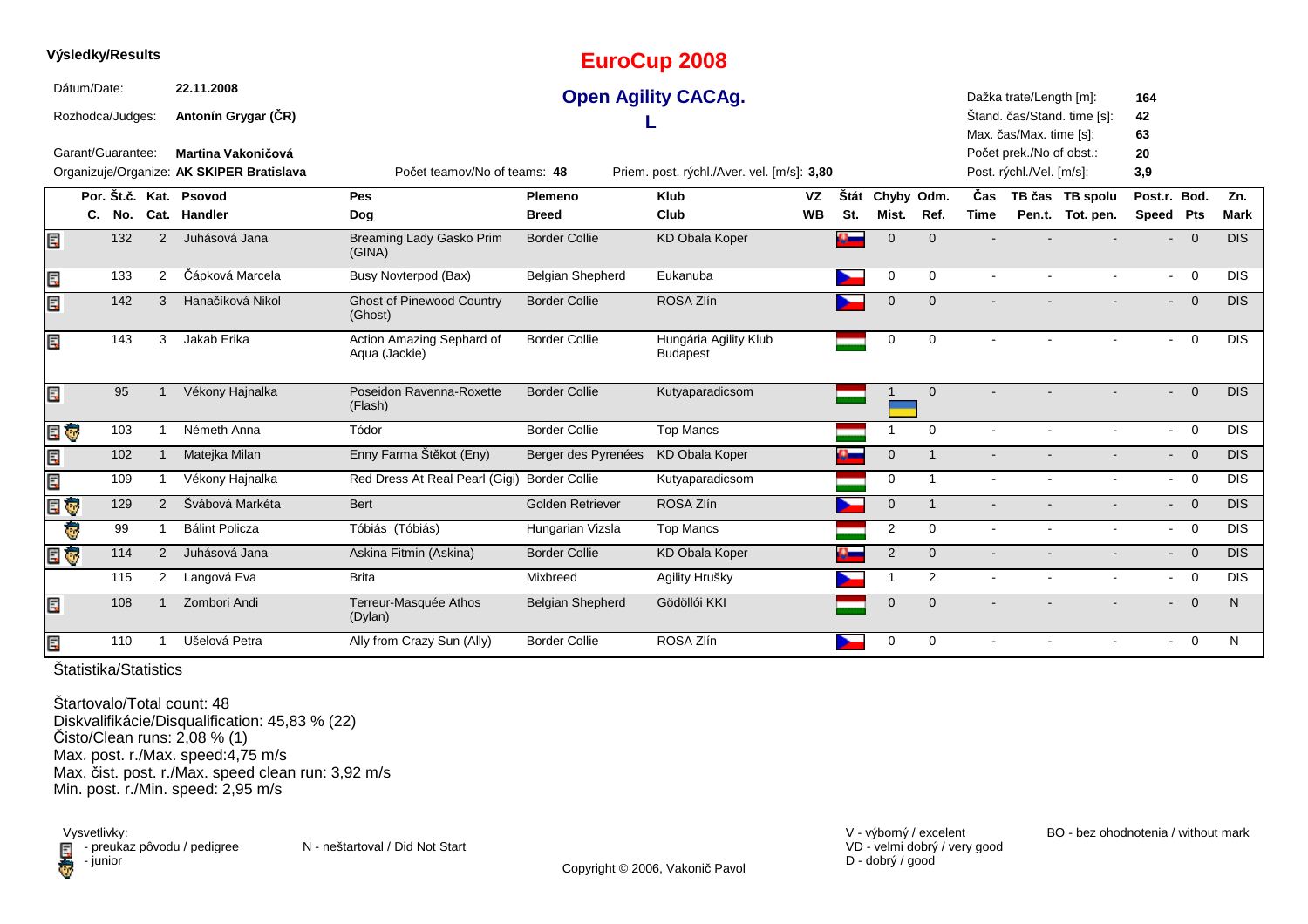**Výsledky/Results**

# EuroCup 2008

## Open Agility CACAg.

## L

Dátum/Date: **22.11.2008**

Rozhodca/Judges: **Antonín Grygar (ČR)**

Garant/Guarantee: **Martina Vakoničová**

Organizuje/Organize: **AK SKIPER Bratislava**

Počet teamov/No of teams: **48**

Priem. post. rýchl./Aver. vel. [m/s]: **3,80**

Dažka trate/Length [m]: **164**

Štand. čas/Stand. time [s]: **42**

Max. čas/Max. time [s]: **63**

Počet prek./No of obst.: **20**

Post. rýchl./Vel. [m/s]: **3,9**

| | Por. C. | Št.č. No. | Kat. Cat. | Psovod Handler | Pes Dog | Plemeno Breed | Klub Club | VZ WB | Štát St. | Chyby Mist. | Odm. Ref. | Čas Time | TB čas Pen.t. | TB spolu Tot. pen. | Post.r. Speed | Bod. Pts | Zn. Mark |
|---|---|---|---|---|---|---|---|---|---|---|---|---|---|---|---|---|---|
| | | 132 | 2 | Juhásová Jana | Breaming Lady Gasko Prim (GINA) | Border Collie | KD Obala Koper | | | 0 | 0 | - | - | - | - | 0 | DIS |
| | | 133 | 2 | Čápková Marcela | Busy Novterpod (Bax) | Belgian Shepherd | Eukanuba | | | 0 | 0 | - | - | - | - | 0 | DIS |
| | | 142 | 3 | Hanačíková Nikol | Ghost of Pinewood Country (Ghost) | Border Collie | ROSA Zlín | | | 0 | 0 | - | - | - | - | 0 | DIS |
| | | 143 | 3 | Jakab Erika | Action Amazing Sephard of Aqua (Jackie) | Border Collie | Hungária Agility Klub Budapest | | | 0 | 0 | - | - | - | - | 0 | DIS |
| | | 95 | 1 | Vékony Hajnalka | Poseidon Ravenna-Roxette (Flash) | Border Collie | Kutyaparadicsom | | | 1 | 0 | - | - | - | - | 0 | DIS |
| | | 103 | 1 | Németh Anna | Tódor | Border Collie | Top Mancs | | | 1 | 0 | - | - | - | - | 0 | DIS |
| | | 102 | 1 | Matejka Milan | Enny Farma Štěkot (Eny) | Berger des Pyrenées | KD Obala Koper | | | 0 | 1 | - | - | - | - | 0 | DIS |
| | | 109 | 1 | Vékony Hajnalka | Red Dress At Real Pearl (Gigi) | Border Collie | Kutyaparadicsom | | | 0 | 1 | - | - | - | - | 0 | DIS |
| | | 129 | 2 | Švábová Markéta | Bert | Golden Retriever | ROSA Zlín | | | 0 | 1 | - | - | - | - | 0 | DIS |
| | | 99 | 1 | Bálint Policza | Tóbiás (Tóbiás) | Hungarian Vizsla | Top Mancs | | | 2 | 0 | - | - | - | - | 0 | DIS |
| | | 114 | 2 | Juhásová Jana | Askina Fitmin (Askina) | Border Collie | KD Obala Koper | | | 2 | 0 | - | - | - | - | 0 | DIS |
| | | 115 | 2 | Langová Eva | Brita | Mixbreed | Agility Hrušky | | | 1 | 2 | - | - | - | - | 0 | DIS |
| | | 108 | 1 | Zombori Andi | Terreur-Masquée Athos (Dylan) | Belgian Shepherd | Gödöllői KKI | | | 0 | 0 | - | - | - | - | 0 | N |
| | | 110 | 1 | Ušelová Petra | Ally from Crazy Sun (Ally) | Border Collie | ROSA Zlín | | | 0 | 0 | - | - | - | - | 0 | N |

Štatistika/Statistics

Štartovalo/Total count: 48
Diskvalifikácie/Disqualification: 45,83 % (22)
Čisto/Clean runs: 2,08 % (1)
Max. post. r./Max. speed:4,75 m/s
Max. čist. post. r./Max. speed clean run: 3,92 m/s
Min. post. r./Min. speed: 2,95 m/s

Vysvetlivky:
- preukaz pôvodu / pedigree
- junior

N - neštartoval / Did Not Start

V - výborný / excelent
VD - velmi dobrý / very good
D - dobrý / good

BO - bez ohodnotenia / without mark

Copyright © 2006, Vakonič Pavol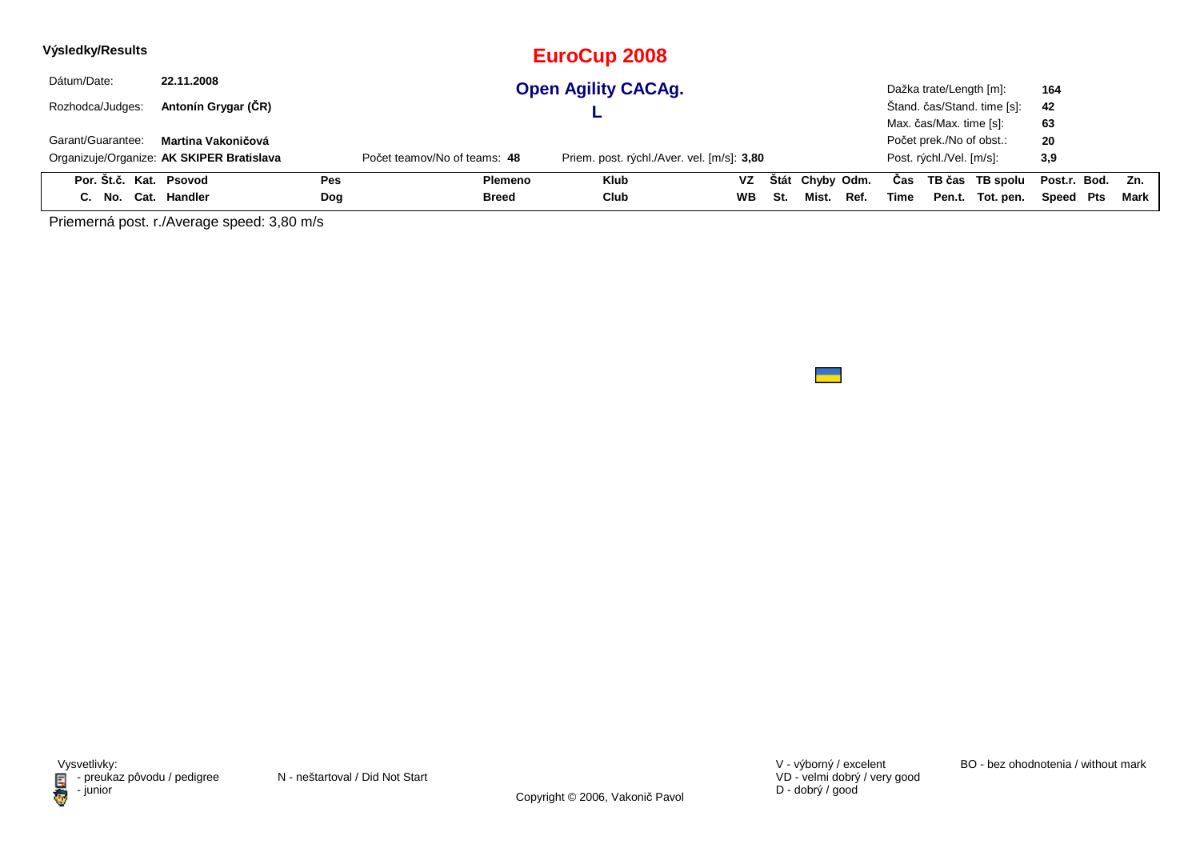**Výsledky/Results**

# EuroCup 2008

## Open Agility CACAg.

## L

| | | | |
|---|---|---|---|
| Dátum/Date: | **22.11.2008** | Dažka trate/Length [m]: | **164** |
| Rozhodca/Judges: | **Antonín Grygar (ČR)** | Štand. čas/Stand. time [s]: | **42** |
| | | Max. čas/Max. time [s]: | **63** |
| Garant/Guarantee: | **Martina Vakoničová** | Počet prek./No of obst.: | **20** |
| Organizuje/Organize: | **AK SKIPER Bratislava** | Post. rýchl./Vel. [m/s]: | **3,9** |

Počet teamov/No of teams: **48**

Priem. post. rýchl./Aver. vel. [m/s]: **3,80**

| Por. C. | Št.č. No. | Kat. Cat. | Psovod Handler | Pes Dog | Plemeno Breed | Klub Club | VZ WB | Štát St. | Chyby Mist. | Odm. Ref. | Čas Time | TB čas Pen.t. | TB spolu Tot. pen. | Post.r. Speed | Bod. Pts | Zn. Mark |
|---|---|---|---|---|---|---|---|---|---|---|---|---|---|---|---|---|

Priemerná post. r./Average speed: 3,80 m/s

Vysvetlivky:
- preukaz pôvodu / pedigree
- junior

N - neštartoval / Did Not Start

V - výborný / excelent
VD - velmi dobrý / very good
D - dobrý / good

BO - bez ohodnotenia / without mark

Copyright © 2006, Vakonič Pavol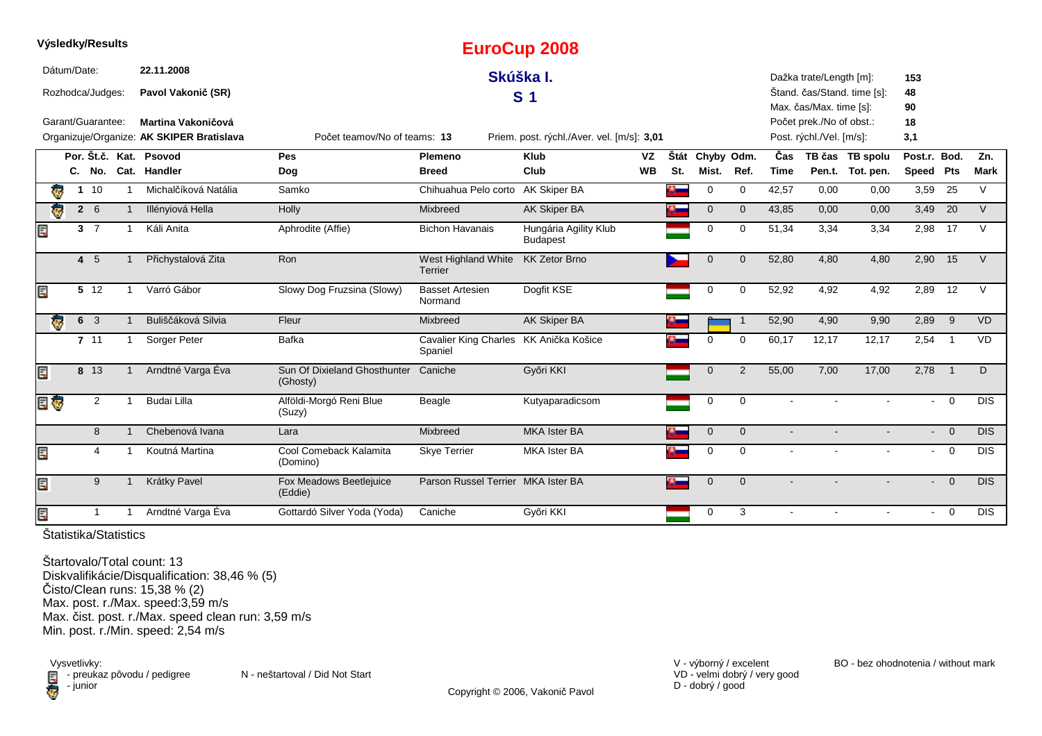**Výsledky/Results**

# EuroCup 2008

## Skúška I.

## S 1

Dátum/Date: **22.11.2008**

Rozhodca/Judges: **Pavol Vakonič (SR)**

Garant/Guarantee: **Martina Vakoničová**

Organizuje/Organize: **AK SKIPER Bratislava**

Počet teamov/No of teams: **13**

Priem. post. rýchl./Aver. vel. [m/s]: **3,01**

Dažka trate/Length [m]: **153**
Štand. čas/Stand. time [s]: **48**
Max. čas/Max. time [s]: **90**
Počet prek./No of obst.: **18**
Post. rýchl./Vel. [m/s]: **3,1**

| | Por. C. | Št.č. No. | Kat. Cat. | Psovod Handler | Pes Dog | Plemeno Breed | Klub Club | VZ WB | Štát St. | Chyby Mist. | Odm. Ref. | Čas Time | TB čas Pen.t. | TB spolu Tot. pen. | Post.r. Speed | Bod. Pts | Zn. Mark |
|---|---|---|---|---|---|---|---|---|---|---|---|---|---|---|---|---|---|
| junior | 1 | 10 | 1 | Michalčíková Natália | Samko | Chihuahua Pelo corto | AK Skiper BA | | SVK | 0 | 0 | 42,57 | 0,00 | 0,00 | 3,59 | 25 | V |
| junior | 2 | 6 | 1 | Illényiová Hella | Holly | Mixbreed | AK Skiper BA | | SVK | 0 | 0 | 43,85 | 0,00 | 0,00 | 3,49 | 20 | V |
| pedigree | 3 | 7 | 1 | Káli Anita | Aphrodite (Affie) | Bichon Havanais | Hungária Agility Klub Budapest | | HUN | 0 | 0 | 51,34 | 3,34 | 3,34 | 2,98 | 17 | V |
| | 4 | 5 | 1 | Přichystalová Zita | Ron | West Highland White Terrier | KK Zetor Brno | | CZE | 0 | 0 | 52,80 | 4,80 | 4,80 | 2,90 | 15 | V |
| pedigree | 5 | 12 | 1 | Varró Gábor | Slowy Dog Fruzsina (Slowy) | Basset Artesien Normand | Dogfit KSE | | HUN | 0 | 0 | 52,92 | 4,92 | 4,92 | 2,89 | 12 | V |
| junior | 6 | 3 | 1 | Buliščáková Silvia | Fleur | Mixbreed | AK Skiper BA | | SVK | 1 | 1 | 52,90 | 4,90 | 9,90 | 2,89 | 9 | VD |
| | 7 | 11 | 1 | Sorger Peter | Bafka | Cavalier King Charles Spaniel | KK Anička Košice | | SVK | 0 | 0 | 60,17 | 12,17 | 12,17 | 2,54 | 1 | VD |
| pedigree | 8 | 13 | 1 | Arndtné Varga Éva | Sun Of Dixieland Ghosthunter (Ghosty) | Caniche | Győri KKI | | HUN | 0 | 2 | 55,00 | 7,00 | 17,00 | 2,78 | 1 | D |
| pedigree, junior | | 2 | 1 | Budai Lilla | Alföldi-Morgó Reni Blue (Suzy) | Beagle | Kutyaparadicsom | | HUN | 0 | 0 | - | - | - | - | 0 | DIS |
| | | 8 | 1 | Chebenová Ivana | Lara | Mixbreed | MKA Ister BA | | SVK | 0 | 0 | - | - | - | - | 0 | DIS |
| pedigree | | 4 | 1 | Koutná Martina | Cool Comeback Kalamita (Domino) | Skye Terrier | MKA Ister BA | | SVK | 0 | 0 | - | - | - | - | 0 | DIS |
| pedigree | | 9 | 1 | Krátky Pavel | Fox Meadows Beetlejuice (Eddie) | Parson Russel Terrier | MKA Ister BA | | SVK | 0 | 0 | - | - | - | - | 0 | DIS |
| pedigree | | 1 | 1 | Arndtné Varga Éva | Gottardó Silver Yoda (Yoda) | Caniche | Győri KKI | | HUN | 0 | 3 | - | - | - | - | 0 | DIS |

Štatistika/Statistics

Štartovalo/Total count: 13
Diskvalifikácie/Disqualification: 38,46 % (5)
Čisto/Clean runs: 15,38 % (2)
Max. post. r./Max. speed:3,59 m/s
Max. čist. post. r./Max. speed clean run: 3,59 m/s
Min. post. r./Min. speed: 2,54 m/s

Vysvetlivky:
- preukaz pôvodu / pedigree
- junior

N - neštartoval / Did Not Start

V - výborný / excelent
VD - velmi dobrý / very good
D - dobrý / good

BO - bez ohodnotenia / without mark

Copyright © 2006, Vakonič Pavol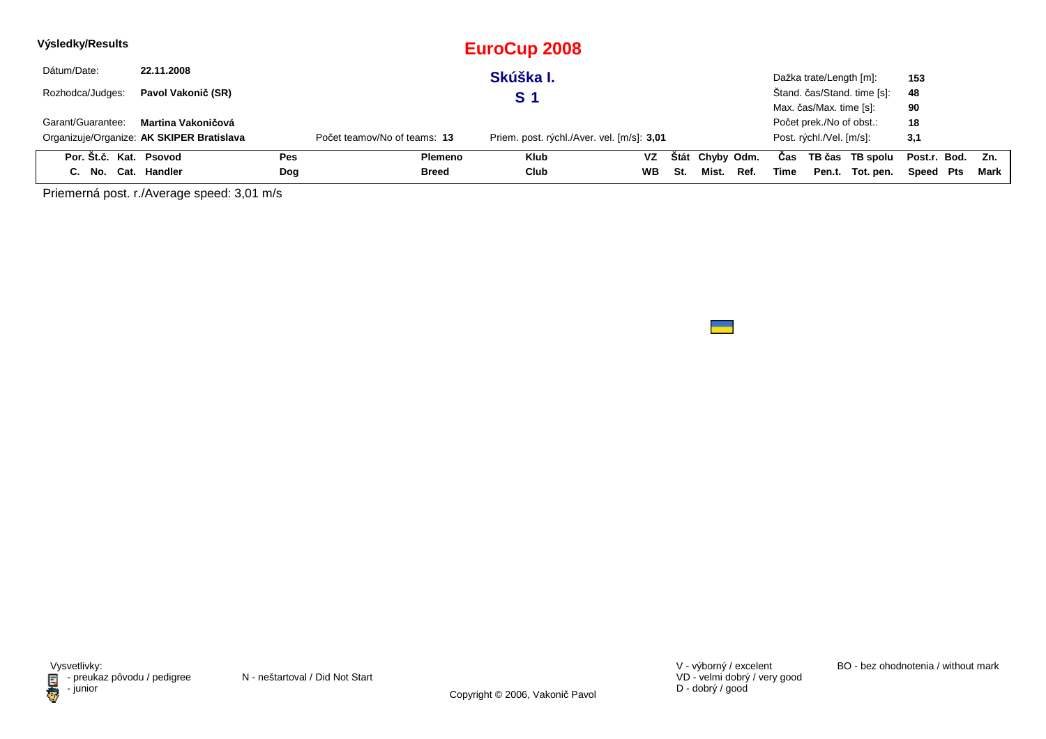**Výsledky/Results**

# EuroCup 2008

## Skúška I.

## S 1

| | | | |
|---|---|---|---|
| Dátum/Date: | **22.11.2008** | Dažka trate/Length [m]: | **153** |
| Rozhodca/Judges: | **Pavol Vakonič (SR)** | Štand. čas/Stand. time [s]: | **48** |
| | | Max. čas/Max. time [s]: | **90** |
| Garant/Guarantee: | **Martina Vakoničová** | Počet prek./No of obst.: | **18** |
| Organizuje/Organize: | **AK SKIPER Bratislava** | Post. rýchl./Vel. [m/s]: | **3,1** |

Počet teamov/No of teams: **13**

Priem. post. rýchl./Aver. vel. [m/s]: **3,01**

| Por. C. | Št.č. No. | Kat. Cat. | Psovod Handler | Pes Dog | Plemeno Breed | Klub Club | VZ WB | Štát St. | Chyby Mist. | Odm. Ref. | Čas Time | TB čas Pen.t. | TB spolu Tot. pen. | Post.r. Speed | Bod. Pts | Zn. Mark |
|---|---|---|---|---|---|---|---|---|---|---|---|---|---|---|---|---|

Priemerná post. r./Average speed: 3,01 m/s

Vysvetlivky:
- preukaz pôvodu / pedigree
- junior

N - neštartoval / Did Not Start

V - výborný / excelent
VD - velmi dobrý / very good
D - dobrý / good

BO - bez ohodnotenia / without mark

Copyright © 2006, Vakonič Pavol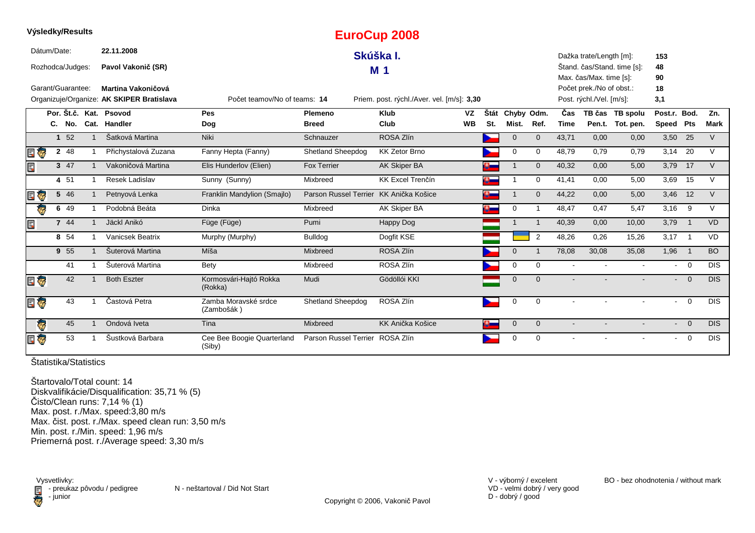**Výsledky/Results**

# EuroCup 2008

## Skúška I.

## M 1

Dátum/Date: **22.11.2008**

Rozhodca/Judges: **Pavol Vakonič (SR)**

Garant/Guarantee: **Martina Vakoničová**

Organizuje/Organize: **AK SKIPER Bratislava**

Počet teamov/No of teams: **14**

Priem. post. rýchl./Aver. vel. [m/s]: **3,30**

Dažka trate/Length [m]: **153**
Štand. čas/Stand. time [s]: **48**
Max. čas/Max. time [s]: **90**
Počet prek./No of obst.: **18**
Post. rýchl./Vel. [m/s]: **3,1**

| | Por. C. | Št.č. No. | Kat. Cat. | Psovod Handler | Pes Dog | Plemeno Breed | Klub Club | VZ WB | Štát St. | Chyby Mist. | Odm. Ref. | Čas Time | TB čas Pen.t. | TB spolu Tot. pen. | Post.r. Speed | Bod. Pts | Zn. Mark |
|---|---|---|---|---|---|---|---|---|---|---|---|---|---|---|---|---|---|
| | 1 | 52 | 1 | Šatková Martina | Niki | Schnauzer | ROSA Zlín | | CZ | 0 | 0 | 43,71 | 0,00 | 0,00 | 3,50 | 25 | V |
| pedigree, junior | 2 | 48 | 1 | Přichystalová Zuzana | Fanny Hepta (Fanny) | Shetland Sheepdog | KK Zetor Brno | | CZ | 0 | 0 | 48,79 | 0,79 | 0,79 | 3,14 | 20 | V |
| pedigree | 3 | 47 | 1 | Vakoničová Martina | Elis Hunderlov (Elien) | Fox Terrier | AK Skiper BA | | SK | 1 | 0 | 40,32 | 0,00 | 5,00 | 3,79 | 17 | V |
| | 4 | 51 | 1 | Resek Ladislav | Sunny (Sunny) | Mixbreed | KK Excel Trenčín | | SK | 1 | 0 | 41,41 | 0,00 | 5,00 | 3,69 | 15 | V |
| pedigree, junior | 5 | 46 | 1 | Petnyová Lenka | Franklin Mandylion (Smajlo) | Parson Russel Terrier | KK Anička Košice | | SK | 1 | 0 | 44,22 | 0,00 | 5,00 | 3,46 | 12 | V |
| junior | 6 | 49 | 1 | Podobná Beáta | Dinka | Mixbreed | AK Skiper BA | | SK | 0 | 1 | 48,47 | 0,47 | 5,47 | 3,16 | 9 | V |
| pedigree | 7 | 44 | 1 | Jäckl Anikó | Füge (Füge) | Pumi | Happy Dog | | HU | 1 | 1 | 40,39 | 0,00 | 10,00 | 3,79 | 1 | VD |
| | 8 | 54 | 1 | Vanicsek Beatrix | Murphy (Murphy) | Bulldog | Dogfit KSE | | HU | | 2 | 48,26 | 0,26 | 15,26 | 3,17 | 1 | VD |
| | 9 | 55 | 1 | Šuterová Martina | Míša | Mixbreed | ROSA Zlín | | CZ | 0 | 1 | 78,08 | 30,08 | 35,08 | 1,96 | 1 | BO |
| | | 41 | 1 | Šuterová Martina | Bety | Mixbreed | ROSA Zlín | | CZ | 0 | 0 | - | - | - | - | 0 | DIS |
| pedigree, junior | | 42 | 1 | Both Eszter | Kormosvári-Hajtó Rokka (Rokka) | Mudi | Gödöllói KKI | | HU | 0 | 0 | - | - | - | - | 0 | DIS |
| pedigree, junior | | 43 | 1 | Částová Petra | Zamba Moravské srdce (Zambošák ) | Shetland Sheepdog | ROSA Zlín | | CZ | 0 | 0 | - | - | - | - | 0 | DIS |
| junior | | 45 | 1 | Ondová Iveta | Tina | Mixbreed | KK Anička Košice | | SK | 0 | 0 | - | - | - | - | 0 | DIS |
| pedigree, junior | | 53 | 1 | Šustková Barbara | Cee Bee Boogie Quarterland (Siby) | Parson Russel Terrier | ROSA Zlín | | CZ | 0 | 0 | - | - | - | - | 0 | DIS |

Štatistika/Statistics

Štartovalo/Total count: 14
Diskvalifikácie/Disqualification: 35,71 % (5)
Čisto/Clean runs: 7,14 % (1)
Max. post. r./Max. speed:3,80 m/s
Max. čist. post. r./Max. speed clean run: 3,50 m/s
Min. post. r./Min. speed: 1,96 m/s
Priemerná post. r./Average speed: 3,30 m/s

Vysvetlivky:
- preukaz pôvodu / pedigree
- junior

N - neštartoval / Did Not Start

V - výborný / excelent
VD - velmi dobrý / very good
D - dobrý / good

BO - bez ohodnotenia / without mark

Copyright © 2006, Vakonič Pavol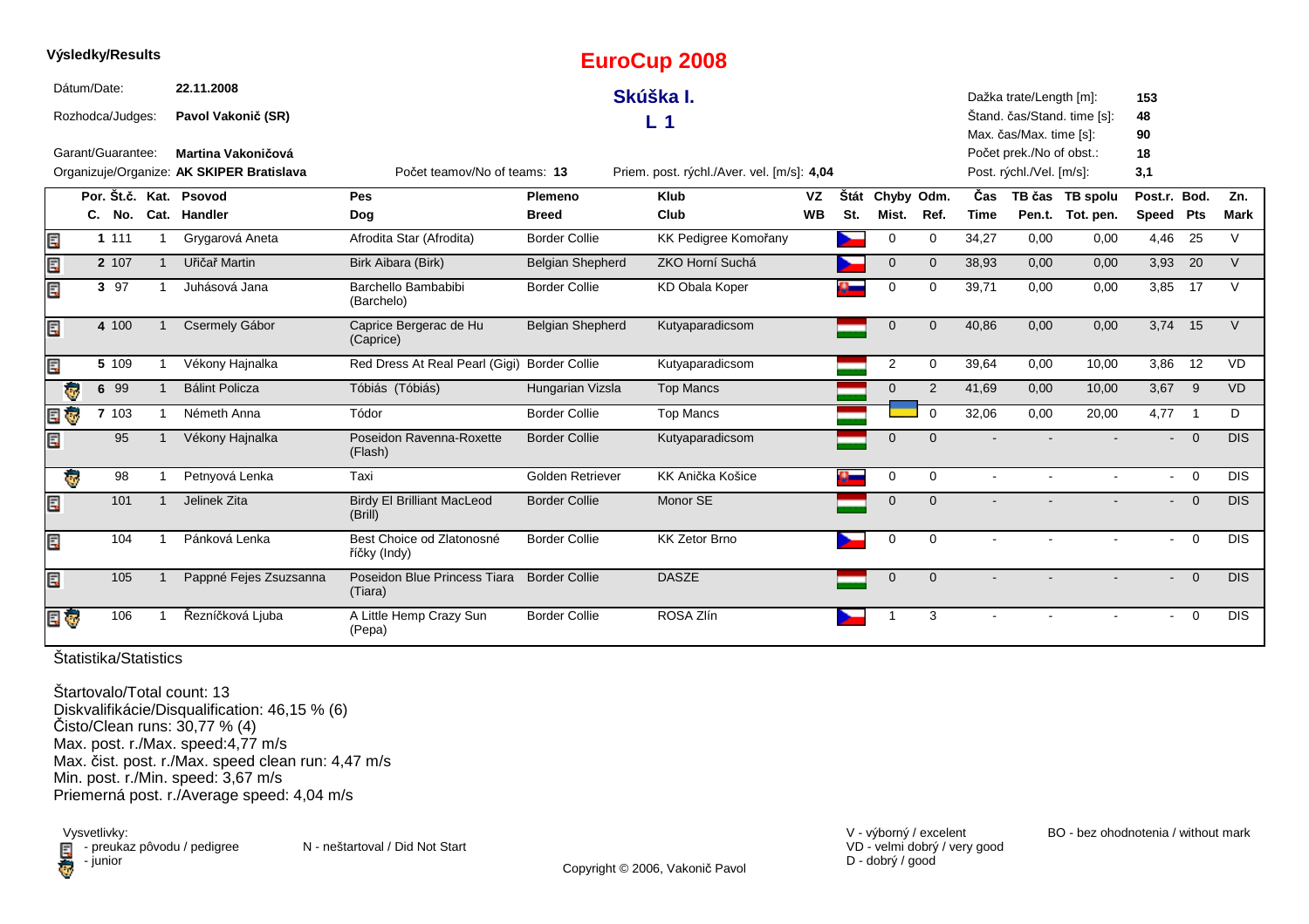**Výsledky/Results**

# EuroCup 2008

## Skúška I.

## L 1

Dátum/Date: **22.11.2008**

Rozhodca/Judges: **Pavol Vakonič (SR)**

Garant/Guarantee: **Martina Vakoničová**

Organizuje/Organize: **AK SKIPER Bratislava**

Počet teamov/No of teams: **13**

Priem. post. rýchl./Aver. vel. [m/s]: **4,04**

Dažka trate/Length [m]: **153**
Štand. čas/Stand. time [s]: **48**
Max. čas/Max. time [s]: **90**
Počet prek./No of obst.: **18**
Post. rýchl./Vel. [m/s]: **3,1**

| Por. C. | Št.č. No. | Kat. Cat. | Psovod Handler | Pes Dog | Plemeno Breed | Klub Club | VZ WB | Štát St. | Chyby Mist. | Odm. Ref. | Čas Time | TB čas Pen.t. | TB spolu Tot. pen. | Post.r. Speed | Bod. Pts | Zn. Mark |
|---|---|---|---|---|---|---|---|---|---|---|---|---|---|---|---|---|
| 1 | 111 | 1 | Grygarová Aneta | Afrodita Star (Afrodita) | Border Collie | KK Pedigree Komořany | | | 0 | 0 | 34,27 | 0,00 | 0,00 | 4,46 | 25 | V |
| 2 | 107 | 1 | Uřičař Martin | Birk Aibara (Birk) | Belgian Shepherd | ZKO Horní Suchá | | | 0 | 0 | 38,93 | 0,00 | 0,00 | 3,93 | 20 | V |
| 3 | 97 | 1 | Juhásová Jana | Barchello Bambabibi (Barchelo) | Border Collie | KD Obala Koper | | | 0 | 0 | 39,71 | 0,00 | 0,00 | 3,85 | 17 | V |
| 4 | 100 | 1 | Csermely Gábor | Caprice Bergerac de Hu (Caprice) | Belgian Shepherd | Kutyaparadicsom | | | 0 | 0 | 40,86 | 0,00 | 0,00 | 3,74 | 15 | V |
| 5 | 109 | 1 | Vékony Hajnalka | Red Dress At Real Pearl (Gigi) | Border Collie | Kutyaparadicsom | | | 2 | 0 | 39,64 | 0,00 | 10,00 | 3,86 | 12 | VD |
| 6 | 99 | 1 | Bálint Policza | Tóbiás (Tóbiás) | Hungarian Vizsla | Top Mancs | | | 0 | 2 | 41,69 | 0,00 | 10,00 | 3,67 | 9 | VD |
| 7 | 103 | 1 | Németh Anna | Tódor | Border Collie | Top Mancs | | | | 0 | 32,06 | 0,00 | 20,00 | 4,77 | 1 | D |
| | 95 | 1 | Vékony Hajnalka | Poseidon Ravenna-Roxette (Flash) | Border Collie | Kutyaparadicsom | | | 0 | 0 | - | - | - | - | 0 | DIS |
| | 98 | 1 | Petnyová Lenka | Taxi | Golden Retriever | KK Anička Košice | | | 0 | 0 | - | - | - | - | 0 | DIS |
| | 101 | 1 | Jelinek Zita | Birdy El Brilliant MacLeod (Brill) | Border Collie | Monor SE | | | 0 | 0 | - | - | - | - | 0 | DIS |
| | 104 | 1 | Pánková Lenka | Best Choice od Zlatonosné říčky (Indy) | Border Collie | KK Zetor Brno | | | 0 | 0 | - | - | - | - | 0 | DIS |
| | 105 | 1 | Pappné Fejes Zsuzsanna | Poseidon Blue Princess Tiara (Tiara) | Border Collie | DASZE | | | 0 | 0 | - | - | - | - | 0 | DIS |
| | 106 | 1 | Řezníčková Ljuba | A Little Hemp Crazy Sun (Pepa) | Border Collie | ROSA Zlín | | | 1 | 3 | - | - | - | - | 0 | DIS |

Štatistika/Statistics

Štartovalo/Total count: 13
Diskvalifikácie/Disqualification: 46,15 % (6)
Čisto/Clean runs: 30,77 % (4)
Max. post. r./Max. speed:4,77 m/s
Max. čist. post. r./Max. speed clean run: 4,47 m/s
Min. post. r./Min. speed: 3,67 m/s
Priemerná post. r./Average speed: 4,04 m/s

Vysvetlivky:
- preukaz pôvodu / pedigree
- junior

N - neštartoval / Did Not Start

V - výborný / excelent
VD - velmi dobrý / very good
D - dobrý / good

BO - bez ohodnotenia / without mark

Copyright © 2006, Vakonič Pavol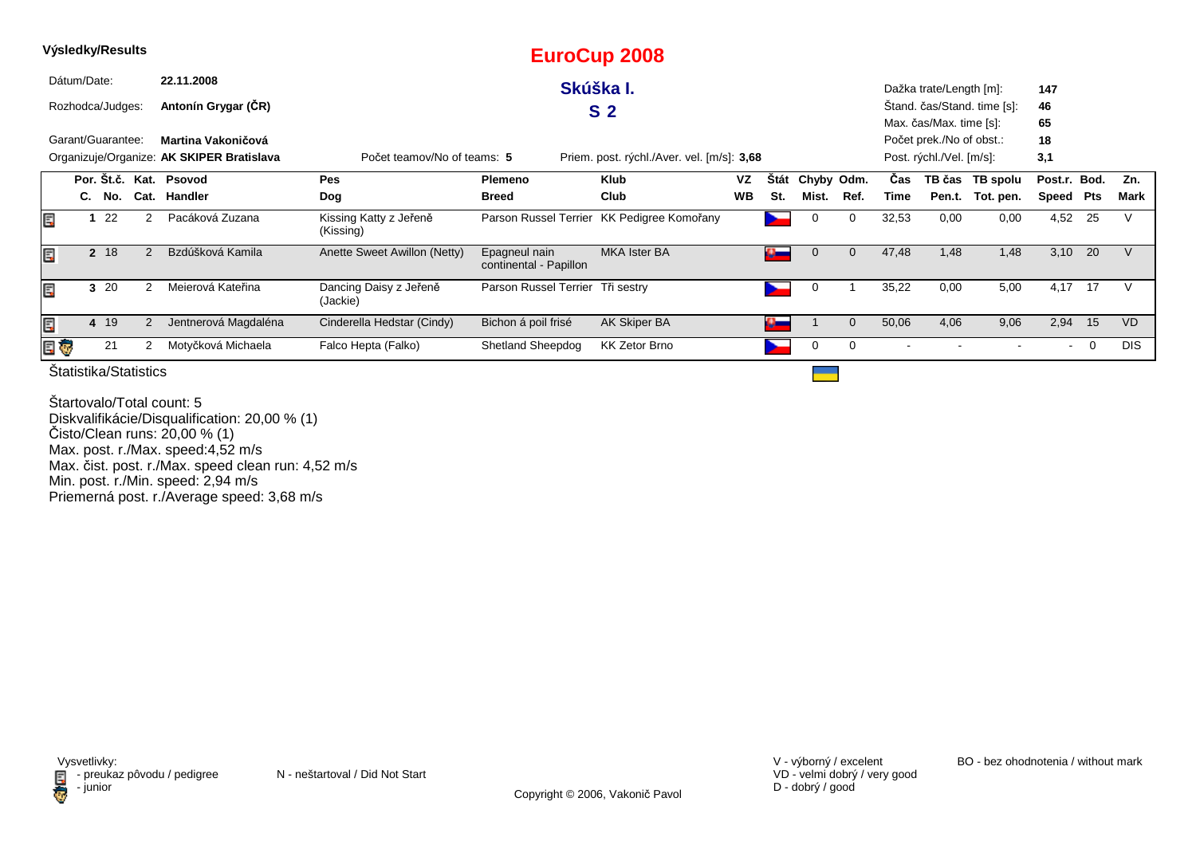**Výsledky/Results**

# EuroCup 2008

## Skúška I.

## S 2

Dátum/Date: **22.11.2008**

Rozhodca/Judges: **Antonín Grygar (ČR)**

Garant/Guarantee: **Martina Vakoničová**

Organizuje/Organize: **AK SKIPER Bratislava**

Počet teamov/No of teams: **5**

Priem. post. rýchl./Aver. vel. [m/s]: **3,68**

Dažka trate/Length [m]: **147**
Štand. čas/Stand. time [s]: **46**
Max. čas/Max. time [s]: **65**
Počet prek./No of obst.: **18**
Post. rýchl./Vel. [m/s]: **3,1**

| Por. C. | Št.č. No. | Kat. Cat. | Psovod Handler | Pes Dog | Plemeno Breed | Klub Club | VZ WB | Štát St. | Chyby Mist. | Odm. Ref. | Čas Time | TB čas Pen.t. | TB spolu Tot. pen. | Post.r. Speed | Bod. Pts | Zn. Mark |
|---|---|---|---|---|---|---|---|---|---|---|---|---|---|---|---|---|
| 1 | 22 | 2 | Pacáková Zuzana | Kissing Katty z Jeřeně (Kissing) | Parson Russel Terrier | KK Pedigree Komořany | | CZ | 0 | 0 | 32,53 | 0,00 | 0,00 | 4,52 | 25 | V |
| 2 | 18 | 2 | Bzdúšková Kamila | Anette Sweet Awillon (Netty) | Epagneul nain continental - Papillon | MKA Ister BA | | SK | 0 | 0 | 47,48 | 1,48 | 1,48 | 3,10 | 20 | V |
| 3 | 20 | 2 | Meierová Kateřina | Dancing Daisy z Jeřeně (Jackie) | Parson Russel Terrier | Tři sestry | | CZ | 0 | 1 | 35,22 | 0,00 | 5,00 | 4,17 | 17 | V |
| 4 | 19 | 2 | Jentnerová Magdaléna | Cinderella Hedstar (Cindy) | Bichon á poil frisé | AK Skiper BA | | SK | 1 | 0 | 50,06 | 4,06 | 9,06 | 2,94 | 15 | VD |
| | 21 | 2 | Motyčková Michaela | Falco Hepta (Falko) | Shetland Sheepdog | KK Zetor Brno | | CZ | 0 | 0 | - | - | - | - | 0 | DIS |

Štatistika/Statistics

Štartovalo/Total count: 5
Diskvalifikácie/Disqualification: 20,00 % (1)
Čisto/Clean runs: 20,00 % (1)
Max. post. r./Max. speed:4,52 m/s
Max. čist. post. r./Max. speed clean run: 4,52 m/s
Min. post. r./Min. speed: 2,94 m/s
Priemerná post. r./Average speed: 3,68 m/s

Vysvetlivky:
- preukaz pôvodu / pedigree
- junior

N - neštartoval / Did Not Start

V - výborný / excelent
VD - velmi dobrý / very good
D - dobrý / good

BO - bez ohodnotenia / without mark

Copyright © 2006, Vakonič Pavol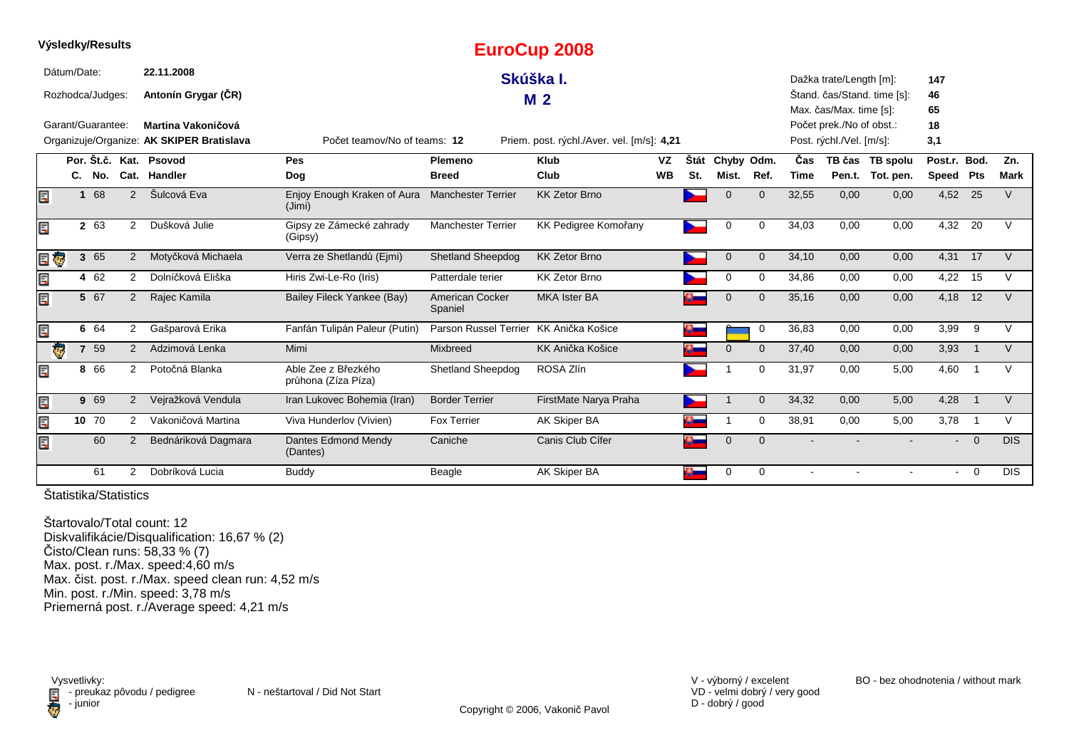**Výsledky/Results**

# EuroCup 2008

## Skúška I.

## M 2

Dátum/Date: **22.11.2008**

Rozhodca/Judges: **Antonín Grygar (ČR)**

Garant/Guarantee: **Martina Vakoničová**

Organizuje/Organize: **AK SKIPER Bratislava**

Počet teamov/No of teams: **12**

Priem. post. rýchl./Aver. vel. [m/s]: **4,21**

Dažka trate/Length [m]: **147**
Štand. čas/Stand. time [s]: **46**
Max. čas/Max. time [s]: **65**
Počet prek./No of obst.: **18**
Post. rýchl./Vel. [m/s]: **3,1**

| Por. C. | Št.č. No. | Kat. Cat. | Psovod Handler | Pes Dog | Plemeno Breed | Klub Club | VZ WB | Štát St. | Chyby Mist. | Odm. Ref. | Čas Time | TB čas Pen.t. | TB spolu Tot. pen. | Post.r. Speed | Bod. Pts | Zn. Mark |
|---|---|---|---|---|---|---|---|---|---|---|---|---|---|---|---|---|
| 1 | 68 | 2 | Šulcová Eva | Enjoy Enough Kraken of Aura (Jimi) | Manchester Terrier | KK Zetor Brno | | | 0 | 0 | 32,55 | 0,00 | 0,00 | 4,52 | 25 | V |
| 2 | 63 | 2 | Dušková Julie | Gipsy ze Zámecké zahrady (Gipsy) | Manchester Terrier | KK Pedigree Komořany | | | 0 | 0 | 34,03 | 0,00 | 0,00 | 4,32 | 20 | V |
| 3 | 65 | 2 | Motyčková Michaela | Verra ze Shetlandů (Ejmi) | Shetland Sheepdog | KK Zetor Brno | | | 0 | 0 | 34,10 | 0,00 | 0,00 | 4,31 | 17 | V |
| 4 | 62 | 2 | Dolníčková Eliška | Hiris Zwi-Le-Ro (Iris) | Patterdale terier | KK Zetor Brno | | | 0 | 0 | 34,86 | 0,00 | 0,00 | 4,22 | 15 | V |
| 5 | 67 | 2 | Rajec Kamila | Bailey Fileck Yankee (Bay) | American Cocker Spaniel | MKA Ister BA | | | 0 | 0 | 35,16 | 0,00 | 0,00 | 4,18 | 12 | V |
| 6 | 64 | 2 | Gašparová Erika | Fanfán Tulipán Paleur (Putin) | Parson Russel Terrier | KK Anička Košice | | | 0 | 0 | 36,83 | 0,00 | 0,00 | 3,99 | 9 | V |
| 7 | 59 | 2 | Adzimová Lenka | Mimi | Mixbreed | KK Anička Košice | | | 0 | 0 | 37,40 | 0,00 | 0,00 | 3,93 | 1 | V |
| 8 | 66 | 2 | Potočná Blanka | Able Zee z Březkého průhona (Zíza Píza) | Shetland Sheepdog | ROSA Zlín | | | 1 | 0 | 31,97 | 0,00 | 5,00 | 4,60 | 1 | V |
| 9 | 69 | 2 | Vejražková Vendula | Iran Lukovec Bohemia (Iran) | Border Terrier | FirstMate Narya Praha | | | 1 | 0 | 34,32 | 0,00 | 5,00 | 4,28 | 1 | V |
| 10 | 70 | 2 | Vakoničová Martina | Viva Hunderlov (Vivien) | Fox Terrier | AK Skiper BA | | | 1 | 0 | 38,91 | 0,00 | 5,00 | 3,78 | 1 | V |
| | 60 | 2 | Bednáriková Dagmara | Dantes Edmond Mendy (Dantes) | Caniche | Canis Club Cífer | | | 0 | 0 | - | - | - | - | 0 | DIS |
| | 61 | 2 | Dobríková Lucia | Buddy | Beagle | AK Skiper BA | | | 0 | 0 | - | - | - | - | 0 | DIS |

Štatistika/Statistics

Štartovalo/Total count: 12
Diskvalifikácie/Disqualification: 16,67 % (2)
Čisto/Clean runs: 58,33 % (7)
Max. post. r./Max. speed:4,60 m/s
Max. čist. post. r./Max. speed clean run: 4,52 m/s
Min. post. r./Min. speed: 3,78 m/s
Priemerná post. r./Average speed: 4,21 m/s

Vysvetlivky:
- preukaz pôvodu / pedigree
- junior

N - neštartoval / Did Not Start

V - výborný / excelent
VD - velmi dobrý / very good
D - dobrý / good

BO - bez ohodnotenia / without mark

Copyright © 2006, Vakonič Pavol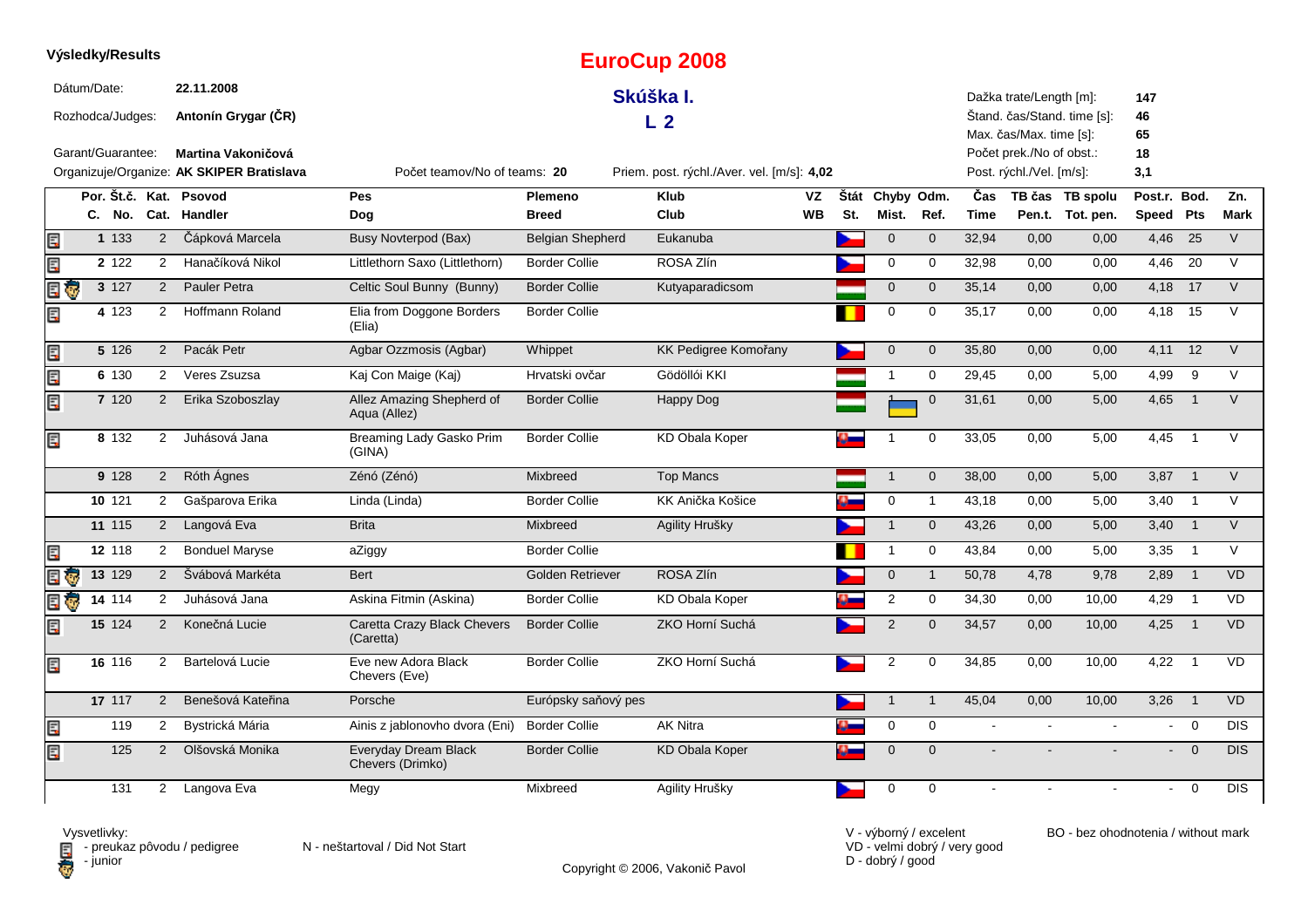**Výsledky/Results**

# EuroCup 2008

## Skúška I.
## L 2

| | | | |
|---|---|---|---|
| Dátum/Date: | 22.11.2008 | Dažka trate/Length [m]: | 147 |
| Rozhodca/Judges: | Antonín Grygar (ČR) | Štand. čas/Stand. time [s]: | 46 |
| Garant/Guarantee: | Martina Vakoničová | Max. čas/Max. time [s]: | 65 |
| Organizuje/Organize: | AK SKIPER Bratislava | Počet prek./No of obst.: | 18 |
| Počet teamov/No of teams: | 20 | Post. rýchl./Vel. [m/s]: | 3,1 |
| Priem. post. rýchl./Aver. vel. [m/s]: | 4,02 | | |

| Por. C. | Št.č. No. | Kat. Cat. | Psovod Handler | Pes Dog | Plemeno Breed | Klub Club | VZ WB | Štát St. | Chyby Mist. | Odm. Ref. | Čas Time | TB čas Pen.t. | TB spolu Tot. pen. | Post.r. Speed | Bod. Pts | Zn. Mark |
|---|---|---|---|---|---|---|---|---|---|---|---|---|---|---|---|---|
| 1 | 133 | 2 | Čápková Marcela | Busy Novterpod (Bax) | Belgian Shepherd | Eukanuba | | | 0 | 0 | 32,94 | 0,00 | 0,00 | 4,46 | 25 | V |
| 2 | 122 | 2 | Hanačíková Nikol | Littlethorn Saxo (Littlethorn) | Border Collie | ROSA Zlín | | | 0 | 0 | 32,98 | 0,00 | 0,00 | 4,46 | 20 | V |
| 3 | 127 | 2 | Pauler Petra | Celtic Soul Bunny (Bunny) | Border Collie | Kutyaparadicsom | | | 0 | 0 | 35,14 | 0,00 | 0,00 | 4,18 | 17 | V |
| 4 | 123 | 2 | Hoffmann Roland | Elia from Doggone Borders (Elia) | Border Collie | | | | 0 | 0 | 35,17 | 0,00 | 0,00 | 4,18 | 15 | V |
| 5 | 126 | 2 | Pacák Petr | Agbar Ozzmosis (Agbar) | Whippet | KK Pedigree Komořany | | | 0 | 0 | 35,80 | 0,00 | 0,00 | 4,11 | 12 | V |
| 6 | 130 | 2 | Veres Zsuzsa | Kaj Con Maige (Kaj) | Hrvatski ovčar | Gödöllói KKI | | | 1 | 0 | 29,45 | 0,00 | 5,00 | 4,99 | 9 | V |
| 7 | 120 | 2 | Erika Szoboszlay | Allez Amazing Shepherd of Aqua (Allez) | Border Collie | Happy Dog | | | 1 | 0 | 31,61 | 0,00 | 5,00 | 4,65 | 1 | V |
| 8 | 132 | 2 | Juhásová Jana | Breaming Lady Gasko Prim (GINA) | Border Collie | KD Obala Koper | | | 1 | 0 | 33,05 | 0,00 | 5,00 | 4,45 | 1 | V |
| 9 | 128 | 2 | Róth Ágnes | Zénó (Zénó) | Mixbreed | Top Mancs | | | 1 | 0 | 38,00 | 0,00 | 5,00 | 3,87 | 1 | V |
| 10 | 121 | 2 | Gašparova Erika | Linda (Linda) | Border Collie | KK Anička Košice | | | 0 | 1 | 43,18 | 0,00 | 5,00 | 3,40 | 1 | V |
| 11 | 115 | 2 | Langová Eva | Brita | Mixbreed | Agility Hrušky | | | 1 | 0 | 43,26 | 0,00 | 5,00 | 3,40 | 1 | V |
| 12 | 118 | 2 | Bonduel Maryse | aZiggy | Border Collie | | | | 1 | 0 | 43,84 | 0,00 | 5,00 | 3,35 | 1 | V |
| 13 | 129 | 2 | Švábová Markéta | Bert | Golden Retriever | ROSA Zlín | | | 0 | 1 | 50,78 | 4,78 | 9,78 | 2,89 | 1 | VD |
| 14 | 114 | 2 | Juhásová Jana | Askina Fitmin (Askina) | Border Collie | KD Obala Koper | | | 2 | 0 | 34,30 | 0,00 | 10,00 | 4,29 | 1 | VD |
| 15 | 124 | 2 | Konečná Lucie | Caretta Crazy Black Chevers (Caretta) | Border Collie | ZKO Horní Suchá | | | 2 | 0 | 34,57 | 0,00 | 10,00 | 4,25 | 1 | VD |
| 16 | 116 | 2 | Bartelová Lucie | Eve new Adora Black Chevers (Eve) | Border Collie | ZKO Horní Suchá | | | 2 | 0 | 34,85 | 0,00 | 10,00 | 4,22 | 1 | VD |
| 17 | 117 | 2 | Benešová Kateřina | Porsche | Európsky saňový pes | | | | 1 | 1 | 45,04 | 0,00 | 10,00 | 3,26 | 1 | VD |
| | 119 | 2 | Bystrická Mária | Ainis z jablonovho dvora (Eni) | Border Collie | AK Nitra | | | 0 | 0 | - | - | - | - | 0 | DIS |
| | 125 | 2 | Olšovská Monika | Everyday Dream Black Chevers (Drimko) | Border Collie | KD Obala Koper | | | 0 | 0 | - | - | - | - | 0 | DIS |
| | 131 | 2 | Langova Eva | Megy | Mixbreed | Agility Hrušky | | | 0 | 0 | - | - | - | - | 0 | DIS |

Vysvetlivky:
- preukaz pôvodu / pedigree
- junior

N - neštartoval / Did Not Start

V - výborný / excelent
VD - velmi dobrý / very good
D - dobrý / good

BO - bez ohodnotenia / without mark

Copyright © 2006, Vakonič Pavol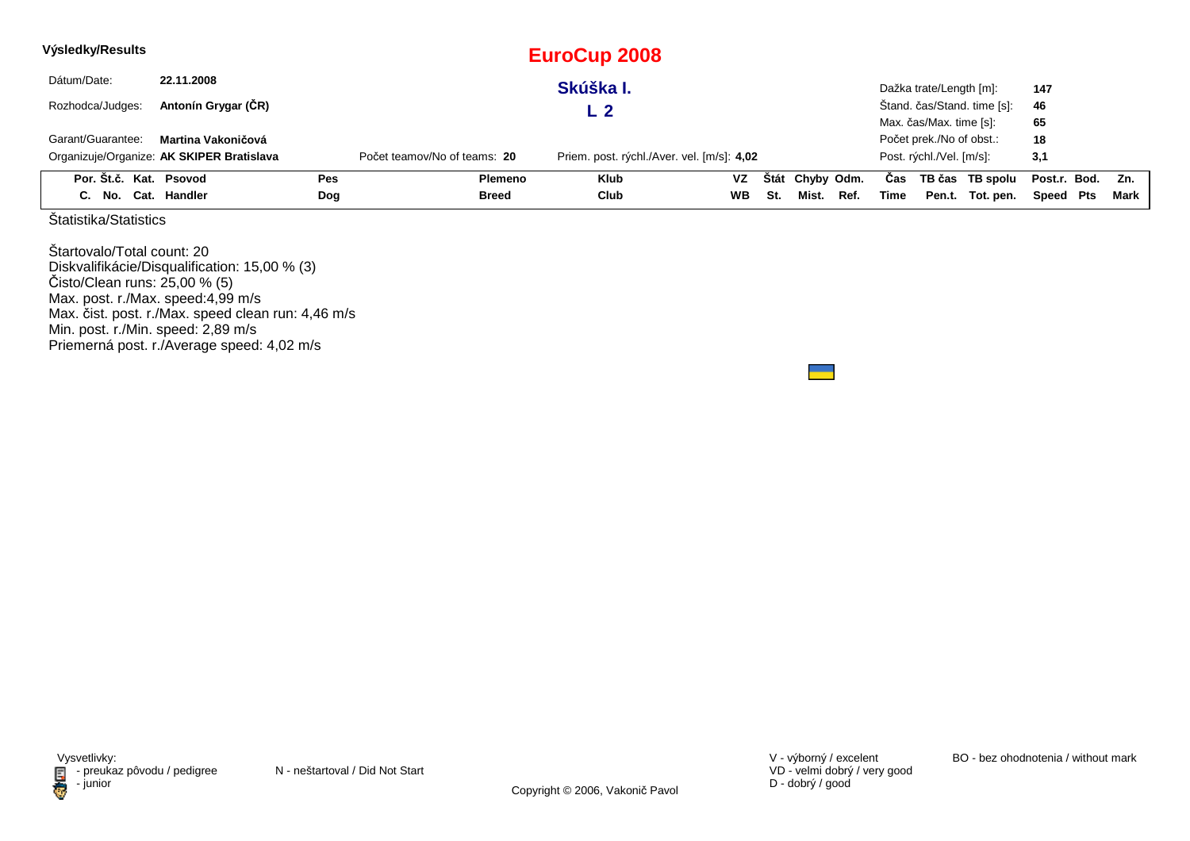**Výsledky/Results**

# EuroCup 2008

## Skúška I.

## L 2

| | | | |
|---|---|---|---|
| Dátum/Date: | **22.11.2008** | Dažka trate/Length [m]: | **147** |
| Rozhodca/Judges: | **Antonín Grygar (ČR)** | Štand. čas/Stand. time [s]: | **46** |
| | | Max. čas/Max. time [s]: | **65** |
| Garant/Guarantee: | **Martina Vakoničová** | Počet prek./No of obst.: | **18** |
| Organizuje/Organize: | **AK SKIPER Bratislava** | Post. rýchl./Vel. [m/s]: | **3,1** |

Počet teamov/No of teams: **20**

Priem. post. rýchl./Aver. vel. [m/s]: **4,02**

| Por. C. | Št.č. No. | Kat. Cat. | Psovod Handler | Pes Dog | Plemeno Breed | Klub Club | VZ WB | Štát St. | Chyby Mist. | Odm. Ref. | Čas Time | TB čas Pen.t. | TB spolu Tot. pen. | Post.r. Speed | Bod. Pts | Zn. Mark |
|---|---|---|---|---|---|---|---|---|---|---|---|---|---|---|---|---|

Štatistika/Statistics

Štartovalo/Total count: 20
Diskvalifikácie/Disqualification: 15,00 % (3)
Čisto/Clean runs: 25,00 % (5)
Max. post. r./Max. speed:4,99 m/s
Max. čist. post. r./Max. speed clean run: 4,46 m/s
Min. post. r./Min. speed: 2,89 m/s
Priemerná post. r./Average speed: 4,02 m/s

Vysvetlivky:
- preukaz pôvodu / pedigree
- junior

N - neštartoval / Did Not Start

V - výborný / excelent
VD - velmi dobrý / very good
D - dobrý / good

BO - bez ohodnotenia / without mark

Copyright © 2006, Vakonič Pavol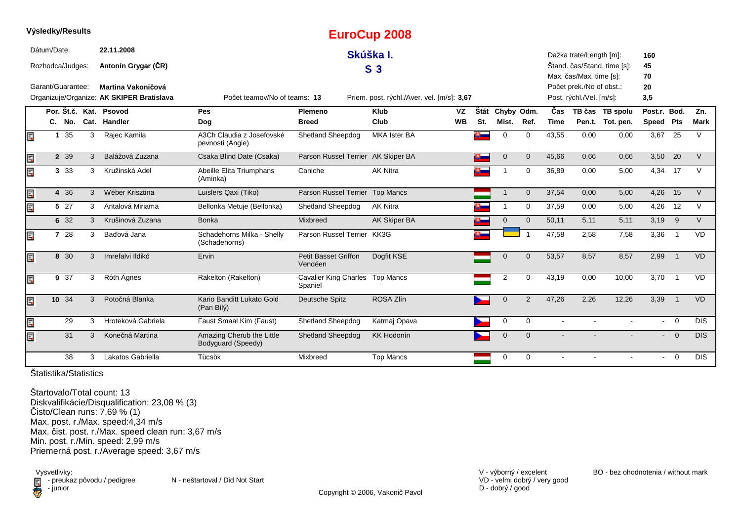**Výsledky/Results**

# EuroCup 2008

## Skúška I.

## S 3

Dátum/Date: **22.11.2008**

Rozhodca/Judges: **Antonín Grygar (ČR)**

Garant/Guarantee: **Martina Vakoničová**

Organizuje/Organize: **AK SKIPER Bratislava**

Počet teamov/No of teams: **13**

Priem. post. rýchl./Aver. vel. [m/s]: **3,67**

Dažka trate/Length [m]: **160**
Štand. čas/Stand. time [s]: **45**
Max. čas/Max. time [s]: **70**
Počet prek./No of obst.: **20**
Post. rýchl./Vel. [m/s]: **3,5**

| Por. C. | Št.č. No. | Kat. Cat. | Psovod Handler | Pes Dog | Plemeno Breed | Klub Club | VZ WB | Štát St. | Chyby Mist. | Odm. Ref. | Čas Time | TB čas Pen.t. | TB spolu Tot. pen. | Post.r. Speed | Bod. Pts | Zn. Mark |
|---|---|---|---|---|---|---|---|---|---|---|---|---|---|---|---|---|
| 1 | 35 | 3 | Rajec Kamila | A3Ch Claudia z Josefovské pevnosti (Angie) | Shetland Sheepdog | MKA Ister BA | | | 0 | 0 | 43,55 | 0,00 | 0,00 | 3,67 | 25 | V |
| 2 | 39 | 3 | Balážová Zuzana | Csaka Blind Date (Csaka) | Parson Russel Terrier | AK Skiper BA | | | 0 | 0 | 45,66 | 0,66 | 0,66 | 3,50 | 20 | V |
| 3 | 33 | 3 | Kružinská Adel | Abeille Elita Triumphans (Aminka) | Caniche | AK Nitra | | | 1 | 0 | 36,89 | 0,00 | 5,00 | 4,34 | 17 | V |
| 4 | 36 | 3 | Wéber Krisztina | Luislers Qaxi (Tiko) | Parson Russel Terrier | Top Mancs | | | 1 | 0 | 37,54 | 0,00 | 5,00 | 4,26 | 15 | V |
| 5 | 27 | 3 | Antalová Miriama | Bellonka Metuje (Bellonka) | Shetland Sheepdog | AK Nitra | | | 1 | 0 | 37,59 | 0,00 | 5,00 | 4,26 | 12 | V |
| 6 | 32 | 3 | Krušinová Zuzana | Bonka | Mixbreed | AK Skiper BA | | | 0 | 0 | 50,11 | 5,11 | 5,11 | 3,19 | 9 | V |
| 7 | 28 | 3 | Baďová Jana | Schadehorns Milka - Shelly (Schadehorns) | Parson Russel Terrier | KK3G | | | | 1 | 47,58 | 2,58 | 7,58 | 3,36 | 1 | VD |
| 8 | 30 | 3 | Imrefalvi Ildikó | Ervin | Petit Basset Griffon Vendéen | Dogfit KSE | | | 0 | 0 | 53,57 | 8,57 | 8,57 | 2,99 | 1 | VD |
| 9 | 37 | 3 | Róth Ágnes | Rakelton (Rakelton) | Cavalier King Charles Spaniel | Top Mancs | | | 2 | 0 | 43,19 | 0,00 | 10,00 | 3,70 | 1 | VD |
| 10 | 34 | 3 | Potočná Blanka | Kario Banditt Lukato Gold (Pan Bílý) | Deutsche Spitz | ROSA Zlín | | | 0 | 2 | 47,26 | 2,26 | 12,26 | 3,39 | 1 | VD |
| | 29 | 3 | Hroteková Gabriela | Faust Smaal Kim (Faust) | Shetland Sheepdog | Katmaj Opava | | | 0 | 0 | - | - | - | - | 0 | DIS |
| | 31 | 3 | Konečná Martina | Amazing Cherub the Little Bodyguard (Speedy) | Shetland Sheepdog | KK Hodonín | | | 0 | 0 | - | - | - | - | 0 | DIS |
| | 38 | 3 | Lakatos Gabriella | Tücsök | Mixbreed | Top Mancs | | | 0 | 0 | - | - | - | - | 0 | DIS |

Štatistika/Statistics

Štartovalo/Total count: 13
Diskvalifikácie/Disqualification: 23,08 % (3)
Čisto/Clean runs: 7,69 % (1)
Max. post. r./Max. speed:4,34 m/s
Max. čist. post. r./Max. speed clean run: 3,67 m/s
Min. post. r./Min. speed: 2,99 m/s
Priemerná post. r./Average speed: 3,67 m/s

Vysvetlivky:
- preukaz pôvodu / pedigree
- junior

N - neštartoval / Did Not Start

V - výborný / excelent
VD - velmi dobrý / very good
D - dobrý / good

BO - bez ohodnotenia / without mark

Copyright © 2006, Vakonič Pavol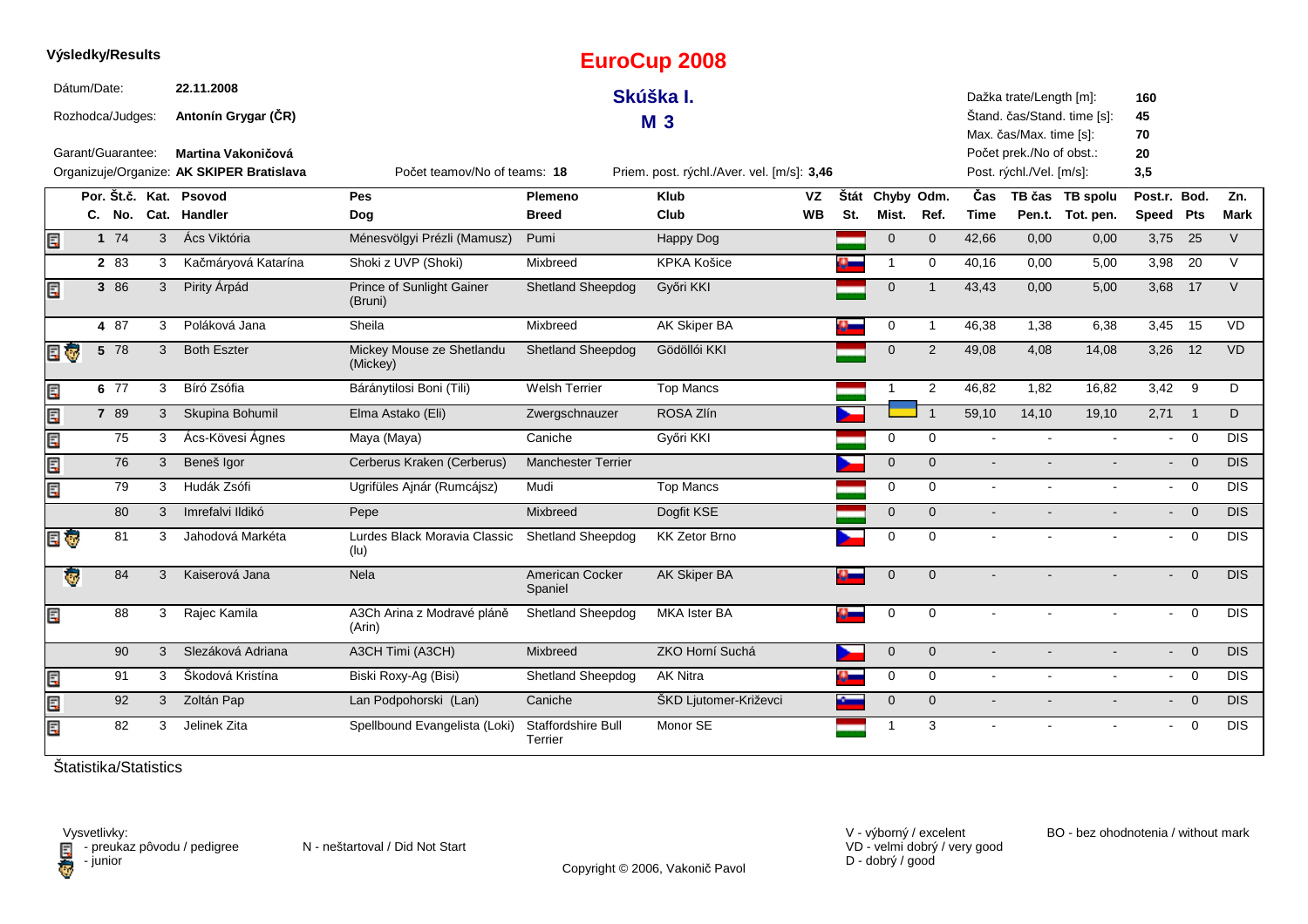**Výsledky/Results**

# EuroCup 2008

## Skúška I.

## M 3

Dátum/Date: **22.11.2008**

Rozhodca/Judges: **Antonín Grygar (ČR)**

Garant/Guarantee: **Martina Vakoničová**

Organizuje/Organize: **AK SKIPER Bratislava**

Počet teamov/No of teams: **18**

Priem. post. rýchl./Aver. vel. [m/s]: **3,46**

Dažka trate/Length [m]: **160**

Štand. čas/Stand. time [s]: **45**

Max. čas/Max. time [s]: **70**

Počet prek./No of obst.: **20**

Post. rýchl./Vel. [m/s]: **3,5**

| | Por. C. | Št.č. No. | Kat. Cat. | Psovod Handler | Pes Dog | Plemeno Breed | Klub Club | VZ WB | Štát St. | Chyby Mist. | Odm. Ref. | Čas Time | TB čas Pen.t. | TB spolu Tot. pen. | Post.r. Speed | Bod. Pts | Zn. Mark |
|---|---|---|---|---|---|---|---|---|---|---|---|---|---|---|---|---|---|
| pedigree | 1 | 74 | 3 | Ács Viktória | Ménesvölgyi Prézli (Mamusz) | Pumi | Happy Dog | | HU | 0 | 0 | 42,66 | 0,00 | 0,00 | 3,75 | 25 | V |
| | 2 | 83 | 3 | Kačmáryová Katarína | Shoki z UVP (Shoki) | Mixbreed | KPKA Košice | | SK | 1 | 0 | 40,16 | 0,00 | 5,00 | 3,98 | 20 | V |
| pedigree | 3 | 86 | 3 | Pirity Árpád | Prince of Sunlight Gainer (Bruni) | Shetland Sheepdog | Győri KKI | | HU | 0 | 1 | 43,43 | 0,00 | 5,00 | 3,68 | 17 | V |
| | 4 | 87 | 3 | Poláková Jana | Sheila | Mixbreed | AK Skiper BA | | SK | 0 | 1 | 46,38 | 1,38 | 6,38 | 3,45 | 15 | VD |
| pedigree, junior | 5 | 78 | 3 | Both Eszter | Mickey Mouse ze Shetlandu (Mickey) | Shetland Sheepdog | Gödöllői KKI | | HU | 0 | 2 | 49,08 | 4,08 | 14,08 | 3,26 | 12 | VD |
| pedigree | 6 | 77 | 3 | Bíró Zsófia | Báránytilosi Boni (Tili) | Welsh Terrier | Top Mancs | | HU | 1 | 2 | 46,82 | 1,82 | 16,82 | 3,42 | 9 | D |
| pedigree | 7 | 89 | 3 | Skupina Bohumil | Elma Astako (Eli) | Zwergschnauzer | ROSA Zlín | | CZ | UA | 1 | 59,10 | 14,10 | 19,10 | 2,71 | 1 | D |
| pedigree | | 75 | 3 | Ács-Kövesi Ágnes | Maya (Maya) | Caniche | Győri KKI | | HU | 0 | 0 | - | - | - | - | 0 | DIS |
| pedigree | | 76 | 3 | Beneš Igor | Cerberus Kraken (Cerberus) | Manchester Terrier | | | CZ | 0 | 0 | - | - | - | - | 0 | DIS |
| pedigree | | 79 | 3 | Hudák Zsófi | Ugrifüles Ajnár (Rumcájsz) | Mudi | Top Mancs | | HU | 0 | 0 | - | - | - | - | 0 | DIS |
| | | 80 | 3 | Imrefalvi Ildikó | Pepe | Mixbreed | Dogfit KSE | | HU | 0 | 0 | - | - | - | - | 0 | DIS |
| pedigree, junior | | 81 | 3 | Jahodová Markéta | Lurdes Black Moravia Classic (lu) | Shetland Sheepdog | KK Zetor Brno | | CZ | 0 | 0 | - | - | - | - | 0 | DIS |
| junior | | 84 | 3 | Kaiserová Jana | Nela | American Cocker Spaniel | AK Skiper BA | | SK | 0 | 0 | - | - | - | - | 0 | DIS |
| pedigree | | 88 | 3 | Rajec Kamila | A3Ch Arina z Modravé pláně (Arin) | Shetland Sheepdog | MKA Ister BA | | SK | 0 | 0 | - | - | - | - | 0 | DIS |
| | | 90 | 3 | Slezáková Adriana | A3CH Timi (A3CH) | Mixbreed | ZKO Horní Suchá | | CZ | 0 | 0 | - | - | - | - | 0 | DIS |
| pedigree | | 91 | 3 | Škodová Kristína | Biski Roxy-Ag (Bisi) | Shetland Sheepdog | AK Nitra | | SK | 0 | 0 | - | - | - | - | 0 | DIS |
| pedigree | | 92 | 3 | Zoltán Pap | Lan Podpohorski (Lan) | Caniche | ŠKD Ljutomer-Križevci | | SI | 0 | 0 | - | - | - | - | 0 | DIS |
| pedigree | | 82 | 3 | Jelinek Zita | Spellbound Evangelista (Loki) | Staffordshire Bull Terrier | Monor SE | | HU | 1 | 3 | - | - | - | - | 0 | DIS |

Štatistika/Statistics

Vysvetlivky:
- preukaz pôvodu / pedigree
- junior

N - neštartoval / Did Not Start

V - výborný / excelent
VD - velmi dobrý / very good
D - dobrý / good

BO - bez ohodnotenia / without mark

Copyright © 2006, Vakonič Pavol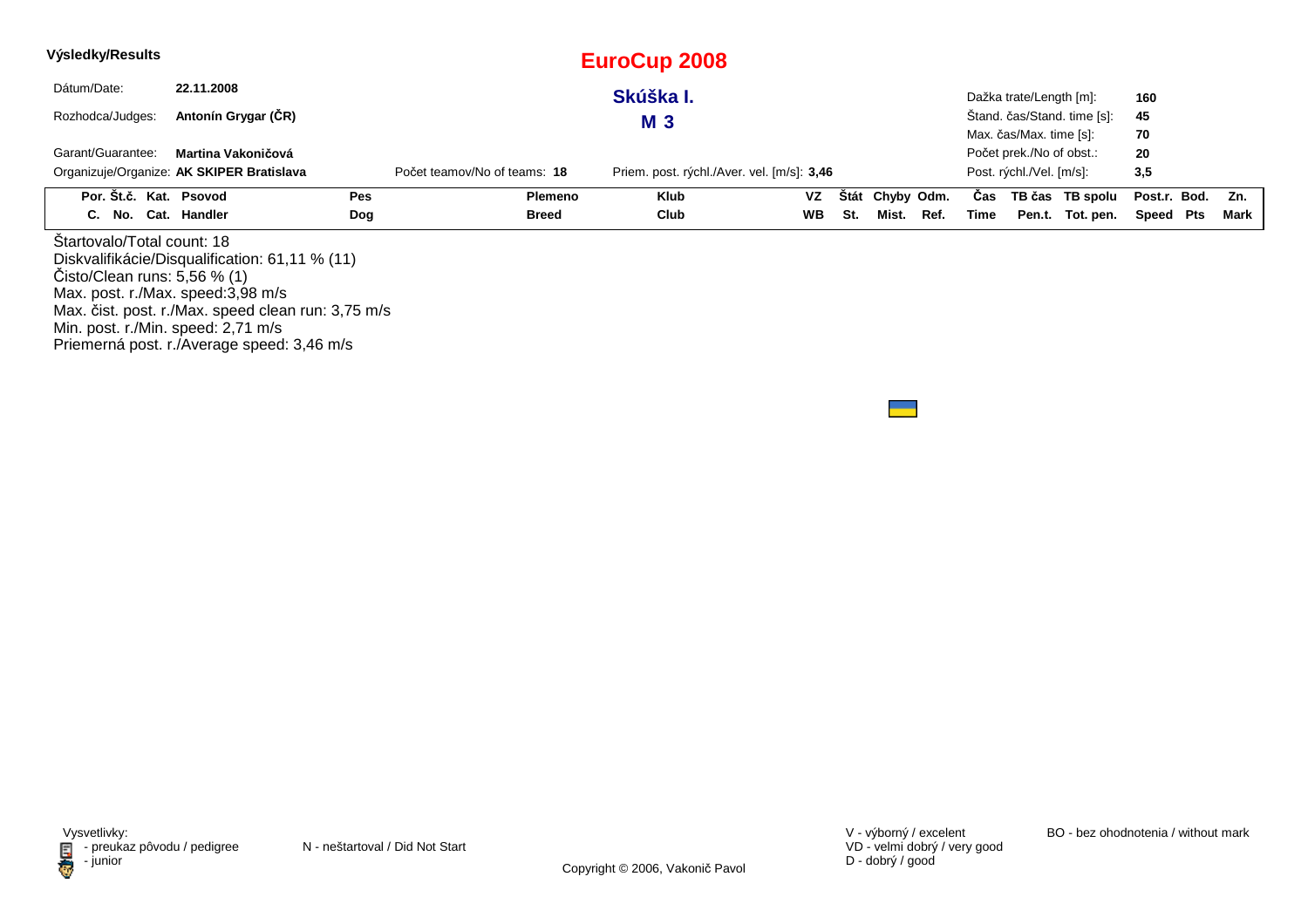**Výsledky/Results**

# EuroCup 2008

## Skúška I.

## M 3

Dátum/Date: **22.11.2008**

Rozhodca/Judges: **Antonín Grygar (ČR)**

Garant/Guarantee: **Martina Vakoničová**

Organizuje/Organize: **AK SKIPER Bratislava**

Počet teamov/No of teams: **18**

Priem. post. rýchl./Aver. vel. [m/s]: **3,46**

Dažka trate/Length [m]: **160**

Štand. čas/Stand. time [s]: **45**

Max. čas/Max. time [s]: **70**

Počet prek./No of obst.: **20**

Post. rýchl./Vel. [m/s]: **3,5**

| Por. C. | Št.č. No. | Kat. Cat. | Psovod Handler | Pes Dog | Plemeno Breed | Klub Club | VZ WB | Štát St. | Chyby Mist. | Odm. Ref. | Čas Time | TB čas Pen.t. | TB spolu Tot. pen. | Post.r. Speed | Bod. Pts | Zn. Mark |
|---|---|---|---|---|---|---|---|---|---|---|---|---|---|---|---|---|

Štartovalo/Total count: 18
Diskvalifikácie/Disqualification: 61,11 % (11)
Čisto/Clean runs: 5,56 % (1)
Max. post. r./Max. speed:3,98 m/s
Max. čist. post. r./Max. speed clean run: 3,75 m/s
Min. post. r./Min. speed: 2,71 m/s
Priemerná post. r./Average speed: 3,46 m/s

Vysvetlivky:
- preukaz pôvodu / pedigree
- junior

N - neštartoval / Did Not Start

V - výborný / excelent
VD - velmi dobrý / very good
D - dobrý / good

BO - bez ohodnotenia / without mark

Copyright © 2006, Vakonič Pavol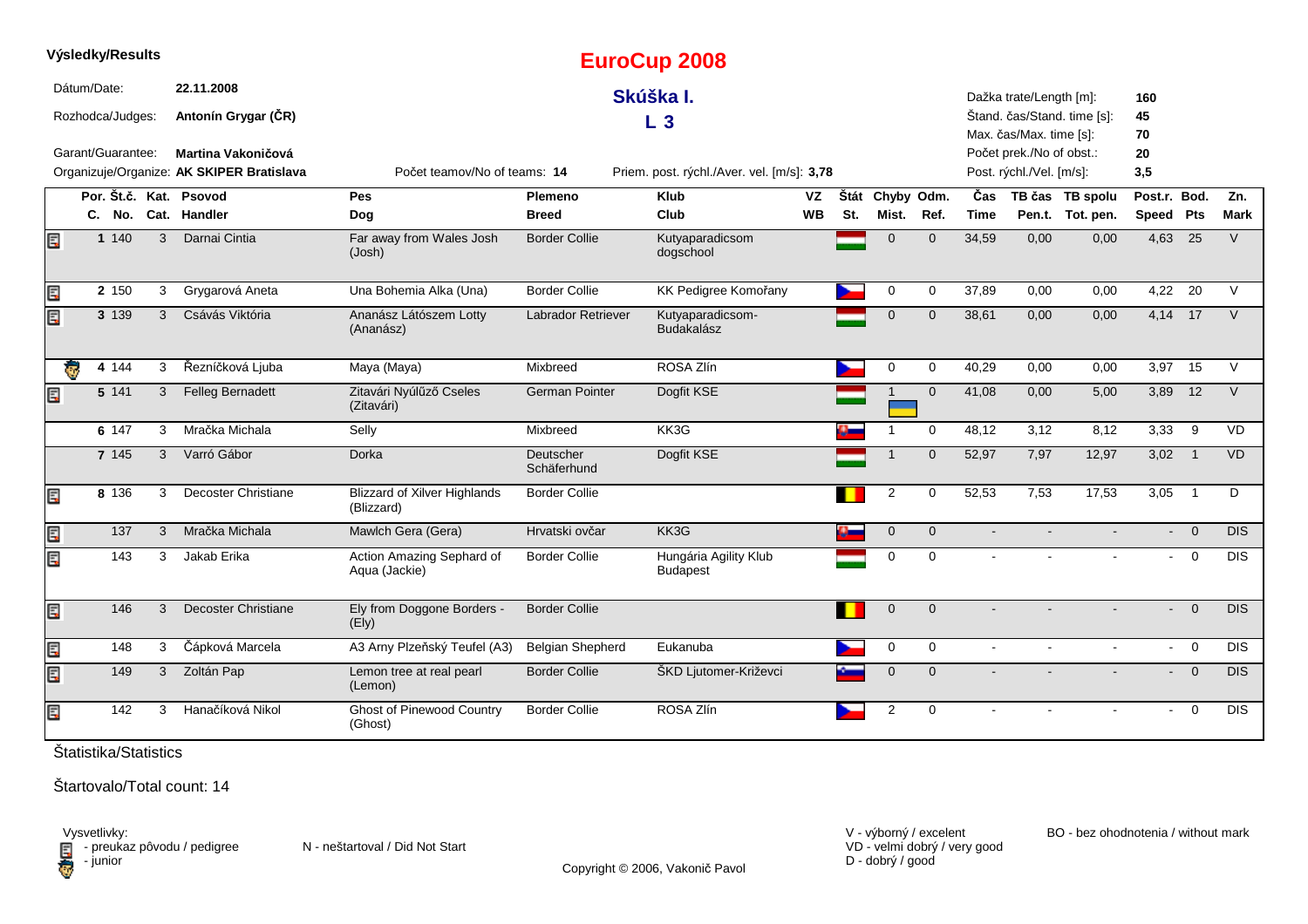**Výsledky/Results**

# EuroCup 2008

## Skúška I.

## L 3

Dátum/Date: **22.11.2008**

Rozhodca/Judges: **Antonín Grygar (ČR)**

Garant/Guarantee: **Martina Vakoničová**

Organizuje/Organize: **AK SKIPER Bratislava**

Počet teamov/No of teams: **14**

Priem. post. rýchl./Aver. vel. [m/s]: **3,78**

Dažka trate/Length [m]: **160**
Štand. čas/Stand. time [s]: **45**
Max. čas/Max. time [s]: **70**
Počet prek./No of obst.: **20**
Post. rýchl./Vel. [m/s]: **3,5**

| Por. C. | Št.č. No. | Kat. Cat. | Psovod Handler | Pes Dog | Plemeno Breed | Klub Club | VZ WB | Štát St. | Chyby Mist. | Odm. Ref. | Čas Time | TB čas Pen.t. | TB spolu Tot. pen. | Post.r. Speed | Bod. Pts | Zn. Mark |
|---|---|---|---|---|---|---|---|---|---|---|---|---|---|---|---|---|
| 1 | 140 | 3 | Darnai Cintia | Far away from Wales Josh (Josh) | Border Collie | Kutyaparadicsom dogschool | | | 0 | 0 | 34,59 | 0,00 | 0,00 | 4,63 | 25 | V |
| 2 | 150 | 3 | Grygarová Aneta | Una Bohemia Alka (Una) | Border Collie | KK Pedigree Komořany | | | 0 | 0 | 37,89 | 0,00 | 0,00 | 4,22 | 20 | V |
| 3 | 139 | 3 | Csávás Viktória | Ananász Látószem Lotty (Ananász) | Labrador Retriever | Kutyaparadicsom-Budakalász | | | 0 | 0 | 38,61 | 0,00 | 0,00 | 4,14 | 17 | V |
| 4 | 144 | 3 | Řezníčková Ljuba | Maya (Maya) | Mixbreed | ROSA Zlín | | | 0 | 0 | 40,29 | 0,00 | 0,00 | 3,97 | 15 | V |
| 5 | 141 | 3 | Felleg Bernadett | Zitavári Nyúlűző Cseles (Zitavári) | German Pointer | Dogfit KSE | | | 1 | 0 | 41,08 | 0,00 | 5,00 | 3,89 | 12 | V |
| 6 | 147 | 3 | Mračka Michala | Selly | Mixbreed | KK3G | | | 1 | 0 | 48,12 | 3,12 | 8,12 | 3,33 | 9 | VD |
| 7 | 145 | 3 | Varró Gábor | Dorka | Deutscher Schäferhund | Dogfit KSE | | | 1 | 0 | 52,97 | 7,97 | 12,97 | 3,02 | 1 | VD |
| 8 | 136 | 3 | Decoster Christiane | Blizzard of Xilver Highlands (Blizzard) | Border Collie | | | | 2 | 0 | 52,53 | 7,53 | 17,53 | 3,05 | 1 | D |
| | 137 | 3 | Mračka Michala | Mawlch Gera (Gera) | Hrvatski ovčar | KK3G | | | 0 | 0 | - | - | - | - | 0 | DIS |
| | 143 | 3 | Jakab Erika | Action Amazing Sephard of Aqua (Jackie) | Border Collie | Hungária Agility Klub Budapest | | | 0 | 0 | - | - | - | - | 0 | DIS |
| | 146 | 3 | Decoster Christiane | Ely from Doggone Borders - (Ely) | Border Collie | | | | 0 | 0 | - | - | - | - | 0 | DIS |
| | 148 | 3 | Čápková Marcela | A3 Arny Plzeňský Teufel (A3) | Belgian Shepherd | Eukanuba | | | 0 | 0 | - | - | - | - | 0 | DIS |
| | 149 | 3 | Zoltán Pap | Lemon tree at real pearl (Lemon) | Border Collie | ŠKD Ljutomer-Križevci | | | 0 | 0 | - | - | - | - | 0 | DIS |
| | 142 | 3 | Hanačíková Nikol | Ghost of Pinewood Country (Ghost) | Border Collie | ROSA Zlín | | | 2 | 0 | - | - | - | - | 0 | DIS |

Štatistika/Statistics

Štartovalo/Total count: 14

Vysvetlivky:
- preukaz pôvodu / pedigree
- junior

N - neštartoval / Did Not Start

V - výborný / excelent
VD - velmi dobrý / very good
D - dobrý / good

BO - bez ohodnotenia / without mark

Copyright © 2006, Vakonič Pavol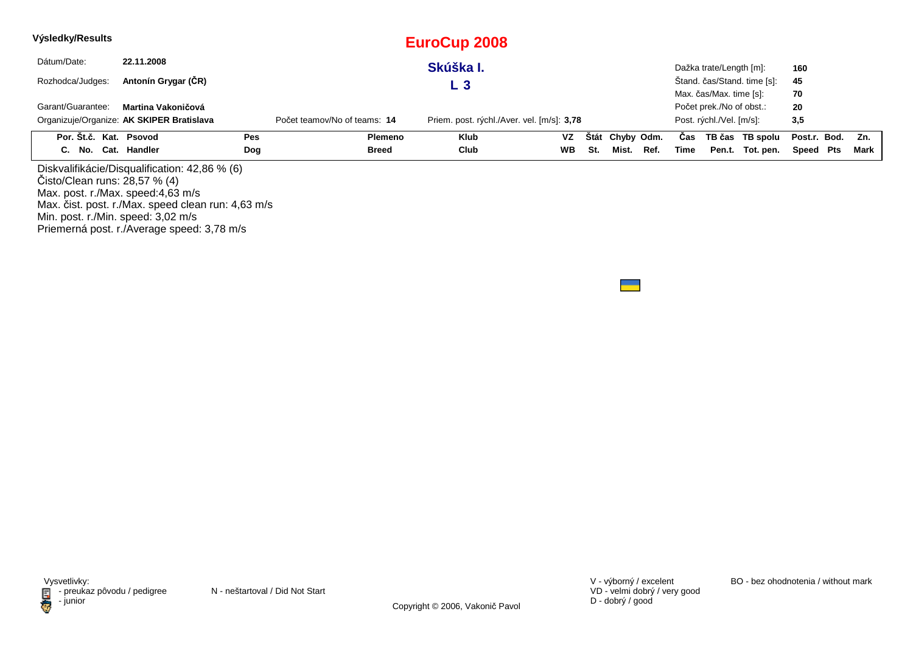**Výsledky/Results**

# EuroCup 2008

## Skúška I.

## L 3

Dátum/Date: **22.11.2008**

Rozhodca/Judges: **Antonín Grygar (ČR)**

Garant/Guarantee: **Martina Vakoničová**

Organizuje/Organize: **AK SKIPER Bratislava**

Počet teamov/No of teams: **14**

Priem. post. rýchl./Aver. vel. [m/s]: **3,78**

Dažka trate/Length [m]: **160**

Štand. čas/Stand. time [s]: **45**

Max. čas/Max. time [s]: **70**

Počet prek./No of obst.: **20**

Post. rýchl./Vel. [m/s]: **3,5**

| Por. C. | Št.č. No. | Kat. Cat. | Psovod Handler | Pes Dog | Plemeno Breed | Klub Club | VZ WB | Štát St. | Chyby Mist. | Odm. Ref. | Čas Time | TB čas Pen.t. | TB spolu Tot. pen. | Post.r. Speed | Bod. Pts | Zn. Mark |
|---|---|---|---|---|---|---|---|---|---|---|---|---|---|---|---|---|

Diskvalifikácie/Disqualification: 42,86 % (6)
Čisto/Clean runs: 28,57 % (4)
Max. post. r./Max. speed:4,63 m/s
Max. čist. post. r./Max. speed clean run: 4,63 m/s
Min. post. r./Min. speed: 3,02 m/s
Priemerná post. r./Average speed: 3,78 m/s

Vysvetlivky:
- preukaz pôvodu / pedigree
- junior

N - neštartoval / Did Not Start

V - výborný / excelent
VD - velmi dobrý / very good
D - dobrý / good

BO - bez ohodnotenia / without mark

Copyright © 2006, Vakonič Pavol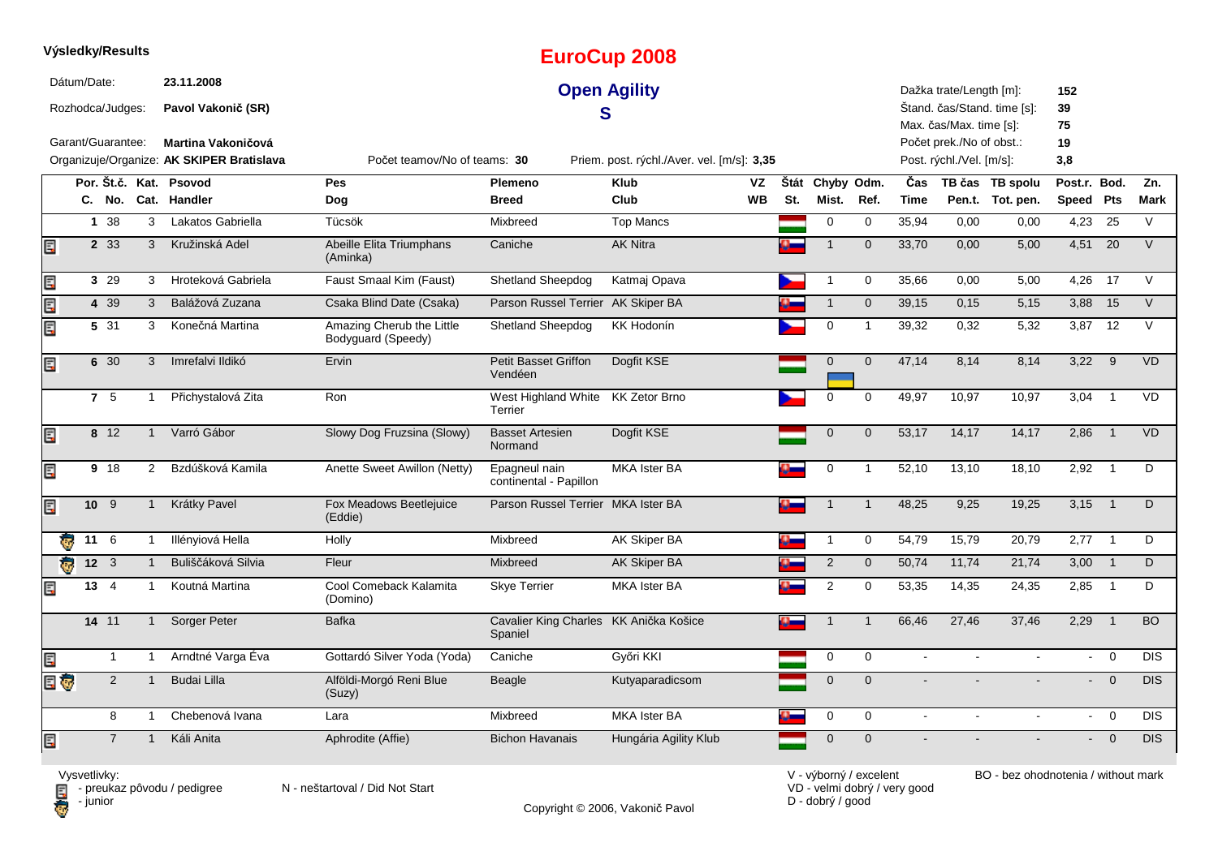**Výsledky/Results**

# EuroCup 2008

## Open Agility

## S

Dátum/Date: **23.11.2008**

Rozhodca/Judges: **Pavol Vakonič (SR)**

Garant/Guarantee: **Martina Vakoničová**

Organizuje/Organize: **AK SKIPER Bratislava**

Počet teamov/No of teams: **30**

Priem. post. rýchl./Aver. vel. [m/s]: **3,35**

Dažka trate/Length [m]: **152**
Štand. čas/Stand. time [s]: **39**
Max. čas/Max. time [s]: **75**
Počet prek./No of obst.: **19**
Post. rýchl./Vel. [m/s]: **3,8**

| | Por. C. | Št.č. No. | Kat. Cat. | Psovod Handler | Pes Dog | Plemeno Breed | Klub Club | VZ WB | Štát St. | Chyby Mist. | Odm. Ref. | Čas Time | TB čas Pen.t. | TB spolu Tot. pen. | Post.r. Speed | Bod. Pts | Zn. Mark |
|---|---|---|---|---|---|---|---|---|---|---|---|---|---|---|---|---|---|
| | 1 | 38 | 3 | Lakatos Gabriella | Tücsök | Mixbreed | Top Mancs | | | 0 | 0 | 35,94 | 0,00 | 0,00 | 4,23 | 25 | V |
| pedigree | 2 | 33 | 3 | Kružinská Adel | Abeille Elita Triumphans (Aminka) | Caniche | AK Nitra | | | 1 | 0 | 33,70 | 0,00 | 5,00 | 4,51 | 20 | V |
| pedigree | 3 | 29 | 3 | Hroteková Gabriela | Faust Smaal Kim (Faust) | Shetland Sheepdog | Katmaj Opava | | | 1 | 0 | 35,66 | 0,00 | 5,00 | 4,26 | 17 | V |
| pedigree | 4 | 39 | 3 | Balážová Zuzana | Csaka Blind Date (Csaka) | Parson Russel Terrier | AK Skiper BA | | | 1 | 0 | 39,15 | 0,15 | 5,15 | 3,88 | 15 | V |
| pedigree | 5 | 31 | 3 | Konečná Martina | Amazing Cherub the Little Bodyguard (Speedy) | Shetland Sheepdog | KK Hodonín | | | 0 | 1 | 39,32 | 0,32 | 5,32 | 3,87 | 12 | V |
| pedigree | 6 | 30 | 3 | Imrefalvi Ildikó | Ervin | Petit Basset Griffon Vendéen | Dogfit KSE | | | 0 | 0 | 47,14 | 8,14 | 8,14 | 3,22 | 9 | VD |
| | 7 | 5 | 1 | Přichystalová Zita | Ron | West Highland White Terrier | KK Zetor Brno | | | 0 | 0 | 49,97 | 10,97 | 10,97 | 3,04 | 1 | VD |
| pedigree | 8 | 12 | 1 | Varró Gábor | Slowy Dog Fruzsina (Slowy) | Basset Artesien Normand | Dogfit KSE | | | 0 | 0 | 53,17 | 14,17 | 14,17 | 2,86 | 1 | VD |
| pedigree | 9 | 18 | 2 | Bzdúšková Kamila | Anette Sweet Awillon (Netty) | Epagneul nain continental - Papillon | MKA Ister BA | | | 0 | 1 | 52,10 | 13,10 | 18,10 | 2,92 | 1 | D |
| pedigree | 10 | 9 | 1 | Krátky Pavel | Fox Meadows Beetlejuice (Eddie) | Parson Russel Terrier | MKA Ister BA | | | 1 | 1 | 48,25 | 9,25 | 19,25 | 3,15 | 1 | D |
| junior | 11 | 6 | 1 | Illényiová Hella | Holly | Mixbreed | AK Skiper BA | | | 1 | 0 | 54,79 | 15,79 | 20,79 | 2,77 | 1 | D |
| junior | 12 | 3 | 1 | Buliščáková Silvia | Fleur | Mixbreed | AK Skiper BA | | | 2 | 0 | 50,74 | 11,74 | 21,74 | 3,00 | 1 | D |
| pedigree | 13 | 4 | 1 | Koutná Martina | Cool Comeback Kalamita (Domino) | Skye Terrier | MKA Ister BA | | | 2 | 0 | 53,35 | 14,35 | 24,35 | 2,85 | 1 | D |
| | 14 | 11 | 1 | Sorger Peter | Bafka | Cavalier King Charles Spaniel | KK Anička Košice | | | 1 | 1 | 66,46 | 27,46 | 37,46 | 2,29 | 1 | BO |
| pedigree | | 1 | 1 | Arndtné Varga Éva | Gottardó Silver Yoda (Yoda) | Caniche | Győri KKI | | | 0 | 0 | - | - | - | - | 0 | DIS |
| pedigree, junior | | 2 | 1 | Budai Lilla | Alföldi-Morgó Reni Blue (Suzy) | Beagle | Kutyaparadicsom | | | 0 | 0 | - | - | - | - | 0 | DIS |
| | | 8 | 1 | Chebenová Ivana | Lara | Mixbreed | MKA Ister BA | | | 0 | 0 | - | - | - | - | 0 | DIS |
| pedigree | | 7 | 1 | Káli Anita | Aphrodite (Affie) | Bichon Havanais | Hungária Agility Klub | | | 0 | 0 | - | - | - | - | 0 | DIS |

Vysvetlivky:
- preukaz pôvodu / pedigree
- junior

N - neštartoval / Did Not Start

V - výborný / excelent
VD - velmi dobrý / very good
D - dobrý / good

BO - bez ohodnotenia / without mark

Copyright © 2006, Vakonič Pavol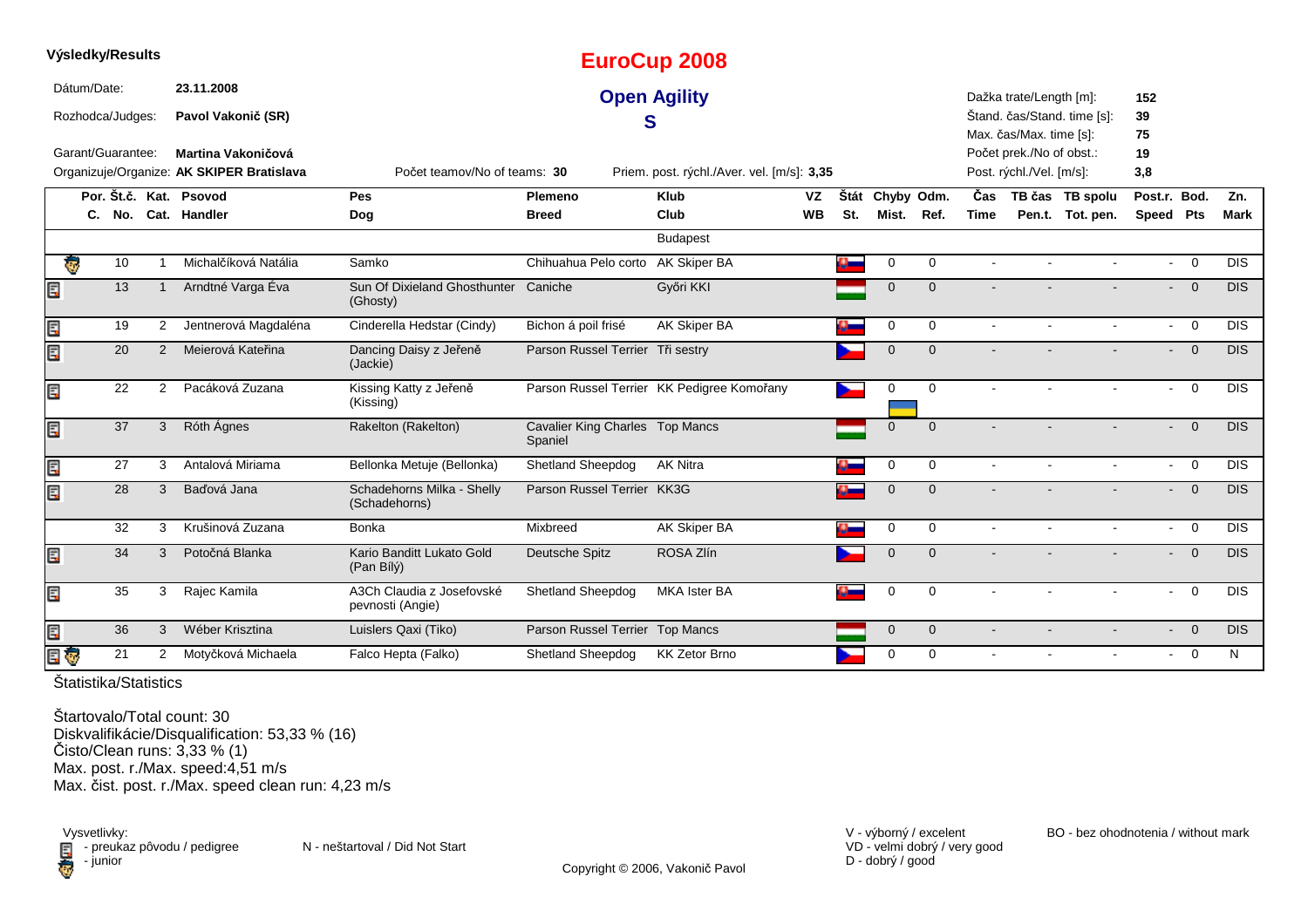**Výsledky/Results**

# EuroCup 2008

## Open Agility

## S

Dátum/Date: **23.11.2008**

Rozhodca/Judges: **Pavol Vakonič (SR)**

Garant/Guarantee: **Martina Vakoničová**

Organizuje/Organize: **AK SKIPER Bratislava**

Počet teamov/No of teams: **30**

Priem. post. rýchl./Aver. vel. [m/s]: **3,35**

Dažka trate/Length [m]: **152**

Štand. čas/Stand. time [s]: **39**

Max. čas/Max. time [s]: **75**

Počet prek./No of obst.: **19**

Post. rýchl./Vel. [m/s]: **3,8**

| | Por. C. | Št.č. No. | Kat. Cat. | Psovod Handler | Pes Dog | Plemeno Breed | Klub Club | VZ WB | Štát St. | Chyby Mist. | Odm. Ref. | Čas Time | TB čas Pen.t. | TB spolu Tot. pen. | Post.r. Speed | Bod. Pts | Zn. Mark |
|---|---|---|---|---|---|---|---|---|---|---|---|---|---|---|---|---|---|
| | | | | | | | Budapest | | | | | | | | | | |
| junior | | 10 | 1 | Michalčíková Natália | Samko | Chihuahua Pelo corto | AK Skiper BA | | SVK | 0 | 0 | - | - | - | - | 0 | DIS |
| pedigree | | 13 | 1 | Arndtné Varga Éva | Sun Of Dixieland Ghosthunter (Ghosty) | Caniche | Győri KKI | | HUN | 0 | 0 | - | - | - | - | 0 | DIS |
| pedigree | | 19 | 2 | Jentnerová Magdaléna | Cinderella Hedstar (Cindy) | Bichon á poil frisé | AK Skiper BA | | SVK | 0 | 0 | - | - | - | - | 0 | DIS |
| pedigree | | 20 | 2 | Meierová Kateřina | Dancing Daisy z Jeřeně (Jackie) | Parson Russel Terrier | Tři sestry | | CZE | 0 | 0 | - | - | - | - | 0 | DIS |
| pedigree | | 22 | 2 | Pacáková Zuzana | Kissing Katty z Jeřeně (Kissing) | Parson Russel Terrier | KK Pedigree Komořany | | CZE / UKR | 0 | 0 | - | - | - | - | 0 | DIS |
| pedigree | | 37 | 3 | Róth Ágnes | Rakelton (Rakelton) | Cavalier King Charles Spaniel | Top Mancs | | HUN | 0 | 0 | - | - | - | - | 0 | DIS |
| pedigree | | 27 | 3 | Antalová Miriama | Bellonka Metuje (Bellonka) | Shetland Sheepdog | AK Nitra | | SVK | 0 | 0 | - | - | - | - | 0 | DIS |
| pedigree | | 28 | 3 | Baďová Jana | Schadehorns Milka - Shelly (Schadehorns) | Parson Russel Terrier | KK3G | | SVK | 0 | 0 | - | - | - | - | 0 | DIS |
| | | 32 | 3 | Krušinová Zuzana | Bonka | Mixbreed | AK Skiper BA | | SVK | 0 | 0 | - | - | - | - | 0 | DIS |
| pedigree | | 34 | 3 | Potočná Blanka | Kario Banditt Lukato Gold (Pan Bílý) | Deutsche Spitz | ROSA Zlín | | CZE | 0 | 0 | - | - | - | - | 0 | DIS |
| pedigree | | 35 | 3 | Rajec Kamila | A3Ch Claudia z Josefovské pevnosti (Angie) | Shetland Sheepdog | MKA Ister BA | | SVK | 0 | 0 | - | - | - | - | 0 | DIS |
| pedigree | | 36 | 3 | Wéber Krisztina | Luislers Qaxi (Tiko) | Parson Russel Terrier | Top Mancs | | HUN | 0 | 0 | - | - | - | - | 0 | DIS |
| pedigree, junior | | 21 | 2 | Motyčková Michaela | Falco Hepta (Falko) | Shetland Sheepdog | KK Zetor Brno | | CZE | 0 | 0 | - | - | - | - | 0 | N |

Štatistika/Statistics

Štartovalo/Total count: 30
Diskvalifikácie/Disqualification: 53,33 % (16)
Čisto/Clean runs: 3,33 % (1)
Max. post. r./Max. speed:4,51 m/s
Max. čist. post. r./Max. speed clean run: 4,23 m/s

Vysvetlivky:
- preukaz pôvodu / pedigree
- junior

N - neštartoval / Did Not Start

V - výborný / excelent
VD - velmi dobrý / very good
D - dobrý / good

BO - bez ohodnotenia / without mark

Copyright © 2006, Vakonič Pavol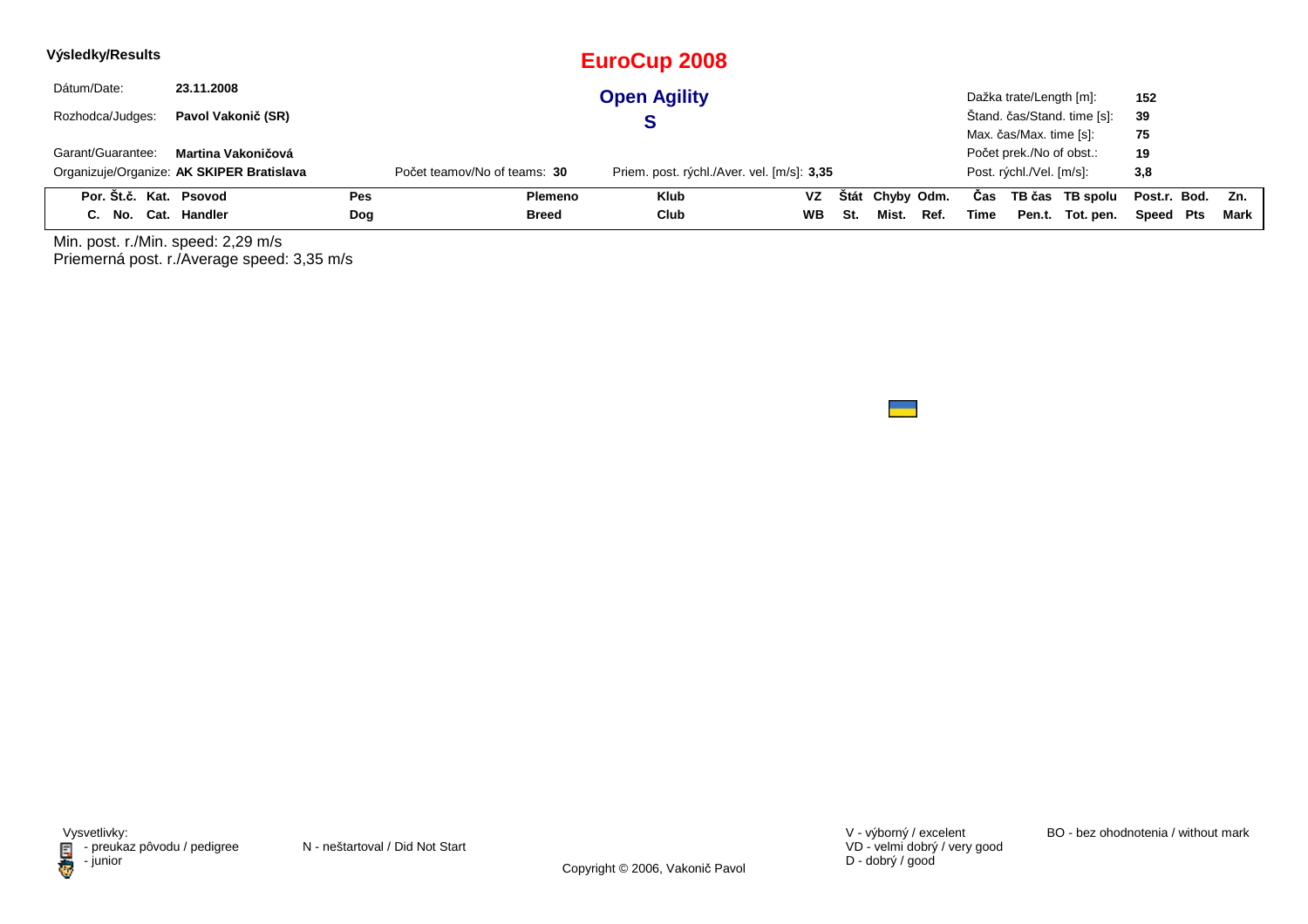**Výsledky/Results**

# EuroCup 2008

## Open Agility

## S

| | | | |
|---|---|---|---|
| Dátum/Date: | **23.11.2008** | Dažka trate/Length [m]: | **152** |
| Rozhodca/Judges: | **Pavol Vakonič (SR)** | Štand. čas/Stand. time [s]: | **39** |
| | | Max. čas/Max. time [s]: | **75** |
| Garant/Guarantee: | **Martina Vakoničová** | Počet prek./No of obst.: | **19** |
| Organizuje/Organize: | **AK SKIPER Bratislava** | Post. rýchl./Vel. [m/s]: | **3,8** |

Počet teamov/No of teams: **30**

Priem. post. rýchl./Aver. vel. [m/s]: **3,35**

| Por. C. | Št.č. No. | Kat. Cat. | Psovod Handler | Pes Dog | Plemeno Breed | Klub Club | VZ WB | Štát St. | Chyby Mist. | Odm. Ref. | Čas Time | TB čas Pen.t. | TB spolu Tot. pen. | Post.r. Speed | Bod. Pts | Zn. Mark |
|---|---|---|---|---|---|---|---|---|---|---|---|---|---|---|---|---|

Min. post. r./Min. speed: 2,29 m/s
Priemerná post. r./Average speed: 3,35 m/s

Vysvetlivky:
- preukaz pôvodu / pedigree
- junior

N - neštartoval / Did Not Start

V - výborný / excelent
VD - velmi dobrý / very good
D - dobrý / good

BO - bez ohodnotenia / without mark

Copyright © 2006, Vakonič Pavol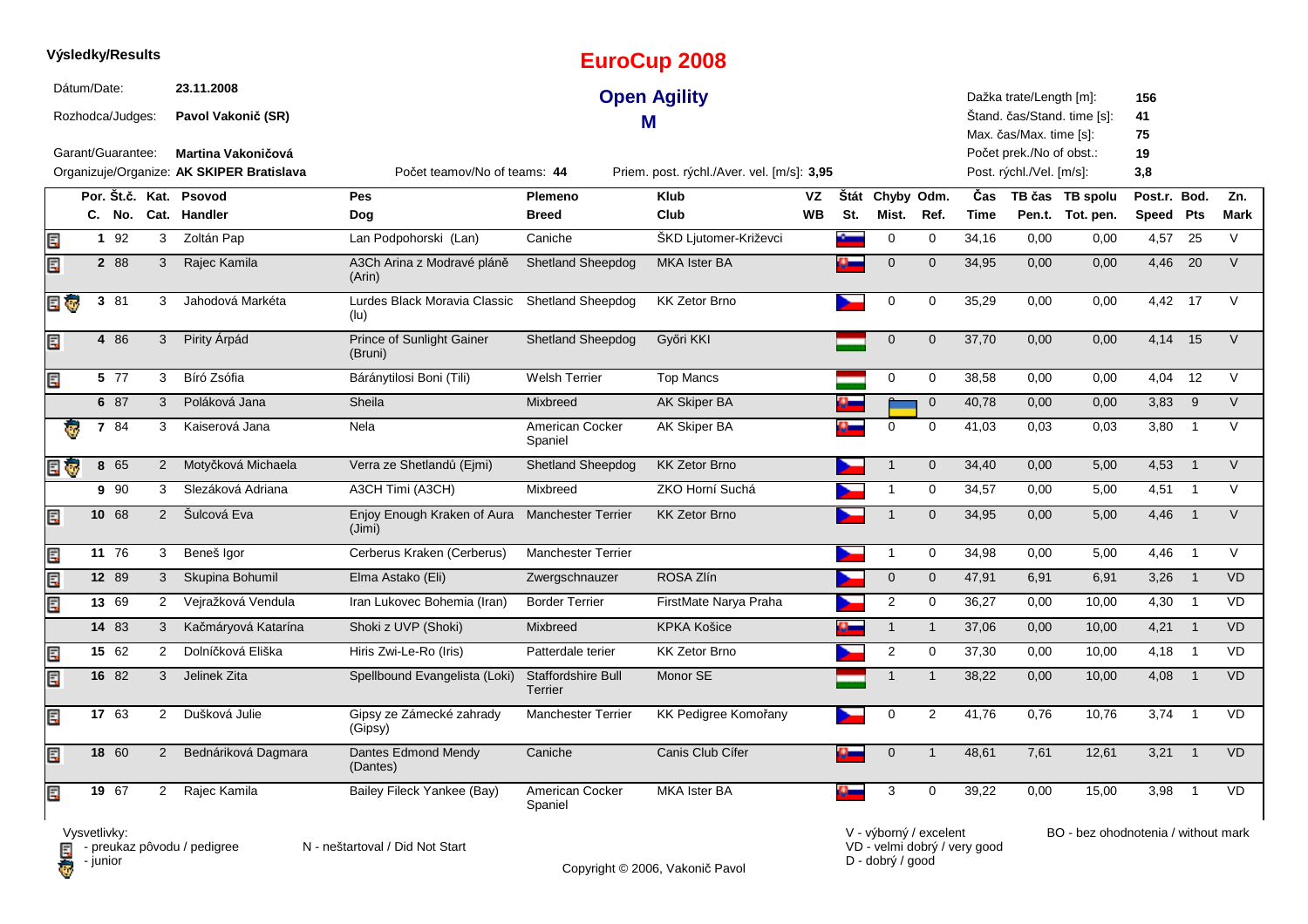**Výsledky/Results**

# EuroCup 2008

## Open Agility

### M

Dátum/Date: **23.11.2008**

Rozhodca/Judges: **Pavol Vakonič (SR)**

Garant/Guarantee: **Martina Vakoničová**

Organizuje/Organize: **AK SKIPER Bratislava**

Počet teamov/No of teams: **44**

Priem. post. rýchl./Aver. vel. [m/s]: **3,95**

Dažka trate/Length [m]: **156**
Štand. čas/Stand. time [s]: **41**
Max. čas/Max. time [s]: **75**
Počet prek./No of obst.: **19**
Post. rýchl./Vel. [m/s]: **3,8**

| Por. C. | Št.č. No. | Kat. Cat. | Psovod Handler | Pes Dog | Plemeno Breed | Klub Club | VZ WB | Štát St. | Chyby Mist. | Odm. Ref. | Čas Time | TB čas Pen.t. | TB spolu Tot. pen. | Post.r. Speed | Bod. Pts | Zn. Mark |
|---|---|---|---|---|---|---|---|---|---|---|---|---|---|---|---|---|
| 1 | 92 | 3 | Zoltán Pap | Lan Podpohorski (Lan) | Caniche | ŠKD Ljutomer-Križevci | | | 0 | 0 | 34,16 | 0,00 | 0,00 | 4,57 | 25 | V |
| 2 | 88 | 3 | Rajec Kamila | A3Ch Arina z Modravé pláně (Arin) | Shetland Sheepdog | MKA Ister BA | | | 0 | 0 | 34,95 | 0,00 | 0,00 | 4,46 | 20 | V |
| 3 | 81 | 3 | Jahodová Markéta | Lurdes Black Moravia Classic (lu) | Shetland Sheepdog | KK Zetor Brno | | | 0 | 0 | 35,29 | 0,00 | 0,00 | 4,42 | 17 | V |
| 4 | 86 | 3 | Pirity Árpád | Prince of Sunlight Gainer (Bruni) | Shetland Sheepdog | Győri KKI | | | 0 | 0 | 37,70 | 0,00 | 0,00 | 4,14 | 15 | V |
| 5 | 77 | 3 | Bíró Zsófia | Báránytilosi Boni (Tili) | Welsh Terrier | Top Mancs | | | 0 | 0 | 38,58 | 0,00 | 0,00 | 4,04 | 12 | V |
| 6 | 87 | 3 | Poláková Jana | Sheila | Mixbreed | AK Skiper BA | | | 0 | 0 | 40,78 | 0,00 | 0,00 | 3,83 | 9 | V |
| 7 | 84 | 3 | Kaiserová Jana | Nela | American Cocker Spaniel | AK Skiper BA | | | 0 | 0 | 41,03 | 0,03 | 0,03 | 3,80 | 1 | V |
| 8 | 65 | 2 | Motyčková Michaela | Verra ze Shetlandů (Ejmi) | Shetland Sheepdog | KK Zetor Brno | | | 1 | 0 | 34,40 | 0,00 | 5,00 | 4,53 | 1 | V |
| 9 | 90 | 3 | Slezáková Adriana | A3CH Timi (A3CH) | Mixbreed | ZKO Horní Suchá | | | 1 | 0 | 34,57 | 0,00 | 5,00 | 4,51 | 1 | V |
| 10 | 68 | 2 | Šulcová Eva | Enjoy Enough Kraken of Aura (Jimi) | Manchester Terrier | KK Zetor Brno | | | 1 | 0 | 34,95 | 0,00 | 5,00 | 4,46 | 1 | V |
| 11 | 76 | 3 | Beneš Igor | Cerberus Kraken (Cerberus) | Manchester Terrier | | | | 1 | 0 | 34,98 | 0,00 | 5,00 | 4,46 | 1 | V |
| 12 | 89 | 3 | Skupina Bohumil | Elma Astako (Eli) | Zwergschnauzer | ROSA Zlín | | | 0 | 0 | 47,91 | 6,91 | 6,91 | 3,26 | 1 | VD |
| 13 | 69 | 2 | Vejražková Vendula | Iran Lukovec Bohemia (Iran) | Border Terrier | FirstMate Narya Praha | | | 2 | 0 | 36,27 | 0,00 | 10,00 | 4,30 | 1 | VD |
| 14 | 83 | 3 | Kačmáryová Katarína | Shoki z UVP (Shoki) | Mixbreed | KPKA Košice | | | 1 | 1 | 37,06 | 0,00 | 10,00 | 4,21 | 1 | VD |
| 15 | 62 | 2 | Dolníčková Eliška | Hiris Zwi-Le-Ro (Iris) | Patterdale terier | KK Zetor Brno | | | 2 | 0 | 37,30 | 0,00 | 10,00 | 4,18 | 1 | VD |
| 16 | 82 | 3 | Jelinek Zita | Spellbound Evangelista (Loki) | Staffordshire Bull Terrier | Monor SE | | | 1 | 1 | 38,22 | 0,00 | 10,00 | 4,08 | 1 | VD |
| 17 | 63 | 2 | Dušková Julie | Gipsy ze Zámecké zahrady (Gipsy) | Manchester Terrier | KK Pedigree Komořany | | | 0 | 2 | 41,76 | 0,76 | 10,76 | 3,74 | 1 | VD |
| 18 | 60 | 2 | Bednáriková Dagmara | Dantes Edmond Mendy (Dantes) | Caniche | Canis Club Cífer | | | 0 | 1 | 48,61 | 7,61 | 12,61 | 3,21 | 1 | VD |
| 19 | 67 | 2 | Rajec Kamila | Bailey Fileck Yankee (Bay) | American Cocker Spaniel | MKA Ister BA | | | 3 | 0 | 39,22 | 0,00 | 15,00 | 3,98 | 1 | VD |

Vysvetlivky:
- preukaz pôvodu / pedigree
- junior

N - neštartoval / Did Not Start

V - výborný / excelent
VD - velmi dobrý / very good
D - dobrý / good

BO - bez ohodnotenia / without mark

Copyright © 2006, Vakonič Pavol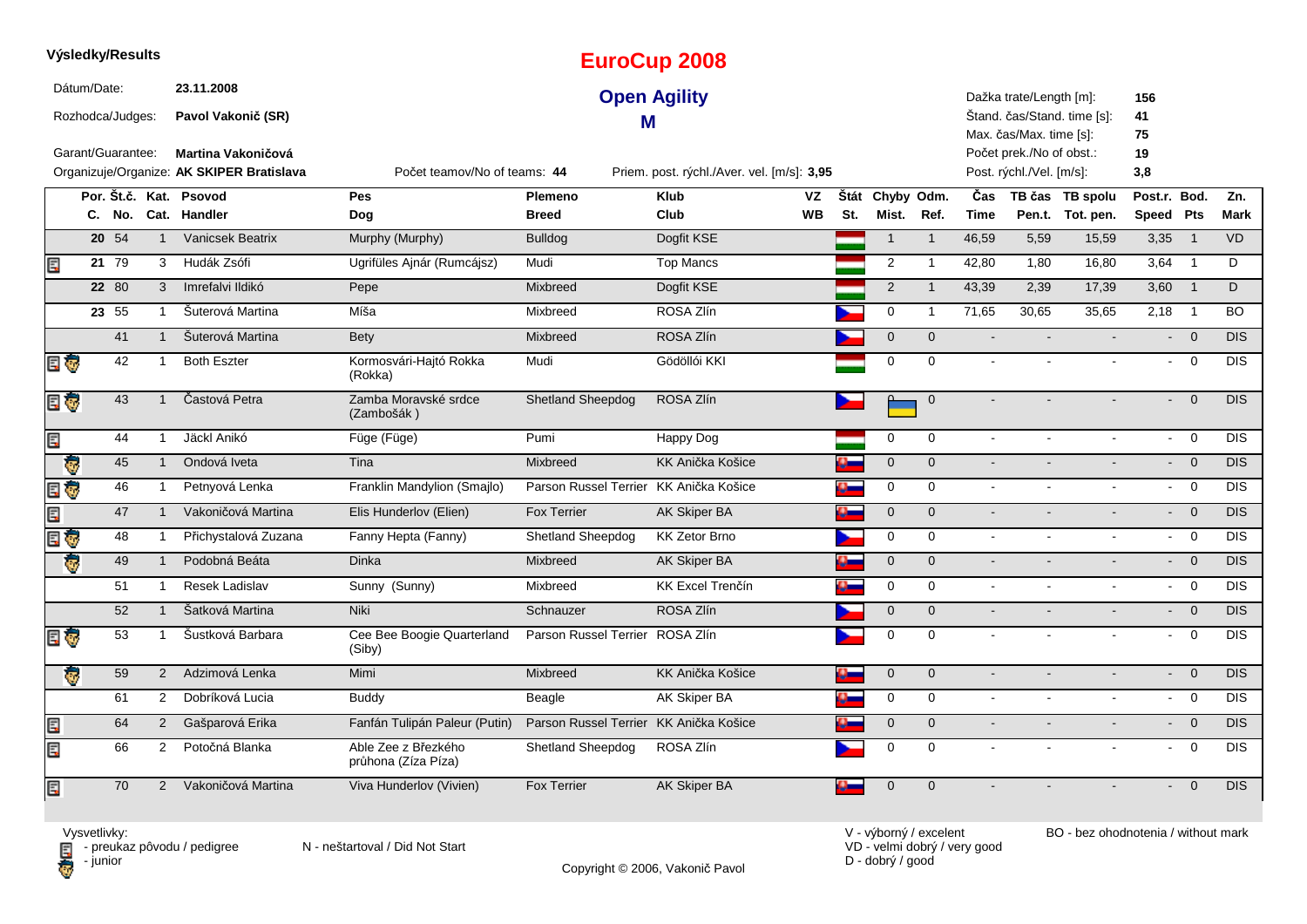**Výsledky/Results**

# EuroCup 2008

## Open Agility

## M

Dátum/Date: **23.11.2008**

Rozhodca/Judges: **Pavol Vakonič (SR)**

Garant/Guarantee: **Martina Vakoničová**

Organizuje/Organize: **AK SKIPER Bratislava**

Počet teamov/No of teams: **44**

Priem. post. rýchl./Aver. vel. [m/s]: **3,95**

Dažka trate/Length [m]: **156**
Štand. čas/Stand. time [s]: **41**
Max. čas/Max. time [s]: **75**
Počet prek./No of obst.: **19**
Post. rýchl./Vel. [m/s]: **3,8**

| | Por. C. | Št.č. No. | Kat. Cat. | Psovod Handler | Pes Dog | Plemeno Breed | Klub Club | VZ WB | Štát St. | Chyby Mist. | Odm. Ref. | Čas Time | TB čas Pen.t. | TB spolu Tot. pen. | Post.r. Speed | Bod. Pts | Zn. Mark |
|---|---|---|---|---|---|---|---|---|---|---|---|---|---|---|---|---|---|
| | 20 | 54 | 1 | Vanicsek Beatrix | Murphy (Murphy) | Bulldog | Dogfit KSE | | HU | 1 | 1 | 46,59 | 5,59 | 15,59 | 3,35 | 1 | VD |
| P | 21 | 79 | 3 | Hudák Zsófi | Ugrifüles Ajnár (Rumcájsz) | Mudi | Top Mancs | | HU | 2 | 1 | 42,80 | 1,80 | 16,80 | 3,64 | 1 | D |
| | 22 | 80 | 3 | Imrefalvi Ildikó | Pepe | Mixbreed | Dogfit KSE | | HU | 2 | 1 | 43,39 | 2,39 | 17,39 | 3,60 | 1 | D |
| | 23 | 55 | 1 | Šuterová Martina | Míša | Mixbreed | ROSA Zlín | | CZ | 0 | 1 | 71,65 | 30,65 | 35,65 | 2,18 | 1 | BO |
| | | 41 | 1 | Šuterová Martina | Bety | Mixbreed | ROSA Zlín | | CZ | 0 | 0 | - | - | - | - | 0 | DIS |
| P J | | 42 | 1 | Both Eszter | Kormosvári-Hajtó Rokka (Rokka) | Mudi | Gödöllói KKI | | HU | 0 | 0 | - | - | - | - | 0 | DIS |
| P J | | 43 | 1 | Častová Petra | Zamba Moravské srdce (Zambošák ) | Shetland Sheepdog | ROSA Zlín | | CZ | 0 | 0 | - | - | - | - | 0 | DIS |
| P | | 44 | 1 | Jäckl Anikó | Füge (Füge) | Pumi | Happy Dog | | HU | 0 | 0 | - | - | - | - | 0 | DIS |
| J | | 45 | 1 | Ondová Iveta | Tina | Mixbreed | KK Anička Košice | | SK | 0 | 0 | - | - | - | - | 0 | DIS |
| P J | | 46 | 1 | Petnyová Lenka | Franklin Mandylion (Smajlo) | Parson Russel Terrier | KK Anička Košice | | SK | 0 | 0 | - | - | - | - | 0 | DIS |
| P | | 47 | 1 | Vakoničová Martina | Elis Hunderlov (Elien) | Fox Terrier | AK Skiper BA | | SK | 0 | 0 | - | - | - | - | 0 | DIS |
| P J | | 48 | 1 | Přichystalová Zuzana | Fanny Hepta (Fanny) | Shetland Sheepdog | KK Zetor Brno | | CZ | 0 | 0 | - | - | - | - | 0 | DIS |
| J | | 49 | 1 | Podobná Beáta | Dinka | Mixbreed | AK Skiper BA | | SK | 0 | 0 | - | - | - | - | 0 | DIS |
| | | 51 | 1 | Resek Ladislav | Sunny (Sunny) | Mixbreed | KK Excel Trenčín | | SK | 0 | 0 | - | - | - | - | 0 | DIS |
| | | 52 | 1 | Šatková Martina | Niki | Schnauzer | ROSA Zlín | | CZ | 0 | 0 | - | - | - | - | 0 | DIS |
| P J | | 53 | 1 | Šustková Barbara | Cee Bee Boogie Quarterland (Siby) | Parson Russel Terrier | ROSA Zlín | | CZ | 0 | 0 | - | - | - | - | 0 | DIS |
| J | | 59 | 2 | Adzimová Lenka | Mimi | Mixbreed | KK Anička Košice | | SK | 0 | 0 | - | - | - | - | 0 | DIS |
| | | 61 | 2 | Dobríková Lucia | Buddy | Beagle | AK Skiper BA | | SK | 0 | 0 | - | - | - | - | 0 | DIS |
| P | | 64 | 2 | Gašparová Erika | Fanfán Tulipán Paleur (Putin) | Parson Russel Terrier | KK Anička Košice | | SK | 0 | 0 | - | - | - | - | 0 | DIS |
| P | | 66 | 2 | Potočná Blanka | Able Zee z Březkého průhona (Zíza Píza) | Shetland Sheepdog | ROSA Zlín | | CZ | 0 | 0 | - | - | - | - | 0 | DIS |
| P | | 70 | 2 | Vakoničová Martina | Viva Hunderlov (Vivien) | Fox Terrier | AK Skiper BA | | SK | 0 | 0 | - | - | - | - | 0 | DIS |

Vysvetlivky:
P - preukaz pôvodu / pedigree
J - junior

N - neštartoval / Did Not Start

V - výborný / excelent
VD - velmi dobrý / very good
D - dobrý / good

BO - bez ohodnotenia / without mark

Copyright © 2006, Vakonič Pavol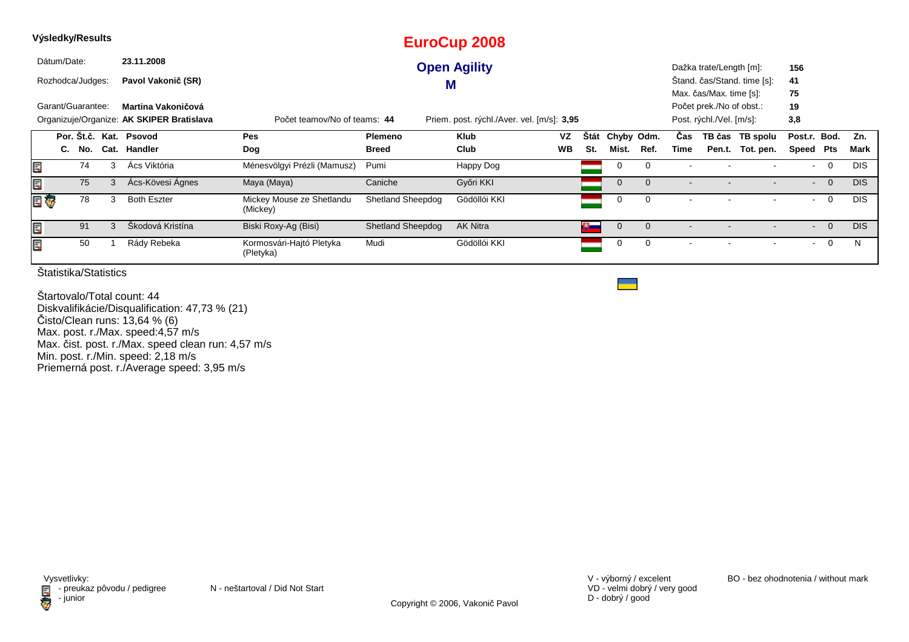**Výsledky/Results**

# EuroCup 2008

## Open Agility

## M

Dátum/Date: **23.11.2008**

Rozhodca/Judges: **Pavol Vakonič (SR)**

Garant/Guarantee: **Martina Vakoničová**

Organizuje/Organize: **AK SKIPER Bratislava**

Počet teamov/No of teams: **44**

Priem. post. rýchl./Aver. vel. [m/s]: **3,95**

Dažka trate/Length [m]: **156**
Štand. čas/Stand. time [s]: **41**
Max. čas/Max. time [s]: **75**
Počet prek./No of obst.: **19**
Post. rýchl./Vel. [m/s]: **3,8**

| Por. C. | Št.č. No. | Kat. Cat. | Psovod Handler | Pes Dog | Plemeno Breed | Klub Club | VZ WB | Štát St. | Chyby Mist. | Odm. Ref. | Čas Time | TB čas Pen.t. | TB spolu Tot. pen. | Post.r. Speed | Bod. Pts | Zn. Mark |
|---|---|---|---|---|---|---|---|---|---|---|---|---|---|---|---|---|
| | 74 | 3 | Ács Viktória | Ménesvölgyi Prézli (Mamusz) | Pumi | Happy Dog | | | 0 | 0 | - | - | - | - | 0 | DIS |
| | 75 | 3 | Ács-Kövesi Ágnes | Maya (Maya) | Caniche | Győri KKI | | | 0 | 0 | - | - | - | - | 0 | DIS |
| | 78 | 3 | Both Eszter | Mickey Mouse ze Shetlandu (Mickey) | Shetland Sheepdog | Gödöllói KKI | | | 0 | 0 | - | - | - | - | 0 | DIS |
| | 91 | 3 | Škodová Kristína | Biski Roxy-Ag (Bisi) | Shetland Sheepdog | AK Nitra | | | 0 | 0 | - | - | - | - | 0 | DIS |
| | 50 | 1 | Rády Rebeka | Kormosvári-Hajtó Pletyka (Pletyka) | Mudi | Gödöllói KKI | | | 0 | 0 | - | - | - | - | 0 | N |

Štatistika/Statistics

Štartovalo/Total count: 44
Diskvalifikácie/Disqualification: 47,73 % (21)
Čisto/Clean runs: 13,64 % (6)
Max. post. r./Max. speed:4,57 m/s
Max. čist. post. r./Max. speed clean run: 4,57 m/s
Min. post. r./Min. speed: 2,18 m/s
Priemerná post. r./Average speed: 3,95 m/s

Vysvetlivky:
- preukaz pôvodu / pedigree
- junior

N - neštartoval / Did Not Start

V - výborný / excelent
VD - velmi dobrý / very good
D - dobrý / good

BO - bez ohodnotenia / without mark

Copyright © 2006, Vakonič Pavol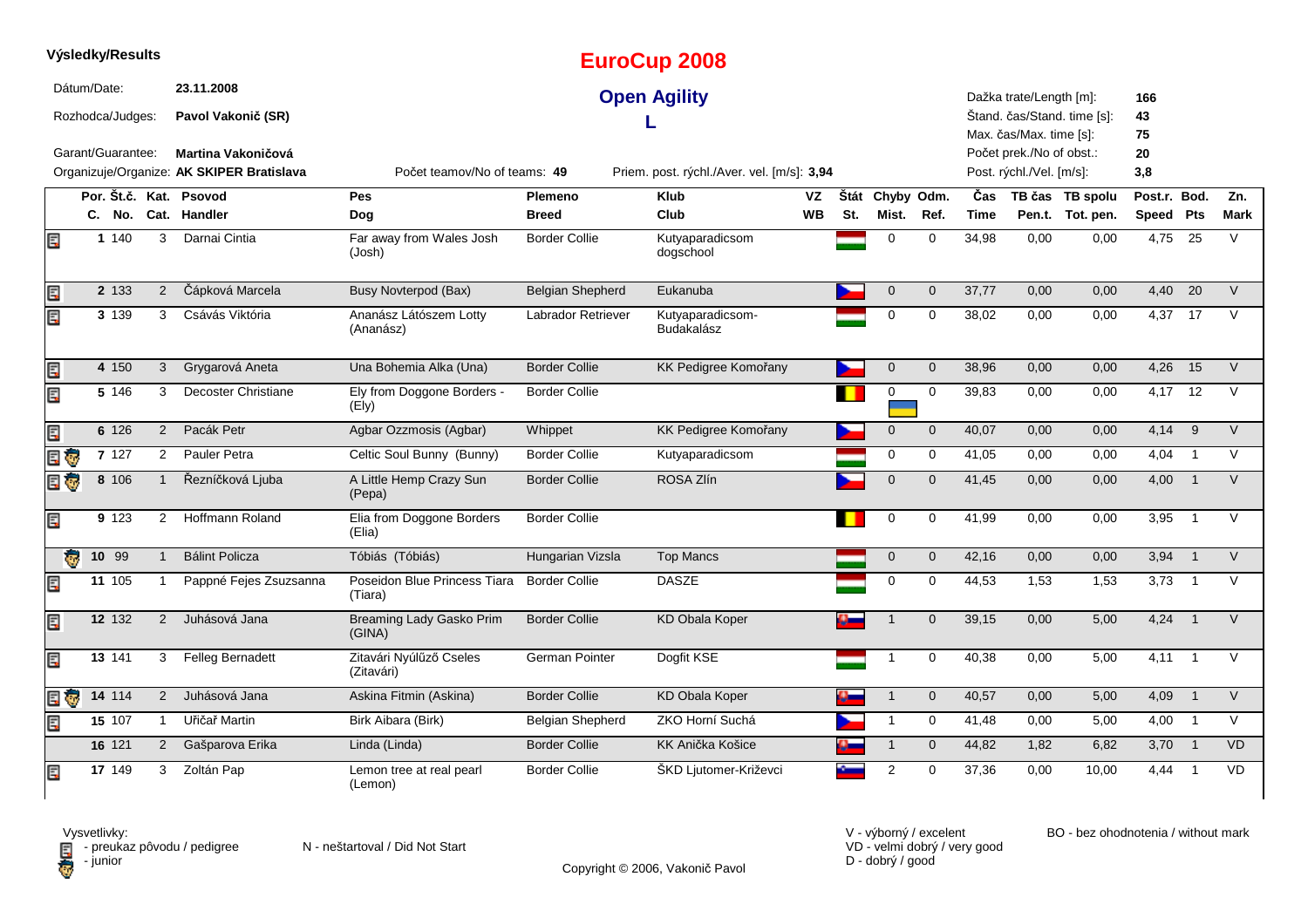**Výsledky/Results**

# EuroCup 2008

## Open Agility

### L

Dátum/Date: **23.11.2008**

Rozhodca/Judges: **Pavol Vakonič (SR)**

Garant/Guarantee: **Martina Vakoničová**

Organizuje/Organize: **AK SKIPER Bratislava**

Počet teamov/No of teams: **49**

Priem. post. rýchl./Aver. vel. [m/s]: **3,94**

Dažka trate/Length [m]: **166**

Štand. čas/Stand. time [s]: **43**

Max. čas/Max. time [s]: **75**

Počet prek./No of obst.: **20**

Post. rýchl./Vel. [m/s]: **3,8**

| Por. C. | Št.č. No. | Kat. Cat. | Psovod Handler | Pes Dog | Plemeno Breed | Klub Club | VZ WB | Štát St. | Chyby Mist. | Odm. Ref. | Čas Time | TB čas Pen.t. | TB spolu Tot. pen. | Post.r. Speed | Bod. Pts | Zn. Mark |
|---|---|---|---|---|---|---|---|---|---|---|---|---|---|---|---|---|
| 1 | 140 | 3 | Darnai Cintia | Far away from Wales Josh (Josh) | Border Collie | Kutyaparadicsom dogschool | | | 0 | 0 | 34,98 | 0,00 | 0,00 | 4,75 | 25 | V |
| 2 | 133 | 2 | Čápková Marcela | Busy Novterpod (Bax) | Belgian Shepherd | Eukanuba | | | 0 | 0 | 37,77 | 0,00 | 0,00 | 4,40 | 20 | V |
| 3 | 139 | 3 | Csávás Viktória | Ananász Látószem Lotty (Ananász) | Labrador Retriever | Kutyaparadicsom-Budakalász | | | 0 | 0 | 38,02 | 0,00 | 0,00 | 4,37 | 17 | V |
| 4 | 150 | 3 | Grygarová Aneta | Una Bohemia Alka (Una) | Border Collie | KK Pedigree Komořany | | | 0 | 0 | 38,96 | 0,00 | 0,00 | 4,26 | 15 | V |
| 5 | 146 | 3 | Decoster Christiane | Ely from Doggone Borders - (Ely) | Border Collie | | | | 0 | 0 | 39,83 | 0,00 | 0,00 | 4,17 | 12 | V |
| 6 | 126 | 2 | Pacák Petr | Agbar Ozzmosis (Agbar) | Whippet | KK Pedigree Komořany | | | 0 | 0 | 40,07 | 0,00 | 0,00 | 4,14 | 9 | V |
| 7 | 127 | 2 | Pauler Petra | Celtic Soul Bunny (Bunny) | Border Collie | Kutyaparadicsom | | | 0 | 0 | 41,05 | 0,00 | 0,00 | 4,04 | 1 | V |
| 8 | 106 | 1 | Řezníčková Ljuba | A Little Hemp Crazy Sun (Pepa) | Border Collie | ROSA Zlín | | | 0 | 0 | 41,45 | 0,00 | 0,00 | 4,00 | 1 | V |
| 9 | 123 | 2 | Hoffmann Roland | Elia from Doggone Borders (Elia) | Border Collie | | | | 0 | 0 | 41,99 | 0,00 | 0,00 | 3,95 | 1 | V |
| 10 | 99 | 1 | Bálint Policza | Tóbiás (Tóbiás) | Hungarian Vizsla | Top Mancs | | | 0 | 0 | 42,16 | 0,00 | 0,00 | 3,94 | 1 | V |
| 11 | 105 | 1 | Pappné Fejes Zsuzsanna | Poseidon Blue Princess Tiara (Tiara) | Border Collie | DASZE | | | 0 | 0 | 44,53 | 1,53 | 1,53 | 3,73 | 1 | V |
| 12 | 132 | 2 | Juhásová Jana | Breaming Lady Gasko Prim (GINA) | Border Collie | KD Obala Koper | | | 1 | 0 | 39,15 | 0,00 | 5,00 | 4,24 | 1 | V |
| 13 | 141 | 3 | Felleg Bernadett | Zitavári Nyúlűző Cseles (Zitavári) | German Pointer | Dogfit KSE | | | 1 | 0 | 40,38 | 0,00 | 5,00 | 4,11 | 1 | V |
| 14 | 114 | 2 | Juhásová Jana | Askina Fitmin (Askina) | Border Collie | KD Obala Koper | | | 1 | 0 | 40,57 | 0,00 | 5,00 | 4,09 | 1 | V |
| 15 | 107 | 1 | Uřičař Martin | Birk Aibara (Birk) | Belgian Shepherd | ZKO Horní Suchá | | | 1 | 0 | 41,48 | 0,00 | 5,00 | 4,00 | 1 | V |
| 16 | 121 | 2 | Gašparova Erika | Linda (Linda) | Border Collie | KK Anička Košice | | | 1 | 0 | 44,82 | 1,82 | 6,82 | 3,70 | 1 | VD |
| 17 | 149 | 3 | Zoltán Pap | Lemon tree at real pearl (Lemon) | Border Collie | ŠKD Ljutomer-Križevci | | | 2 | 0 | 37,36 | 0,00 | 10,00 | 4,44 | 1 | VD |

Vysvetlivky:
- preukaz pôvodu / pedigree
- junior

N - neštartoval / Did Not Start

V - výborný / excelent
VD - velmi dobrý / very good
D - dobrý / good

BO - bez ohodnotenia / without mark

Copyright © 2006, Vakonič Pavol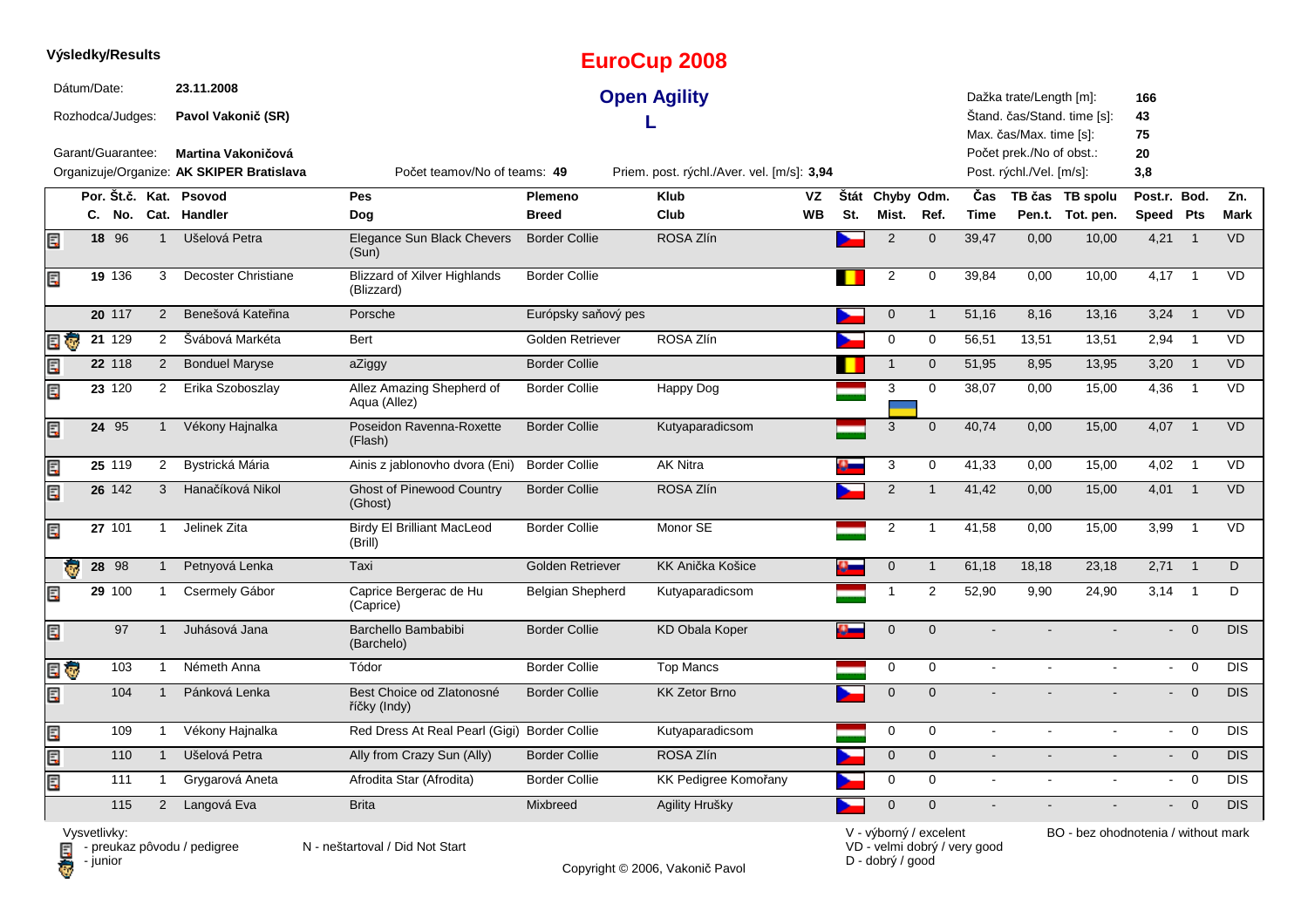**Výsledky/Results**

# EuroCup 2008

## Open Agility

### L

Dátum/Date: **23.11.2008**

Rozhodca/Judges: **Pavol Vakonič (SR)**

Garant/Guarantee: **Martina Vakoničová**

Organizuje/Organize: **AK SKIPER Bratislava**

Počet teamov/No of teams: **49**

Priem. post. rýchl./Aver. vel. [m/s]: **3,94**

Dažka trate/Length [m]: **166**
Štand. čas/Stand. time [s]: **43**
Max. čas/Max. time [s]: **75**
Počet prek./No of obst.: **20**
Post. rýchl./Vel. [m/s]: **3,8**

| | Por. C. | Št.č. No. | Kat. Cat. | Psovod Handler | Pes Dog | Plemeno Breed | Klub Club | VZ WB | Štát St. | Chyby Mist. | Odm. Ref. | Čas Time | TB čas Pen.t. | TB spolu Tot. pen. | Post.r. Speed | Bod. Pts | Zn. Mark |
|---|---|---|---|---|---|---|---|---|---|---|---|---|---|---|---|---|---|
| pedigree | 18 | 96 | 1 | Ušelová Petra | Elegance Sun Black Chevers (Sun) | Border Collie | ROSA Zlín | | CZ | 2 | 0 | 39,47 | 0,00 | 10,00 | 4,21 | 1 | VD |
| pedigree | 19 | 136 | 3 | Decoster Christiane | Blizzard of Xilver Highlands (Blizzard) | Border Collie | | | BE | 2 | 0 | 39,84 | 0,00 | 10,00 | 4,17 | 1 | VD |
| | 20 | 117 | 2 | Benešová Kateřina | Porsche | Európsky saňový pes | | | CZ | 0 | 1 | 51,16 | 8,16 | 13,16 | 3,24 | 1 | VD |
| pedigree, junior | 21 | 129 | 2 | Švábová Markéta | Bert | Golden Retriever | ROSA Zlín | | CZ | 0 | 0 | 56,51 | 13,51 | 13,51 | 2,94 | 1 | VD |
| pedigree | 22 | 118 | 2 | Bonduel Maryse | aZiggy | Border Collie | | | BE | 1 | 0 | 51,95 | 8,95 | 13,95 | 3,20 | 1 | VD |
| pedigree | 23 | 120 | 2 | Erika Szoboszlay | Allez Amazing Shepherd of Aqua (Allez) | Border Collie | Happy Dog | | HU / UA | 3 | 0 | 38,07 | 0,00 | 15,00 | 4,36 | 1 | VD |
| pedigree | 24 | 95 | 1 | Vékony Hajnalka | Poseidon Ravenna-Roxette (Flash) | Border Collie | Kutyaparadicsom | | HU | 3 | 0 | 40,74 | 0,00 | 15,00 | 4,07 | 1 | VD |
| pedigree | 25 | 119 | 2 | Bystrická Mária | Ainis z jablonovho dvora (Eni) | Border Collie | AK Nitra | | SK | 3 | 0 | 41,33 | 0,00 | 15,00 | 4,02 | 1 | VD |
| pedigree | 26 | 142 | 3 | Hanačíková Nikol | Ghost of Pinewood Country (Ghost) | Border Collie | ROSA Zlín | | CZ | 2 | 1 | 41,42 | 0,00 | 15,00 | 4,01 | 1 | VD |
| pedigree | 27 | 101 | 1 | Jelinek Zita | Birdy El Brilliant MacLeod (Brill) | Border Collie | Monor SE | | HU | 2 | 1 | 41,58 | 0,00 | 15,00 | 3,99 | 1 | VD |
| junior | 28 | 98 | 1 | Petnyová Lenka | Taxi | Golden Retriever | KK Anička Košice | | SK | 0 | 1 | 61,18 | 18,18 | 23,18 | 2,71 | 1 | D |
| pedigree | 29 | 100 | 1 | Csermely Gábor | Caprice Bergerac de Hu (Caprice) | Belgian Shepherd | Kutyaparadicsom | | HU | 1 | 2 | 52,90 | 9,90 | 24,90 | 3,14 | 1 | D |
| pedigree | | 97 | 1 | Juhásová Jana | Barchello Bambabibi (Barchelo) | Border Collie | KD Obala Koper | | SK | 0 | 0 | - | - | - | - | 0 | DIS |
| pedigree, junior | | 103 | 1 | Németh Anna | Tódor | Border Collie | Top Mancs | | HU | 0 | 0 | - | - | - | - | 0 | DIS |
| pedigree | | 104 | 1 | Pánková Lenka | Best Choice od Zlatonosné říčky (Indy) | Border Collie | KK Zetor Brno | | CZ | 0 | 0 | - | - | - | - | 0 | DIS |
| pedigree | | 109 | 1 | Vékony Hajnalka | Red Dress At Real Pearl (Gigi) | Border Collie | Kutyaparadicsom | | HU | 0 | 0 | - | - | - | - | 0 | DIS |
| pedigree | | 110 | 1 | Ušelová Petra | Ally from Crazy Sun (Ally) | Border Collie | ROSA Zlín | | CZ | 0 | 0 | - | - | - | - | 0 | DIS |
| pedigree | | 111 | 1 | Grygarová Aneta | Afrodita Star (Afrodita) | Border Collie | KK Pedigree Komořany | | CZ | 0 | 0 | - | - | - | - | 0 | DIS |
| | | 115 | 2 | Langová Eva | Brita | Mixbreed | Agility Hrušky | | CZ | 0 | 0 | - | - | - | - | 0 | DIS |

Vysvetlivky:
- preukaz pôvodu / pedigree
- junior

N - neštartoval / Did Not Start

V - výborný / excelent
VD - velmi dobrý / very good
D - dobrý / good

BO - bez ohodnotenia / without mark

Copyright © 2006, Vakonič Pavol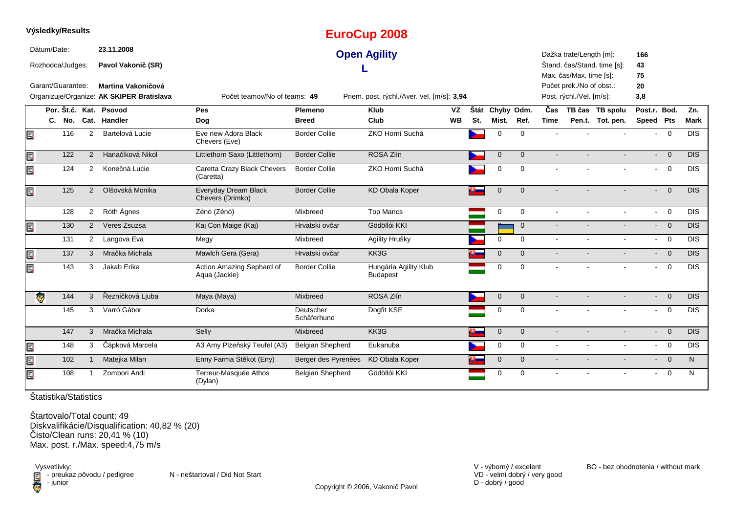**Výsledky/Results**

# EuroCup 2008

## Open Agility

## L

Dátum/Date: **23.11.2008**

Rozhodca/Judges: **Pavol Vakonič (SR)**

Garant/Guarantee: **Martina Vakoničová**

Organizuje/Organize: **AK SKIPER Bratislava**

Počet teamov/No of teams: **49**

Priem. post. rýchl./Aver. vel. [m/s]: **3,94**

Dažka trate/Length [m]: **166**
Štand. čas/Stand. time [s]: **43**
Max. čas/Max. time [s]: **75**
Počet prek./No of obst.: **20**
Post. rýchl./Vel. [m/s]: **3,8**

| | Por. C. | Št.č. No. | Kat. Cat. | Psovod Handler | Pes Dog | Plemeno Breed | Klub Club | VZ WB | Štát St. | Chyby Mist. | Odm. Ref. | Čas Time | TB čas Pen.t. | TB spolu Tot. pen. | Post.r. Speed | Bod. Pts | Zn. Mark |
|---|---|---|---|---|---|---|---|---|---|---|---|---|---|---|---|---|---|
| pedigree | | 116 | 2 | Bartelová Lucie | Eve new Adora Black Chevers (Eve) | Border Collie | ZKO Horní Suchá | | CZ | 0 | 0 | - | - | - | - | 0 | DIS |
| pedigree | | 122 | 2 | Hanačíková Nikol | Littlethorn Saxo (Littlethorn) | Border Collie | ROSA Zlín | | CZ | 0 | 0 | - | - | - | - | 0 | DIS |
| pedigree | | 124 | 2 | Konečná Lucie | Caretta Crazy Black Chevers (Caretta) | Border Collie | ZKO Horní Suchá | | CZ | 0 | 0 | - | - | - | - | 0 | DIS |
| pedigree | | 125 | 2 | Olšovská Monika | Everyday Dream Black Chevers (Drimko) | Border Collie | KD Obala Koper | | SI | 0 | 0 | - | - | - | - | 0 | DIS |
| | | 128 | 2 | Róth Ágnes | Zénó (Zénó) | Mixbreed | Top Mancs | | HU | 0 | 0 | - | - | - | - | 0 | DIS |
| pedigree | | 130 | 2 | Veres Zsuzsa | Kaj Con Maige (Kaj) | Hrvatski ovčar | Gödöllói KKI | | HU | | 0 | - | - | - | - | 0 | DIS |
| | | 131 | 2 | Langova Eva | Megy | Mixbreed | Agility Hrušky | | CZ | 0 | 0 | - | - | - | - | 0 | DIS |
| pedigree | | 137 | 3 | Mračka Michala | Mawlch Gera (Gera) | Hrvatski ovčar | KK3G | | SI | 0 | 0 | - | - | - | - | 0 | DIS |
| pedigree | | 143 | 3 | Jakab Erika | Action Amazing Sephard of Aqua (Jackie) | Border Collie | Hungária Agility Klub Budapest | | HU | 0 | 0 | - | - | - | - | 0 | DIS |
| junior | | 144 | 3 | Řezníčková Ljuba | Maya (Maya) | Mixbreed | ROSA Zlín | | CZ | 0 | 0 | - | - | - | - | 0 | DIS |
| | | 145 | 3 | Varró Gábor | Dorka | Deutscher Schäferhund | Dogfit KSE | | HU | 0 | 0 | - | - | - | - | 0 | DIS |
| | | 147 | 3 | Mračka Michala | Selly | Mixbreed | KK3G | | SI | 0 | 0 | - | - | - | - | 0 | DIS |
| pedigree | | 148 | 3 | Čápková Marcela | A3 Arny Plzeňský Teufel (A3) | Belgian Shepherd | Eukanuba | | CZ | 0 | 0 | - | - | - | - | 0 | DIS |
| pedigree | | 102 | 1 | Matejka Milan | Enny Farma Štěkot (Eny) | Berger des Pyrenées | KD Obala Koper | | SI | 0 | 0 | - | - | - | - | 0 | N |
| pedigree | | 108 | 1 | Zombori Andi | Terreur-Masquée Athos (Dylan) | Belgian Shepherd | Gödöllói KKI | | HU | 0 | 0 | - | - | - | - | 0 | N |

Štatistika/Statistics

Štartovalo/Total count: 49
Diskvalifikácie/Disqualification: 40,82 % (20)
Čisto/Clean runs: 20,41 % (10)
Max. post. r./Max. speed:4,75 m/s

Vysvetlivky:
- preukaz pôvodu / pedigree
- junior

N - neštartoval / Did Not Start

V - výborný / excelent
VD - velmi dobrý / very good
D - dobrý / good

BO - bez ohodnotenia / without mark

Copyright © 2006, Vakonič Pavol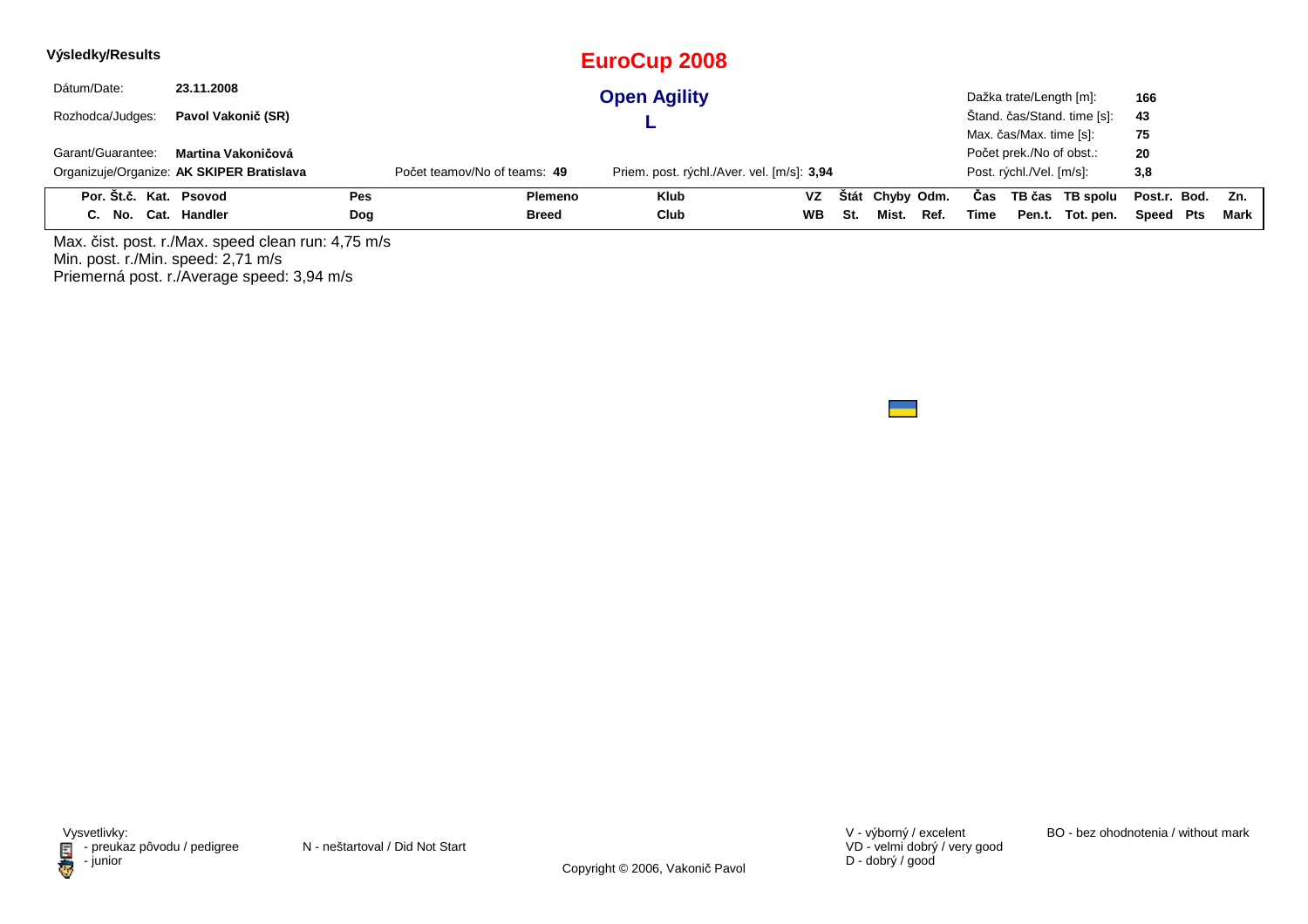**Výsledky/Results**

# EuroCup 2008

## Open Agility

## L

Dátum/Date: **23.11.2008**

Rozhodca/Judges: **Pavol Vakonič (SR)**

Garant/Guarantee: **Martina Vakoničová**

Organizuje/Organize: **AK SKIPER Bratislava**

Počet teamov/No of teams: **49**

Priem. post. rýchl./Aver. vel. [m/s]: **3,94**

Dažka trate/Length [m]: **166**

Štand. čas/Stand. time [s]: **43**

Max. čas/Max. time [s]: **75**

Počet prek./No of obst.: **20**

Post. rýchl./Vel. [m/s]: **3,8**

| Por. C. | Št.č. No. | Kat. Cat. | Psovod Handler | Pes Dog | Plemeno Breed | Klub Club | VZ WB | Štát St. | Chyby Mist. | Odm. Ref. | Čas Time | TB čas Pen.t. | TB spolu Tot. pen. | Post.r. Speed | Bod. Pts | Zn. Mark |
|---|---|---|---|---|---|---|---|---|---|---|---|---|---|---|---|---|

Max. čist. post. r./Max. speed clean run: 4,75 m/s

Min. post. r./Min. speed: 2,71 m/s

Priemerná post. r./Average speed: 3,94 m/s

Vysvetlivky:
- preukaz pôvodu / pedigree
- junior

N - neštartoval / Did Not Start

V - výborný / excelent
VD - velmi dobrý / very good
D - dobrý / good

BO - bez ohodnotenia / without mark

Copyright © 2006, Vakonič Pavol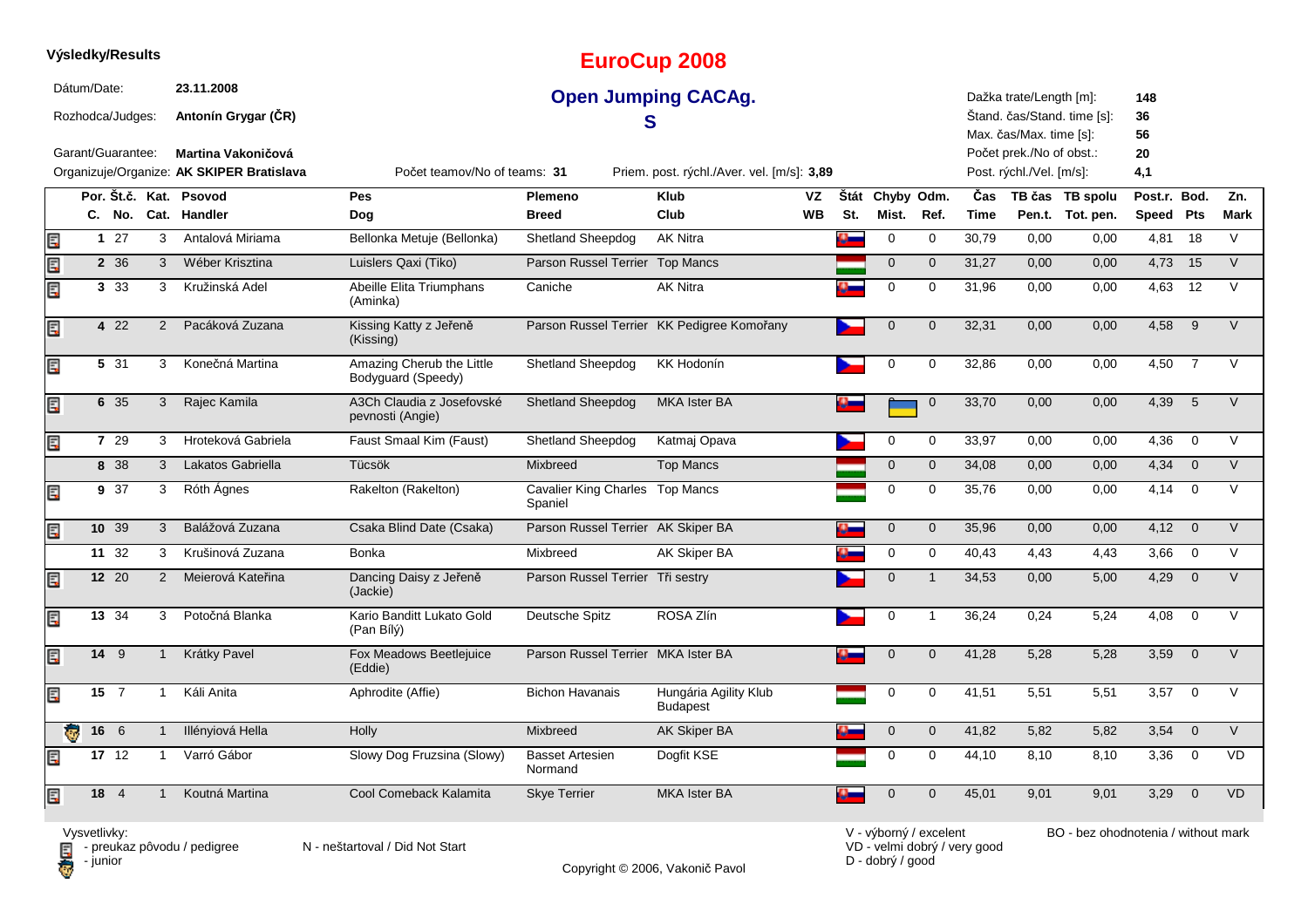**Výsledky/Results**

# EuroCup 2008

## Open Jumping CACAg.

## S

Dátum/Date: **23.11.2008**

Rozhodca/Judges: **Antonín Grygar (ČR)**

Garant/Guarantee: **Martina Vakoničová**

Organizuje/Organize: **AK SKIPER Bratislava**

Počet teamov/No of teams: **31**

Priem. post. rýchl./Aver. vel. [m/s]: **3,89**

Dažka trate/Length [m]: **148**

Štand. čas/Stand. time [s]: **36**

Max. čas/Max. time [s]: **56**

Počet prek./No of obst.: **20**

Post. rýchl./Vel. [m/s]: **4,1**

| Por. C. | Št.č. No. | Kat. Cat. | Psovod Handler | Pes Dog | Plemeno Breed | Klub Club | VZ WB | Štát St. | Chyby Mist. | Odm. Ref. | Čas Time | TB čas Pen.t. | TB spolu Tot. pen. | Post.r. Speed | Bod. Pts | Zn. Mark |
|---|---|---|---|---|---|---|---|---|---|---|---|---|---|---|---|---|
| 1 | 27 | 3 | Antalová Miriama | Bellonka Metuje (Bellonka) | Shetland Sheepdog | AK Nitra | | | 0 | 0 | 30,79 | 0,00 | 0,00 | 4,81 | 18 | V |
| 2 | 36 | 3 | Wéber Krisztina | Luislers Qaxi (Tiko) | Parson Russel Terrier | Top Mancs | | | 0 | 0 | 31,27 | 0,00 | 0,00 | 4,73 | 15 | V |
| 3 | 33 | 3 | Kružinská Adel | Abeille Elita Triumphans (Aminka) | Caniche | AK Nitra | | | 0 | 0 | 31,96 | 0,00 | 0,00 | 4,63 | 12 | V |
| 4 | 22 | 2 | Pacáková Zuzana | Kissing Katty z Jeřeně (Kissing) | Parson Russel Terrier | KK Pedigree Komořany | | | 0 | 0 | 32,31 | 0,00 | 0,00 | 4,58 | 9 | V |
| 5 | 31 | 3 | Konečná Martina | Amazing Cherub the Little Bodyguard (Speedy) | Shetland Sheepdog | KK Hodonín | | | 0 | 0 | 32,86 | 0,00 | 0,00 | 4,50 | 7 | V |
| 6 | 35 | 3 | Rajec Kamila | A3Ch Claudia z Josefovské pevnosti (Angie) | Shetland Sheepdog | MKA Ister BA | | | | 0 | 33,70 | 0,00 | 0,00 | 4,39 | 5 | V |
| 7 | 29 | 3 | Hroteková Gabriela | Faust Smaal Kim (Faust) | Shetland Sheepdog | Katmaj Opava | | | 0 | 0 | 33,97 | 0,00 | 0,00 | 4,36 | 0 | V |
| 8 | 38 | 3 | Lakatos Gabriella | Tücsök | Mixbreed | Top Mancs | | | 0 | 0 | 34,08 | 0,00 | 0,00 | 4,34 | 0 | V |
| 9 | 37 | 3 | Róth Ágnes | Rakelton (Rakelton) | Cavalier King Charles Spaniel | Top Mancs | | | 0 | 0 | 35,76 | 0,00 | 0,00 | 4,14 | 0 | V |
| 10 | 39 | 3 | Balážová Zuzana | Csaka Blind Date (Csaka) | Parson Russel Terrier | AK Skiper BA | | | 0 | 0 | 35,96 | 0,00 | 0,00 | 4,12 | 0 | V |
| 11 | 32 | 3 | Krušinová Zuzana | Bonka | Mixbreed | AK Skiper BA | | | 0 | 0 | 40,43 | 4,43 | 4,43 | 3,66 | 0 | V |
| 12 | 20 | 2 | Meierová Kateřina | Dancing Daisy z Jeřeně (Jackie) | Parson Russel Terrier | Tři sestry | | | 0 | 1 | 34,53 | 0,00 | 5,00 | 4,29 | 0 | V |
| 13 | 34 | 3 | Potočná Blanka | Kario Banditt Lukato Gold (Pan Bílý) | Deutsche Spitz | ROSA Zlín | | | 0 | 1 | 36,24 | 0,24 | 5,24 | 4,08 | 0 | V |
| 14 | 9 | 1 | Krátky Pavel | Fox Meadows Beetlejuice (Eddie) | Parson Russel Terrier | MKA Ister BA | | | 0 | 0 | 41,28 | 5,28 | 5,28 | 3,59 | 0 | V |
| 15 | 7 | 1 | Káli Anita | Aphrodite (Affie) | Bichon Havanais | Hungária Agility Klub Budapest | | | 0 | 0 | 41,51 | 5,51 | 5,51 | 3,57 | 0 | V |
| 16 | 6 | 1 | Illényiová Hella | Holly | Mixbreed | AK Skiper BA | | | 0 | 0 | 41,82 | 5,82 | 5,82 | 3,54 | 0 | V |
| 17 | 12 | 1 | Varró Gábor | Slowy Dog Fruzsina (Slowy) | Basset Artesien Normand | Dogfit KSE | | | 0 | 0 | 44,10 | 8,10 | 8,10 | 3,36 | 0 | VD |
| 18 | 4 | 1 | Koutná Martina | Cool Comeback Kalamita | Skye Terrier | MKA Ister BA | | | 0 | 0 | 45,01 | 9,01 | 9,01 | 3,29 | 0 | VD |

Vysvetlivky:
- preukaz pôvodu / pedigree
- junior

N - neštartoval / Did Not Start

V - výborný / excelent
VD - velmi dobrý / very good
D - dobrý / good

BO - bez ohodnotenia / without mark

Copyright © 2006, Vakonič Pavol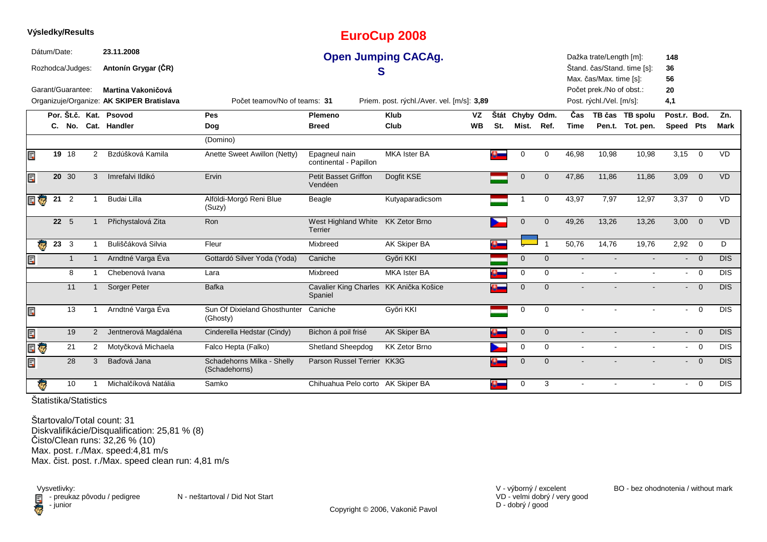**Výsledky/Results**

# EuroCup 2008

## Open Jumping CACAg.

## S

Dátum/Date: **23.11.2008**

Rozhodca/Judges: **Antonín Grygar (ČR)**

Garant/Guarantee: **Martina Vakoničová**

Organizuje/Organize: **AK SKIPER Bratislava**

Počet teamov/No of teams: **31**

Priem. post. rýchl./Aver. vel. [m/s]: **3,89**

Dažka trate/Length [m]: **148**
Štand. čas/Stand. time [s]: **36**
Max. čas/Max. time [s]: **56**
Počet prek./No of obst.: **20**
Post. rýchl./Vel. [m/s]: **4,1**

| Por. C. | Št.č. No. | Kat. Cat. | Psovod Handler | Pes Dog | Plemeno Breed | Klub Club | VZ WB | Štát St. | Chyby Mist. | Odm. Ref. | Čas Time | TB čas Pen.t. | TB spolu Tot. pen. | Post.r. Speed | Bod. Pts | Zn. Mark |
|---|---|---|---|---|---|---|---|---|---|---|---|---|---|---|---|---|
| | | | | (Domino) | | | | | | | | | | | | |
| 19 | 18 | 2 | Bzdúšková Kamila | Anette Sweet Awillon (Netty) | Epagneul nain continental - Papillon | MKA Ister BA | | | 0 | 0 | 46,98 | 10,98 | 10,98 | 3,15 | 0 | VD |
| 20 | 30 | 3 | Imrefalvi Ildikó | Ervin | Petit Basset Griffon Vendéen | Dogfit KSE | | | 0 | 0 | 47,86 | 11,86 | 11,86 | 3,09 | 0 | VD |
| 21 | 2 | 1 | Budai Lilla | Alföldi-Morgó Reni Blue (Suzy) | Beagle | Kutyaparadicsom | | | 1 | 0 | 43,97 | 7,97 | 12,97 | 3,37 | 0 | VD |
| 22 | 5 | 1 | Přichystalová Zita | Ron | West Highland White Terrier | KK Zetor Brno | | | 0 | 0 | 49,26 | 13,26 | 13,26 | 3,00 | 0 | VD |
| 23 | 3 | 1 | Buliščáková Silvia | Fleur | Mixbreed | AK Skiper BA | | | 0 | 1 | 50,76 | 14,76 | 19,76 | 2,92 | 0 | D |
| | 1 | 1 | Arndtné Varga Éva | Gottardó Silver Yoda (Yoda) | Caniche | Győri KKI | | | 0 | 0 | - | - | - | - | 0 | DIS |
| | 8 | 1 | Chebenová Ivana | Lara | Mixbreed | MKA Ister BA | | | 0 | 0 | - | - | - | - | 0 | DIS |
| | 11 | 1 | Sorger Peter | Bafka | Cavalier King Charles Spaniel | KK Anička Košice | | | 0 | 0 | - | - | - | - | 0 | DIS |
| | 13 | 1 | Arndtné Varga Éva | Sun Of Dixieland Ghosthunter (Ghosty) | Caniche | Győri KKI | | | 0 | 0 | - | - | - | - | 0 | DIS |
| | 19 | 2 | Jentnerová Magdaléna | Cinderella Hedstar (Cindy) | Bichon á poil frisé | AK Skiper BA | | | 0 | 0 | - | - | - | - | 0 | DIS |
| | 21 | 2 | Motyčková Michaela | Falco Hepta (Falko) | Shetland Sheepdog | KK Zetor Brno | | | 0 | 0 | - | - | - | - | 0 | DIS |
| | 28 | 3 | Baďová Jana | Schadehorns Milka - Shelly (Schadehorns) | Parson Russel Terrier | KK3G | | | 0 | 0 | - | - | - | - | 0 | DIS |
| | 10 | 1 | Michalčíková Natália | Samko | Chihuahua Pelo corto | AK Skiper BA | | | 0 | 3 | - | - | - | - | 0 | DIS |

Štatistika/Statistics

Štartovalo/Total count: 31
Diskvalifikácie/Disqualification: 25,81 % (8)
Čisto/Clean runs: 32,26 % (10)
Max. post. r./Max. speed:4,81 m/s
Max. čist. post. r./Max. speed clean run: 4,81 m/s

Vysvetlivky:
- preukaz pôvodu / pedigree
- junior

N - neštartoval / Did Not Start

V - výborný / excelent
VD - velmi dobrý / very good
D - dobrý / good

BO - bez ohodnotenia / without mark

Copyright © 2006, Vakonič Pavol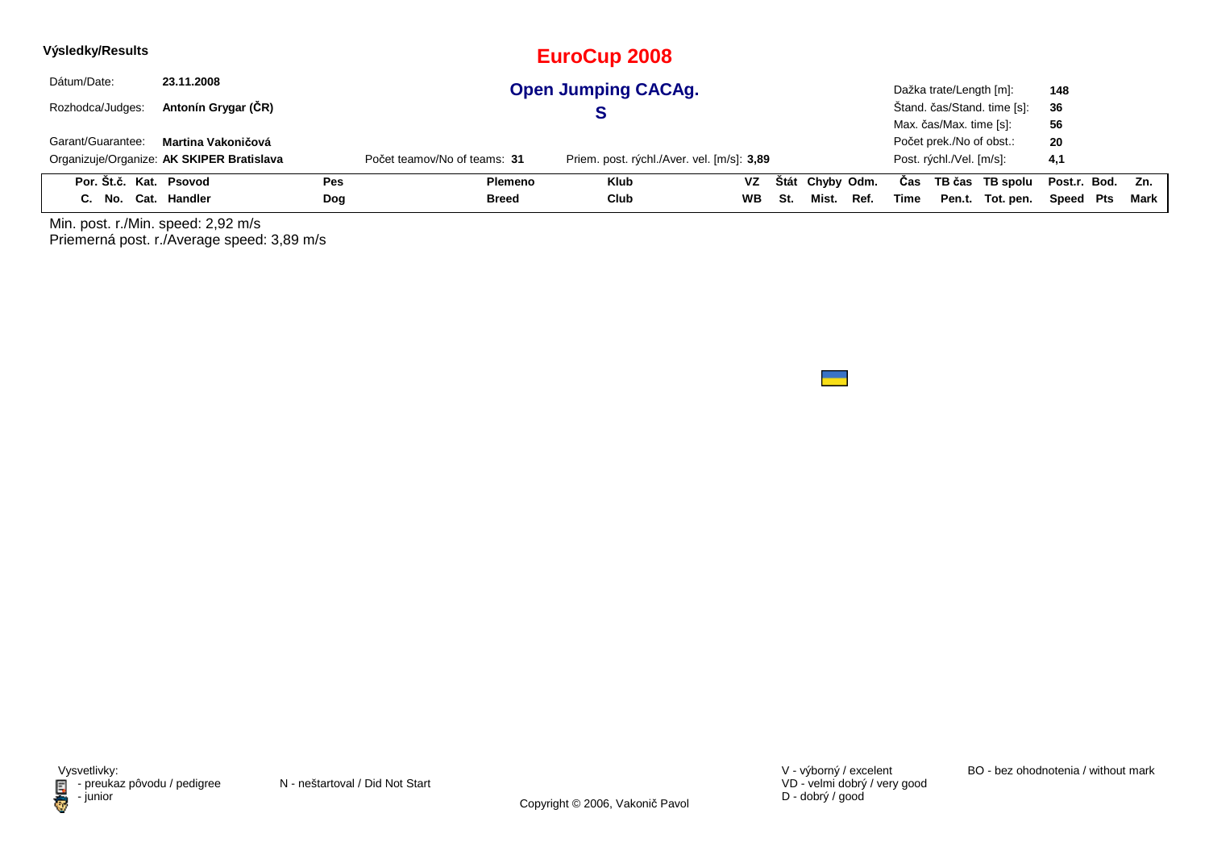**Výsledky/Results**

# EuroCup 2008

## Open Jumping CACAg.

## S

Dátum/Date: **23.11.2008**

Rozhodca/Judges: **Antonín Grygar (ČR)**

Garant/Guarantee: **Martina Vakoničová**

Organizuje/Organize: **AK SKIPER Bratislava**

Počet teamov/No of teams: **31**

Priem. post. rýchl./Aver. vel. [m/s]: **3,89**

Dažka trate/Length [m]: **148**

Štand. čas/Stand. time [s]: **36**

Max. čas/Max. time [s]: **56**

Počet prek./No of obst.: **20**

Post. rýchl./Vel. [m/s]: **4,1**

| Por. C. | Št.č. No. | Kat. Cat. | Psovod Handler | Pes Dog | Plemeno Breed | Klub Club | VZ WB | Štát St. | Chyby Mist. | Odm. Ref. | Čas Time | TB čas Pen.t. | TB spolu Tot. pen. | Post.r. Speed | Bod. Pts | Zn. Mark |
|---|---|---|---|---|---|---|---|---|---|---|---|---|---|---|---|---|

Min. post. r./Min. speed: 2,92 m/s

Priemerná post. r./Average speed: 3,89 m/s

Vysvetlivky:
- preukaz pôvodu / pedigree
- junior

N - neštartoval / Did Not Start

V - výborný / excelent
VD - velmi dobrý / very good
D - dobrý / good

BO - bez ohodnotenia / without mark

Copyright © 2006, Vakonič Pavol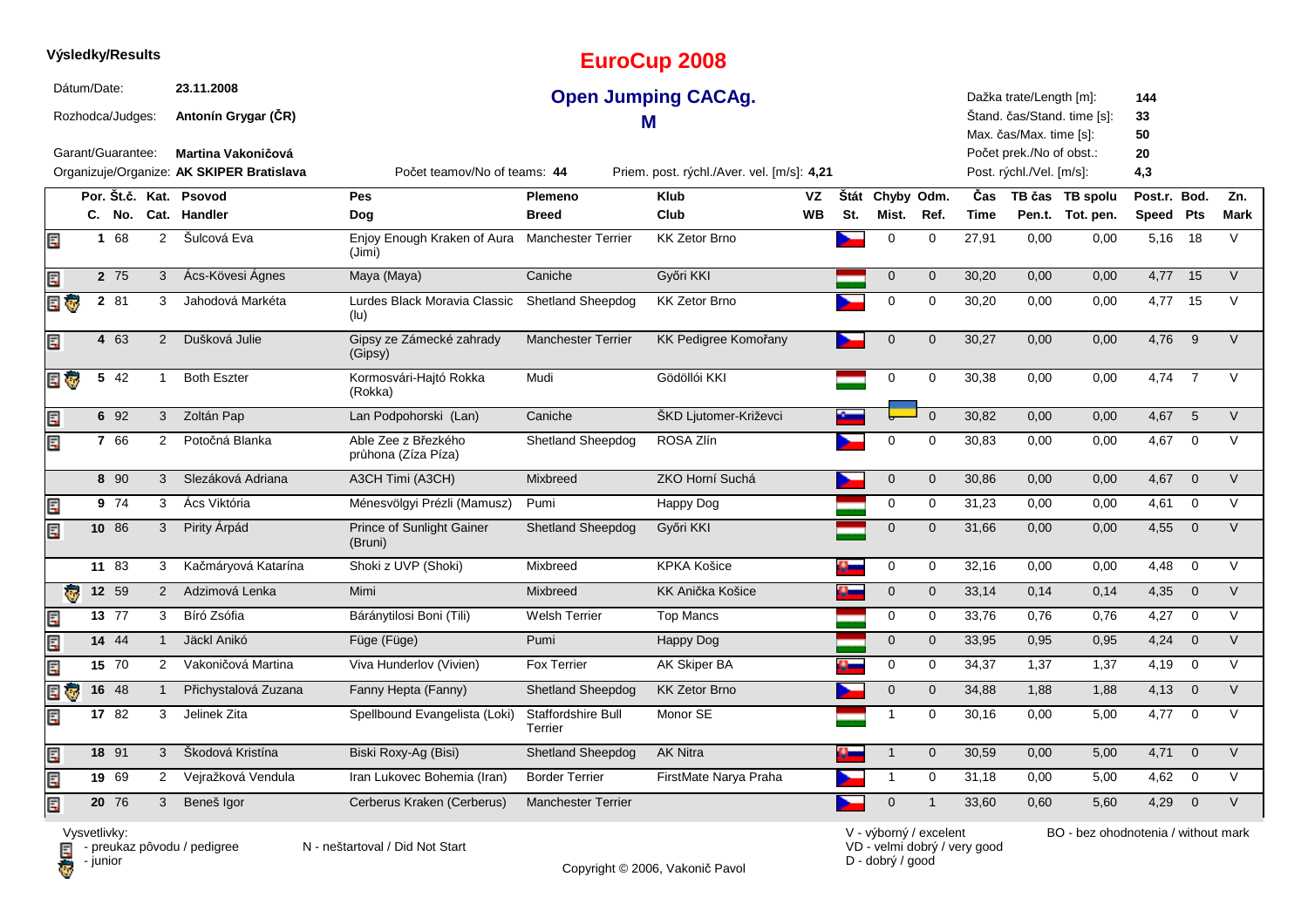**Výsledky/Results**

# EuroCup 2008

## Open Jumping CACAg.

## M

Dátum/Date: **23.11.2008**

Rozhodca/Judges: **Antonín Grygar (ČR)**

Garant/Guarantee: **Martina Vakoničová**

Organizuje/Organize: **AK SKIPER Bratislava**

Počet teamov/No of teams: **44**

Priem. post. rýchl./Aver. vel. [m/s]: **4,21**

Dažka trate/Length [m]: **144**
Štand. čas/Stand. time [s]: **33**
Max. čas/Max. time [s]: **50**
Počet prek./No of obst.: **20**
Post. rýchl./Vel. [m/s]: **4,3**

| Por. C. | Št.č. No. | Kat. Cat. | Psovod Handler | Pes Dog | Plemeno Breed | Klub Club | VZ WB | Štát St. | Chyby Mist. | Odm. Ref. | Čas Time | TB čas Pen.t. | TB spolu Tot. pen. | Post.r. Speed | Bod. Pts | Zn. Mark |
|---|---|---|---|---|---|---|---|---|---|---|---|---|---|---|---|---|
| 1 | 68 | 2 | Šulcová Eva | Enjoy Enough Kraken of Aura (Jimi) | Manchester Terrier | KK Zetor Brno | | | 0 | 0 | 27,91 | 0,00 | 0,00 | 5,16 | 18 | V |
| 2 | 75 | 3 | Ács-Kövesi Ágnes | Maya (Maya) | Caniche | Győri KKI | | | 0 | 0 | 30,20 | 0,00 | 0,00 | 4,77 | 15 | V |
| 2 | 81 | 3 | Jahodová Markéta | Lurdes Black Moravia Classic (lu) | Shetland Sheepdog | KK Zetor Brno | | | 0 | 0 | 30,20 | 0,00 | 0,00 | 4,77 | 15 | V |
| 4 | 63 | 2 | Dušková Julie | Gipsy ze Zámecké zahrady (Gipsy) | Manchester Terrier | KK Pedigree Komořany | | | 0 | 0 | 30,27 | 0,00 | 0,00 | 4,76 | 9 | V |
| 5 | 42 | 1 | Both Eszter | Kormosvári-Hajtó Rokka (Rokka) | Mudi | Gödöllói KKI | | | 0 | 0 | 30,38 | 0,00 | 0,00 | 4,74 | 7 | V |
| 6 | 92 | 3 | Zoltán Pap | Lan Podpohorski (Lan) | Caniche | ŠKD Ljutomer-Križevci | | | 0 | 0 | 30,82 | 0,00 | 0,00 | 4,67 | 5 | V |
| 7 | 66 | 2 | Potočná Blanka | Able Zee z Březkého průhona (Zíza Píza) | Shetland Sheepdog | ROSA Zlín | | | 0 | 0 | 30,83 | 0,00 | 0,00 | 4,67 | 0 | V |
| 8 | 90 | 3 | Slezáková Adriana | A3CH Timi (A3CH) | Mixbreed | ZKO Horní Suchá | | | 0 | 0 | 30,86 | 0,00 | 0,00 | 4,67 | 0 | V |
| 9 | 74 | 3 | Ács Viktória | Ménesvölgyi Prézli (Mamusz) | Pumi | Happy Dog | | | 0 | 0 | 31,23 | 0,00 | 0,00 | 4,61 | 0 | V |
| 10 | 86 | 3 | Pirity Árpád | Prince of Sunlight Gainer (Bruni) | Shetland Sheepdog | Győri KKI | | | 0 | 0 | 31,66 | 0,00 | 0,00 | 4,55 | 0 | V |
| 11 | 83 | 3 | Kačmáryová Katarína | Shoki z UVP (Shoki) | Mixbreed | KPKA Košice | | | 0 | 0 | 32,16 | 0,00 | 0,00 | 4,48 | 0 | V |
| 12 | 59 | 2 | Adzimová Lenka | Mimi | Mixbreed | KK Anička Košice | | | 0 | 0 | 33,14 | 0,14 | 0,14 | 4,35 | 0 | V |
| 13 | 77 | 3 | Bíró Zsófia | Bárántilosi Boni (Tili) | Welsh Terrier | Top Mancs | | | 0 | 0 | 33,76 | 0,76 | 0,76 | 4,27 | 0 | V |
| 14 | 44 | 1 | Jäckl Anikó | Füge (Füge) | Pumi | Happy Dog | | | 0 | 0 | 33,95 | 0,95 | 0,95 | 4,24 | 0 | V |
| 15 | 70 | 2 | Vakoničová Martina | Viva Hunderlov (Vivien) | Fox Terrier | AK Skiper BA | | | 0 | 0 | 34,37 | 1,37 | 1,37 | 4,19 | 0 | V |
| 16 | 48 | 1 | Přichystalová Zuzana | Fanny Hepta (Fanny) | Shetland Sheepdog | KK Zetor Brno | | | 0 | 0 | 34,88 | 1,88 | 1,88 | 4,13 | 0 | V |
| 17 | 82 | 3 | Jelinek Zita | Spellbound Evangelista (Loki) | Staffordshire Bull Terrier | Monor SE | | | 1 | 0 | 30,16 | 0,00 | 5,00 | 4,77 | 0 | V |
| 18 | 91 | 3 | Škodová Kristína | Biski Roxy-Ag (Bisi) | Shetland Sheepdog | AK Nitra | | | 1 | 0 | 30,59 | 0,00 | 5,00 | 4,71 | 0 | V |
| 19 | 69 | 2 | Vejražková Vendula | Iran Lukovec Bohemia (Iran) | Border Terrier | FirstMate Narya Praha | | | 1 | 0 | 31,18 | 0,00 | 5,00 | 4,62 | 0 | V |
| 20 | 76 | 3 | Beneš Igor | Cerberus Kraken (Cerberus) | Manchester Terrier | | | | 0 | 1 | 33,60 | 0,60 | 5,60 | 4,29 | 0 | V |

Vysvetlivky:
- preukaz pôvodu / pedigree
- junior

N - neštartoval / Did Not Start

V - výborný / excelent
VD - velmi dobrý / very good
D - dobrý / good

BO - bez ohodnotenia / without mark

Copyright © 2006, Vakonič Pavol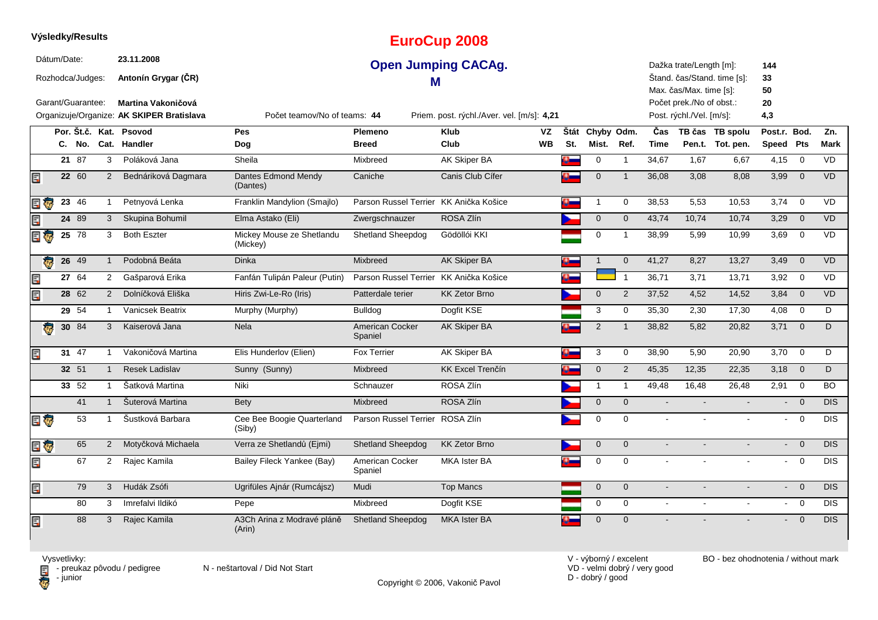**Výsledky/Results**

# EuroCup 2008

## Open Jumping CACAg.

## M

Dátum/Date: **23.11.2008**

Rozhodca/Judges: **Antonín Grygar (ČR)**

Garant/Guarantee: **Martina Vakoničová**

Organizuje/Organize: **AK SKIPER Bratislava**

Počet teamov/No of teams: **44**

Priem. post. rýchl./Aver. vel. [m/s]: **4,21**

Dažka trate/Length [m]: **144**
Štand. čas/Stand. time [s]: **33**
Max. čas/Max. time [s]: **50**
Počet prek./No of obst.: **20**
Post. rýchl./Vel. [m/s]: **4,3**

| | Por. C. | Št.č. No. | Kat. Cat. | Psovod Handler | Pes Dog | Plemeno Breed | Klub Club | VZ WB | Štát St. | Chyby Mist. | Odm. Ref. | Čas Time | TB čas Pen.t. | TB spolu Tot. pen. | Post.r. Speed | Bod. Pts | Zn. Mark |
|---|---|---|---|---|---|---|---|---|---|---|---|---|---|---|---|---|---|
| | 21 | 87 | 3 | Poláková Jana | Sheila | Mixbreed | AK Skiper BA | | SK | 0 | 1 | 34,67 | 1,67 | 6,67 | 4,15 | 0 | VD |
| pedigree | 22 | 60 | 2 | Bednáriková Dagmara | Dantes Edmond Mendy (Dantes) | Caniche | Canis Club Cífer | | SK | 0 | 1 | 36,08 | 3,08 | 8,08 | 3,99 | 0 | VD |
| pedigree, junior | 23 | 46 | 1 | Petnyová Lenka | Franklin Mandylion (Smajlo) | Parson Russel Terrier | KK Anička Košice | | SK | 1 | 0 | 38,53 | 5,53 | 10,53 | 3,74 | 0 | VD |
| pedigree | 24 | 89 | 3 | Skupina Bohumil | Elma Astako (Eli) | Zwergschnauzer | ROSA Zlín | | CZ | 0 | 0 | 43,74 | 10,74 | 10,74 | 3,29 | 0 | VD |
| pedigree, junior | 25 | 78 | 3 | Both Eszter | Mickey Mouse ze Shetlandu (Mickey) | Shetland Sheepdog | Gödöllói KKI | | HU | 0 | 1 | 38,99 | 5,99 | 10,99 | 3,69 | 0 | VD |
| junior | 26 | 49 | 1 | Podobná Beáta | Dinka | Mixbreed | AK Skiper BA | | SK | 1 | 0 | 41,27 | 8,27 | 13,27 | 3,49 | 0 | VD |
| pedigree | 27 | 64 | 2 | Gašparová Erika | Fanfán Tulipán Paleur (Putin) | Parson Russel Terrier | KK Anička Košice | | SK | | 1 | 36,71 | 3,71 | 13,71 | 3,92 | 0 | VD |
| pedigree | 28 | 62 | 2 | Dolníčková Eliška | Hiris Zwi-Le-Ro (Iris) | Patterdale terier | KK Zetor Brno | | CZ | 0 | 2 | 37,52 | 4,52 | 14,52 | 3,84 | 0 | VD |
| | 29 | 54 | 1 | Vanicsek Beatrix | Murphy (Murphy) | Bulldog | Dogfit KSE | | HU | 3 | 0 | 35,30 | 2,30 | 17,30 | 4,08 | 0 | D |
| junior | 30 | 84 | 3 | Kaiserová Jana | Nela | American Cocker Spaniel | AK Skiper BA | | SK | 2 | 1 | 38,82 | 5,82 | 20,82 | 3,71 | 0 | D |
| pedigree | 31 | 47 | 1 | Vakoničová Martina | Elis Hunderlov (Elien) | Fox Terrier | AK Skiper BA | | SK | 3 | 0 | 38,90 | 5,90 | 20,90 | 3,70 | 0 | D |
| | 32 | 51 | 1 | Resek Ladislav | Sunny (Sunny) | Mixbreed | KK Excel Trenčín | | SK | 0 | 2 | 45,35 | 12,35 | 22,35 | 3,18 | 0 | D |
| | 33 | 52 | 1 | Šatková Martina | Niki | Schnauzer | ROSA Zlín | | CZ | 1 | 1 | 49,48 | 16,48 | 26,48 | 2,91 | 0 | BO |
| | | 41 | 1 | Šuterová Martina | Bety | Mixbreed | ROSA Zlín | | CZ | 0 | 0 | - | - | - | - | 0 | DIS |
| pedigree, junior | | 53 | 1 | Šustková Barbara | Cee Bee Boogie Quarterland (Siby) | Parson Russel Terrier | ROSA Zlín | | CZ | 0 | 0 | - | - | - | - | 0 | DIS |
| pedigree, junior | | 65 | 2 | Motyčková Michaela | Verra ze Shetlandů (Ejmi) | Shetland Sheepdog | KK Zetor Brno | | CZ | 0 | 0 | - | - | - | - | 0 | DIS |
| pedigree | | 67 | 2 | Rajec Kamila | Bailey Fileck Yankee (Bay) | American Cocker Spaniel | MKA Ister BA | | SK | 0 | 0 | - | - | - | - | 0 | DIS |
| pedigree | | 79 | 3 | Hudák Zsófi | Ugrifüles Ajnár (Rumcájsz) | Mudi | Top Mancs | | HU | 0 | 0 | - | - | - | - | 0 | DIS |
| | | 80 | 3 | Imrefalvi Ildikó | Pepe | Mixbreed | Dogfit KSE | | HU | 0 | 0 | - | - | - | - | 0 | DIS |
| pedigree | | 88 | 3 | Rajec Kamila | A3Ch Arina z Modravé pláně (Arin) | Shetland Sheepdog | MKA Ister BA | | SK | 0 | 0 | - | - | - | - | 0 | DIS |

Vysvetlivky:
- preukaz pôvodu / pedigree
- junior

N - neštartoval / Did Not Start

V - výborný / excelent
VD - velmi dobrý / very good
D - dobrý / good

BO - bez ohodnotenia / without mark

Copyright © 2006, Vakonič Pavol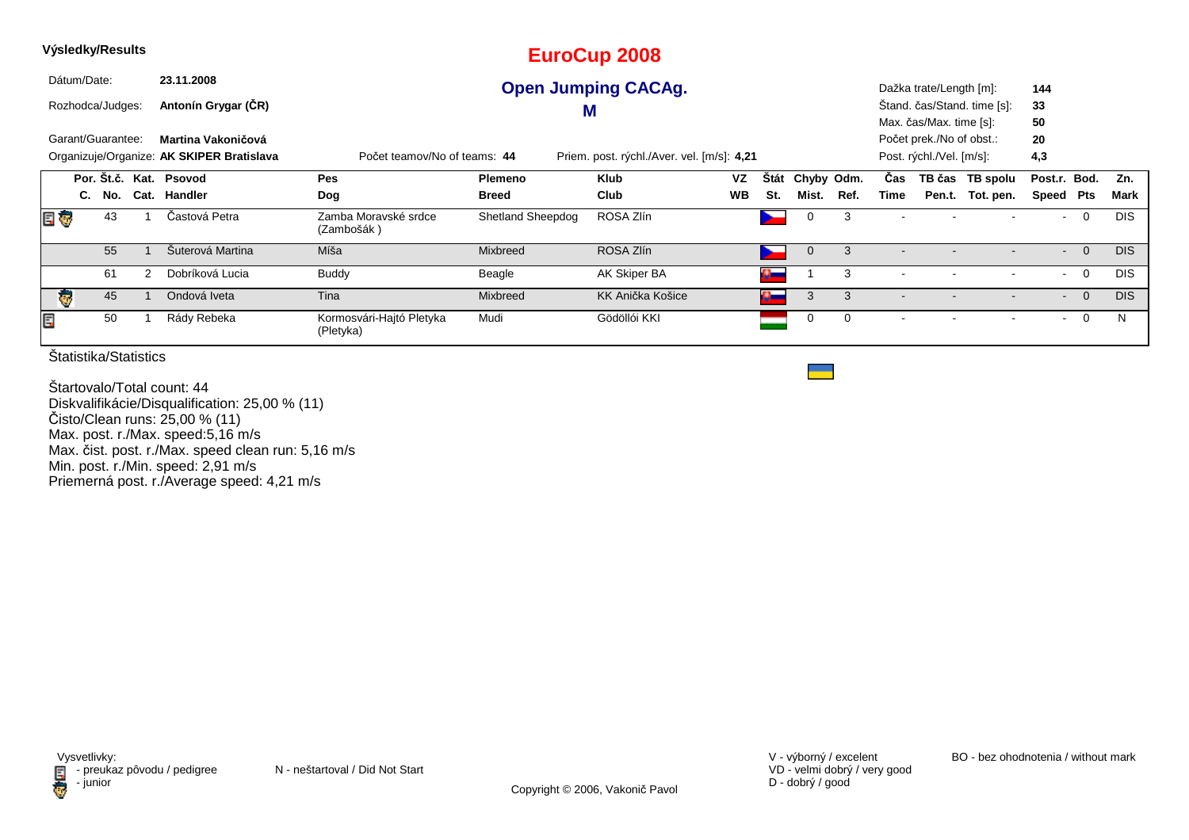**Výsledky/Results**

# EuroCup 2008

## Open Jumping CACAg.

## M

Dátum/Date: **23.11.2008**

Rozhodca/Judges: **Antonín Grygar (ČR)**

Garant/Guarantee: **Martina Vakoničová**

Organizuje/Organize: **AK SKIPER Bratislava**

Počet teamov/No of teams: **44**

Priem. post. rýchl./Aver. vel. [m/s]: **4,21**

Dažka trate/Length [m]: **144**
Štand. čas/Stand. time [s]: **33**
Max. čas/Max. time [s]: **50**
Počet prek./No of obst.: **20**
Post. rýchl./Vel. [m/s]: **4,3**

| | Por. C. | Št.č. No. | Kat. Cat. | Psovod Handler | Pes Dog | Plemeno Breed | Klub Club | VZ WB | Štát St. | Chyby Mist. | Odm. Ref. | Čas Time | TB čas Pen.t. | TB spolu Tot. pen. | Post.r. Speed | Bod. Pts | Zn. Mark |
|---|---|---|---|---|---|---|---|---|---|---|---|---|---|---|---|---|---|
| preukaz pôvodu, junior | | 43 | 1 | Častová Petra | Zamba Moravské srdce (Zambošák ) | Shetland Sheepdog | ROSA Zlín | | CZ | 0 | 3 | - | - | - | - | 0 | DIS |
| | | 55 | 1 | Šuterová Martina | Míša | Mixbreed | ROSA Zlín | | CZ | 0 | 3 | - | - | - | - | 0 | DIS |
| | | 61 | 2 | Dobríková Lucia | Buddy | Beagle | AK Skiper BA | | SK | 1 | 3 | - | - | - | - | 0 | DIS |
| junior | | 45 | 1 | Ondová Iveta | Tina | Mixbreed | KK Anička Košice | | SK | 3 | 3 | - | - | - | - | 0 | DIS |
| preukaz pôvodu | | 50 | 1 | Rády Rebeka | Kormosvári-Hajtó Pletyka (Pletyka) | Mudi | Gödöllői KKI | | HU | 0 | 0 | - | - | - | - | 0 | N |

Štatistika/Statistics

Štartovalo/Total count: 44
Diskvalifikácie/Disqualification: 25,00 % (11)
Čisto/Clean runs: 25,00 % (11)
Max. post. r./Max. speed:5,16 m/s
Max. čist. post. r./Max. speed clean run: 5,16 m/s
Min. post. r./Min. speed: 2,91 m/s
Priemerná post. r./Average speed: 4,21 m/s

Vysvetlivky:
- preukaz pôvodu / pedigree
- junior

N - neštartoval / Did Not Start

V - výborný / excelent
VD - velmi dobrý / very good
D - dobrý / good

BO - bez ohodnotenia / without mark

Copyright © 2006, Vakonič Pavol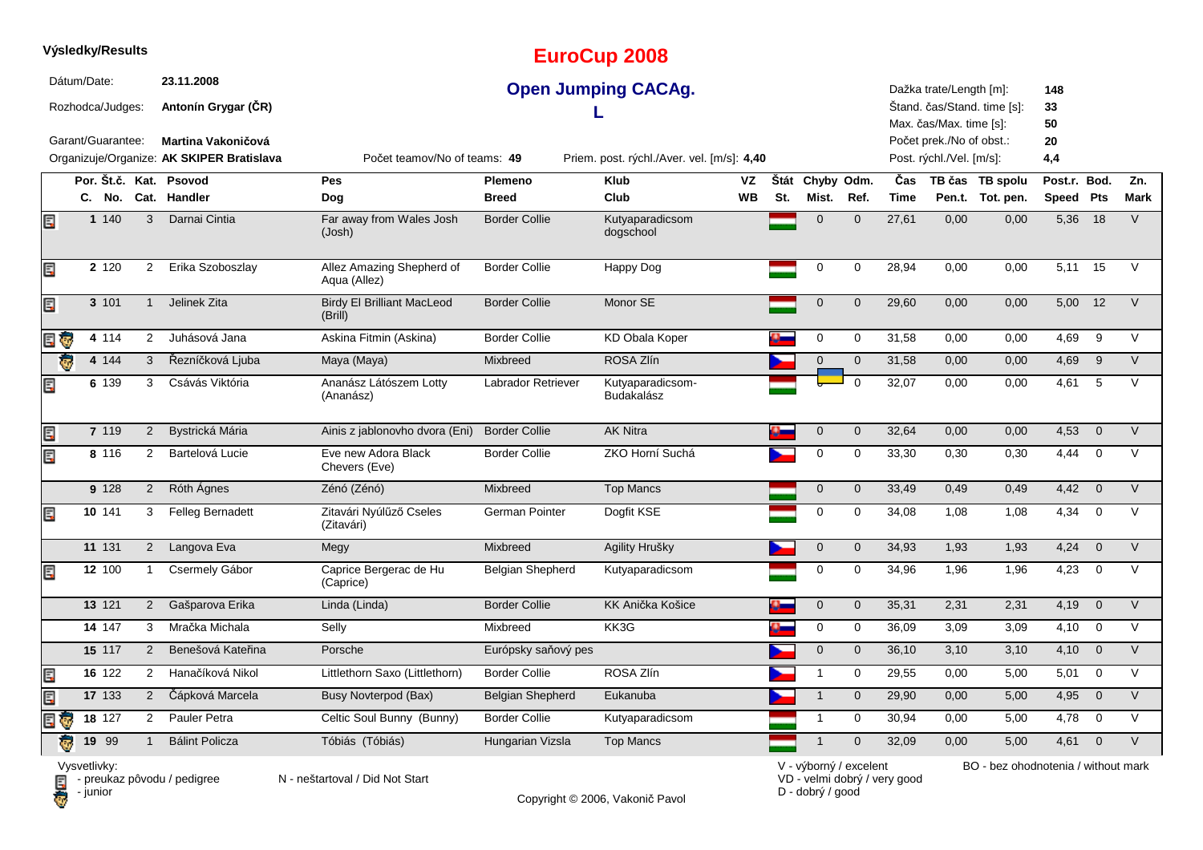**Výsledky/Results**

# EuroCup 2008

## Open Jumping CACAg.

## L

Dátum/Date: **23.11.2008**
Rozhodca/Judges: **Antonín Grygar (ČR)**
Garant/Guarantee: **Martina Vakoničová**
Organizuje/Organize: **AK SKIPER Bratislava**

Počet teamov/No of teams: **49**
Priem. post. rýchl./Aver. vel. [m/s]: **4,40**

Dažka trate/Length [m]: **148**
Štand. čas/Stand. time [s]: **33**
Max. čas/Max. time [s]: **50**
Počet prek./No of obst.: **20**
Post. rýchl./Vel. [m/s]: **4,4**

| Por. C. | Št.č. No. | Kat. Cat. | Psovod Handler | Pes Dog | Plemeno Breed | Klub Club | VZ WB | Štát St. | Chyby Mist. | Odm. Ref. | Čas Time | TB čas Pen.t. | TB spolu Tot. pen. | Post.r. Speed | Bod. Pts | Zn. Mark |
|---|---|---|---|---|---|---|---|---|---|---|---|---|---|---|---|---|
| 1 | 140 | 3 | Darnai Cintia | Far away from Wales Josh (Josh) | Border Collie | Kutyaparadicsom dogschool | | | 0 | 0 | 27,61 | 0,00 | 0,00 | 5,36 | 18 | V |
| 2 | 120 | 2 | Erika Szoboszlay | Allez Amazing Shepherd of Aqua (Allez) | Border Collie | Happy Dog | | | 0 | 0 | 28,94 | 0,00 | 0,00 | 5,11 | 15 | V |
| 3 | 101 | 1 | Jelinek Zita | Birdy El Brilliant MacLeod (Brill) | Border Collie | Monor SE | | | 0 | 0 | 29,60 | 0,00 | 0,00 | 5,00 | 12 | V |
| 4 | 114 | 2 | Juhásová Jana | Askina Fitmin (Askina) | Border Collie | KD Obala Koper | | | 0 | 0 | 31,58 | 0,00 | 0,00 | 4,69 | 9 | V |
| 4 | 144 | 3 | Řezníčková Ljuba | Maya (Maya) | Mixbreed | ROSA Zlín | | | 0 | 0 | 31,58 | 0,00 | 0,00 | 4,69 | 9 | V |
| 6 | 139 | 3 | Csávás Viktória | Ananász Látószem Lotty (Ananász) | Labrador Retriever | Kutyaparadicsom-Budakalász | | | 0 | 0 | 32,07 | 0,00 | 0,00 | 4,61 | 5 | V |
| 7 | 119 | 2 | Bystrická Mária | Ainis z jablonovho dvora (Eni) | Border Collie | AK Nitra | | | 0 | 0 | 32,64 | 0,00 | 0,00 | 4,53 | 0 | V |
| 8 | 116 | 2 | Bartelová Lucie | Eve new Adora Black Chevers (Eve) | Border Collie | ZKO Horní Suchá | | | 0 | 0 | 33,30 | 0,30 | 0,30 | 4,44 | 0 | V |
| 9 | 128 | 2 | Róth Ágnes | Zénó (Zénó) | Mixbreed | Top Mancs | | | 0 | 0 | 33,49 | 0,49 | 0,49 | 4,42 | 0 | V |
| 10 | 141 | 3 | Felleg Bernadett | Zitavári Nyúlűző Cseles (Zitavári) | German Pointer | Dogfit KSE | | | 0 | 0 | 34,08 | 1,08 | 1,08 | 4,34 | 0 | V |
| 11 | 131 | 2 | Langova Eva | Megy | Mixbreed | Agility Hrušky | | | 0 | 0 | 34,93 | 1,93 | 1,93 | 4,24 | 0 | V |
| 12 | 100 | 1 | Csermely Gábor | Caprice Bergerac de Hu (Caprice) | Belgian Shepherd | Kutyaparadicsom | | | 0 | 0 | 34,96 | 1,96 | 1,96 | 4,23 | 0 | V |
| 13 | 121 | 2 | Gašparova Erika | Linda (Linda) | Border Collie | KK Anička Košice | | | 0 | 0 | 35,31 | 2,31 | 2,31 | 4,19 | 0 | V |
| 14 | 147 | 3 | Mračka Michala | Selly | Mixbreed | KK3G | | | 0 | 0 | 36,09 | 3,09 | 3,09 | 4,10 | 0 | V |
| 15 | 117 | 2 | Benešová Kateřina | Porsche | Európsky saňový pes | | | | 0 | 0 | 36,10 | 3,10 | 3,10 | 4,10 | 0 | V |
| 16 | 122 | 2 | Hanačíková Nikol | Littlethorn Saxo (Littlethorn) | Border Collie | ROSA Zlín | | | 1 | 0 | 29,55 | 0,00 | 5,00 | 5,01 | 0 | V |
| 17 | 133 | 2 | Čápková Marcela | Busy Novterpod (Bax) | Belgian Shepherd | Eukanuba | | | 1 | 0 | 29,90 | 0,00 | 5,00 | 4,95 | 0 | V |
| 18 | 127 | 2 | Pauler Petra | Celtic Soul Bunny (Bunny) | Border Collie | Kutyaparadicsom | | | 1 | 0 | 30,94 | 0,00 | 5,00 | 4,78 | 0 | V |
| 19 | 99 | 1 | Bálint Policza | Tóbiás (Tóbiás) | Hungarian Vizsla | Top Mancs | | | 1 | 0 | 32,09 | 0,00 | 5,00 | 4,61 | 0 | V |

Vysvetlivky:
- preukaz pôvodu / pedigree
- junior

N - neštartoval / Did Not Start

V - výborný / excelent
VD - velmi dobrý / very good
D - dobrý / good

BO - bez ohodnotenia / without mark

Copyright © 2006, Vakonič Pavol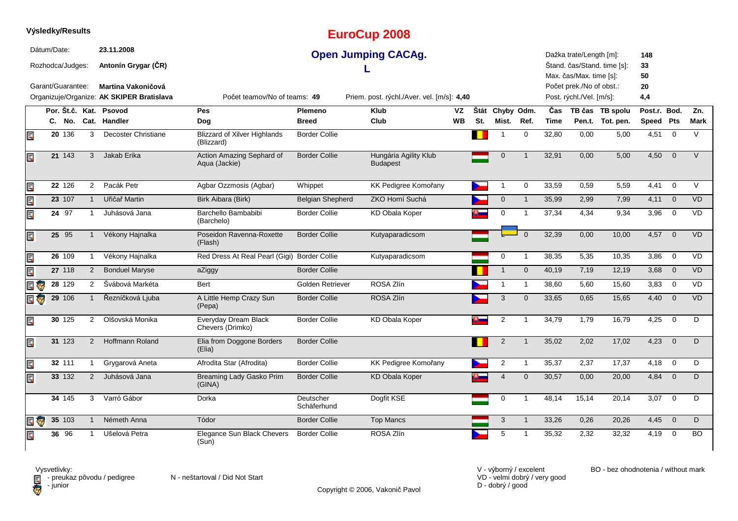**Výsledky/Results**

# EuroCup 2008

## Open Jumping CACAg.

## L

Dátum/Date: **23.11.2008**

Rozhodca/Judges: **Antonín Grygar (ČR)**

Garant/Guarantee: **Martina Vakoničová**

Organizuje/Organize: **AK SKIPER Bratislava**

Počet teamov/No of teams: **49**

Priem. post. rýchl./Aver. vel. [m/s]: **4,40**

Dažka trate/Length [m]: **148**
Štand. čas/Stand. time [s]: **33**
Max. čas/Max. time [s]: **50**
Počet prek./No of obst.: **20**
Post. rýchl./Vel. [m/s]: **4,4**

| Por. C. | Št.č. No. | Kat. Cat. | Psovod Handler | Pes Dog | Plemeno Breed | Klub Club | VZ WB | Štát St. | Chyby Mist. | Odm. Ref. | Čas Time | TB čas Pen.t. | TB spolu Tot. pen. | Post.r. Speed | Bod. Pts | Zn. Mark |
|---|---|---|---|---|---|---|---|---|---|---|---|---|---|---|---|---|
| 20 | 136 | 3 | Decoster Christiane | Blizzard of Xilver Highlands (Blizzard) | Border Collie | | | | 1 | 0 | 32,80 | 0,00 | 5,00 | 4,51 | 0 | V |
| 21 | 143 | 3 | Jakab Erika | Action Amazing Sephard of Aqua (Jackie) | Border Collie | Hungária Agility Klub Budapest | | | 0 | 1 | 32,91 | 0,00 | 5,00 | 4,50 | 0 | V |
| 22 | 126 | 2 | Pacák Petr | Agbar Ozzmosis (Agbar) | Whippet | KK Pedigree Komořany | | | 1 | 0 | 33,59 | 0,59 | 5,59 | 4,41 | 0 | V |
| 23 | 107 | 1 | Uřičař Martin | Birk Aibara (Birk) | Belgian Shepherd | ZKO Horní Suchá | | | 0 | 1 | 35,99 | 2,99 | 7,99 | 4,11 | 0 | VD |
| 24 | 97 | 1 | Juhásová Jana | Barchello Bambabibi (Barchelo) | Border Collie | KD Obala Koper | | | 0 | 1 | 37,34 | 4,34 | 9,34 | 3,96 | 0 | VD |
| 25 | 95 | 1 | Vékony Hajnalka | Poseidon Ravenna-Roxette (Flash) | Border Collie | Kutyaparadicsom | | | 2 | 0 | 32,39 | 0,00 | 10,00 | 4,57 | 0 | VD |
| 26 | 109 | 1 | Vékony Hajnalka | Red Dress At Real Pearl (Gigi) | Border Collie | Kutyaparadicsom | | | 0 | 1 | 38,35 | 5,35 | 10,35 | 3,86 | 0 | VD |
| 27 | 118 | 2 | Bonduel Maryse | aZiggy | Border Collie | | | | 1 | 0 | 40,19 | 7,19 | 12,19 | 3,68 | 0 | VD |
| 28 | 129 | 2 | Švábová Markéta | Bert | Golden Retriever | ROSA Zlín | | | 1 | 1 | 38,60 | 5,60 | 15,60 | 3,83 | 0 | VD |
| 29 | 106 | 1 | Řezníčková Ljuba | A Little Hemp Crazy Sun (Pepa) | Border Collie | ROSA Zlín | | | 3 | 0 | 33,65 | 0,65 | 15,65 | 4,40 | 0 | VD |
| 30 | 125 | 2 | Olšovská Monika | Everyday Dream Black Chevers (Drimko) | Border Collie | KD Obala Koper | | | 2 | 1 | 34,79 | 1,79 | 16,79 | 4,25 | 0 | D |
| 31 | 123 | 2 | Hoffmann Roland | Elia from Doggone Borders (Elia) | Border Collie | | | | 2 | 1 | 35,02 | 2,02 | 17,02 | 4,23 | 0 | D |
| 32 | 111 | 1 | Grygarová Aneta | Afrodita Star (Afrodita) | Border Collie | KK Pedigree Komořany | | | 2 | 1 | 35,37 | 2,37 | 17,37 | 4,18 | 0 | D |
| 33 | 132 | 2 | Juhásová Jana | Breaming Lady Gasko Prim (GINA) | Border Collie | KD Obala Koper | | | 4 | 0 | 30,57 | 0,00 | 20,00 | 4,84 | 0 | D |
| 34 | 145 | 3 | Varró Gábor | Dorka | Deutscher Schäferhund | Dogfit KSE | | | 0 | 1 | 48,14 | 15,14 | 20,14 | 3,07 | 0 | D |
| 35 | 103 | 1 | Németh Anna | Tódor | Border Collie | Top Mancs | | | 3 | 1 | 33,26 | 0,26 | 20,26 | 4,45 | 0 | D |
| 36 | 96 | 1 | Ušelová Petra | Elegance Sun Black Chevers (Sun) | Border Collie | ROSA Zlín | | | 5 | 1 | 35,32 | 2,32 | 32,32 | 4,19 | 0 | BO |

Vysvetlivky:
- preukaz pôvodu / pedigree
- junior

N - neštartoval / Did Not Start

V - výborný / excelent
VD - velmi dobrý / very good
D - dobrý / good

BO - bez ohodnotenia / without mark

Copyright © 2006, Vakonič Pavol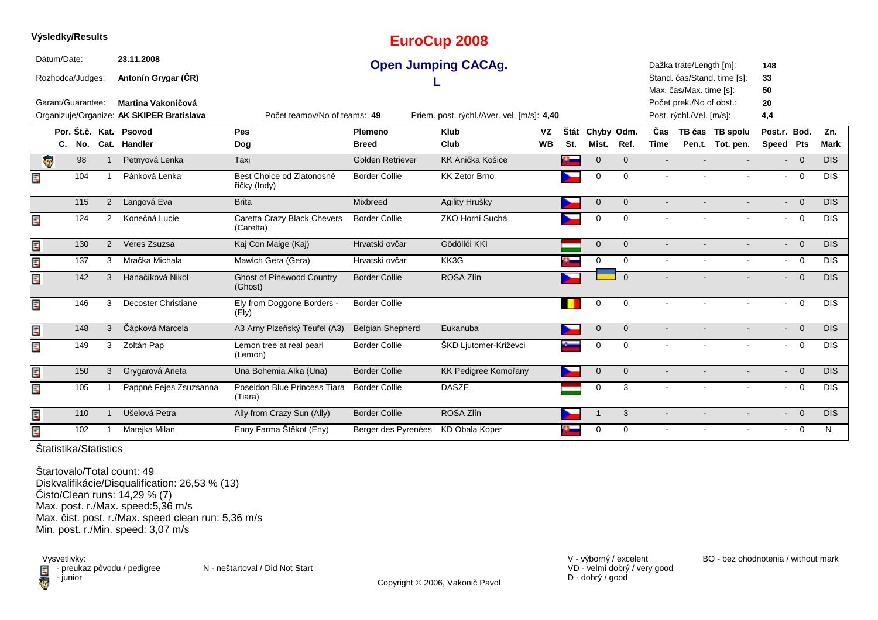**Výsledky/Results**

# EuroCup 2008

## Open Jumping CACAg.

## L

Dátum/Date: **23.11.2008**

Rozhodca/Judges: **Antonín Grygar (ČR)**

Garant/Guarantee: **Martina Vakoničová**

Organizuje/Organize: **AK SKIPER Bratislava**

Počet teamov/No of teams: **49**

Priem. post. rýchl./Aver. vel. [m/s]: **4,40**

Dažka trate/Length [m]: **148**

Štand. čas/Stand. time [s]: **33**

Max. čas/Max. time [s]: **50**

Počet prek./No of obst.: **20**

Post. rýchl./Vel. [m/s]: **4,4**

| Por. C. | Št.č. No. | Kat. Cat. | Psovod Handler | Pes Dog | Plemeno Breed | Klub Club | VZ WB | Štát St. | Chyby Mist. | Odm. Ref. | Čas Time | TB čas Pen.t. | TB spolu Tot. pen. | Post.r. Speed | Bod. Pts | Zn. Mark |
|---|---|---|---|---|---|---|---|---|---|---|---|---|---|---|---|---|
| | 98 | 1 | Petnyová Lenka | Taxi | Golden Retriever | KK Anička Košice | | | 0 | 0 | - | - | - | - | 0 | DIS |
| | 104 | 1 | Pánková Lenka | Best Choice od Zlatonosné říčky (Indy) | Border Collie | KK Zetor Brno | | | 0 | 0 | - | - | - | - | 0 | DIS |
| | 115 | 2 | Langová Eva | Brita | Mixbreed | Agility Hrušky | | | 0 | 0 | - | - | - | - | 0 | DIS |
| | 124 | 2 | Konečná Lucie | Caretta Crazy Black Chevers (Caretta) | Border Collie | ZKO Horní Suchá | | | 0 | 0 | - | - | - | - | 0 | DIS |
| | 130 | 2 | Veres Zsuzsa | Kaj Con Maige (Kaj) | Hrvatski ovčar | Gödöllói KKI | | | 0 | 0 | - | - | - | - | 0 | DIS |
| | 137 | 3 | Mračka Michala | Mawlch Gera (Gera) | Hrvatski ovčar | KK3G | | | 0 | 0 | - | - | - | - | 0 | DIS |
| | 142 | 3 | Hanačíková Nikol | Ghost of Pinewood Country (Ghost) | Border Collie | ROSA Zlín | | | | 0 | - | - | - | - | 0 | DIS |
| | 146 | 3 | Decoster Christiane | Ely from Doggone Borders - (Ely) | Border Collie | | | | 0 | 0 | - | - | - | - | 0 | DIS |
| | 148 | 3 | Čápková Marcela | A3 Arny Plzeňský Teufel (A3) | Belgian Shepherd | Eukanuba | | | 0 | 0 | - | - | - | - | 0 | DIS |
| | 149 | 3 | Zoltán Pap | Lemon tree at real pearl (Lemon) | Border Collie | ŠKD Ljutomer-Križevci | | | 0 | 0 | - | - | - | - | 0 | DIS |
| | 150 | 3 | Grygarová Aneta | Una Bohemia Alka (Una) | Border Collie | KK Pedigree Komořany | | | 0 | 0 | - | - | - | - | 0 | DIS |
| | 105 | 1 | Pappné Fejes Zsuzsanna | Poseidon Blue Princess Tiara (Tiara) | Border Collie | DASZE | | | 0 | 3 | - | - | - | - | 0 | DIS |
| | 110 | 1 | Ušelová Petra | Ally from Crazy Sun (Ally) | Border Collie | ROSA Zlín | | | 1 | 3 | - | - | - | - | 0 | DIS |
| | 102 | 1 | Matejka Milan | Enny Farma Štěkot (Eny) | Berger des Pyrenées | KD Obala Koper | | | 0 | 0 | - | - | - | - | 0 | N |

Štatistika/Statistics

Štartovalo/Total count: 49
Diskvalifikácie/Disqualification: 26,53 % (13)
Čisto/Clean runs: 14,29 % (7)
Max. post. r./Max. speed:5,36 m/s
Max. čist. post. r./Max. speed clean run: 5,36 m/s
Min. post. r./Min. speed: 3,07 m/s

Vysvetlivky:
- preukaz pôvodu / pedigree
- junior

N - neštartoval / Did Not Start

V - výborný / excelent
VD - velmi dobrý / very good
D - dobrý / good

BO - bez ohodnotenia / without mark

Copyright © 2006, Vakonič Pavol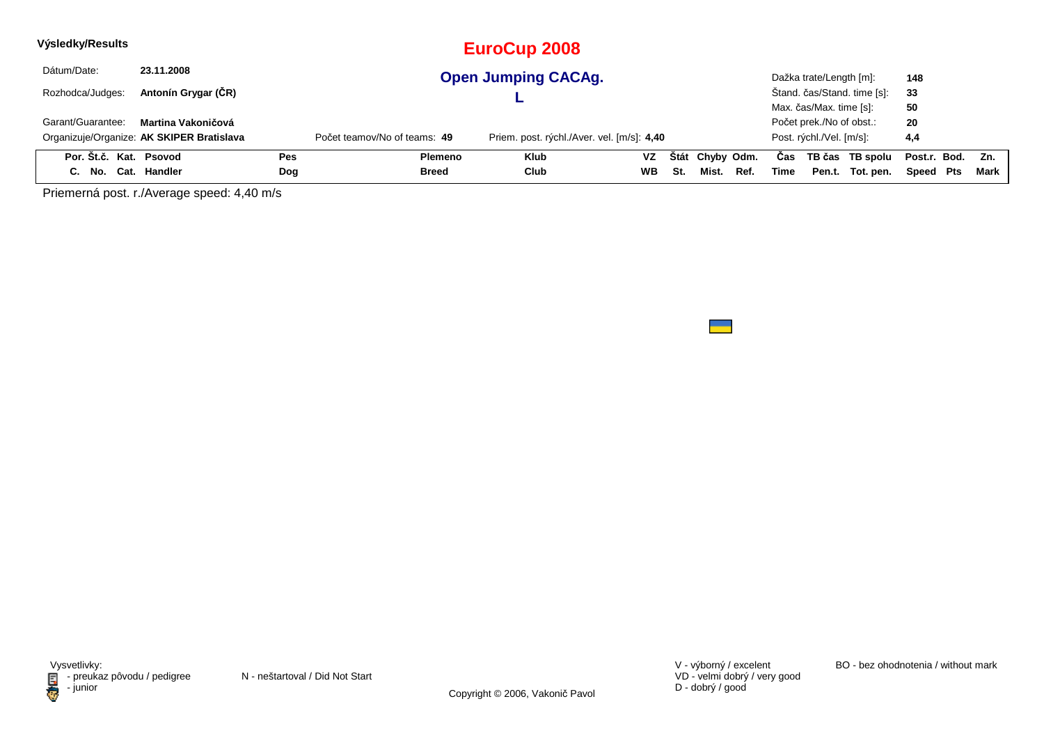**Výsledky/Results**

# EuroCup 2008

## Open Jumping CACAg.

## L

Dátum/Date: **23.11.2008**

Rozhodca/Judges: **Antonín Grygar (ČR)**

Garant/Guarantee: **Martina Vakoničová**

Organizuje/Organize: **AK SKIPER Bratislava**

Počet teamov/No of teams: **49**

Priem. post. rýchl./Aver. vel. [m/s]: **4,40**

Dažka trate/Length [m]: **148**

Štand. čas/Stand. time [s]: **33**

Max. čas/Max. time [s]: **50**

Počet prek./No of obst.: **20**

Post. rýchl./Vel. [m/s]: **4,4**

| Por. C. | Št.č. No. | Kat. Cat. | Psovod Handler | Pes Dog | Plemeno Breed | Klub Club | VZ WB | Štát St. | Chyby Mist. | Odm. Ref. | Čas Time | TB čas Pen.t. | TB spolu Tot. pen. | Post.r. Speed | Bod. Pts | Zn. Mark |
|---|---|---|---|---|---|---|---|---|---|---|---|---|---|---|---|---|

Priemerná post. r./Average speed: 4,40 m/s

Vysvetlivky:
- preukaz pôvodu / pedigree
- junior

N - neštartoval / Did Not Start

V - výborný / excelent
VD - velmi dobrý / very good
D - dobrý / good

BO - bez ohodnotenia / without mark

Copyright © 2006, Vakonič Pavol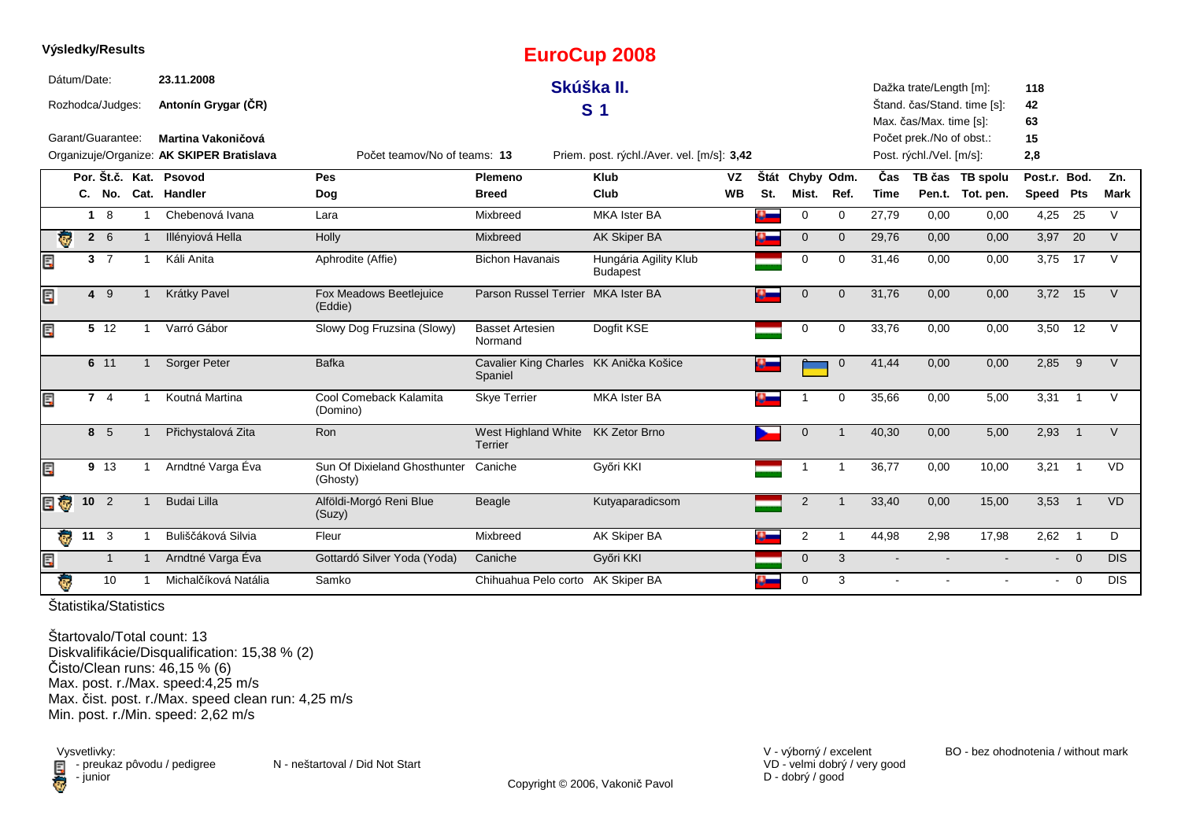**Výsledky/Results**

# EuroCup 2008

## Skúška II.

## S 1

Dátum/Date: **23.11.2008**

Rozhodca/Judges: **Antonín Grygar (ČR)**

Garant/Guarantee: **Martina Vakoničová**

Organizuje/Organize: **AK SKIPER Bratislava**

Počet teamov/No of teams: **13**

Priem. post. rýchl./Aver. vel. [m/s]: **3,42**

Dažka trate/Length [m]: **118**
Štand. čas/Stand. time [s]: **42**
Max. čas/Max. time [s]: **63**
Počet prek./No of obst.: **15**
Post. rýchl./Vel. [m/s]: **2,8**

| | Por. C. | Št.č. No. | Kat. Cat. | Psovod Handler | Pes Dog | Plemeno Breed | Klub Club | VZ WB | Štát St. | Chyby Mist. | Odm. Ref. | Čas Time | TB čas Pen.t. | TB spolu Tot. pen. | Post.r. Speed | Bod. Pts | Zn. Mark |
|---|---|---|---|---|---|---|---|---|---|---|---|---|---|---|---|---|---|
| | 1 | 8 | 1 | Chebenová Ivana | Lara | Mixbreed | MKA Ister BA | | SK | 0 | 0 | 27,79 | 0,00 | 0,00 | 4,25 | 25 | V |
| junior | 2 | 6 | 1 | Illényiová Hella | Holly | Mixbreed | AK Skiper BA | | SK | 0 | 0 | 29,76 | 0,00 | 0,00 | 3,97 | 20 | V |
| pedigree | 3 | 7 | 1 | Káli Anita | Aphrodite (Affie) | Bichon Havanais | Hungária Agility Klub Budapest | | HU | 0 | 0 | 31,46 | 0,00 | 0,00 | 3,75 | 17 | V |
| pedigree | 4 | 9 | 1 | Krátky Pavel | Fox Meadows Beetlejuice (Eddie) | Parson Russel Terrier | MKA Ister BA | | SK | 0 | 0 | 31,76 | 0,00 | 0,00 | 3,72 | 15 | V |
| pedigree | 5 | 12 | 1 | Varró Gábor | Slowy Dog Fruzsina (Slowy) | Basset Artesien Normand | Dogfit KSE | | HU | 0 | 0 | 33,76 | 0,00 | 0,00 | 3,50 | 12 | V |
| | 6 | 11 | 1 | Sorger Peter | Bafka | Cavalier King Charles Spaniel | KK Anička Košice | | SK | UA | 0 | 41,44 | 0,00 | 0,00 | 2,85 | 9 | V |
| pedigree | 7 | 4 | 1 | Koutná Martina | Cool Comeback Kalamita (Domino) | Skye Terrier | MKA Ister BA | | SK | 1 | 0 | 35,66 | 0,00 | 5,00 | 3,31 | 1 | V |
| | 8 | 5 | 1 | Přichystalová Zita | Ron | West Highland White Terrier | KK Zetor Brno | | CZ | 0 | 1 | 40,30 | 0,00 | 5,00 | 2,93 | 1 | V |
| pedigree | 9 | 13 | 1 | Arndtné Varga Éva | Sun Of Dixieland Ghosthunter (Ghosty) | Caniche | Győri KKI | | HU | 1 | 1 | 36,77 | 0,00 | 10,00 | 3,21 | 1 | VD |
| pedigree, junior | 10 | 2 | 1 | Budai Lilla | Alföldi-Morgó Reni Blue (Suzy) | Beagle | Kutyaparadicsom | | HU | 2 | 1 | 33,40 | 0,00 | 15,00 | 3,53 | 1 | VD |
| junior | 11 | 3 | 1 | Buliščáková Silvia | Fleur | Mixbreed | AK Skiper BA | | SK | 2 | 1 | 44,98 | 2,98 | 17,98 | 2,62 | 1 | D |
| pedigree | | 1 | 1 | Arndtné Varga Éva | Gottardó Silver Yoda (Yoda) | Caniche | Győri KKI | | HU | 0 | 3 | - | - | - | - | 0 | DIS |
| junior | | 10 | 1 | Michalčíková Natália | Samko | Chihuahua Pelo corto | AK Skiper BA | | SK | 0 | 3 | - | - | - | - | 0 | DIS |

Štatistika/Statistics

Štartovalo/Total count: 13
Diskvalifikácie/Disqualification: 15,38 % (2)
Čisto/Clean runs: 46,15 % (6)
Max. post. r./Max. speed:4,25 m/s
Max. čist. post. r./Max. speed clean run: 4,25 m/s
Min. post. r./Min. speed: 2,62 m/s

Vysvetlivky:
- preukaz pôvodu / pedigree
- junior

N - neštartoval / Did Not Start

V - výborný / excelent
VD - velmi dobrý / very good
D - dobrý / good

BO - bez ohodnotenia / without mark

Copyright © 2006, Vakonič Pavol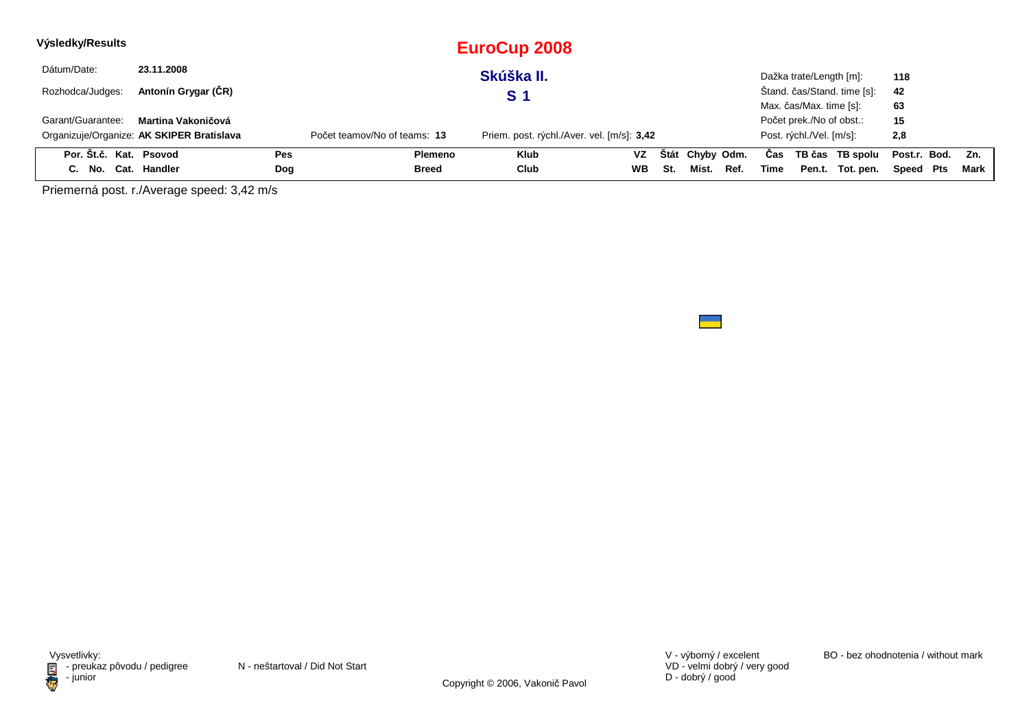**Výsledky/Results**

# EuroCup 2008

## Skúška II.

## S 1

| | | | |
|---|---|---|---|
| Dátum/Date: | **23.11.2008** | Dažka trate/Length [m]: | **118** |
| Rozhodca/Judges: | **Antonín Grygar (ČR)** | Štand. čas/Stand. time [s]: | **42** |
| | | Max. čas/Max. time [s]: | **63** |
| Garant/Guarantee: | **Martina Vakoničová** | Počet prek./No of obst.: | **15** |
| Organizuje/Organize: | **AK SKIPER Bratislava** | Post. rýchl./Vel. [m/s]: | **2,8** |

Počet teamov/No of teams: **13**

Priem. post. rýchl./Aver. vel. [m/s]: **3,42**

| Por. C. | Št.č. No. | Kat. Cat. | Psovod Handler | Pes Dog | Plemeno Breed | Klub Club | VZ WB | Štát St. | Chyby Mist. | Odm. Ref. | Čas Time | TB čas Pen.t. | TB spolu Tot. pen. | Post.r. Speed | Bod. Pts | Zn. Mark |
|---|---|---|---|---|---|---|---|---|---|---|---|---|---|---|---|---|

Priemerná post. r./Average speed: 3,42 m/s

Vysvetlivky:
- preukaz pôvodu / pedigree
- junior

N - neštartoval / Did Not Start

V - výborný / excelent
VD - velmi dobrý / very good
D - dobrý / good

BO - bez ohodnotenia / without mark

Copyright © 2006, Vakonič Pavol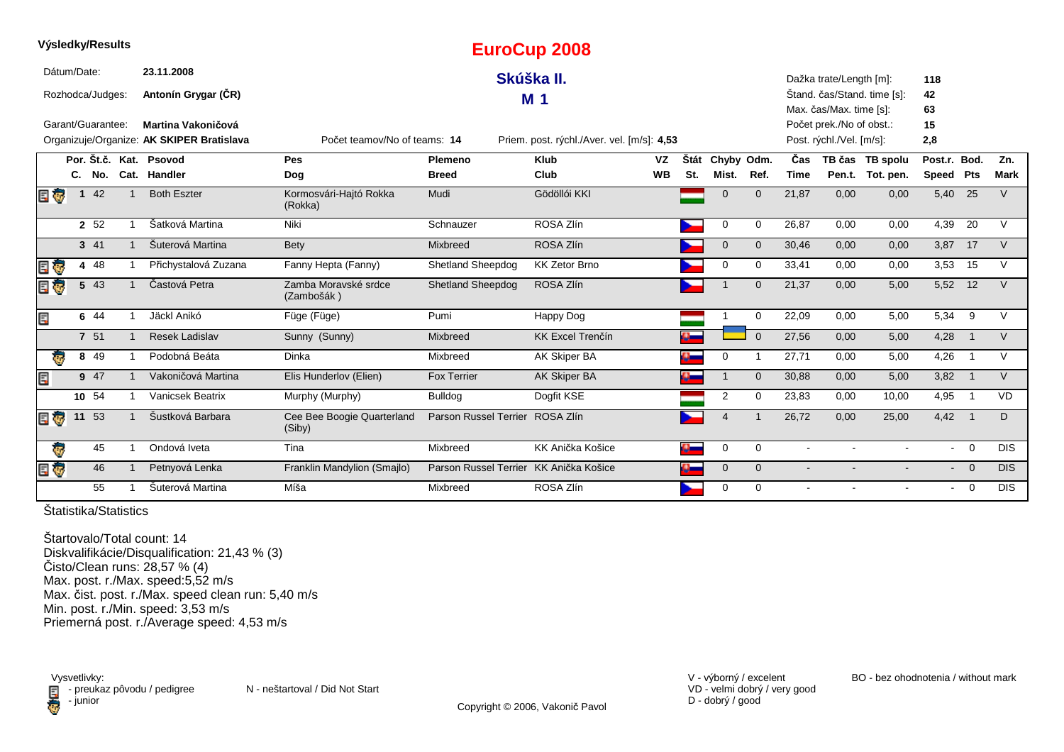**Výsledky/Results**

# EuroCup 2008

## Skúška II.

## M 1

Dátum/Date: **23.11.2008**

Rozhodca/Judges: **Antonín Grygar (ČR)**

Garant/Guarantee: **Martina Vakoničová**

Organizuje/Organize: **AK SKIPER Bratislava**

Počet teamov/No of teams: **14**

Priem. post. rýchl./Aver. vel. [m/s]: **4,53**

Dažka trate/Length [m]: **118**

Štand. čas/Stand. time [s]: **42**

Max. čas/Max. time [s]: **63**

Počet prek./No of obst.: **15**

Post. rýchl./Vel. [m/s]: **2,8**

| | Por. C. | Št.č. No. | Kat. Cat. | Psovod Handler | Pes Dog | Plemeno Breed | Klub Club | VZ WB | Štát St. | Chyby Mist. | Odm. Ref. | Čas Time | TB čas Pen.t. | TB spolu Tot. pen. | Post.r. Speed | Bod. Pts | Zn. Mark |
|---|---|---|---|---|---|---|---|---|---|---|---|---|---|---|---|---|---|
| pedigree, junior | 1 | 42 | 1 | Both Eszter | Kormosvári-Hajtó Rokka (Rokka) | Mudi | Gödöllói KKI | | HU | 0 | 0 | 21,87 | 0,00 | 0,00 | 5,40 | 25 | V |
| | 2 | 52 | 1 | Šatková Martina | Niki | Schnauzer | ROSA Zlín | | CZ | 0 | 0 | 26,87 | 0,00 | 0,00 | 4,39 | 20 | V |
| | 3 | 41 | 1 | Šuterová Martina | Bety | Mixbreed | ROSA Zlín | | CZ | 0 | 0 | 30,46 | 0,00 | 0,00 | 3,87 | 17 | V |
| pedigree, junior | 4 | 48 | 1 | Přichystalová Zuzana | Fanny Hepta (Fanny) | Shetland Sheepdog | KK Zetor Brno | | CZ | 0 | 0 | 33,41 | 0,00 | 0,00 | 3,53 | 15 | V |
| pedigree, junior | 5 | 43 | 1 | Častová Petra | Zamba Moravské srdce (Zambošák ) | Shetland Sheepdog | ROSA Zlín | | CZ | 1 | 0 | 21,37 | 0,00 | 5,00 | 5,52 | 12 | V |
| pedigree | 6 | 44 | 1 | Jäckl Anikó | Füge (Füge) | Pumi | Happy Dog | | HU | 1 | 0 | 22,09 | 0,00 | 5,00 | 5,34 | 9 | V |
| | 7 | 51 | 1 | Resek Ladislav | Sunny (Sunny) | Mixbreed | KK Excel Trenčín | | SK | | 0 | 27,56 | 0,00 | 5,00 | 4,28 | 1 | V |
| junior | 8 | 49 | 1 | Podobná Beáta | Dinka | Mixbreed | AK Skiper BA | | SK | 0 | 1 | 27,71 | 0,00 | 5,00 | 4,26 | 1 | V |
| pedigree | 9 | 47 | 1 | Vakoničová Martina | Elis Hunderlov (Elien) | Fox Terrier | AK Skiper BA | | SK | 1 | 0 | 30,88 | 0,00 | 5,00 | 3,82 | 1 | V |
| | 10 | 54 | 1 | Vanicsek Beatrix | Murphy (Murphy) | Bulldog | Dogfit KSE | | HU | 2 | 0 | 23,83 | 0,00 | 10,00 | 4,95 | 1 | VD |
| pedigree, junior | 11 | 53 | 1 | Šustková Barbara | Cee Bee Boogie Quarterland (Siby) | Parson Russel Terrier | ROSA Zlín | | CZ | 4 | 1 | 26,72 | 0,00 | 25,00 | 4,42 | 1 | D |
| junior | | 45 | 1 | Ondová Iveta | Tina | Mixbreed | KK Anička Košice | | SK | 0 | 0 | - | - | - | - | 0 | DIS |
| pedigree, junior | | 46 | 1 | Petnyová Lenka | Franklin Mandylion (Smajlo) | Parson Russel Terrier | KK Anička Košice | | SK | 0 | 0 | - | - | - | - | 0 | DIS |
| | | 55 | 1 | Šuterová Martina | Míša | Mixbreed | ROSA Zlín | | CZ | 0 | 0 | - | - | - | - | 0 | DIS |

Štatistika/Statistics

Štartovalo/Total count: 14
Diskvalifikácie/Disqualification: 21,43 % (3)
Čisto/Clean runs: 28,57 % (4)
Max. post. r./Max. speed:5,52 m/s
Max. čist. post. r./Max. speed clean run: 5,40 m/s
Min. post. r./Min. speed: 3,53 m/s
Priemerná post. r./Average speed: 4,53 m/s

Vysvetlivky:
- preukaz pôvodu / pedigree
- junior

N - neštartoval / Did Not Start

V - výborný / excelent
VD - velmi dobrý / very good
D - dobrý / good

BO - bez ohodnotenia / without mark

Copyright © 2006, Vakonič Pavol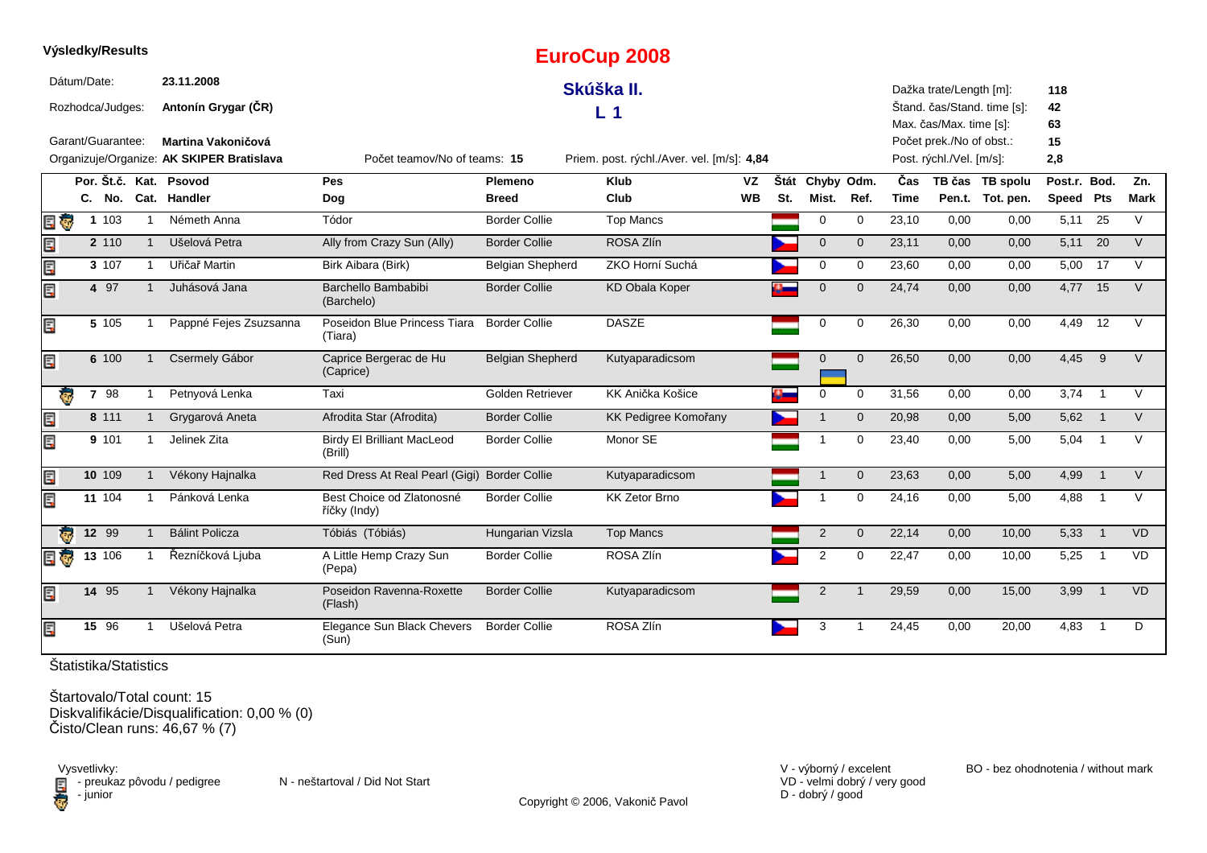**Výsledky/Results**

# EuroCup 2008

## Skúška II.

## L 1

Dátum/Date: **23.11.2008**

Rozhodca/Judges: **Antonín Grygar (ČR)**

Garant/Guarantee: **Martina Vakoničová**

Organizuje/Organize: **AK SKIPER Bratislava**

Počet teamov/No of teams: **15**

Priem. post. rýchl./Aver. vel. [m/s]: **4,84**

Dažka trate/Length [m]: **118**
Štand. čas/Stand. time [s]: **42**
Max. čas/Max. time [s]: **63**
Počet prek./No of obst.: **15**
Post. rýchl./Vel. [m/s]: **2,8**

| Por. C. | Št.č. No. | Kat. Cat. | Psovod Handler | Pes Dog | Plemeno Breed | Klub Club | VZ WB | Štát St. | Chyby Mist. | Odm. Ref. | Čas Time | TB čas Pen.t. | TB spolu Tot. pen. | Post.r. Speed | Bod. Pts | Zn. Mark |
|---|---|---|---|---|---|---|---|---|---|---|---|---|---|---|---|---|
| 1 | 103 | 1 | Németh Anna | Tódor | Border Collie | Top Mancs | | | 0 | 0 | 23,10 | 0,00 | 0,00 | 5,11 | 25 | V |
| 2 | 110 | 1 | Ušelová Petra | Ally from Crazy Sun (Ally) | Border Collie | ROSA Zlín | | | 0 | 0 | 23,11 | 0,00 | 0,00 | 5,11 | 20 | V |
| 3 | 107 | 1 | Uřičař Martin | Birk Aibara (Birk) | Belgian Shepherd | ZKO Horní Suchá | | | 0 | 0 | 23,60 | 0,00 | 0,00 | 5,00 | 17 | V |
| 4 | 97 | 1 | Juhásová Jana | Barchello Bambabibi (Barchelo) | Border Collie | KD Obala Koper | | | 0 | 0 | 24,74 | 0,00 | 0,00 | 4,77 | 15 | V |
| 5 | 105 | 1 | Pappné Fejes Zsuzsanna | Poseidon Blue Princess Tiara (Tiara) | Border Collie | DASZE | | | 0 | 0 | 26,30 | 0,00 | 0,00 | 4,49 | 12 | V |
| 6 | 100 | 1 | Csermely Gábor | Caprice Bergerac de Hu (Caprice) | Belgian Shepherd | Kutyaparadicsom | | | 0 | 0 | 26,50 | 0,00 | 0,00 | 4,45 | 9 | V |
| 7 | 98 | 1 | Petnyová Lenka | Taxi | Golden Retriever | KK Anička Košice | | | 0 | 0 | 31,56 | 0,00 | 0,00 | 3,74 | 1 | V |
| 8 | 111 | 1 | Grygarová Aneta | Afrodita Star (Afrodita) | Border Collie | KK Pedigree Komořany | | | 1 | 0 | 20,98 | 0,00 | 5,00 | 5,62 | 1 | V |
| 9 | 101 | 1 | Jelinek Zita | Birdy El Brilliant MacLeod (Brill) | Border Collie | Monor SE | | | 1 | 0 | 23,40 | 0,00 | 5,00 | 5,04 | 1 | V |
| 10 | 109 | 1 | Vékony Hajnalka | Red Dress At Real Pearl (Gigi) | Border Collie | Kutyaparadicsom | | | 1 | 0 | 23,63 | 0,00 | 5,00 | 4,99 | 1 | V |
| 11 | 104 | 1 | Pánková Lenka | Best Choice od Zlatonosné říčky (Indy) | Border Collie | KK Zetor Brno | | | 1 | 0 | 24,16 | 0,00 | 5,00 | 4,88 | 1 | V |
| 12 | 99 | 1 | Bálint Policza | Tóbiás (Tóbiás) | Hungarian Vizsla | Top Mancs | | | 2 | 0 | 22,14 | 0,00 | 10,00 | 5,33 | 1 | VD |
| 13 | 106 | 1 | Řezníčková Ljuba | A Little Hemp Crazy Sun (Pepa) | Border Collie | ROSA Zlín | | | 2 | 0 | 22,47 | 0,00 | 10,00 | 5,25 | 1 | VD |
| 14 | 95 | 1 | Vékony Hajnalka | Poseidon Ravenna-Roxette (Flash) | Border Collie | Kutyaparadicsom | | | 2 | 1 | 29,59 | 0,00 | 15,00 | 3,99 | 1 | VD |
| 15 | 96 | 1 | Ušelová Petra | Elegance Sun Black Chevers (Sun) | Border Collie | ROSA Zlín | | | 3 | 1 | 24,45 | 0,00 | 20,00 | 4,83 | 1 | D |

Štatistika/Statistics

Štartovalo/Total count: 15
Diskvalifikácie/Disqualification: 0,00 % (0)
Čisto/Clean runs: 46,67 % (7)

Vysvetlivky:
- preukaz pôvodu / pedigree
- junior

N - neštartoval / Did Not Start

V - výborný / excelent
VD - velmi dobrý / very good
D - dobrý / good

BO - bez ohodnotenia / without mark

Copyright © 2006, Vakonič Pavol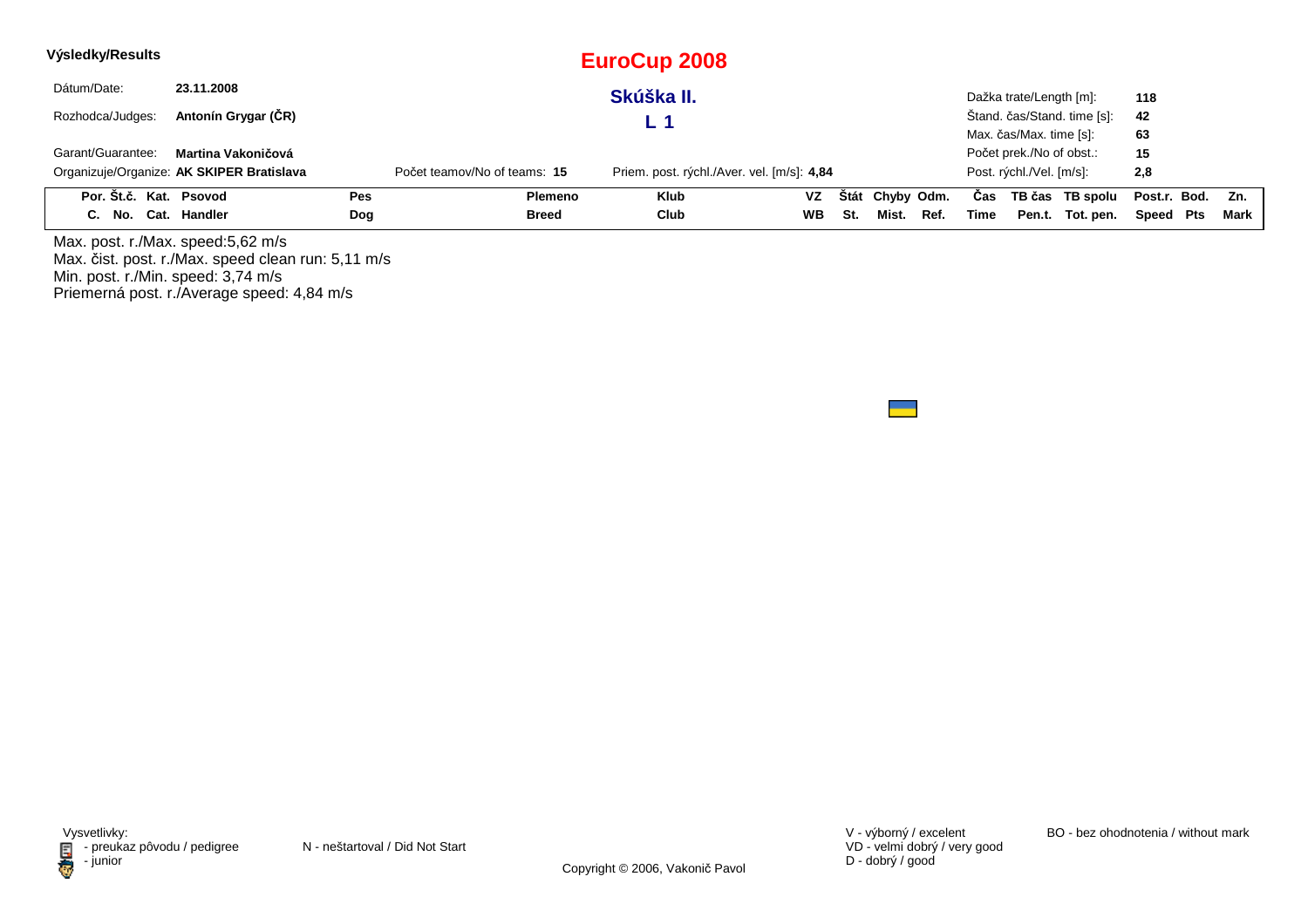**Výsledky/Results**

# EuroCup 2008

## Skúška II.

## L 1

Dátum/Date: **23.11.2008**

Rozhodca/Judges: **Antonín Grygar (ČR)**

Garant/Guarantee: **Martina Vakoničová**

Organizuje/Organize: **AK SKIPER Bratislava**

Počet teamov/No of teams: **15**

Priem. post. rýchl./Aver. vel. [m/s]: **4,84**

Dažka trate/Length [m]: **118**

Štand. čas/Stand. time [s]: **42**

Max. čas/Max. time [s]: **63**

Počet prek./No of obst.: **15**

Post. rýchl./Vel. [m/s]: **2,8**

| Por. C. | Št.č. No. | Kat. Cat. | Psovod Handler | Pes Dog | Plemeno Breed | Klub Club | VZ WB | Štát St. | Chyby Mist. | Odm. Ref. | Čas Time | TB čas Pen.t. | TB spolu Tot. pen. | Post.r. Speed | Bod. Pts | Zn. Mark |
|---|---|---|---|---|---|---|---|---|---|---|---|---|---|---|---|---|

Max. post. r./Max. speed:5,62 m/s
Max. čist. post. r./Max. speed clean run: 5,11 m/s
Min. post. r./Min. speed: 3,74 m/s
Priemerná post. r./Average speed: 4,84 m/s

Vysvetlivky:
- preukaz pôvodu / pedigree
- junior

N - neštartoval / Did Not Start

V - výborný / excelent
VD - velmi dobrý / very good
D - dobrý / good

BO - bez ohodnotenia / without mark

Copyright © 2006, Vakonič Pavol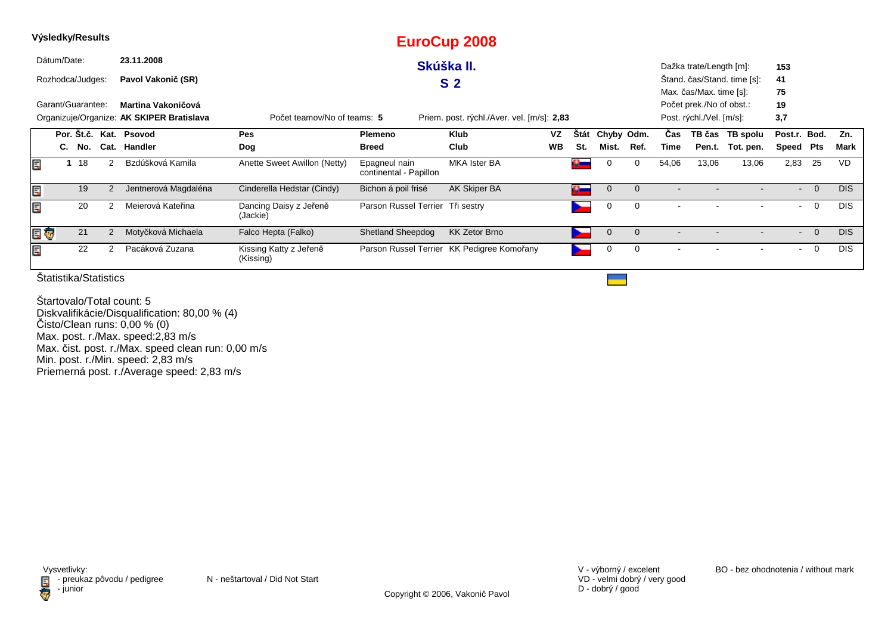**Výsledky/Results**

# EuroCup 2008

## Skúška II.

## S 2

Dátum/Date: **23.11.2008**

Rozhodca/Judges: **Pavol Vakonič (SR)**

Garant/Guarantee: **Martina Vakoničová**

Organizuje/Organize: **AK SKIPER Bratislava**

Počet teamov/No of teams: **5**

Priem. post. rýchl./Aver. vel. [m/s]: **2,83**

Dažka trate/Length [m]: **153**
Štand. čas/Stand. time [s]: **41**
Max. čas/Max. time [s]: **75**
Počet prek./No of obst.: **19**
Post. rýchl./Vel. [m/s]: **3,7**

| Por. C. | Št.č. No. | Kat. Cat. | Psovod Handler | Pes Dog | Plemeno Breed | Klub Club | VZ WB | Štát St. | Chyby Mist. | Odm. Ref. | Čas Time | TB čas Pen.t. | TB spolu Tot. pen. | Post.r. Speed | Bod. Pts | Zn. Mark |
|---|---|---|---|---|---|---|---|---|---|---|---|---|---|---|---|---|
| 1 | 18 | 2 | Bzdúšková Kamila | Anette Sweet Awillon (Netty) | Epagneul nain continental - Papillon | MKA Ister BA | | | 0 | 0 | 54,06 | 13,06 | 13,06 | 2,83 | 25 | VD |
| | 19 | 2 | Jentnerová Magdaléna | Cinderella Hedstar (Cindy) | Bichon á poil frisé | AK Skiper BA | | | 0 | 0 | - | - | - | - | 0 | DIS |
| | 20 | 2 | Meierová Kateřina | Dancing Daisy z Jeřeně (Jackie) | Parson Russel Terrier | Tři sestry | | | 0 | 0 | - | - | - | - | 0 | DIS |
| | 21 | 2 | Motyčková Michaela | Falco Hepta (Falko) | Shetland Sheepdog | KK Zetor Brno | | | 0 | 0 | - | - | - | - | 0 | DIS |
| | 22 | 2 | Pacáková Zuzana | Kissing Katty z Jeřeně (Kissing) | Parson Russel Terrier | KK Pedigree Komořany | | | 0 | 0 | - | - | - | - | 0 | DIS |

Štatistika/Statistics

Štartovalo/Total count: 5
Diskvalifikácie/Disqualification: 80,00 % (4)
Čisto/Clean runs: 0,00 % (0)
Max. post. r./Max. speed:2,83 m/s
Max. čist. post. r./Max. speed clean run: 0,00 m/s
Min. post. r./Min. speed: 2,83 m/s
Priemerná post. r./Average speed: 2,83 m/s

Vysvetlivky:
- preukaz pôvodu / pedigree
- junior

N - neštartoval / Did Not Start

V - výborný / excelent
VD - velmi dobrý / very good
D - dobrý / good

BO - bez ohodnotenia / without mark

Copyright © 2006, Vakonič Pavol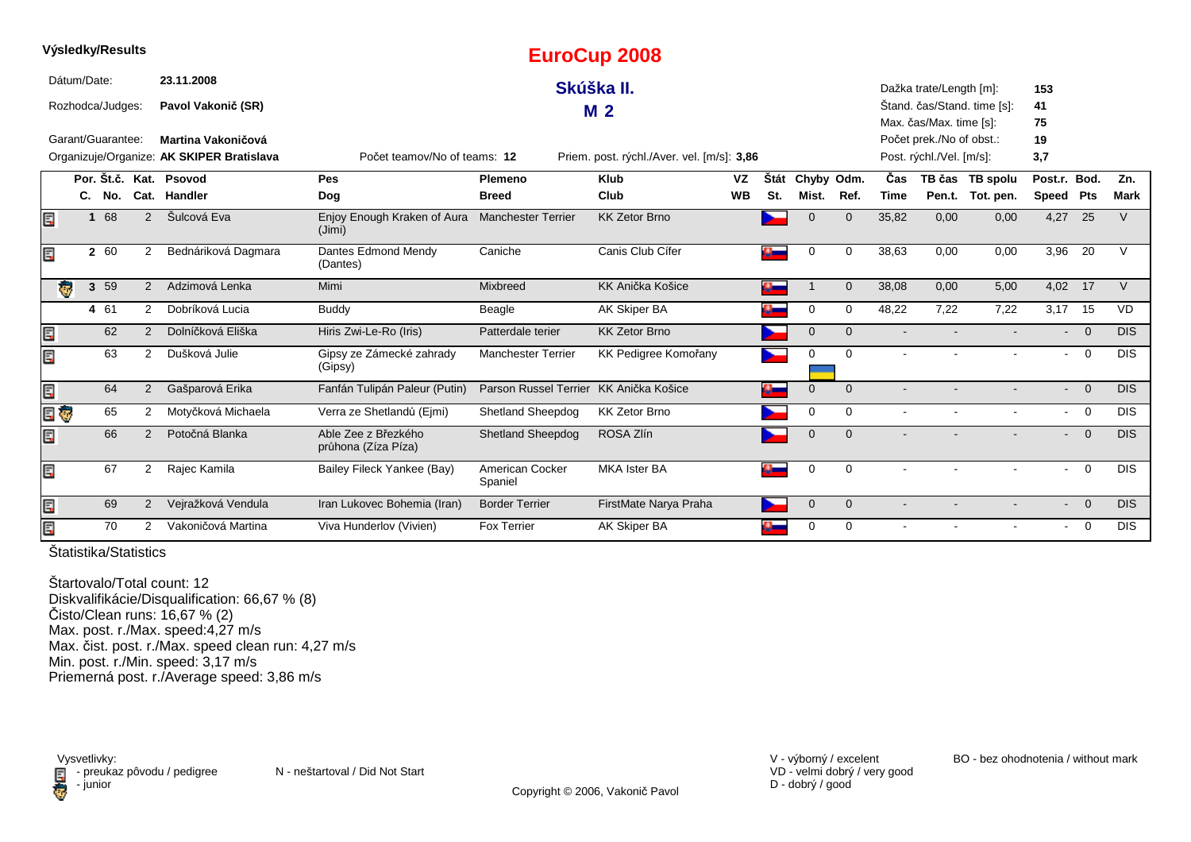**Výsledky/Results**

# EuroCup 2008

## Skúška II.

## M 2

Dátum/Date: **23.11.2008**

Rozhodca/Judges: **Pavol Vakonič (SR)**

Garant/Guarantee: **Martina Vakoničová**

Organizuje/Organize: **AK SKIPER Bratislava**

Počet teamov/No of teams: **12**

Priem. post. rýchl./Aver. vel. [m/s]: **3,86**

Dažka trate/Length [m]: **153**
Štand. čas/Stand. time [s]: **41**
Max. čas/Max. time [s]: **75**
Počet prek./No of obst.: **19**
Post. rýchl./Vel. [m/s]: **3,7**

| Por. C. | Št.č. No. | Kat. Cat. | Psovod Handler | Pes Dog | Plemeno Breed | Klub Club | VZ WB | Štát St. | Chyby Mist. | Odm. Ref. | Čas Time | TB čas Pen.t. | TB spolu Tot. pen. | Post.r. Speed | Bod. Pts | Zn. Mark |
|---|---|---|---|---|---|---|---|---|---|---|---|---|---|---|---|---|
| 1 | 68 | 2 | Šulcová Eva | Enjoy Enough Kraken of Aura (Jimi) | Manchester Terrier | KK Zetor Brno | | | 0 | 0 | 35,82 | 0,00 | 0,00 | 4,27 | 25 | V |
| 2 | 60 | 2 | Bednáriková Dagmara | Dantes Edmond Mendy (Dantes) | Caniche | Canis Club Cífer | | | 0 | 0 | 38,63 | 0,00 | 0,00 | 3,96 | 20 | V |
| 3 | 59 | 2 | Adzimová Lenka | Mimi | Mixbreed | KK Anička Košice | | | 1 | 0 | 38,08 | 0,00 | 5,00 | 4,02 | 17 | V |
| 4 | 61 | 2 | Dobríková Lucia | Buddy | Beagle | AK Skiper BA | | | 0 | 0 | 48,22 | 7,22 | 7,22 | 3,17 | 15 | VD |
| | 62 | 2 | Dolníčková Eliška | Hiris Zwi-Le-Ro (Iris) | Patterdale terier | KK Zetor Brno | | | 0 | 0 | - | - | - | - | 0 | DIS |
| | 63 | 2 | Dušková Julie | Gipsy ze Zámecké zahrady (Gipsy) | Manchester Terrier | KK Pedigree Komořany | | | 0 | 0 | - | - | - | - | 0 | DIS |
| | 64 | 2 | Gašparová Erika | Fanfán Tulipán Paleur (Putin) | Parson Russel Terrier | KK Anička Košice | | | 0 | 0 | - | - | - | - | 0 | DIS |
| | 65 | 2 | Motyčková Michaela | Verra ze Shetlandů (Ejmi) | Shetland Sheepdog | KK Zetor Brno | | | 0 | 0 | - | - | - | - | 0 | DIS |
| | 66 | 2 | Potočná Blanka | Able Zee z Březkého průhona (Zíza Píza) | Shetland Sheepdog | ROSA Zlín | | | 0 | 0 | - | - | - | - | 0 | DIS |
| | 67 | 2 | Rajec Kamila | Bailey Fileck Yankee (Bay) | American Cocker Spaniel | MKA Ister BA | | | 0 | 0 | - | - | - | - | 0 | DIS |
| | 69 | 2 | Vejražková Vendula | Iran Lukovec Bohemia (Iran) | Border Terrier | FirstMate Narya Praha | | | 0 | 0 | - | - | - | - | 0 | DIS |
| | 70 | 2 | Vakoničová Martina | Viva Hunderlov (Vivien) | Fox Terrier | AK Skiper BA | | | 0 | 0 | - | - | - | - | 0 | DIS |

Štatistika/Statistics

Štartovalo/Total count: 12
Diskvalifikácie/Disqualification: 66,67 % (8)
Čisto/Clean runs: 16,67 % (2)
Max. post. r./Max. speed:4,27 m/s
Max. čist. post. r./Max. speed clean run: 4,27 m/s
Min. post. r./Min. speed: 3,17 m/s
Priemerná post. r./Average speed: 3,86 m/s

Vysvetlivky:
- preukaz pôvodu / pedigree
- junior

N - neštartoval / Did Not Start

V - výborný / excelent
VD - velmi dobrý / very good
D - dobrý / good

BO - bez ohodnotenia / without mark

Copyright © 2006, Vakonič Pavol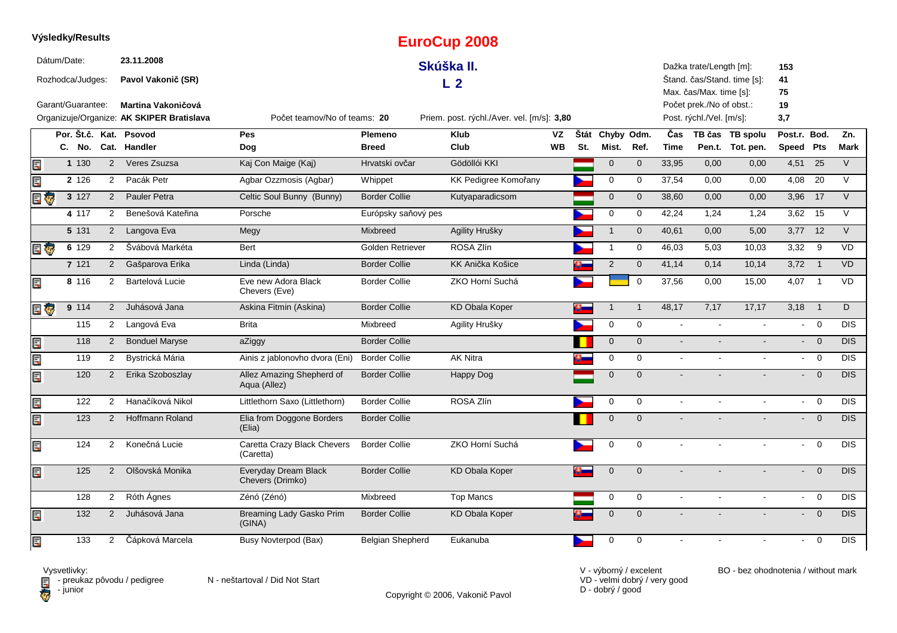**Výsledky/Results**

# EuroCup 2008

## Skúška II.

## L 2

Dátum/Date: **23.11.2008**

Rozhodca/Judges: **Pavol Vakonič (SR)**

Garant/Guarantee: **Martina Vakoničová**

Organizuje/Organize: **AK SKIPER Bratislava**

Počet teamov/No of teams: **20**

Priem. post. rýchl./Aver. vel. [m/s]: **3,80**

Dažka trate/Length [m]: **153**

Štand. čas/Stand. time [s]: **41**

Max. čas/Max. time [s]: **75**

Počet prek./No of obst.: **19**

Post. rýchl./Vel. [m/s]: **3,7**

| | Por. C. | Št.č. No. | Kat. Cat. | Psovod Handler | Pes Dog | Plemeno Breed | Klub Club | VZ WB | Štát St. | Chyby Mist. | Odm. Ref. | Čas Time | TB čas Pen.t. | TB spolu Tot. pen. | Post.r. Speed | Bod. Pts | Zn. Mark |
|---|---|---|---|---|---|---|---|---|---|---|---|---|---|---|---|---|---|
| | 1 | 130 | 2 | Veres Zsuzsa | Kaj Con Maige (Kaj) | Hrvatski ovčar | Gödöllói KKI | | | 0 | 0 | 33,95 | 0,00 | 0,00 | 4,51 | 25 | V |
| | 2 | 126 | 2 | Pacák Petr | Agbar Ozzmosis (Agbar) | Whippet | KK Pedigree Komořany | | | 0 | 0 | 37,54 | 0,00 | 0,00 | 4,08 | 20 | V |
| | 3 | 127 | 2 | Pauler Petra | Celtic Soul Bunny (Bunny) | Border Collie | Kutyaparadicsom | | | 0 | 0 | 38,60 | 0,00 | 0,00 | 3,96 | 17 | V |
| | 4 | 117 | 2 | Benešová Kateřina | Porsche | Európsky saňový pes | | | | 0 | 0 | 42,24 | 1,24 | 1,24 | 3,62 | 15 | V |
| | 5 | 131 | 2 | Langova Eva | Megy | Mixbreed | Agility Hrušky | | | 1 | 0 | 40,61 | 0,00 | 5,00 | 3,77 | 12 | V |
| | 6 | 129 | 2 | Švábová Markéta | Bert | Golden Retriever | ROSA Zlín | | | 1 | 0 | 46,03 | 5,03 | 10,03 | 3,32 | 9 | VD |
| | 7 | 121 | 2 | Gašparova Erika | Linda (Linda) | Border Collie | KK Anička Košice | | | 2 | 0 | 41,14 | 0,14 | 10,14 | 3,72 | 1 | VD |
| | 8 | 116 | 2 | Bartelová Lucie | Eve new Adora Black Chevers (Eve) | Border Collie | ZKO Horní Suchá | | | | 0 | 37,56 | 0,00 | 15,00 | 4,07 | 1 | VD |
| | 9 | 114 | 2 | Juhásová Jana | Askina Fitmin (Askina) | Border Collie | KD Obala Koper | | | 1 | 1 | 48,17 | 7,17 | 17,17 | 3,18 | 1 | D |
| | | 115 | 2 | Langová Eva | Brita | Mixbreed | Agility Hrušky | | | 0 | 0 | - | - | - | - | 0 | DIS |
| | | 118 | 2 | Bonduel Maryse | aZiggy | Border Collie | | | | 0 | 0 | - | - | - | - | 0 | DIS |
| | | 119 | 2 | Bystrická Mária | Ainis z jablonovho dvora (Eni) | Border Collie | AK Nitra | | | 0 | 0 | - | - | - | - | 0 | DIS |
| | | 120 | 2 | Erika Szoboszlay | Allez Amazing Shepherd of Aqua (Allez) | Border Collie | Happy Dog | | | 0 | 0 | - | - | - | - | 0 | DIS |
| | | 122 | 2 | Hanačíková Nikol | Littlethorn Saxo (Littlethorn) | Border Collie | ROSA Zlín | | | 0 | 0 | - | - | - | - | 0 | DIS |
| | | 123 | 2 | Hoffmann Roland | Elia from Doggone Borders (Elia) | Border Collie | | | | 0 | 0 | - | - | - | - | 0 | DIS |
| | | 124 | 2 | Konečná Lucie | Caretta Crazy Black Chevers (Caretta) | Border Collie | ZKO Horní Suchá | | | 0 | 0 | - | - | - | - | 0 | DIS |
| | | 125 | 2 | Olšovská Monika | Everyday Dream Black Chevers (Drimko) | Border Collie | KD Obala Koper | | | 0 | 0 | - | - | - | - | 0 | DIS |
| | | 128 | 2 | Róth Ágnes | Zénó (Zénó) | Mixbreed | Top Mancs | | | 0 | 0 | - | - | - | - | 0 | DIS |
| | | 132 | 2 | Juhásová Jana | Breaming Lady Gasko Prim (GINA) | Border Collie | KD Obala Koper | | | 0 | 0 | - | - | - | - | 0 | DIS |
| | | 133 | 2 | Čápková Marcela | Busy Novterpod (Bax) | Belgian Shepherd | Eukanuba | | | 0 | 0 | - | - | - | - | 0 | DIS |

Vysvetlivky:
- preukaz pôvodu / pedigree
- junior

N - neštartoval / Did Not Start

V - výborný / excelent
VD - velmi dobrý / very good
D - dobrý / good

BO - bez ohodnotenia / without mark

Copyright © 2006, Vakonič Pavol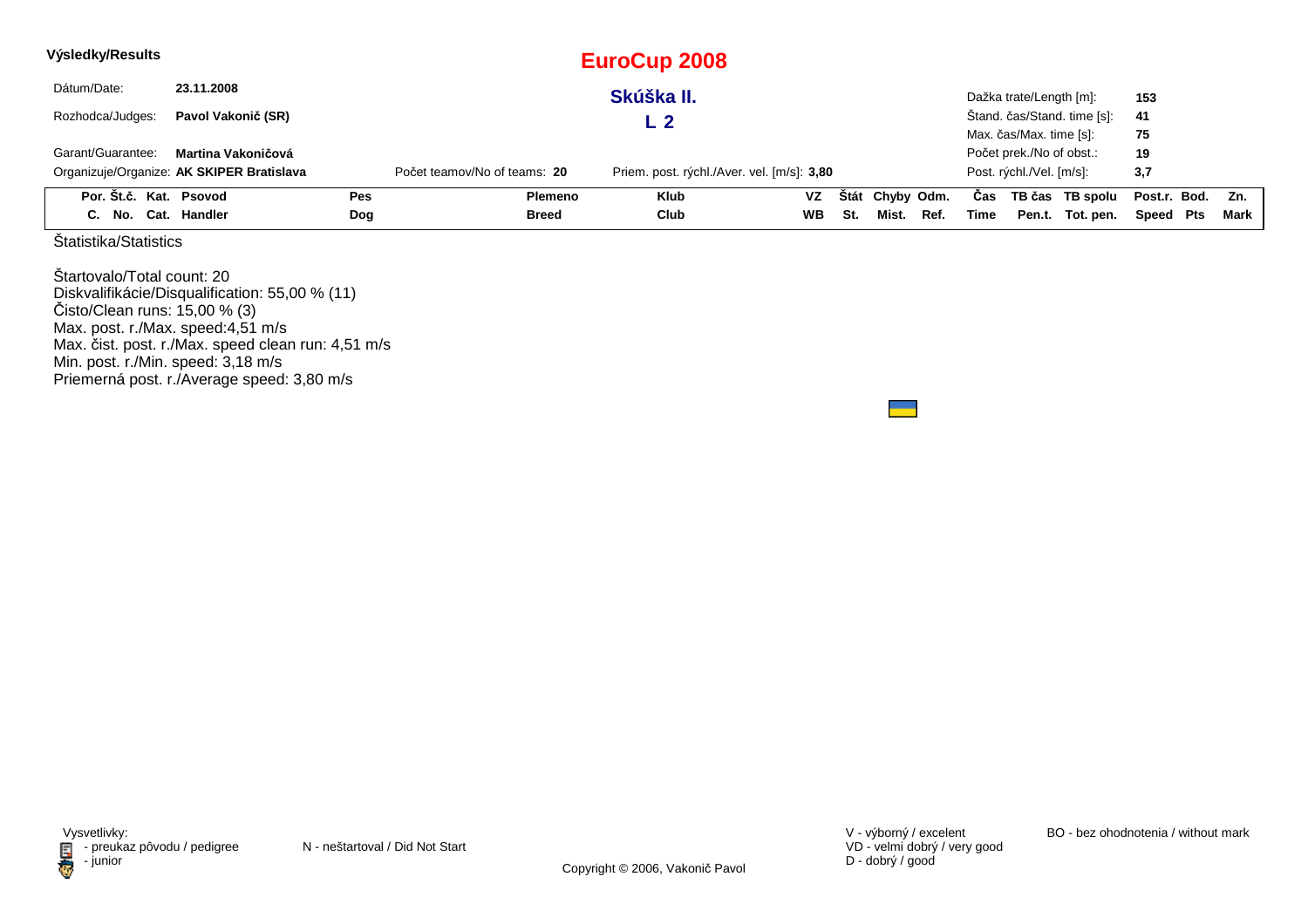**Výsledky/Results**

# EuroCup 2008

| | | | |
|---|---|---|---|
| Dátum/Date: | **23.11.2008** | Dažka trate/Length [m]: | **153** |
| Rozhodca/Judges: | **Pavol Vakonič (SR)** | Štand. čas/Stand. time [s]: | **41** |
| | | Max. čas/Max. time [s]: | **75** |
| Garant/Guarantee: | **Martina Vakoničová** | Počet prek./No of obst.: | **19** |
| Organizuje/Organize: | **AK SKIPER Bratislava** | Post. rýchl./Vel. [m/s]: | **3,7** |

## Skúška II.

## L 2

Počet teamov/No of teams: **20**

Priem. post. rýchl./Aver. vel. [m/s]: **3,80**

| Por. C. | Št.č. No. | Kat. Cat. | Psovod Handler | Pes Dog | Plemeno Breed | Klub Club | VZ WB | Štát St. | Chyby Mist. | Odm. Ref. | Čas Time | TB čas Pen.t. | TB spolu Tot. pen. | Post.r. Speed | Bod. Pts | Zn. Mark |
|---|---|---|---|---|---|---|---|---|---|---|---|---|---|---|---|---|

Štatistika/Statistics

Štartovalo/Total count: 20
Diskvalifikácie/Disqualification: 55,00 % (11)
Čisto/Clean runs: 15,00 % (3)
Max. post. r./Max. speed:4,51 m/s
Max. čist. post. r./Max. speed clean run: 4,51 m/s
Min. post. r./Min. speed: 3,18 m/s
Priemerná post. r./Average speed: 3,80 m/s

Vysvetlivky:
- preukaz pôvodu / pedigree
- junior

N - neštartoval / Did Not Start

V - výborný / excelent
VD - velmi dobrý / very good
D - dobrý / good

BO - bez ohodnotenia / without mark

Copyright © 2006, Vakonič Pavol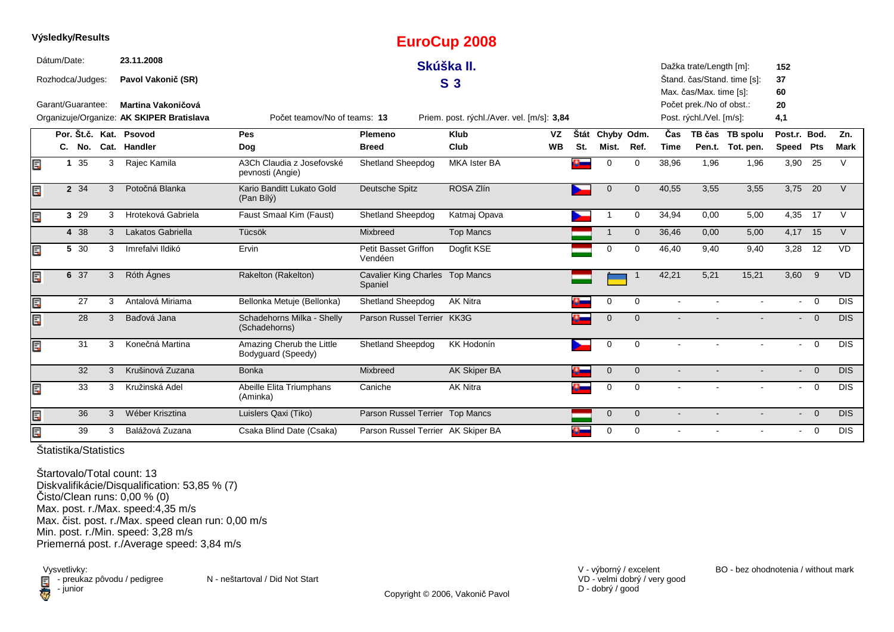**Výsledky/Results**

# EuroCup 2008

## Skúška II.

## S 3

Dátum/Date: **23.11.2008**

Rozhodca/Judges: **Pavol Vakonič (SR)**

Garant/Guarantee: **Martina Vakoničová**

Organizuje/Organize: **AK SKIPER Bratislava**

Počet teamov/No of teams: **13**

Priem. post. rýchl./Aver. vel. [m/s]: **3,84**

Dažka trate/Length [m]: **152**
Štand. čas/Stand. time [s]: **37**
Max. čas/Max. time [s]: **60**
Počet prek./No of obst.: **20**
Post. rýchl./Vel. [m/s]: **4,1**

| Por. C. | Št.č. No. | Kat. Cat. | Psovod Handler | Pes Dog | Plemeno Breed | Klub Club | VZ WB | Štát St. | Chyby Mist. | Odm. Ref. | Čas Time | TB čas Pen.t. | TB spolu Tot. pen. | Post.r. Speed | Bod. Pts | Zn. Mark |
|---|---|---|---|---|---|---|---|---|---|---|---|---|---|---|---|---|
| 1 | 35 | 3 | Rajec Kamila | A3Ch Claudia z Josefovské pevnosti (Angie) | Shetland Sheepdog | MKA Ister BA | | | 0 | 0 | 38,96 | 1,96 | 1,96 | 3,90 | 25 | V |
| 2 | 34 | 3 | Potočná Blanka | Kario Banditt Lukato Gold (Pan Bílý) | Deutsche Spitz | ROSA Zlín | | | 0 | 0 | 40,55 | 3,55 | 3,55 | 3,75 | 20 | V |
| 3 | 29 | 3 | Hroteková Gabriela | Faust Smaal Kim (Faust) | Shetland Sheepdog | Katmaj Opava | | | 1 | 0 | 34,94 | 0,00 | 5,00 | 4,35 | 17 | V |
| 4 | 38 | 3 | Lakatos Gabriella | Tücsök | Mixbreed | Top Mancs | | | 1 | 0 | 36,46 | 0,00 | 5,00 | 4,17 | 15 | V |
| 5 | 30 | 3 | Imrefalvi Ildikó | Ervin | Petit Basset Griffon Vendéen | Dogfit KSE | | | 0 | 0 | 46,40 | 9,40 | 9,40 | 3,28 | 12 | VD |
| 6 | 37 | 3 | Róth Ágnes | Rakelton (Rakelton) | Cavalier King Charles Spaniel | Top Mancs | | | 1 | 1 | 42,21 | 5,21 | 15,21 | 3,60 | 9 | VD |
| | 27 | 3 | Antalová Miriama | Bellonka Metuje (Bellonka) | Shetland Sheepdog | AK Nitra | | | 0 | 0 | - | - | - | - | 0 | DIS |
| | 28 | 3 | Baďová Jana | Schadehorns Milka - Shelly (Schadehorns) | Parson Russel Terrier | KK3G | | | 0 | 0 | - | - | - | - | 0 | DIS |
| | 31 | 3 | Konečná Martina | Amazing Cherub the Little Bodyguard (Speedy) | Shetland Sheepdog | KK Hodonín | | | 0 | 0 | - | - | - | - | 0 | DIS |
| | 32 | 3 | Krušinová Zuzana | Bonka | Mixbreed | AK Skiper BA | | | 0 | 0 | - | - | - | - | 0 | DIS |
| | 33 | 3 | Kružinská Adel | Abeille Elita Triumphans (Aminka) | Caniche | AK Nitra | | | 0 | 0 | - | - | - | - | 0 | DIS |
| | 36 | 3 | Wéber Krisztina | Luislers Qaxi (Tiko) | Parson Russel Terrier | Top Mancs | | | 0 | 0 | - | - | - | - | 0 | DIS |
| | 39 | 3 | Balážová Zuzana | Csaka Blind Date (Csaka) | Parson Russel Terrier | AK Skiper BA | | | 0 | 0 | - | - | - | - | 0 | DIS |

Štatistika/Statistics

Štartovalo/Total count: 13
Diskvalifikácie/Disqualification: 53,85 % (7)
Čisto/Clean runs: 0,00 % (0)
Max. post. r./Max. speed:4,35 m/s
Max. čist. post. r./Max. speed clean run: 0,00 m/s
Min. post. r./Min. speed: 3,28 m/s
Priemerná post. r./Average speed: 3,84 m/s

Vysvetlivky:
- preukaz pôvodu / pedigree
- junior

N - neštartoval / Did Not Start

V - výborný / excelent
VD - velmi dobrý / very good
D - dobrý / good

BO - bez ohodnotenia / without mark

Copyright © 2006, Vakonič Pavol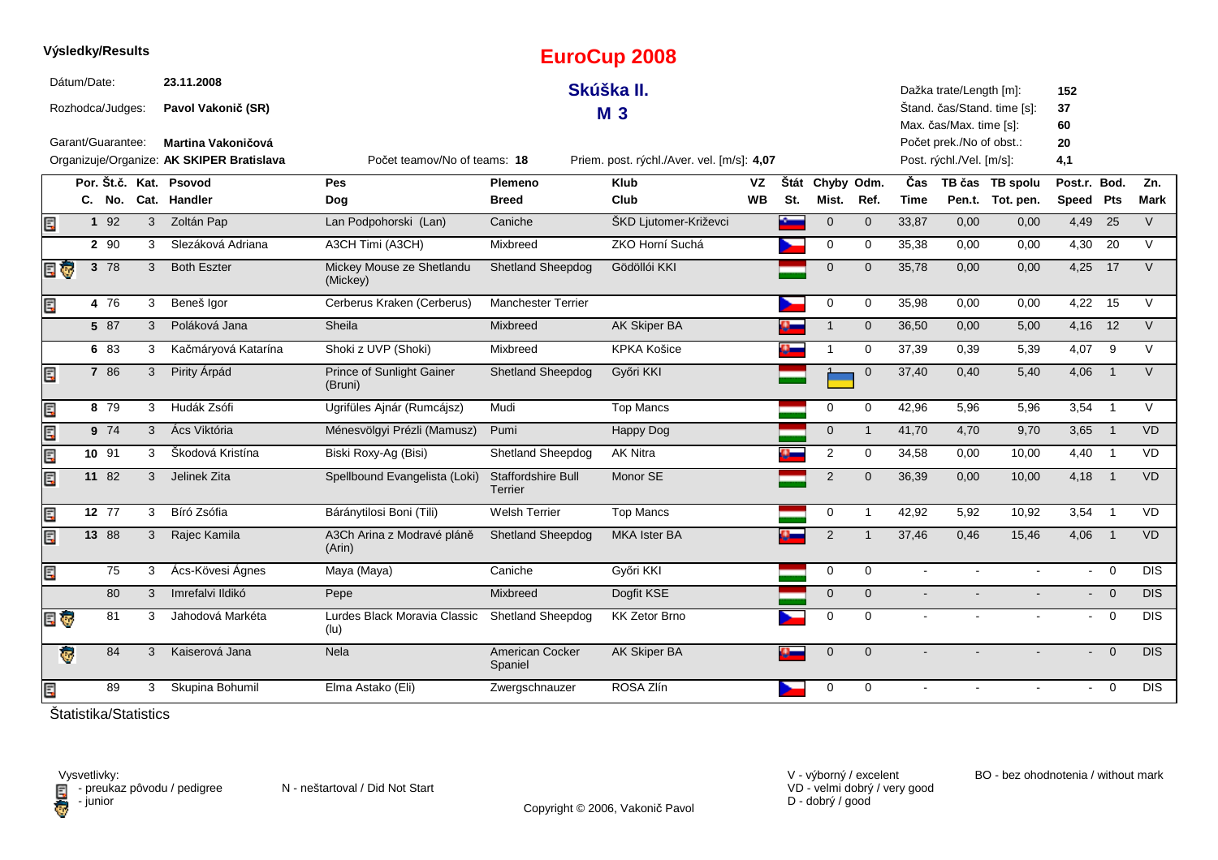**Výsledky/Results**

# EuroCup 2008

## Skúška II.

## M 3

Dátum/Date: **23.11.2008**

Rozhodca/Judges: **Pavol Vakonič (SR)**

Garant/Guarantee: **Martina Vakoničová**

Organizuje/Organize: **AK SKIPER Bratislava**

Počet teamov/No of teams: **18**

Priem. post. rýchl./Aver. vel. [m/s]: **4,07**

Dažka trate/Length [m]: **152**

Štand. čas/Stand. time [s]: **37**

Max. čas/Max. time [s]: **60**

Počet prek./No of obst.: **20**

Post. rýchl./Vel. [m/s]: **4,1**

| Por. C. | Št.č. No. | Kat. Cat. | Psovod Handler | Pes Dog | Plemeno Breed | Klub Club | VZ WB | Štát St. | Chyby Mist. | Odm. Ref. | Čas Time | TB čas Pen.t. | TB spolu Tot. pen. | Post.r. Speed | Bod. Pts | Zn. Mark |
|---|---|---|---|---|---|---|---|---|---|---|---|---|---|---|---|---|
| 1 | 92 | 3 | Zoltán Pap | Lan Podpohorski (Lan) | Caniche | ŠKD Ljutomer-Križevci | | | 0 | 0 | 33,87 | 0,00 | 0,00 | 4,49 | 25 | V |
| 2 | 90 | 3 | Slezáková Adriana | A3CH Timi (A3CH) | Mixbreed | ZKO Horní Suchá | | | 0 | 0 | 35,38 | 0,00 | 0,00 | 4,30 | 20 | V |
| 3 | 78 | 3 | Both Eszter | Mickey Mouse ze Shetlandu (Mickey) | Shetland Sheepdog | Gödöllői KKI | | | 0 | 0 | 35,78 | 0,00 | 0,00 | 4,25 | 17 | V |
| 4 | 76 | 3 | Beneš Igor | Cerberus Kraken (Cerberus) | Manchester Terrier | | | | 0 | 0 | 35,98 | 0,00 | 0,00 | 4,22 | 15 | V |
| 5 | 87 | 3 | Poláková Jana | Sheila | Mixbreed | AK Skiper BA | | | 1 | 0 | 36,50 | 0,00 | 5,00 | 4,16 | 12 | V |
| 6 | 83 | 3 | Kačmáryová Katarína | Shoki z UVP (Shoki) | Mixbreed | KPKA Košice | | | 1 | 0 | 37,39 | 0,39 | 5,39 | 4,07 | 9 | V |
| 7 | 86 | 3 | Pirity Árpád | Prince of Sunlight Gainer (Bruni) | Shetland Sheepdog | Győri KKI | | | 1 | 0 | 37,40 | 0,40 | 5,40 | 4,06 | 1 | V |
| 8 | 79 | 3 | Hudák Zsófi | Ugrifüles Ajnár (Rumcájsz) | Mudi | Top Mancs | | | 0 | 0 | 42,96 | 5,96 | 5,96 | 3,54 | 1 | V |
| 9 | 74 | 3 | Ács Viktória | Ménesvölgyi Prézli (Mamusz) | Pumi | Happy Dog | | | 0 | 1 | 41,70 | 4,70 | 9,70 | 3,65 | 1 | VD |
| 10 | 91 | 3 | Škodová Kristína | Biski Roxy-Ag (Bisi) | Shetland Sheepdog | AK Nitra | | | 2 | 0 | 34,58 | 0,00 | 10,00 | 4,40 | 1 | VD |
| 11 | 82 | 3 | Jelinek Zita | Spellbound Evangelista (Loki) | Staffordshire Bull Terrier | Monor SE | | | 2 | 0 | 36,39 | 0,00 | 10,00 | 4,18 | 1 | VD |
| 12 | 77 | 3 | Bíró Zsófia | Báránytilosi Boni (Tili) | Welsh Terrier | Top Mancs | | | 0 | 1 | 42,92 | 5,92 | 10,92 | 3,54 | 1 | VD |
| 13 | 88 | 3 | Rajec Kamila | A3Ch Arina z Modravé pláně (Arin) | Shetland Sheepdog | MKA Ister BA | | | 2 | 1 | 37,46 | 0,46 | 15,46 | 4,06 | 1 | VD |
| | 75 | 3 | Ács-Kövesi Ágnes | Maya (Maya) | Caniche | Győri KKI | | | 0 | 0 | - | - | - | - | 0 | DIS |
| | 80 | 3 | Imrefalvi Ildikó | Pepe | Mixbreed | Dogfit KSE | | | 0 | 0 | - | - | - | - | 0 | DIS |
| | 81 | 3 | Jahodová Markéta | Lurdes Black Moravia Classic (lu) | Shetland Sheepdog | KK Zetor Brno | | | 0 | 0 | - | - | - | - | 0 | DIS |
| | 84 | 3 | Kaiserová Jana | Nela | American Cocker Spaniel | AK Skiper BA | | | 0 | 0 | - | - | - | - | 0 | DIS |
| | 89 | 3 | Skupina Bohumil | Elma Astako (Eli) | Zwergschnauzer | ROSA Zlín | | | 0 | 0 | - | - | - | - | 0 | DIS |

Štatistika/Statistics

Vysvetlivky:
- preukaz pôvodu / pedigree
- junior

N - neštartoval / Did Not Start

V - výborný / excelent
VD - velmi dobrý / very good
D - dobrý / good

BO - bez ohodnotenia / without mark

Copyright © 2006, Vakonič Pavol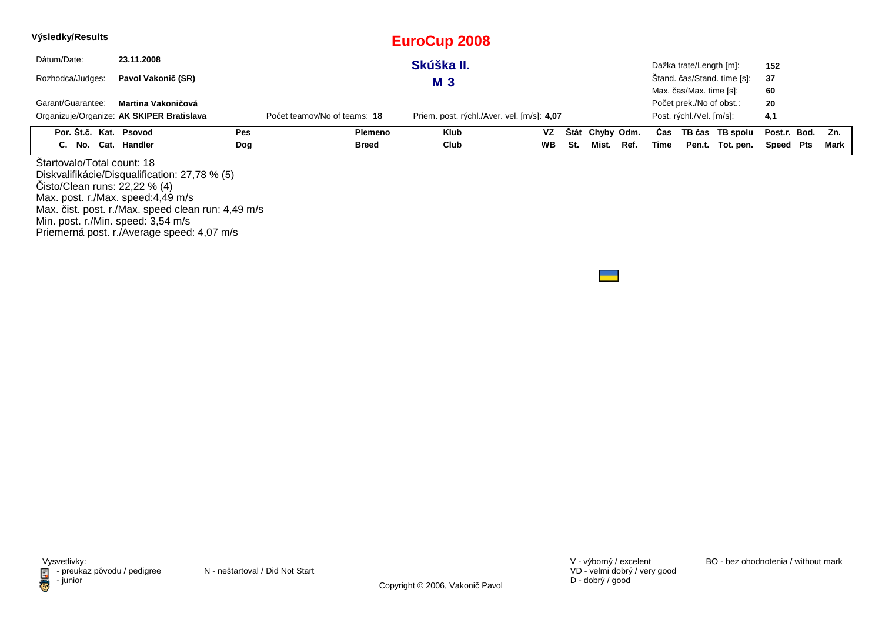**Výsledky/Results**

# EuroCup 2008

## Skúška II.

## M 3

Dátum/Date: **23.11.2008**

Rozhodca/Judges: **Pavol Vakonič (SR)**

Garant/Guarantee: **Martina Vakoničová**

Organizuje/Organize: **AK SKIPER Bratislava**

Počet teamov/No of teams: **18**

Priem. post. rýchl./Aver. vel. [m/s]: **4,07**

Dažka trate/Length [m]: **152**

Štand. čas/Stand. time [s]: **37**

Max. čas/Max. time [s]: **60**

Počet prek./No of obst.: **20**

Post. rýchl./Vel. [m/s]: **4,1**

| Por. C. | Št.č. No. | Kat. Cat. | Psovod Handler | Pes Dog | Plemeno Breed | Klub Club | VZ WB | Štát St. | Chyby Mist. | Odm. Ref. | Čas Time | TB čas Pen.t. | TB spolu Tot. pen. | Post.r. Speed | Bod. Pts | Zn. Mark |
|---|---|---|---|---|---|---|---|---|---|---|---|---|---|---|---|---|

Štartovalo/Total count: 18
Diskvalifikácie/Disqualification: 27,78 % (5)
Čisto/Clean runs: 22,22 % (4)
Max. post. r./Max. speed:4,49 m/s
Max. čist. post. r./Max. speed clean run: 4,49 m/s
Min. post. r./Min. speed: 3,54 m/s
Priemerná post. r./Average speed: 4,07 m/s

Vysvetlivky:
- preukaz pôvodu / pedigree
- junior

N - neštartoval / Did Not Start

V - výborný / excelent
VD - velmi dobrý / very good
D - dobrý / good

BO - bez ohodnotenia / without mark

Copyright © 2006, Vakonič Pavol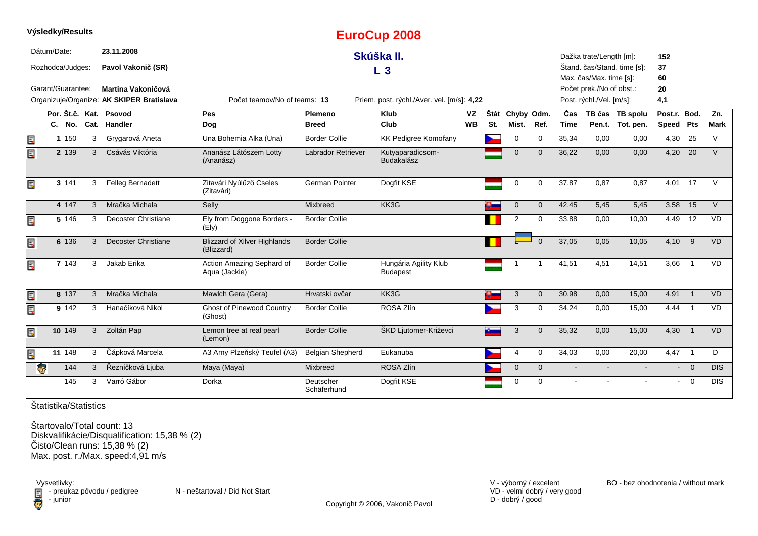**Výsledky/Results**

# EuroCup 2008

## Skúška II.

## L 3

Dátum/Date: **23.11.2008**

Rozhodca/Judges: **Pavol Vakonič (SR)**

Garant/Guarantee: **Martina Vakoničová**

Organizuje/Organize: **AK SKIPER Bratislava**

Počet teamov/No of teams: **13**

Priem. post. rýchl./Aver. vel. [m/s]: **4,22**

Dažka trate/Length [m]: **152**

Štand. čas/Stand. time [s]: **37**

Max. čas/Max. time [s]: **60**

Počet prek./No of obst.: **20**

Post. rýchl./Vel. [m/s]: **4,1**

| Por. C. | Št.č. No. | Kat. Cat. | Psovod Handler | Pes Dog | Plemeno Breed | Klub Club | VZ WB | Štát St. | Chyby Mist. | Odm. Ref. | Čas Time | TB čas Pen.t. | TB spolu Tot. pen. | Post.r. Speed | Bod. Pts | Zn. Mark |
|---|---|---|---|---|---|---|---|---|---|---|---|---|---|---|---|---|
| 1 | 150 | 3 | Grygarová Aneta | Una Bohemia Alka (Una) | Border Collie | KK Pedigree Komořany | | | 0 | 0 | 35,34 | 0,00 | 0,00 | 4,30 | 25 | V |
| 2 | 139 | 3 | Csávás Viktória | Ananász Látószem Lotty (Ananász) | Labrador Retriever | Kutyaparadicsom-Budakalász | | | 0 | 0 | 36,22 | 0,00 | 0,00 | 4,20 | 20 | V |
| 3 | 141 | 3 | Felleg Bernadett | Zitavári Nyúlűző Cseles (Zitavári) | German Pointer | Dogfit KSE | | | 0 | 0 | 37,87 | 0,87 | 0,87 | 4,01 | 17 | V |
| 4 | 147 | 3 | Mračka Michala | Selly | Mixbreed | KK3G | | | 0 | 0 | 42,45 | 5,45 | 5,45 | 3,58 | 15 | V |
| 5 | 146 | 3 | Decoster Christiane | Ely from Doggone Borders - (Ely) | Border Collie | | | | 2 | 0 | 33,88 | 0,00 | 10,00 | 4,49 | 12 | VD |
| 6 | 136 | 3 | Decoster Christiane | Blizzard of Xilver Highlands (Blizzard) | Border Collie | | | | 2 | 0 | 37,05 | 0,05 | 10,05 | 4,10 | 9 | VD |
| 7 | 143 | 3 | Jakab Erika | Action Amazing Sephard of Aqua (Jackie) | Border Collie | Hungária Agility Klub Budapest | | | 1 | 1 | 41,51 | 4,51 | 14,51 | 3,66 | 1 | VD |
| 8 | 137 | 3 | Mračka Michala | Mawlch Gera (Gera) | Hrvatski ovčar | KK3G | | | 3 | 0 | 30,98 | 0,00 | 15,00 | 4,91 | 1 | VD |
| 9 | 142 | 3 | Hanačíková Nikol | Ghost of Pinewood Country (Ghost) | Border Collie | ROSA Zlín | | | 3 | 0 | 34,24 | 0,00 | 15,00 | 4,44 | 1 | VD |
| 10 | 149 | 3 | Zoltán Pap | Lemon tree at real pearl (Lemon) | Border Collie | ŠKD Ljutomer-Križevci | | | 3 | 0 | 35,32 | 0,00 | 15,00 | 4,30 | 1 | VD |
| 11 | 148 | 3 | Čápková Marcela | A3 Arny Plzeňský Teufel (A3) | Belgian Shepherd | Eukanuba | | | 4 | 0 | 34,03 | 0,00 | 20,00 | 4,47 | 1 | D |
| | 144 | 3 | Řezníčková Ljuba | Maya (Maya) | Mixbreed | ROSA Zlín | | | 0 | 0 | - | - | - | - | 0 | DIS |
| | 145 | 3 | Varró Gábor | Dorka | Deutscher Schäferhund | Dogfit KSE | | | 0 | 0 | - | - | - | - | 0 | DIS |

Štatistika/Statistics

Štartovalo/Total count: 13
Diskvalifikácie/Disqualification: 15,38 % (2)
Čisto/Clean runs: 15,38 % (2)
Max. post. r./Max. speed:4,91 m/s

Vysvetlivky:
- preukaz pôvodu / pedigree
- junior

N - neštartoval / Did Not Start

V - výborný / excelent
VD - velmi dobrý / very good
D - dobrý / good

BO - bez ohodnotenia / without mark

Copyright © 2006, Vakonič Pavol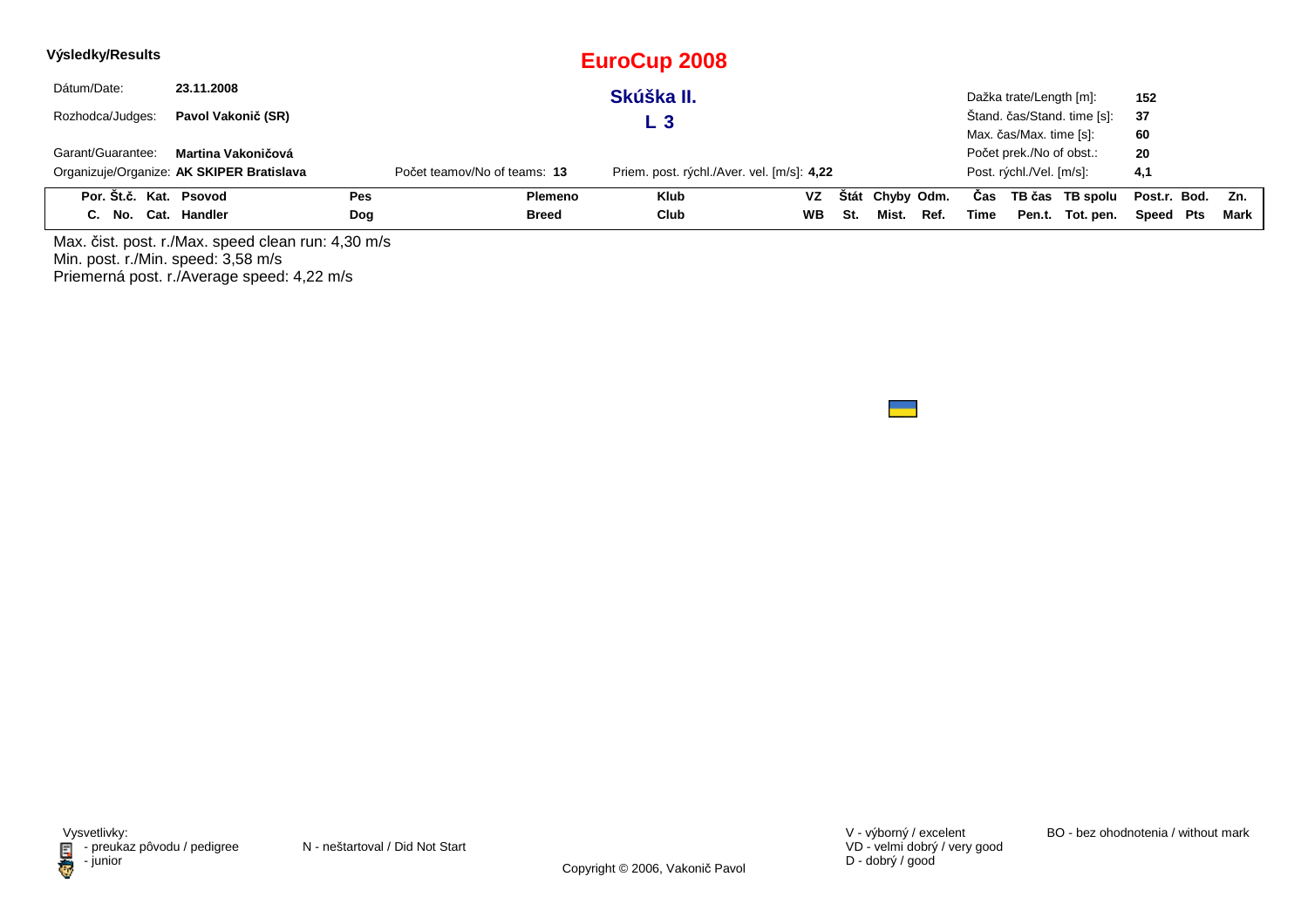**Výsledky/Results**

# EuroCup 2008

## Skúška II.

## L 3

Dátum/Date: **23.11.2008**

Rozhodca/Judges: **Pavol Vakonič (SR)**

Garant/Guarantee: **Martina Vakoničová**

Organizuje/Organize: **AK SKIPER Bratislava**

Počet teamov/No of teams: **13**

Priem. post. rýchl./Aver. vel. [m/s]: **4,22**

Dažka trate/Length [m]: **152**

Štand. čas/Stand. time [s]: **37**

Max. čas/Max. time [s]: **60**

Počet prek./No of obst.: **20**

Post. rýchl./Vel. [m/s]: **4,1**

| Por. C. | Št.č. No. | Kat. Cat. | Psovod Handler | Pes Dog | Plemeno Breed | Klub Club | VZ WB | Štát St. | Chyby Mist. | Odm. Ref. | Čas Time | TB čas Pen.t. | TB spolu Tot. pen. | Post.r. Speed | Bod. Pts | Zn. Mark |
|---|---|---|---|---|---|---|---|---|---|---|---|---|---|---|---|---|

Max. čist. post. r./Max. speed clean run: 4,30 m/s

Min. post. r./Min. speed: 3,58 m/s

Priemerná post. r./Average speed: 4,22 m/s

Vysvetlivky:
- preukaz pôvodu / pedigree
- junior

N - neštartoval / Did Not Start

V - výborný / excelent
VD - velmi dobrý / very good
D - dobrý / good

BO - bez ohodnotenia / without mark

Copyright © 2006, Vakonič Pavol